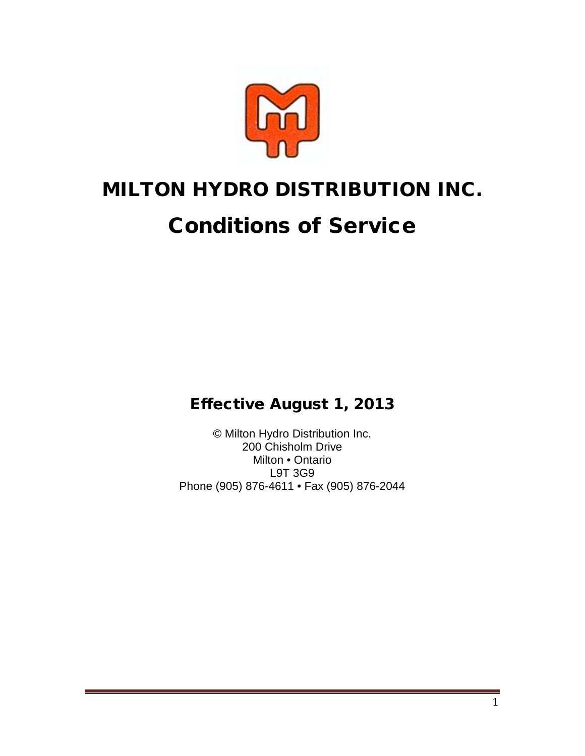# MILTON HYDRO DISTRIBUTION INC.

# Conditions of Service

**Effective August 1, 2013**

© Milton Hydro Distribution Inc.
200 Chisholm Drive
Milton • Ontario
L9T 3G9
Phone (905) 876-4611 • Fax (905) 876-2044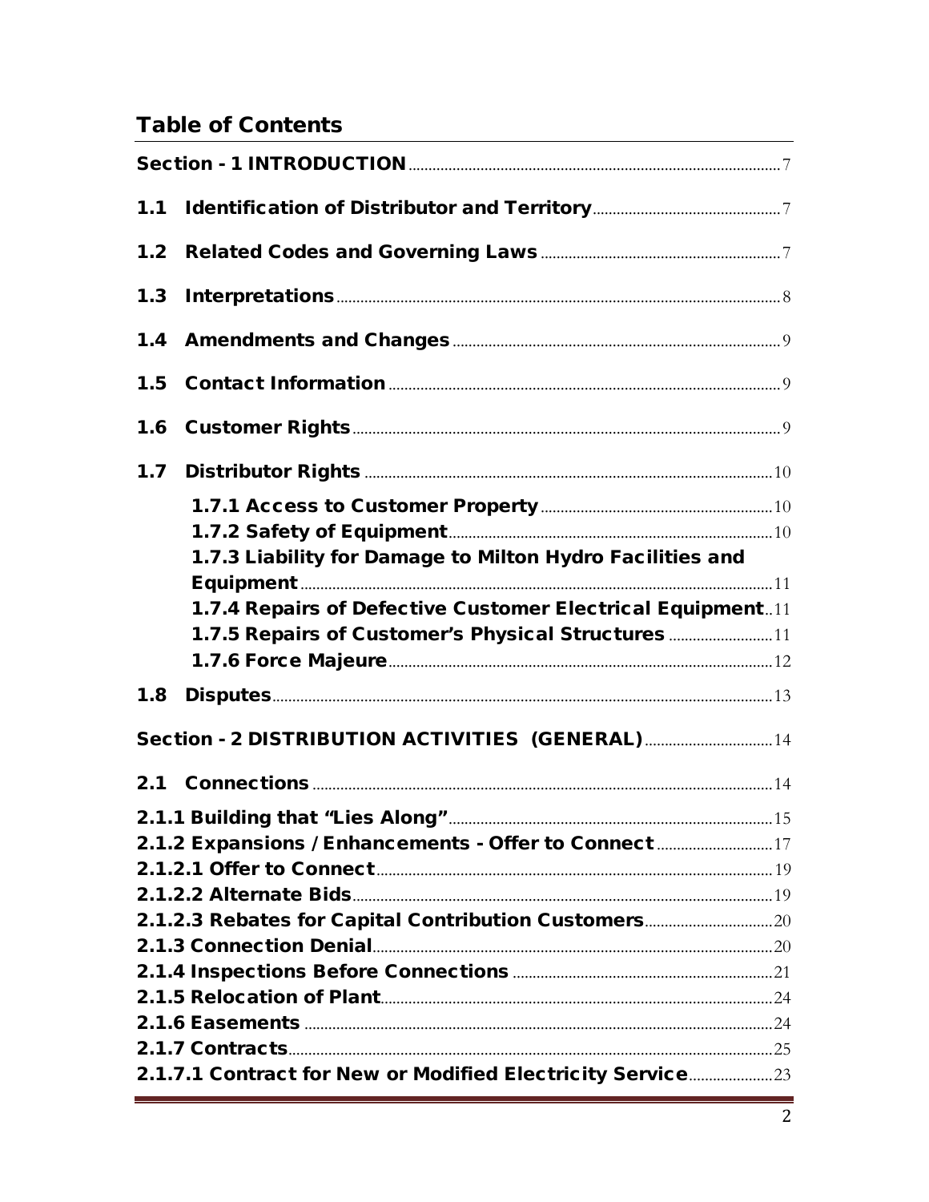## Table of Contents

Section - 1 INTRODUCTION ........ 7

1.1 Identification of Distributor and Territory ........ 7

1.2 Related Codes and Governing Laws ........ 7

1.3 Interpretations ........ 8

1.4 Amendments and Changes ........ 9

1.5 Contact Information ........ 9

1.6 Customer Rights ........ 9

1.7 Distributor Rights ........ 10

- 1.7.1 Access to Customer Property ........ 10
- 1.7.2 Safety of Equipment ........ 10
- 1.7.3 Liability for Damage to Milton Hydro Facilities and Equipment ........ 11
- 1.7.4 Repairs of Defective Customer Electrical Equipment ........ 11
- 1.7.5 Repairs of Customer's Physical Structures ........ 11
- 1.7.6 Force Majeure ........ 12

1.8 Disputes ........ 13

Section - 2 DISTRIBUTION ACTIVITIES (GENERAL) ........ 14

2.1 Connections ........ 14

2.1.1 Building that "Lies Along" ........ 15
2.1.2 Expansions / Enhancements - Offer to Connect ........ 17
2.1.2.1 Offer to Connect ........ 19
2.1.2.2 Alternate Bids ........ 19
2.1.2.3 Rebates for Capital Contribution Customers ........ 20
2.1.3 Connection Denial ........ 20
2.1.4 Inspections Before Connections ........ 21
2.1.5 Relocation of Plant ........ 24
2.1.6 Easements ........ 24
2.1.7 Contracts ........ 25
2.1.7.1 Contract for New or Modified Electricity Service ........ 23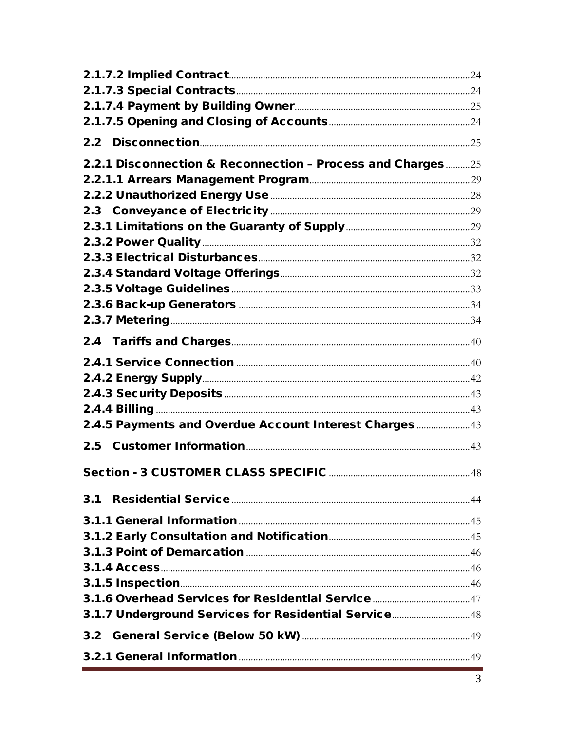2.1.7.2 Implied Contract ........ 24
2.1.7.3 Special Contracts ........ 24
2.1.7.4 Payment by Building Owner ........ 25
2.1.7.5 Opening and Closing of Accounts ........ 24

2.2 Disconnection ........ 25

2.2.1 Disconnection & Reconnection – Process and Charges ........ 25
2.2.1.1 Arrears Management Program ........ 29
2.2.2 Unauthorized Energy Use ........ 28
2.3 Conveyance of Electricity ........ 29
2.3.1 Limitations on the Guaranty of Supply ........ 29
2.3.2 Power Quality ........ 32
2.3.3 Electrical Disturbances ........ 32
2.3.4 Standard Voltage Offerings ........ 32
2.3.5 Voltage Guidelines ........ 33
2.3.6 Back-up Generators ........ 34
2.3.7 Metering ........ 34

2.4 Tariffs and Charges ........ 40

2.4.1 Service Connection ........ 40
2.4.2 Energy Supply ........ 42
2.4.3 Security Deposits ........ 43
2.4.4 Billing ........ 43
2.4.5 Payments and Overdue Account Interest Charges ........ 43

2.5 Customer Information ........ 43

Section - 3 CUSTOMER CLASS SPECIFIC ........ 48

3.1 Residential Service ........ 44

3.1.1 General Information ........ 45
3.1.2 Early Consultation and Notification ........ 45
3.1.3 Point of Demarcation ........ 46
3.1.4 Access ........ 46
3.1.5 Inspection ........ 46
3.1.6 Overhead Services for Residential Service ........ 47
3.1.7 Underground Services for Residential Service ........ 48

3.2 General Service (Below 50 kW) ........ 49

3.2.1 General Information ........ 49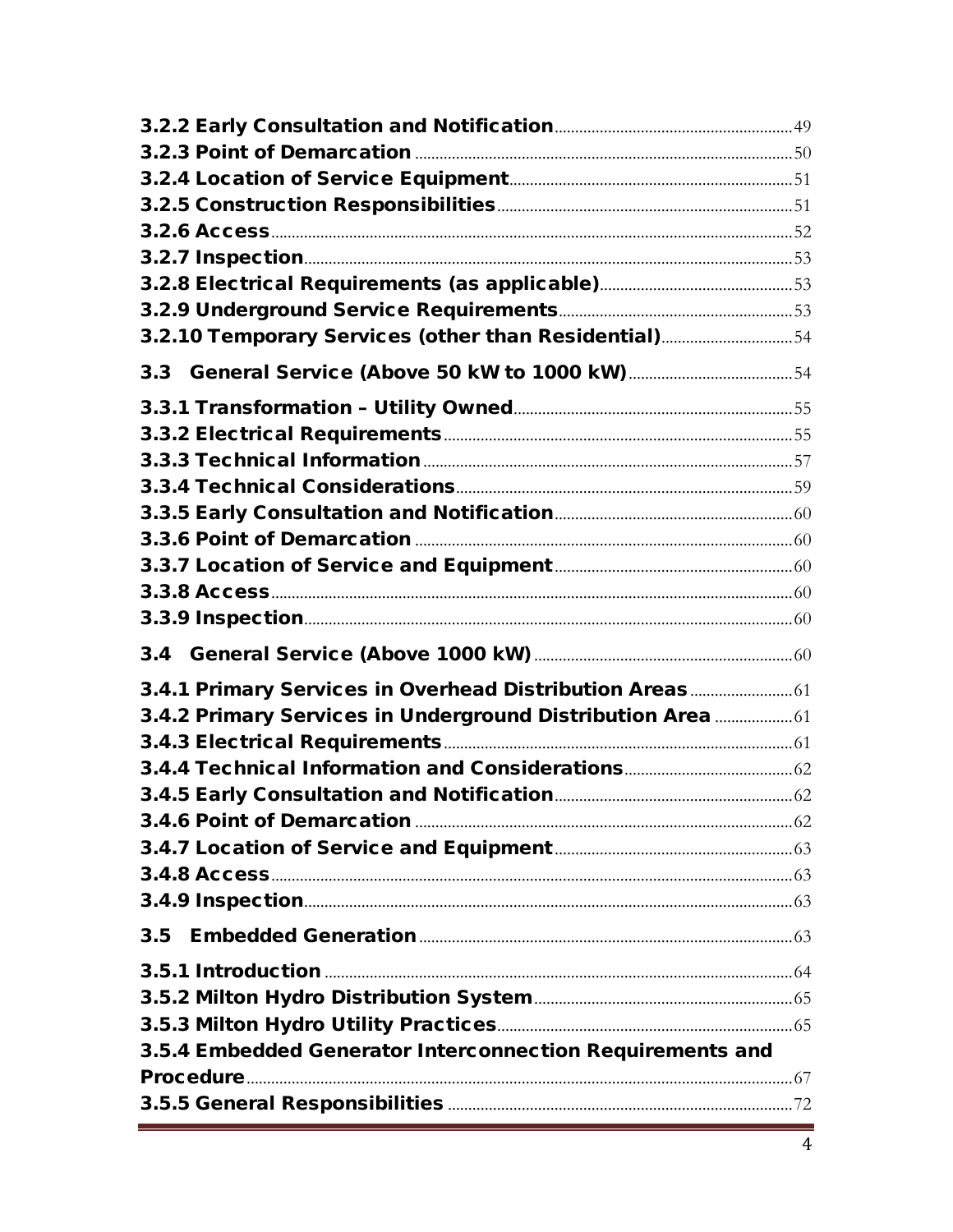3.2.2 Early Consultation and Notification........49
3.2.3 Point of Demarcation........50
3.2.4 Location of Service Equipment........51
3.2.5 Construction Responsibilities........51
3.2.6 Access........52
3.2.7 Inspection........53
3.2.8 Electrical Requirements (as applicable)........53
3.2.9 Underground Service Requirements........53
3.2.10 Temporary Services (other than Residential)........54

3.3 General Service (Above 50 kW to 1000 kW)........54

3.3.1 Transformation – Utility Owned........55
3.3.2 Electrical Requirements........55
3.3.3 Technical Information........57
3.3.4 Technical Considerations........59
3.3.5 Early Consultation and Notification........60
3.3.6 Point of Demarcation........60
3.3.7 Location of Service and Equipment........60
3.3.8 Access........60
3.3.9 Inspection........60

3.4 General Service (Above 1000 kW)........60

3.4.1 Primary Services in Overhead Distribution Areas........61
3.4.2 Primary Services in Underground Distribution Area........61
3.4.3 Electrical Requirements........61
3.4.4 Technical Information and Considerations........62
3.4.5 Early Consultation and Notification........62
3.4.6 Point of Demarcation........62
3.4.7 Location of Service and Equipment........63
3.4.8 Access........63
3.4.9 Inspection........63

3.5 Embedded Generation........63

3.5.1 Introduction........64
3.5.2 Milton Hydro Distribution System........65
3.5.3 Milton Hydro Utility Practices........65
3.5.4 Embedded Generator Interconnection Requirements and Procedure........67
3.5.5 General Responsibilities........72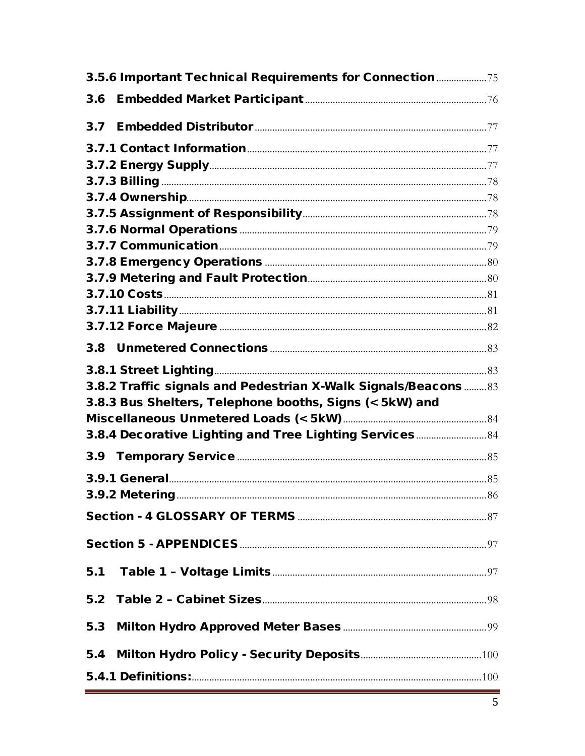3.5.6 Important Technical Requirements for Connection ....................75

3.6 Embedded Market Participant ....................76

3.7 Embedded Distributor ....................77

3.7.1 Contact Information ....................77
3.7.2 Energy Supply ....................77
3.7.3 Billing ....................78
3.7.4 Ownership ....................78
3.7.5 Assignment of Responsibility ....................78
3.7.6 Normal Operations ....................79
3.7.7 Communication ....................79
3.7.8 Emergency Operations ....................80
3.7.9 Metering and Fault Protection ....................80
3.7.10 Costs ....................81
3.7.11 Liability ....................81
3.7.12 Force Majeure ....................82

3.8 Unmetered Connections ....................83

3.8.1 Street Lighting ....................83
3.8.2 Traffic signals and Pedestrian X-Walk Signals/Beacons ....................83
3.8.3 Bus Shelters, Telephone booths, Signs (< 5kW) and Miscellaneous Unmetered Loads (< 5kW) ....................84
3.8.4 Decorative Lighting and Tree Lighting Services ....................84

3.9 Temporary Service ....................85

3.9.1 General ....................85
3.9.2 Metering ....................86

Section - 4 GLOSSARY OF TERMS ....................87

Section 5 - APPENDICES ....................97

5.1 Table 1 – Voltage Limits ....................97

5.2 Table 2 – Cabinet Sizes ....................98

5.3 Milton Hydro Approved Meter Bases ....................99

5.4 Milton Hydro Policy - Security Deposits ....................100

5.4.1 Definitions: ....................100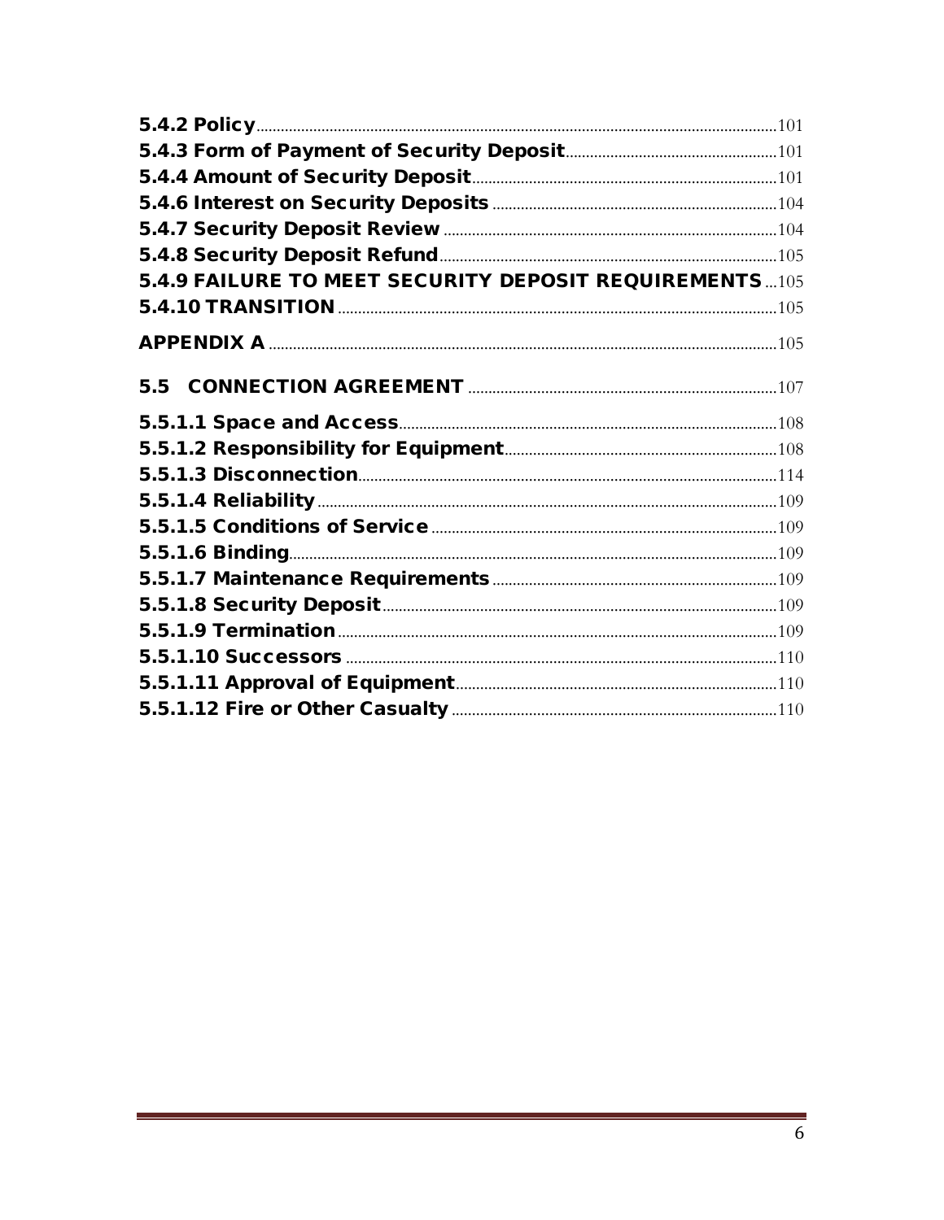5.4.2 Policy.....101
5.4.3 Form of Payment of Security Deposit.....101
5.4.4 Amount of Security Deposit.....101
5.4.6 Interest on Security Deposits.....104
5.4.7 Security Deposit Review.....104
5.4.8 Security Deposit Refund.....105
5.4.9 FAILURE TO MEET SECURITY DEPOSIT REQUIREMENTS.....105
5.4.10 TRANSITION.....105

APPENDIX A.....105

5.5 CONNECTION AGREEMENT.....107

5.5.1.1 Space and Access.....108
5.5.1.2 Responsibility for Equipment.....108
5.5.1.3 Disconnection.....114
5.5.1.4 Reliability.....109
5.5.1.5 Conditions of Service.....109
5.5.1.6 Binding.....109
5.5.1.7 Maintenance Requirements.....109
5.5.1.8 Security Deposit.....109
5.5.1.9 Termination.....109
5.5.1.10 Successors.....110
5.5.1.11 Approval of Equipment.....110
5.5.1.12 Fire or Other Casualty.....110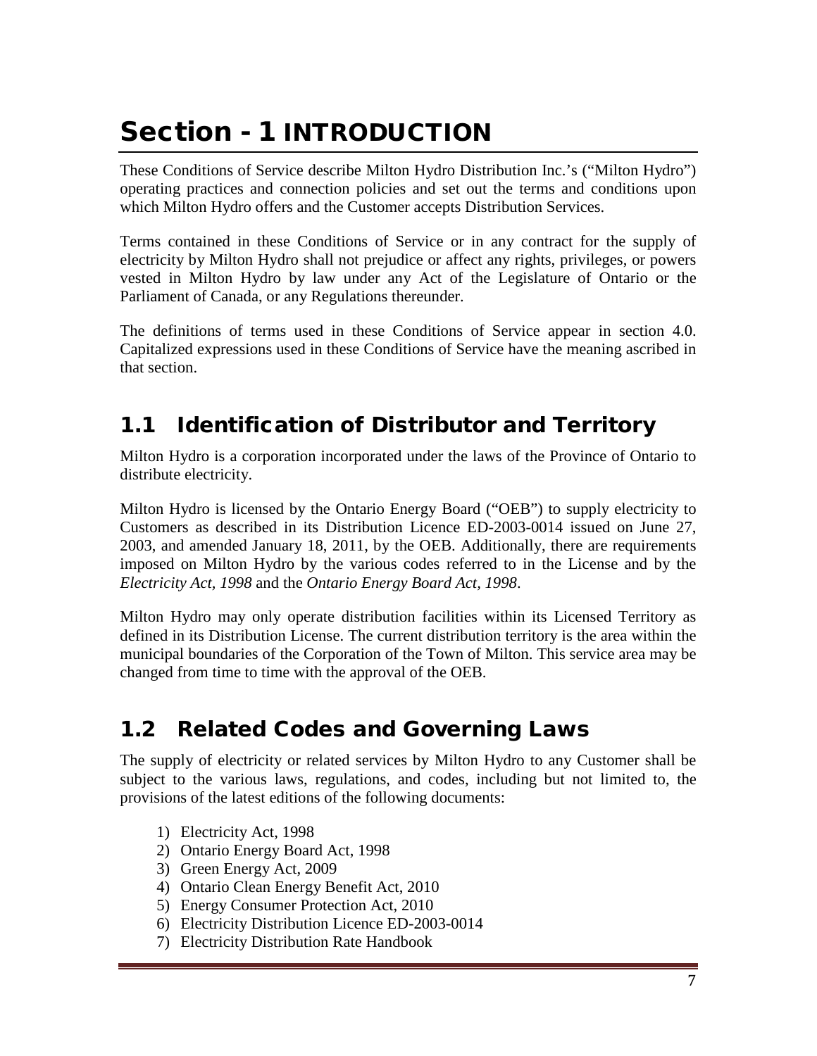# Section - 1 INTRODUCTION

These Conditions of Service describe Milton Hydro Distribution Inc.'s ("Milton Hydro") operating practices and connection policies and set out the terms and conditions upon which Milton Hydro offers and the Customer accepts Distribution Services.

Terms contained in these Conditions of Service or in any contract for the supply of electricity by Milton Hydro shall not prejudice or affect any rights, privileges, or powers vested in Milton Hydro by law under any Act of the Legislature of Ontario or the Parliament of Canada, or any Regulations thereunder.

The definitions of terms used in these Conditions of Service appear in section 4.0. Capitalized expressions used in these Conditions of Service have the meaning ascribed in that section.

## 1.1 Identification of Distributor and Territory

Milton Hydro is a corporation incorporated under the laws of the Province of Ontario to distribute electricity.

Milton Hydro is licensed by the Ontario Energy Board ("OEB") to supply electricity to Customers as described in its Distribution Licence ED-2003-0014 issued on June 27, 2003, and amended January 18, 2011, by the OEB. Additionally, there are requirements imposed on Milton Hydro by the various codes referred to in the License and by the *Electricity Act, 1998* and the *Ontario Energy Board Act, 1998*.

Milton Hydro may only operate distribution facilities within its Licensed Territory as defined in its Distribution License. The current distribution territory is the area within the municipal boundaries of the Corporation of the Town of Milton. This service area may be changed from time to time with the approval of the OEB.

## 1.2 Related Codes and Governing Laws

The supply of electricity or related services by Milton Hydro to any Customer shall be subject to the various laws, regulations, and codes, including but not limited to, the provisions of the latest editions of the following documents:

1) Electricity Act, 1998
2) Ontario Energy Board Act, 1998
3) Green Energy Act, 2009
4) Ontario Clean Energy Benefit Act, 2010
5) Energy Consumer Protection Act, 2010
6) Electricity Distribution Licence ED-2003-0014
7) Electricity Distribution Rate Handbook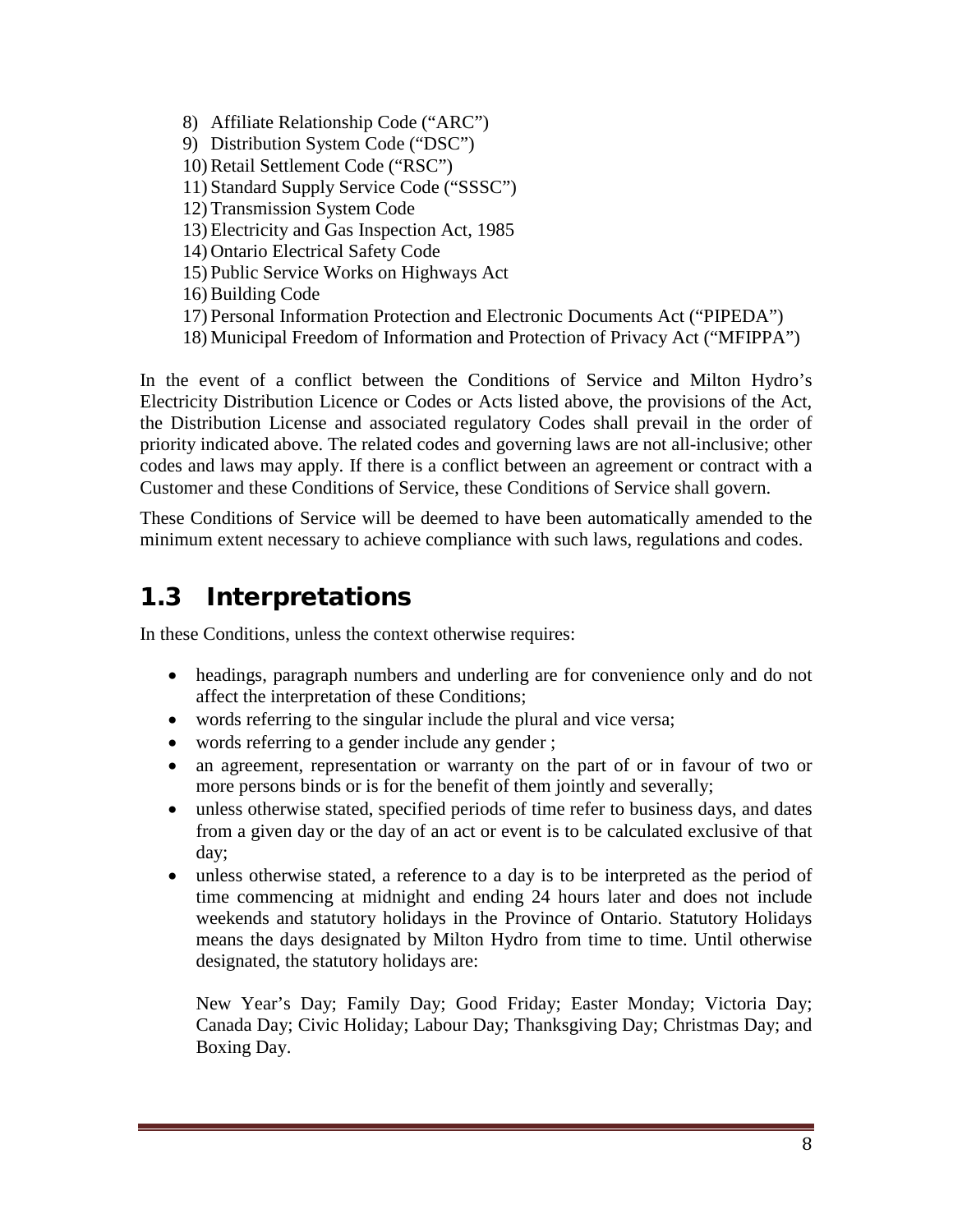8) Affiliate Relationship Code ("ARC")
9) Distribution System Code ("DSC")
10) Retail Settlement Code ("RSC")
11) Standard Supply Service Code ("SSSC")
12) Transmission System Code
13) Electricity and Gas Inspection Act, 1985
14) Ontario Electrical Safety Code
15) Public Service Works on Highways Act
16) Building Code
17) Personal Information Protection and Electronic Documents Act ("PIPEDA")
18) Municipal Freedom of Information and Protection of Privacy Act ("MFIPPA")

In the event of a conflict between the Conditions of Service and Milton Hydro's Electricity Distribution Licence or Codes or Acts listed above, the provisions of the Act, the Distribution License and associated regulatory Codes shall prevail in the order of priority indicated above. The related codes and governing laws are not all-inclusive; other codes and laws may apply. If there is a conflict between an agreement or contract with a Customer and these Conditions of Service, these Conditions of Service shall govern.

These Conditions of Service will be deemed to have been automatically amended to the minimum extent necessary to achieve compliance with such laws, regulations and codes.

## 1.3 Interpretations

In these Conditions, unless the context otherwise requires:

- headings, paragraph numbers and underling are for convenience only and do not affect the interpretation of these Conditions;
- words referring to the singular include the plural and vice versa;
- words referring to a gender include any gender ;
- an agreement, representation or warranty on the part of or in favour of two or more persons binds or is for the benefit of them jointly and severally;
- unless otherwise stated, specified periods of time refer to business days, and dates from a given day or the day of an act or event is to be calculated exclusive of that day;
- unless otherwise stated, a reference to a day is to be interpreted as the period of time commencing at midnight and ending 24 hours later and does not include weekends and statutory holidays in the Province of Ontario. Statutory Holidays means the days designated by Milton Hydro from time to time. Until otherwise designated, the statutory holidays are:

  New Year's Day; Family Day; Good Friday; Easter Monday; Victoria Day; Canada Day; Civic Holiday; Labour Day; Thanksgiving Day; Christmas Day; and Boxing Day.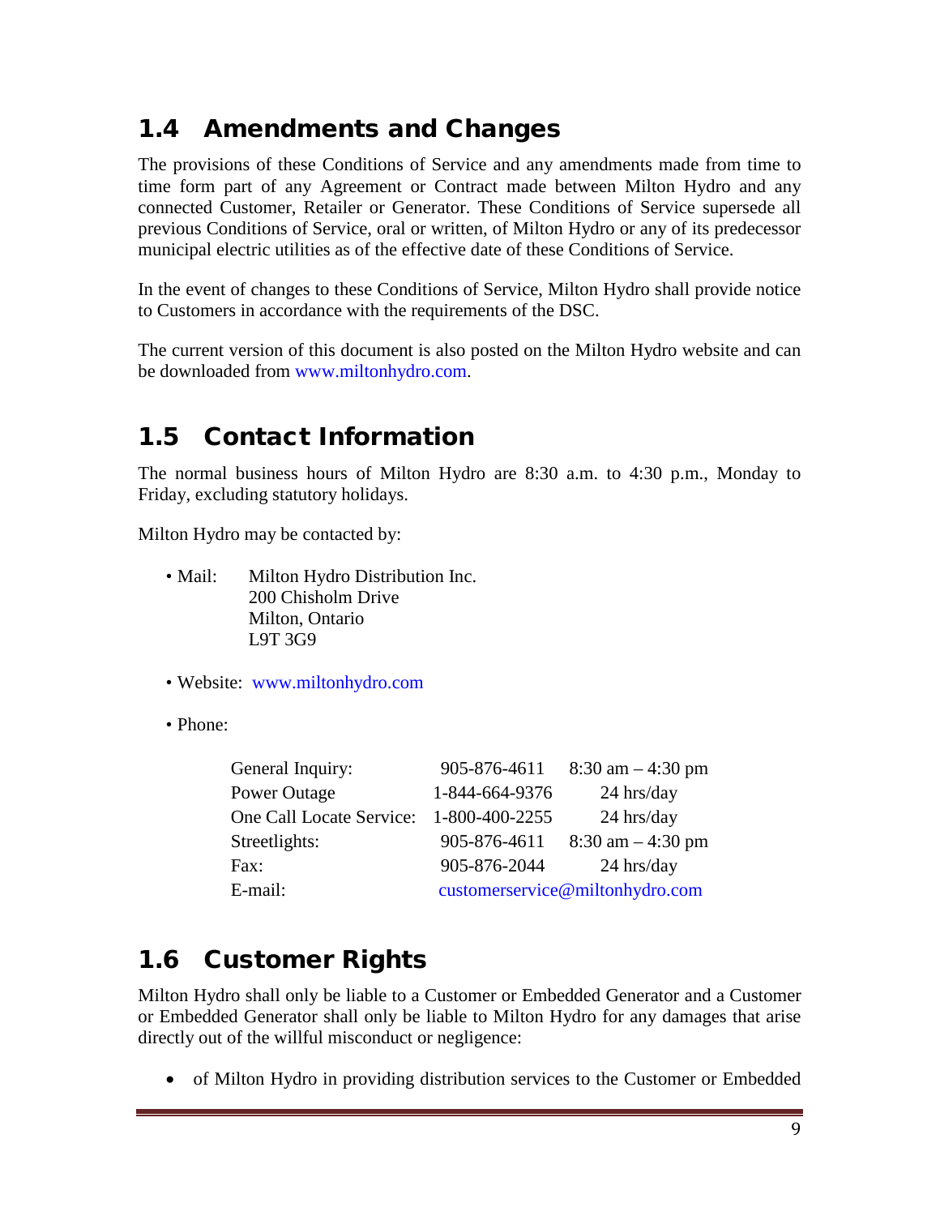## 1.4 Amendments and Changes

The provisions of these Conditions of Service and any amendments made from time to time form part of any Agreement or Contract made between Milton Hydro and any connected Customer, Retailer or Generator. These Conditions of Service supersede all previous Conditions of Service, oral or written, of Milton Hydro or any of its predecessor municipal electric utilities as of the effective date of these Conditions of Service.

In the event of changes to these Conditions of Service, Milton Hydro shall provide notice to Customers in accordance with the requirements of the DSC.

The current version of this document is also posted on the Milton Hydro website and can be downloaded from www.miltonhydro.com.

## 1.5 Contact Information

The normal business hours of Milton Hydro are 8:30 a.m. to 4:30 p.m., Monday to Friday, excluding statutory holidays.

Milton Hydro may be contacted by:

- Mail: Milton Hydro Distribution Inc.
  200 Chisholm Drive
  Milton, Ontario
  L9T 3G9

- Website: www.miltonhydro.com

- Phone:

| | | |
|---|---|---|
| General Inquiry: | 905-876-4611 | 8:30 am – 4:30 pm |
| Power Outage | 1-844-664-9376 | 24 hrs/day |
| One Call Locate Service: | 1-800-400-2255 | 24 hrs/day |
| Streetlights: | 905-876-4611 | 8:30 am – 4:30 pm |
| Fax: | 905-876-2044 | 24 hrs/day |
| E-mail: | customerservice@miltonhydro.com | |

## 1.6 Customer Rights

Milton Hydro shall only be liable to a Customer or Embedded Generator and a Customer or Embedded Generator shall only be liable to Milton Hydro for any damages that arise directly out of the willful misconduct or negligence:

- of Milton Hydro in providing distribution services to the Customer or Embedded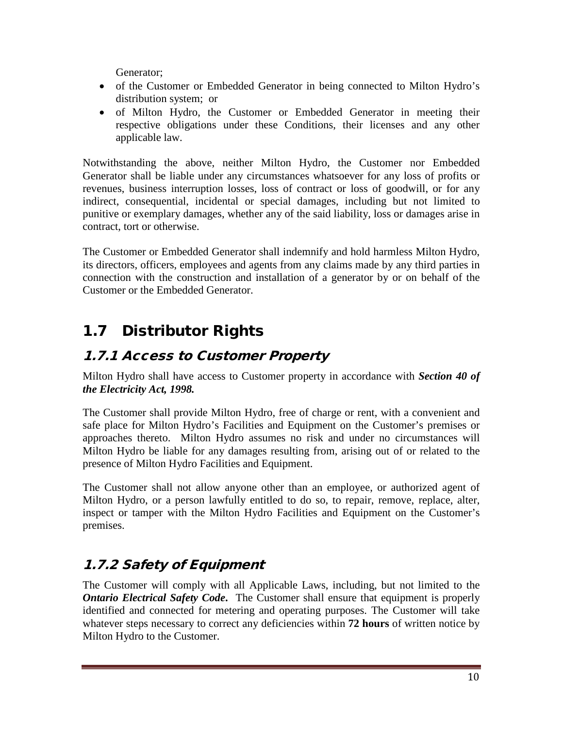Generator;

- of the Customer or Embedded Generator in being connected to Milton Hydro's distribution system; or
- of Milton Hydro, the Customer or Embedded Generator in meeting their respective obligations under these Conditions, their licenses and any other applicable law.

Notwithstanding the above, neither Milton Hydro, the Customer nor Embedded Generator shall be liable under any circumstances whatsoever for any loss of profits or revenues, business interruption losses, loss of contract or loss of goodwill, or for any indirect, consequential, incidental or special damages, including but not limited to punitive or exemplary damages, whether any of the said liability, loss or damages arise in contract, tort or otherwise.

The Customer or Embedded Generator shall indemnify and hold harmless Milton Hydro, its directors, officers, employees and agents from any claims made by any third parties in connection with the construction and installation of a generator by or on behalf of the Customer or the Embedded Generator.

## 1.7 Distributor Rights

### 1.7.1 Access to Customer Property

Milton Hydro shall have access to Customer property in accordance with ***Section 40 of the Electricity Act, 1998.***

The Customer shall provide Milton Hydro, free of charge or rent, with a convenient and safe place for Milton Hydro's Facilities and Equipment on the Customer's premises or approaches thereto. Milton Hydro assumes no risk and under no circumstances will Milton Hydro be liable for any damages resulting from, arising out of or related to the presence of Milton Hydro Facilities and Equipment.

The Customer shall not allow anyone other than an employee, or authorized agent of Milton Hydro, or a person lawfully entitled to do so, to repair, remove, replace, alter, inspect or tamper with the Milton Hydro Facilities and Equipment on the Customer's premises.

### 1.7.2 Safety of Equipment

The Customer will comply with all Applicable Laws, including, but not limited to the ***Ontario Electrical Safety Code***. The Customer shall ensure that equipment is properly identified and connected for metering and operating purposes. The Customer will take whatever steps necessary to correct any deficiencies within **72 hours** of written notice by Milton Hydro to the Customer.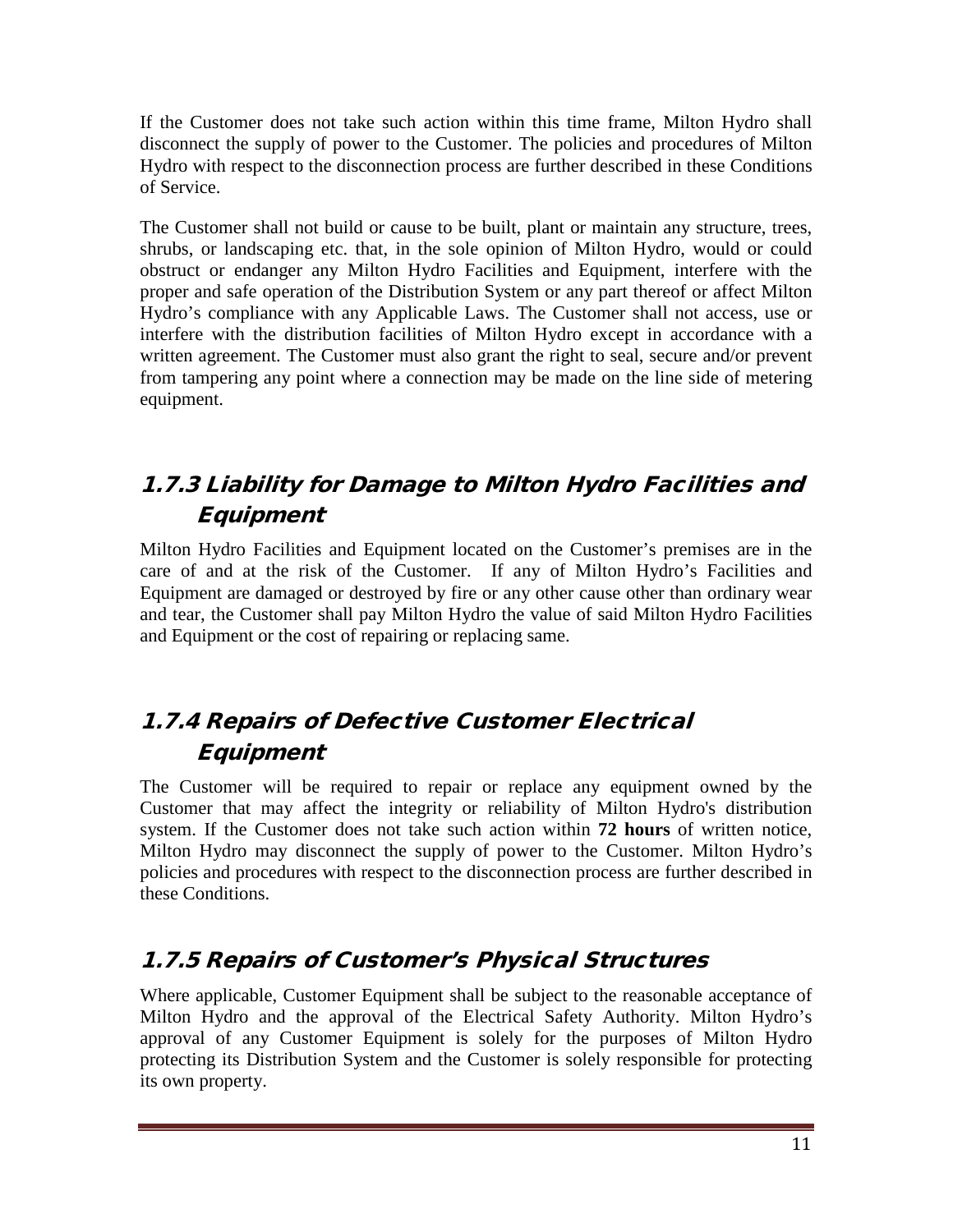If the Customer does not take such action within this time frame, Milton Hydro shall disconnect the supply of power to the Customer. The policies and procedures of Milton Hydro with respect to the disconnection process are further described in these Conditions of Service.

The Customer shall not build or cause to be built, plant or maintain any structure, trees, shrubs, or landscaping etc. that, in the sole opinion of Milton Hydro, would or could obstruct or endanger any Milton Hydro Facilities and Equipment, interfere with the proper and safe operation of the Distribution System or any part thereof or affect Milton Hydro's compliance with any Applicable Laws. The Customer shall not access, use or interfere with the distribution facilities of Milton Hydro except in accordance with a written agreement. The Customer must also grant the right to seal, secure and/or prevent from tampering any point where a connection may be made on the line side of metering equipment.

### 1.7.3 Liability for Damage to Milton Hydro Facilities and Equipment

Milton Hydro Facilities and Equipment located on the Customer's premises are in the care of and at the risk of the Customer. If any of Milton Hydro's Facilities and Equipment are damaged or destroyed by fire or any other cause other than ordinary wear and tear, the Customer shall pay Milton Hydro the value of said Milton Hydro Facilities and Equipment or the cost of repairing or replacing same.

### 1.7.4 Repairs of Defective Customer Electrical Equipment

The Customer will be required to repair or replace any equipment owned by the Customer that may affect the integrity or reliability of Milton Hydro's distribution system. If the Customer does not take such action within **72 hours** of written notice, Milton Hydro may disconnect the supply of power to the Customer. Milton Hydro's policies and procedures with respect to the disconnection process are further described in these Conditions.

### 1.7.5 Repairs of Customer's Physical Structures

Where applicable, Customer Equipment shall be subject to the reasonable acceptance of Milton Hydro and the approval of the Electrical Safety Authority. Milton Hydro's approval of any Customer Equipment is solely for the purposes of Milton Hydro protecting its Distribution System and the Customer is solely responsible for protecting its own property.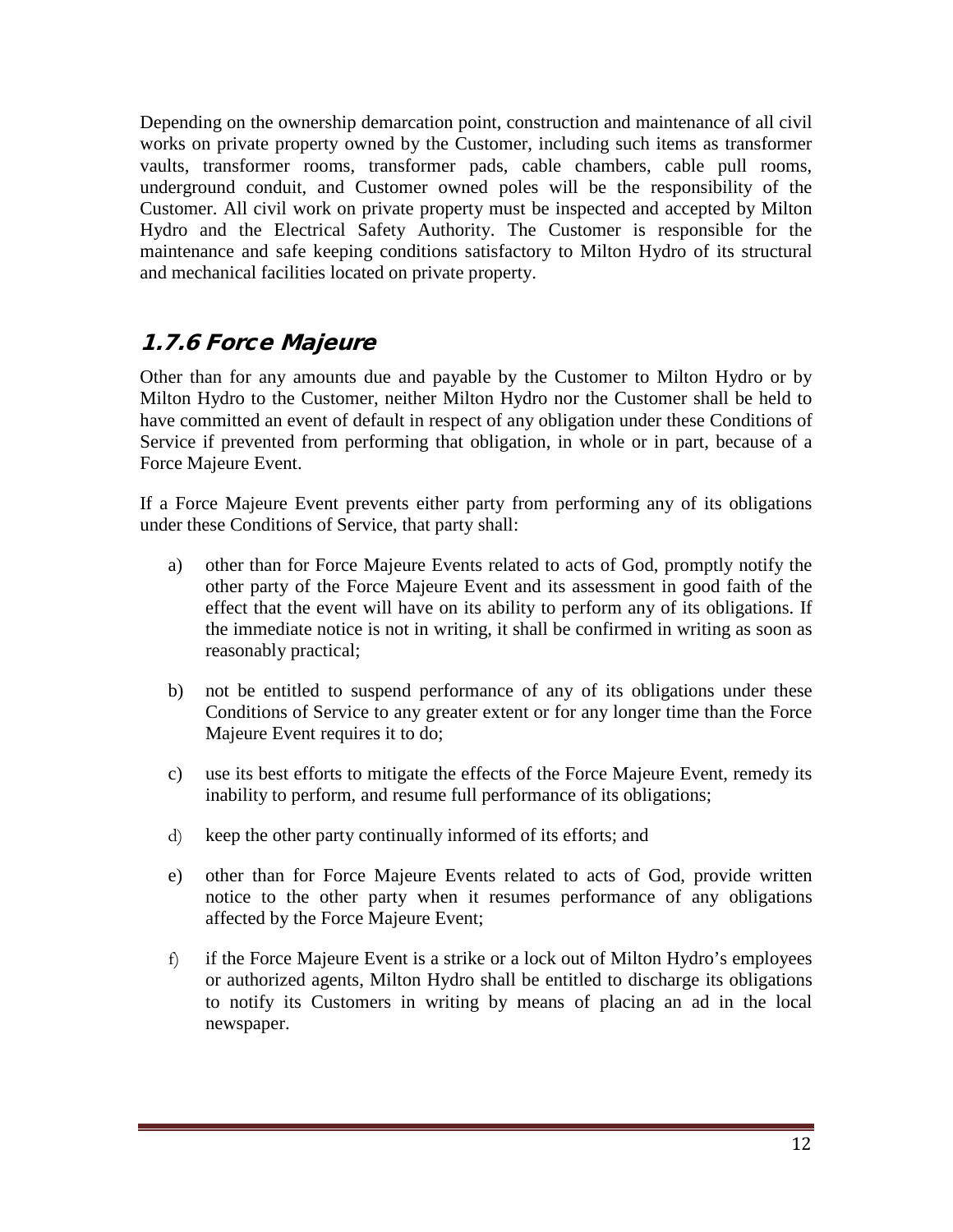Depending on the ownership demarcation point, construction and maintenance of all civil works on private property owned by the Customer, including such items as transformer vaults, transformer rooms, transformer pads, cable chambers, cable pull rooms, underground conduit, and Customer owned poles will be the responsibility of the Customer. All civil work on private property must be inspected and accepted by Milton Hydro and the Electrical Safety Authority. The Customer is responsible for the maintenance and safe keeping conditions satisfactory to Milton Hydro of its structural and mechanical facilities located on private property.

## *1.7.6 Force Majeure*

Other than for any amounts due and payable by the Customer to Milton Hydro or by Milton Hydro to the Customer, neither Milton Hydro nor the Customer shall be held to have committed an event of default in respect of any obligation under these Conditions of Service if prevented from performing that obligation, in whole or in part, because of a Force Majeure Event.

If a Force Majeure Event prevents either party from performing any of its obligations under these Conditions of Service, that party shall:

a) other than for Force Majeure Events related to acts of God, promptly notify the other party of the Force Majeure Event and its assessment in good faith of the effect that the event will have on its ability to perform any of its obligations. If the immediate notice is not in writing, it shall be confirmed in writing as soon as reasonably practical;

b) not be entitled to suspend performance of any of its obligations under these Conditions of Service to any greater extent or for any longer time than the Force Majeure Event requires it to do;

c) use its best efforts to mitigate the effects of the Force Majeure Event, remedy its inability to perform, and resume full performance of its obligations;

d) keep the other party continually informed of its efforts; and

e) other than for Force Majeure Events related to acts of God, provide written notice to the other party when it resumes performance of any obligations affected by the Force Majeure Event;

f) if the Force Majeure Event is a strike or a lock out of Milton Hydro's employees or authorized agents, Milton Hydro shall be entitled to discharge its obligations to notify its Customers in writing by means of placing an ad in the local newspaper.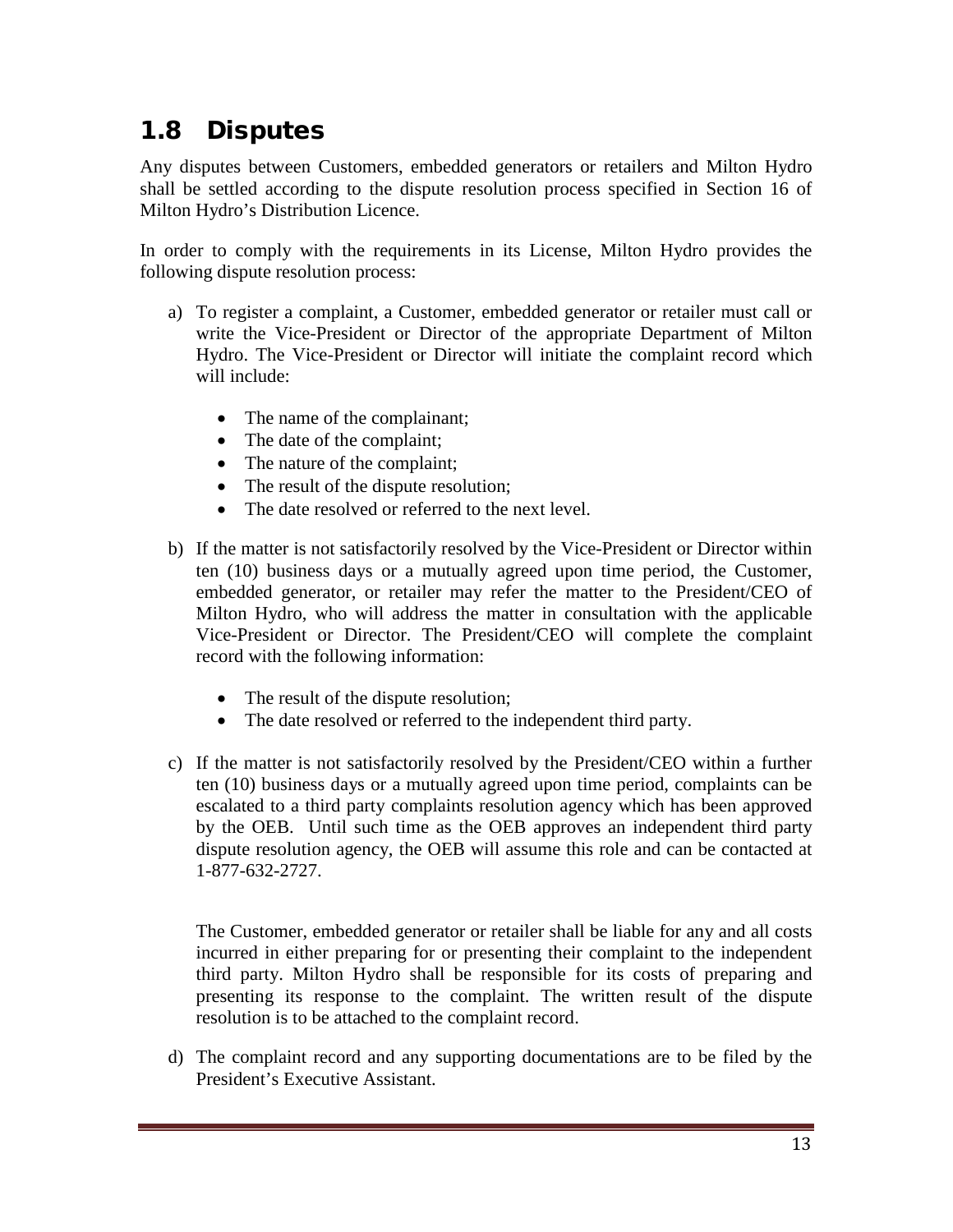## 1.8 Disputes

Any disputes between Customers, embedded generators or retailers and Milton Hydro shall be settled according to the dispute resolution process specified in Section 16 of Milton Hydro's Distribution Licence.

In order to comply with the requirements in its License, Milton Hydro provides the following dispute resolution process:

a) To register a complaint, a Customer, embedded generator or retailer must call or write the Vice-President or Director of the appropriate Department of Milton Hydro. The Vice-President or Director will initiate the complaint record which will include:

   - The name of the complainant;
   - The date of the complaint;
   - The nature of the complaint;
   - The result of the dispute resolution;
   - The date resolved or referred to the next level.

b) If the matter is not satisfactorily resolved by the Vice-President or Director within ten (10) business days or a mutually agreed upon time period, the Customer, embedded generator, or retailer may refer the matter to the President/CEO of Milton Hydro, who will address the matter in consultation with the applicable Vice-President or Director. The President/CEO will complete the complaint record with the following information:

   - The result of the dispute resolution;
   - The date resolved or referred to the independent third party.

c) If the matter is not satisfactorily resolved by the President/CEO within a further ten (10) business days or a mutually agreed upon time period, complaints can be escalated to a third party complaints resolution agency which has been approved by the OEB. Until such time as the OEB approves an independent third party dispute resolution agency, the OEB will assume this role and can be contacted at 1-877-632-2727.

   The Customer, embedded generator or retailer shall be liable for any and all costs incurred in either preparing for or presenting their complaint to the independent third party. Milton Hydro shall be responsible for its costs of preparing and presenting its response to the complaint. The written result of the dispute resolution is to be attached to the complaint record.

d) The complaint record and any supporting documentations are to be filed by the President's Executive Assistant.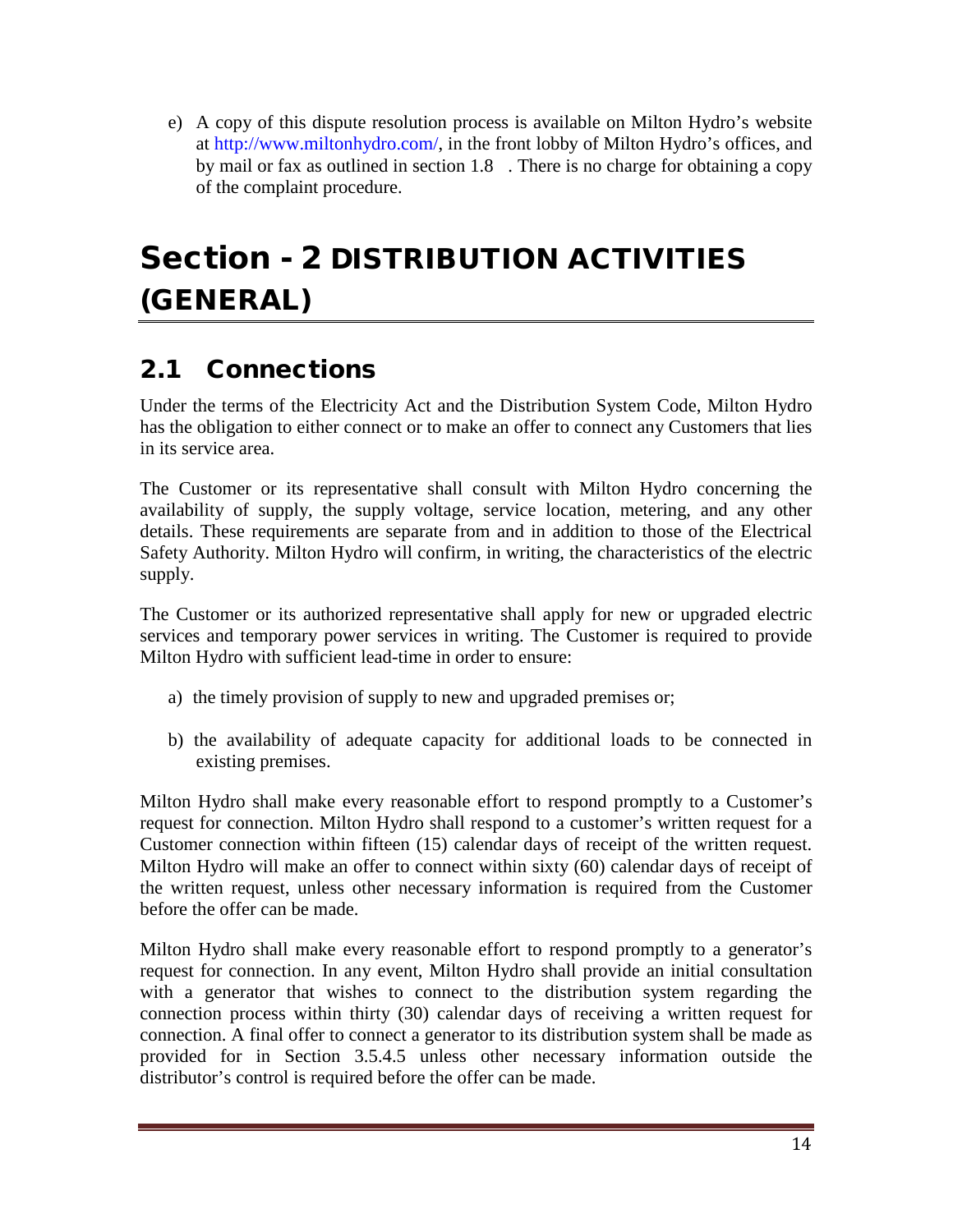e) A copy of this dispute resolution process is available on Milton Hydro's website at http://www.miltonhydro.com/, in the front lobby of Milton Hydro's offices, and by mail or fax as outlined in section 1.8 . There is no charge for obtaining a copy of the complaint procedure.

# Section - 2 DISTRIBUTION ACTIVITIES (GENERAL)

## 2.1 Connections

Under the terms of the Electricity Act and the Distribution System Code, Milton Hydro has the obligation to either connect or to make an offer to connect any Customers that lies in its service area.

The Customer or its representative shall consult with Milton Hydro concerning the availability of supply, the supply voltage, service location, metering, and any other details. These requirements are separate from and in addition to those of the Electrical Safety Authority. Milton Hydro will confirm, in writing, the characteristics of the electric supply.

The Customer or its authorized representative shall apply for new or upgraded electric services and temporary power services in writing. The Customer is required to provide Milton Hydro with sufficient lead-time in order to ensure:

a) the timely provision of supply to new and upgraded premises or;

b) the availability of adequate capacity for additional loads to be connected in existing premises.

Milton Hydro shall make every reasonable effort to respond promptly to a Customer's request for connection. Milton Hydro shall respond to a customer's written request for a Customer connection within fifteen (15) calendar days of receipt of the written request. Milton Hydro will make an offer to connect within sixty (60) calendar days of receipt of the written request, unless other necessary information is required from the Customer before the offer can be made.

Milton Hydro shall make every reasonable effort to respond promptly to a generator's request for connection. In any event, Milton Hydro shall provide an initial consultation with a generator that wishes to connect to the distribution system regarding the connection process within thirty (30) calendar days of receiving a written request for connection. A final offer to connect a generator to its distribution system shall be made as provided for in Section 3.5.4.5 unless other necessary information outside the distributor's control is required before the offer can be made.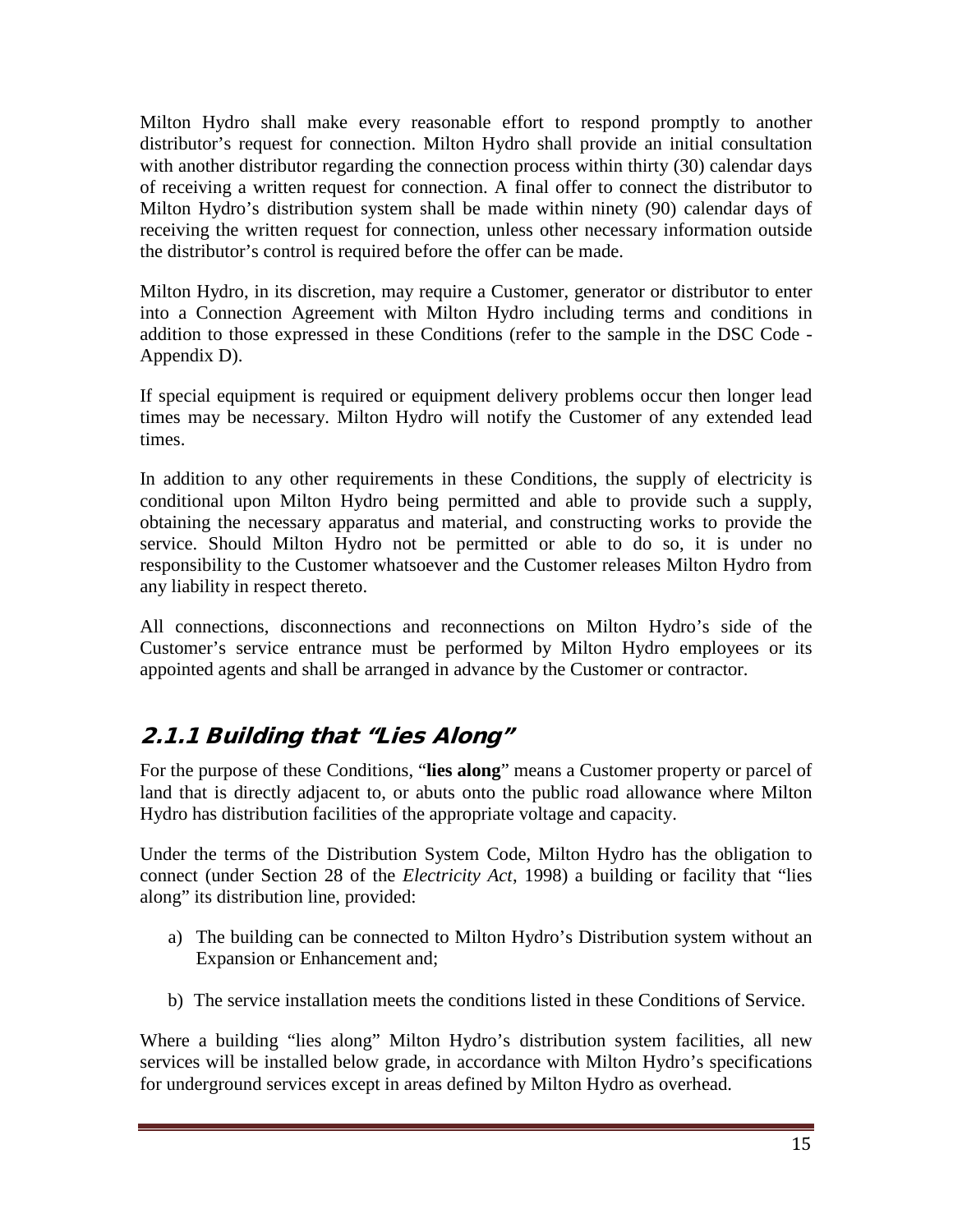Milton Hydro shall make every reasonable effort to respond promptly to another distributor's request for connection. Milton Hydro shall provide an initial consultation with another distributor regarding the connection process within thirty (30) calendar days of receiving a written request for connection. A final offer to connect the distributor to Milton Hydro's distribution system shall be made within ninety (90) calendar days of receiving the written request for connection, unless other necessary information outside the distributor's control is required before the offer can be made.

Milton Hydro, in its discretion, may require a Customer, generator or distributor to enter into a Connection Agreement with Milton Hydro including terms and conditions in addition to those expressed in these Conditions (refer to the sample in the DSC Code - Appendix D).

If special equipment is required or equipment delivery problems occur then longer lead times may be necessary. Milton Hydro will notify the Customer of any extended lead times.

In addition to any other requirements in these Conditions, the supply of electricity is conditional upon Milton Hydro being permitted and able to provide such a supply, obtaining the necessary apparatus and material, and constructing works to provide the service. Should Milton Hydro not be permitted or able to do so, it is under no responsibility to the Customer whatsoever and the Customer releases Milton Hydro from any liability in respect thereto.

All connections, disconnections and reconnections on Milton Hydro's side of the Customer's service entrance must be performed by Milton Hydro employees or its appointed agents and shall be arranged in advance by the Customer or contractor.

## *2.1.1 Building that "Lies Along"*

For the purpose of these Conditions, "**lies along**" means a Customer property or parcel of land that is directly adjacent to, or abuts onto the public road allowance where Milton Hydro has distribution facilities of the appropriate voltage and capacity.

Under the terms of the Distribution System Code, Milton Hydro has the obligation to connect (under Section 28 of the *Electricity Act*, 1998) a building or facility that "lies along" its distribution line, provided:

a) The building can be connected to Milton Hydro's Distribution system without an Expansion or Enhancement and;

b) The service installation meets the conditions listed in these Conditions of Service.

Where a building "lies along" Milton Hydro's distribution system facilities, all new services will be installed below grade, in accordance with Milton Hydro's specifications for underground services except in areas defined by Milton Hydro as overhead.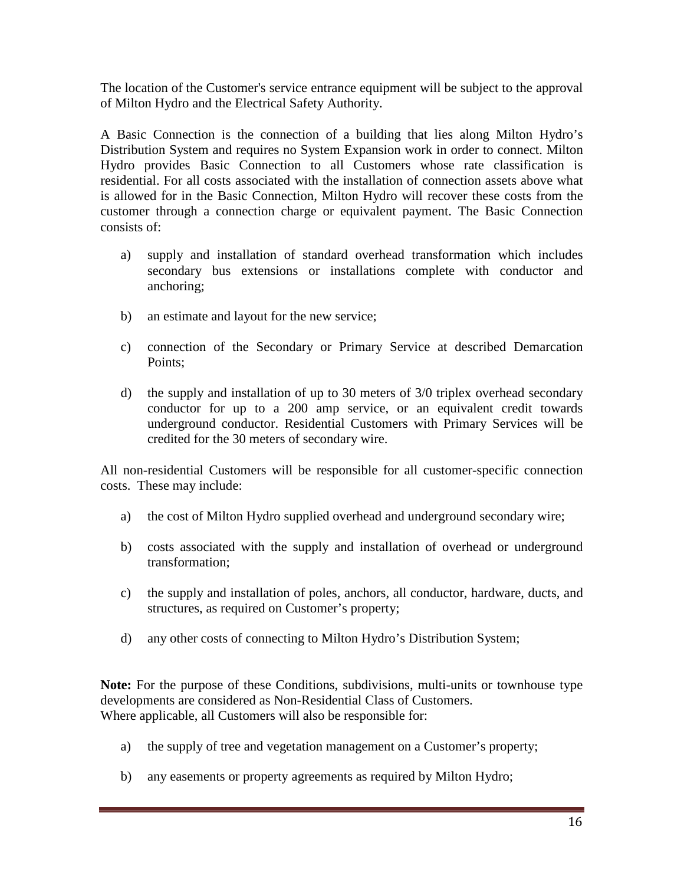The location of the Customer's service entrance equipment will be subject to the approval of Milton Hydro and the Electrical Safety Authority.

A Basic Connection is the connection of a building that lies along Milton Hydro's Distribution System and requires no System Expansion work in order to connect. Milton Hydro provides Basic Connection to all Customers whose rate classification is residential. For all costs associated with the installation of connection assets above what is allowed for in the Basic Connection, Milton Hydro will recover these costs from the customer through a connection charge or equivalent payment. The Basic Connection consists of:

a) supply and installation of standard overhead transformation which includes secondary bus extensions or installations complete with conductor and anchoring;

b) an estimate and layout for the new service;

c) connection of the Secondary or Primary Service at described Demarcation Points;

d) the supply and installation of up to 30 meters of 3/0 triplex overhead secondary conductor for up to a 200 amp service, or an equivalent credit towards underground conductor. Residential Customers with Primary Services will be credited for the 30 meters of secondary wire.

All non-residential Customers will be responsible for all customer-specific connection costs. These may include:

a) the cost of Milton Hydro supplied overhead and underground secondary wire;

b) costs associated with the supply and installation of overhead or underground transformation;

c) the supply and installation of poles, anchors, all conductor, hardware, ducts, and structures, as required on Customer's property;

d) any other costs of connecting to Milton Hydro's Distribution System;

**Note:** For the purpose of these Conditions, subdivisions, multi-units or townhouse type developments are considered as Non-Residential Class of Customers.
Where applicable, all Customers will also be responsible for:

a) the supply of tree and vegetation management on a Customer's property;

b) any easements or property agreements as required by Milton Hydro;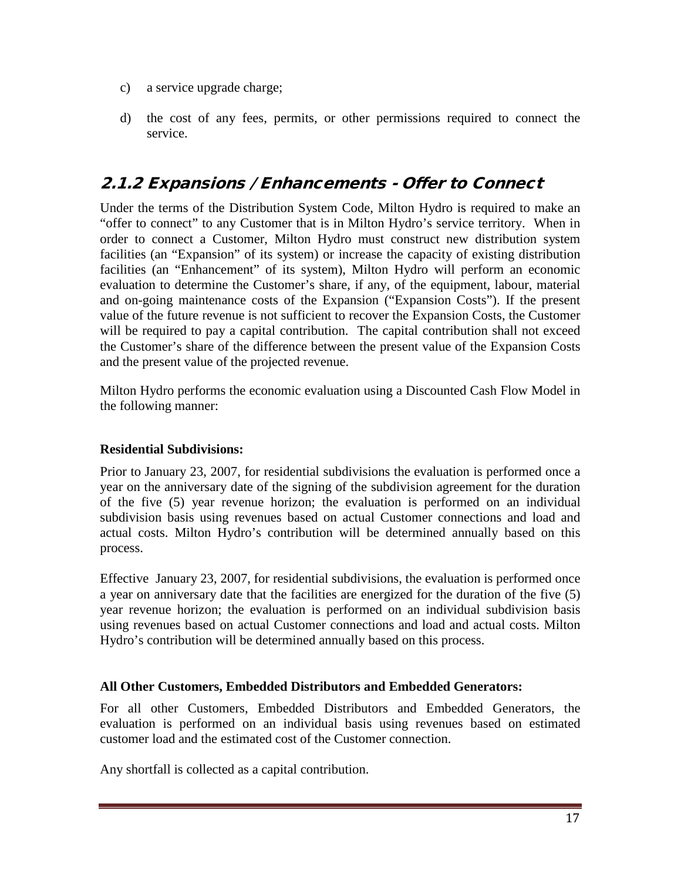c) a service upgrade charge;

d) the cost of any fees, permits, or other permissions required to connect the service.

## 2.1.2 Expansions / Enhancements - Offer to Connect

Under the terms of the Distribution System Code, Milton Hydro is required to make an "offer to connect" to any Customer that is in Milton Hydro's service territory. When in order to connect a Customer, Milton Hydro must construct new distribution system facilities (an "Expansion" of its system) or increase the capacity of existing distribution facilities (an "Enhancement" of its system), Milton Hydro will perform an economic evaluation to determine the Customer's share, if any, of the equipment, labour, material and on-going maintenance costs of the Expansion ("Expansion Costs"). If the present value of the future revenue is not sufficient to recover the Expansion Costs, the Customer will be required to pay a capital contribution. The capital contribution shall not exceed the Customer's share of the difference between the present value of the Expansion Costs and the present value of the projected revenue.

Milton Hydro performs the economic evaluation using a Discounted Cash Flow Model in the following manner:

**Residential Subdivisions:**

Prior to January 23, 2007, for residential subdivisions the evaluation is performed once a year on the anniversary date of the signing of the subdivision agreement for the duration of the five (5) year revenue horizon; the evaluation is performed on an individual subdivision basis using revenues based on actual Customer connections and load and actual costs. Milton Hydro's contribution will be determined annually based on this process.

Effective January 23, 2007, for residential subdivisions, the evaluation is performed once a year on anniversary date that the facilities are energized for the duration of the five (5) year revenue horizon; the evaluation is performed on an individual subdivision basis using revenues based on actual Customer connections and load and actual costs. Milton Hydro's contribution will be determined annually based on this process.

**All Other Customers, Embedded Distributors and Embedded Generators:**

For all other Customers, Embedded Distributors and Embedded Generators, the evaluation is performed on an individual basis using revenues based on estimated customer load and the estimated cost of the Customer connection.

Any shortfall is collected as a capital contribution.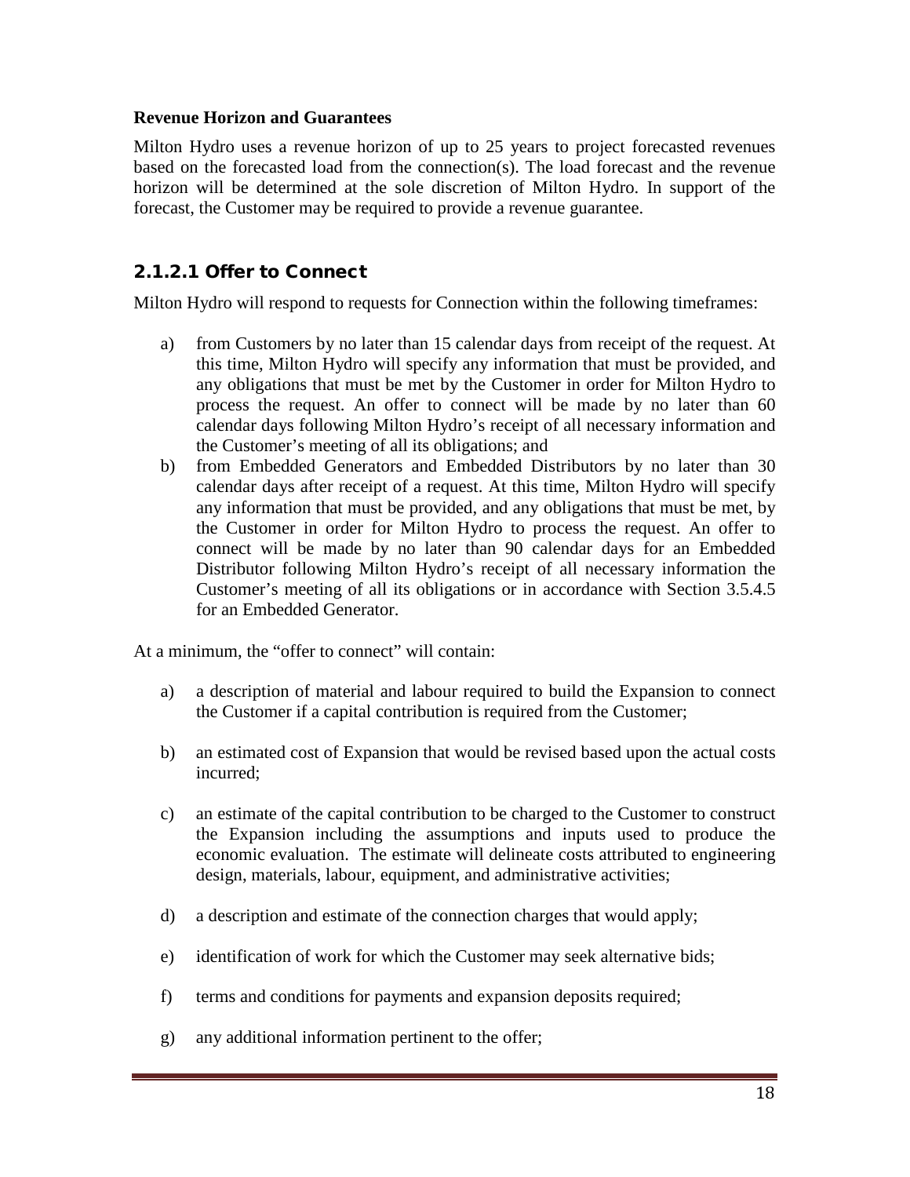**Revenue Horizon and Guarantees**

Milton Hydro uses a revenue horizon of up to 25 years to project forecasted revenues based on the forecasted load from the connection(s). The load forecast and the revenue horizon will be determined at the sole discretion of Milton Hydro. In support of the forecast, the Customer may be required to provide a revenue guarantee.

### 2.1.2.1 Offer to Connect

Milton Hydro will respond to requests for Connection within the following timeframes:

a) from Customers by no later than 15 calendar days from receipt of the request. At this time, Milton Hydro will specify any information that must be provided, and any obligations that must be met by the Customer in order for Milton Hydro to process the request. An offer to connect will be made by no later than 60 calendar days following Milton Hydro's receipt of all necessary information and the Customer's meeting of all its obligations; and

b) from Embedded Generators and Embedded Distributors by no later than 30 calendar days after receipt of a request. At this time, Milton Hydro will specify any information that must be provided, and any obligations that must be met, by the Customer in order for Milton Hydro to process the request. An offer to connect will be made by no later than 90 calendar days for an Embedded Distributor following Milton Hydro's receipt of all necessary information the Customer's meeting of all its obligations or in accordance with Section 3.5.4.5 for an Embedded Generator.

At a minimum, the "offer to connect" will contain:

a) a description of material and labour required to build the Expansion to connect the Customer if a capital contribution is required from the Customer;

b) an estimated cost of Expansion that would be revised based upon the actual costs incurred;

c) an estimate of the capital contribution to be charged to the Customer to construct the Expansion including the assumptions and inputs used to produce the economic evaluation. The estimate will delineate costs attributed to engineering design, materials, labour, equipment, and administrative activities;

d) a description and estimate of the connection charges that would apply;

e) identification of work for which the Customer may seek alternative bids;

f) terms and conditions for payments and expansion deposits required;

g) any additional information pertinent to the offer;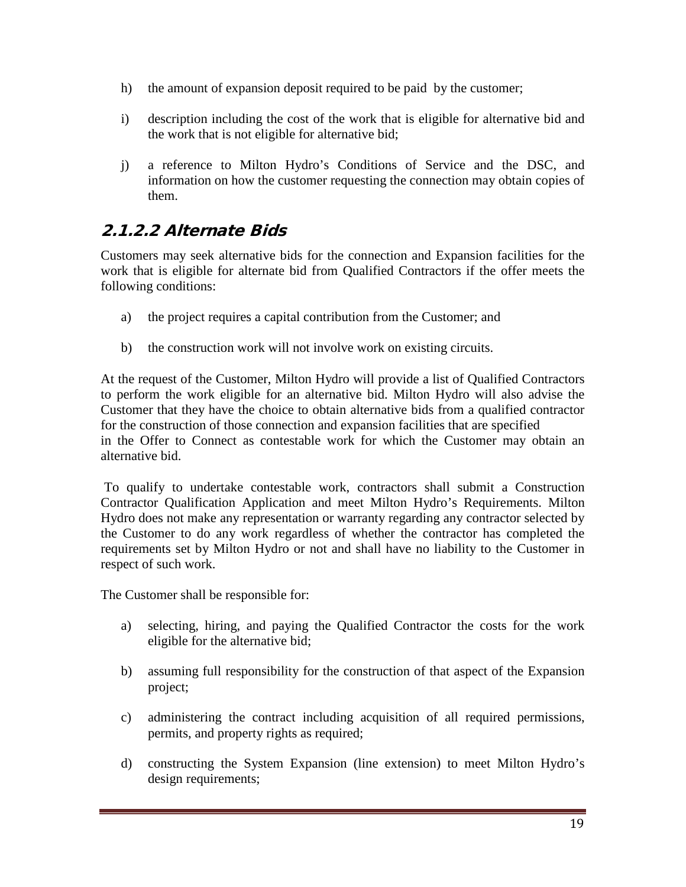h) the amount of expansion deposit required to be paid by the customer;

i) description including the cost of the work that is eligible for alternative bid and the work that is not eligible for alternative bid;

j) a reference to Milton Hydro's Conditions of Service and the DSC, and information on how the customer requesting the connection may obtain copies of them.

### 2.1.2.2 Alternate Bids

Customers may seek alternative bids for the connection and Expansion facilities for the work that is eligible for alternate bid from Qualified Contractors if the offer meets the following conditions:

a) the project requires a capital contribution from the Customer; and

b) the construction work will not involve work on existing circuits.

At the request of the Customer, Milton Hydro will provide a list of Qualified Contractors to perform the work eligible for an alternative bid. Milton Hydro will also advise the Customer that they have the choice to obtain alternative bids from a qualified contractor for the construction of those connection and expansion facilities that are specified in the Offer to Connect as contestable work for which the Customer may obtain an alternative bid.

To qualify to undertake contestable work, contractors shall submit a Construction Contractor Qualification Application and meet Milton Hydro's Requirements. Milton Hydro does not make any representation or warranty regarding any contractor selected by the Customer to do any work regardless of whether the contractor has completed the requirements set by Milton Hydro or not and shall have no liability to the Customer in respect of such work.

The Customer shall be responsible for:

a) selecting, hiring, and paying the Qualified Contractor the costs for the work eligible for the alternative bid;

b) assuming full responsibility for the construction of that aspect of the Expansion project;

c) administering the contract including acquisition of all required permissions, permits, and property rights as required;

d) constructing the System Expansion (line extension) to meet Milton Hydro's design requirements;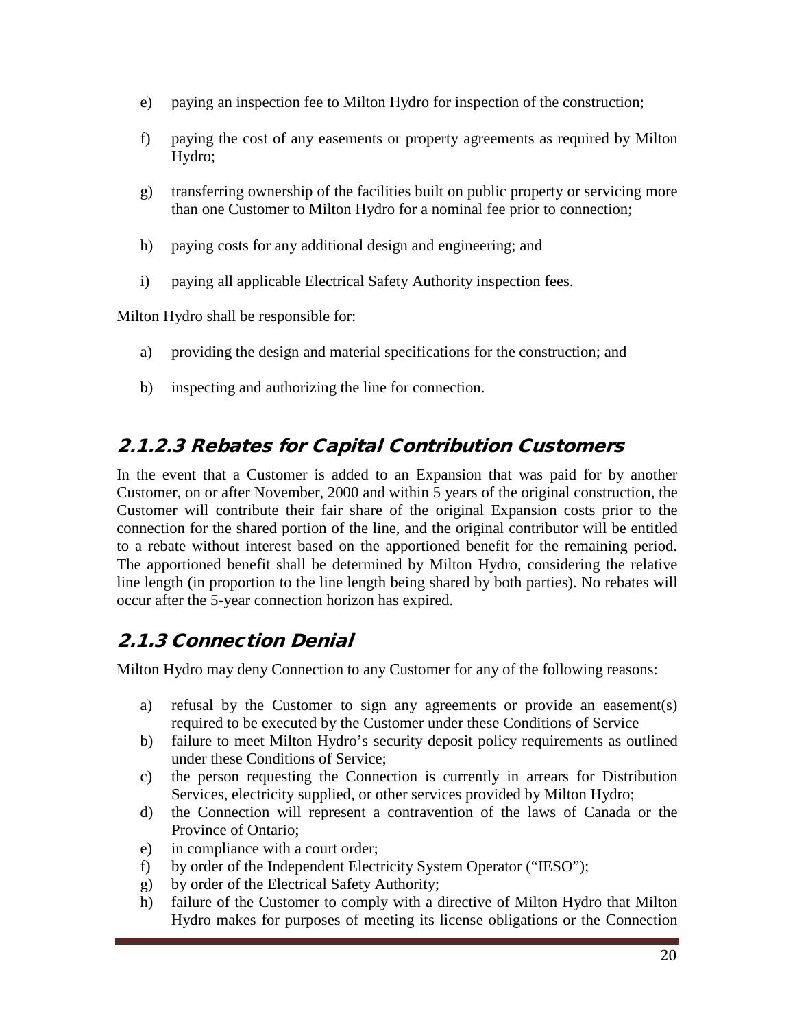e) paying an inspection fee to Milton Hydro for inspection of the construction;

f) paying the cost of any easements or property agreements as required by Milton Hydro;

g) transferring ownership of the facilities built on public property or servicing more than one Customer to Milton Hydro for a nominal fee prior to connection;

h) paying costs for any additional design and engineering; and

i) paying all applicable Electrical Safety Authority inspection fees.

Milton Hydro shall be responsible for:

a) providing the design and material specifications for the construction; and

b) inspecting and authorizing the line for connection.

### 2.1.2.3 Rebates for Capital Contribution Customers

In the event that a Customer is added to an Expansion that was paid for by another Customer, on or after November, 2000 and within 5 years of the original construction, the Customer will contribute their fair share of the original Expansion costs prior to the connection for the shared portion of the line, and the original contributor will be entitled to a rebate without interest based on the apportioned benefit for the remaining period. The apportioned benefit shall be determined by Milton Hydro, considering the relative line length (in proportion to the line length being shared by both parties). No rebates will occur after the 5-year connection horizon has expired.

## 2.1.3 Connection Denial

Milton Hydro may deny Connection to any Customer for any of the following reasons:

a) refusal by the Customer to sign any agreements or provide an easement(s) required to be executed by the Customer under these Conditions of Service
b) failure to meet Milton Hydro's security deposit policy requirements as outlined under these Conditions of Service;
c) the person requesting the Connection is currently in arrears for Distribution Services, electricity supplied, or other services provided by Milton Hydro;
d) the Connection will represent a contravention of the laws of Canada or the Province of Ontario;
e) in compliance with a court order;
f) by order of the Independent Electricity System Operator ("IESO");
g) by order of the Electrical Safety Authority;
h) failure of the Customer to comply with a directive of Milton Hydro that Milton Hydro makes for purposes of meeting its license obligations or the Connection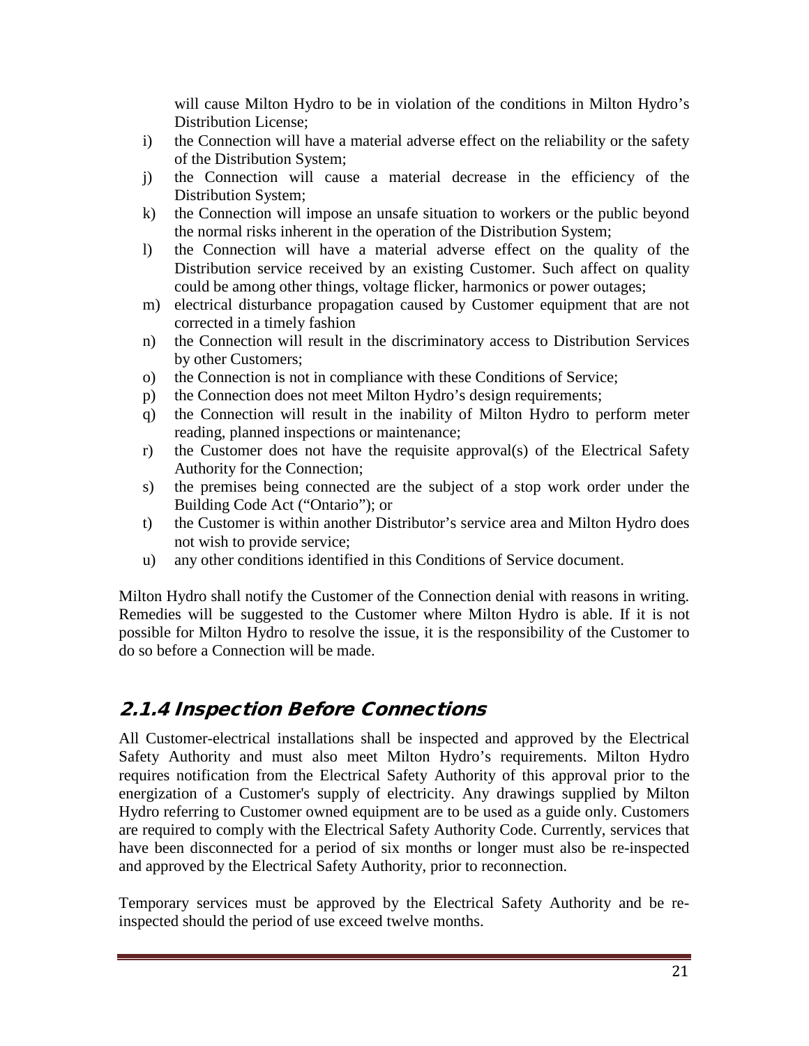will cause Milton Hydro to be in violation of the conditions in Milton Hydro's Distribution License;

i) the Connection will have a material adverse effect on the reliability or the safety of the Distribution System;
j) the Connection will cause a material decrease in the efficiency of the Distribution System;
k) the Connection will impose an unsafe situation to workers or the public beyond the normal risks inherent in the operation of the Distribution System;
l) the Connection will have a material adverse effect on the quality of the Distribution service received by an existing Customer. Such affect on quality could be among other things, voltage flicker, harmonics or power outages;
m) electrical disturbance propagation caused by Customer equipment that are not corrected in a timely fashion
n) the Connection will result in the discriminatory access to Distribution Services by other Customers;
o) the Connection is not in compliance with these Conditions of Service;
p) the Connection does not meet Milton Hydro's design requirements;
q) the Connection will result in the inability of Milton Hydro to perform meter reading, planned inspections or maintenance;
r) the Customer does not have the requisite approval(s) of the Electrical Safety Authority for the Connection;
s) the premises being connected are the subject of a stop work order under the Building Code Act ("Ontario"); or
t) the Customer is within another Distributor's service area and Milton Hydro does not wish to provide service;
u) any other conditions identified in this Conditions of Service document.

Milton Hydro shall notify the Customer of the Connection denial with reasons in writing. Remedies will be suggested to the Customer where Milton Hydro is able. If it is not possible for Milton Hydro to resolve the issue, it is the responsibility of the Customer to do so before a Connection will be made.

### 2.1.4 Inspection Before Connections

All Customer-electrical installations shall be inspected and approved by the Electrical Safety Authority and must also meet Milton Hydro's requirements. Milton Hydro requires notification from the Electrical Safety Authority of this approval prior to the energization of a Customer's supply of electricity. Any drawings supplied by Milton Hydro referring to Customer owned equipment are to be used as a guide only. Customers are required to comply with the Electrical Safety Authority Code. Currently, services that have been disconnected for a period of six months or longer must also be re-inspected and approved by the Electrical Safety Authority, prior to reconnection.

Temporary services must be approved by the Electrical Safety Authority and be re-inspected should the period of use exceed twelve months.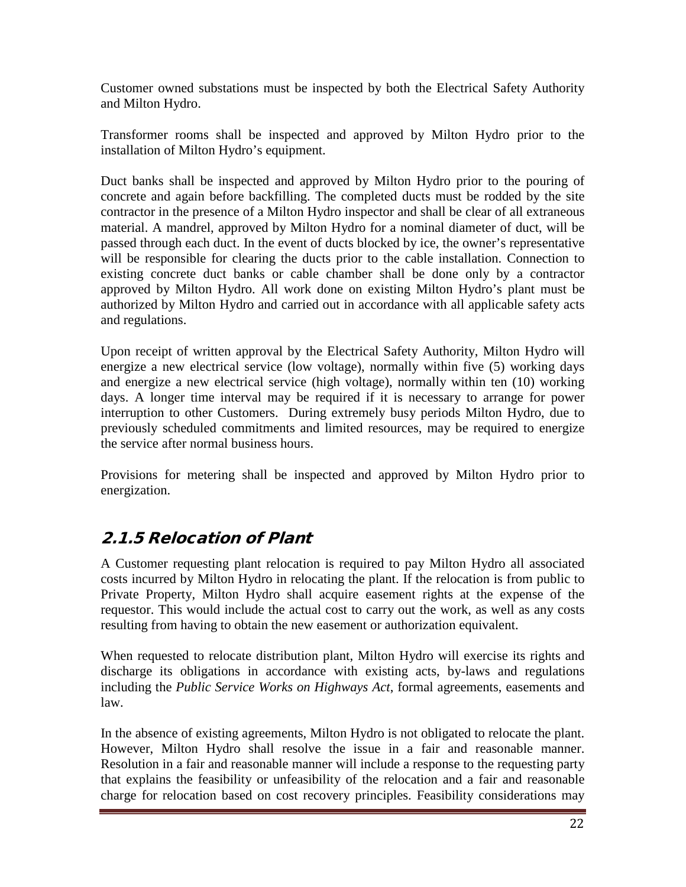Customer owned substations must be inspected by both the Electrical Safety Authority and Milton Hydro.

Transformer rooms shall be inspected and approved by Milton Hydro prior to the installation of Milton Hydro's equipment.

Duct banks shall be inspected and approved by Milton Hydro prior to the pouring of concrete and again before backfilling. The completed ducts must be rodded by the site contractor in the presence of a Milton Hydro inspector and shall be clear of all extraneous material. A mandrel, approved by Milton Hydro for a nominal diameter of duct, will be passed through each duct. In the event of ducts blocked by ice, the owner's representative will be responsible for clearing the ducts prior to the cable installation. Connection to existing concrete duct banks or cable chamber shall be done only by a contractor approved by Milton Hydro. All work done on existing Milton Hydro's plant must be authorized by Milton Hydro and carried out in accordance with all applicable safety acts and regulations.

Upon receipt of written approval by the Electrical Safety Authority, Milton Hydro will energize a new electrical service (low voltage), normally within five (5) working days and energize a new electrical service (high voltage), normally within ten (10) working days. A longer time interval may be required if it is necessary to arrange for power interruption to other Customers. During extremely busy periods Milton Hydro, due to previously scheduled commitments and limited resources, may be required to energize the service after normal business hours.

Provisions for metering shall be inspected and approved by Milton Hydro prior to energization.

## 2.1.5 Relocation of Plant

A Customer requesting plant relocation is required to pay Milton Hydro all associated costs incurred by Milton Hydro in relocating the plant. If the relocation is from public to Private Property, Milton Hydro shall acquire easement rights at the expense of the requestor. This would include the actual cost to carry out the work, as well as any costs resulting from having to obtain the new easement or authorization equivalent.

When requested to relocate distribution plant, Milton Hydro will exercise its rights and discharge its obligations in accordance with existing acts, by-laws and regulations including the *Public Service Works on Highways Act*, formal agreements, easements and law.

In the absence of existing agreements, Milton Hydro is not obligated to relocate the plant. However, Milton Hydro shall resolve the issue in a fair and reasonable manner. Resolution in a fair and reasonable manner will include a response to the requesting party that explains the feasibility or unfeasibility of the relocation and a fair and reasonable charge for relocation based on cost recovery principles. Feasibility considerations may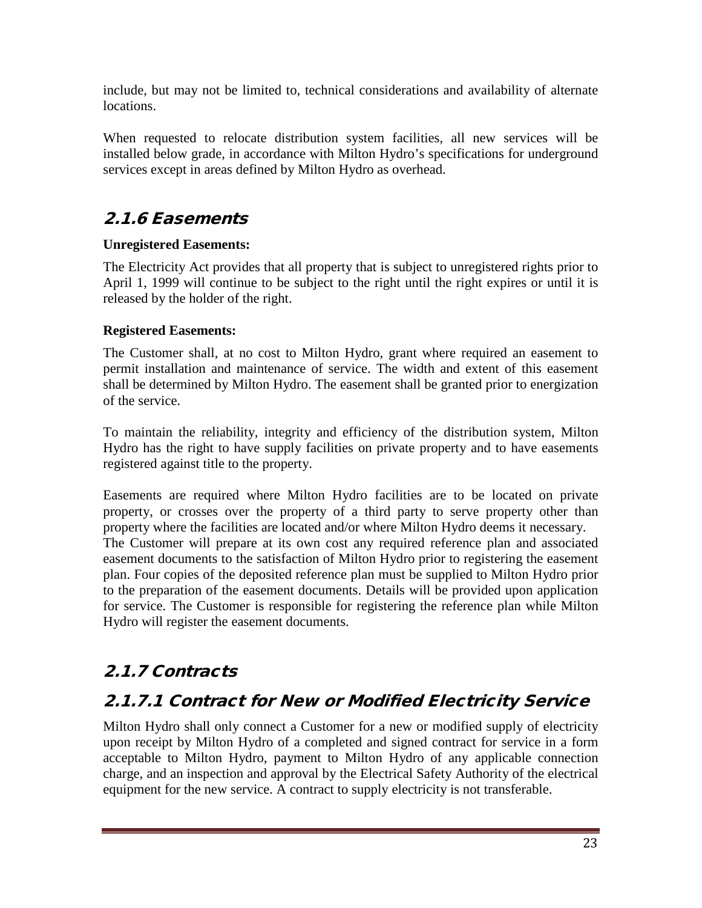include, but may not be limited to, technical considerations and availability of alternate locations.

When requested to relocate distribution system facilities, all new services will be installed below grade, in accordance with Milton Hydro's specifications for underground services except in areas defined by Milton Hydro as overhead.

### 2.1.6 Easements

**Unregistered Easements:**

The Electricity Act provides that all property that is subject to unregistered rights prior to April 1, 1999 will continue to be subject to the right until the right expires or until it is released by the holder of the right.

**Registered Easements:**

The Customer shall, at no cost to Milton Hydro, grant where required an easement to permit installation and maintenance of service. The width and extent of this easement shall be determined by Milton Hydro. The easement shall be granted prior to energization of the service.

To maintain the reliability, integrity and efficiency of the distribution system, Milton Hydro has the right to have supply facilities on private property and to have easements registered against title to the property.

Easements are required where Milton Hydro facilities are to be located on private property, or crosses over the property of a third party to serve property other than property where the facilities are located and/or where Milton Hydro deems it necessary.
The Customer will prepare at its own cost any required reference plan and associated easement documents to the satisfaction of Milton Hydro prior to registering the easement plan. Four copies of the deposited reference plan must be supplied to Milton Hydro prior to the preparation of the easement documents. Details will be provided upon application for service. The Customer is responsible for registering the reference plan while Milton Hydro will register the easement documents.

### 2.1.7 Contracts

### 2.1.7.1 Contract for New or Modified Electricity Service

Milton Hydro shall only connect a Customer for a new or modified supply of electricity upon receipt by Milton Hydro of a completed and signed contract for service in a form acceptable to Milton Hydro, payment to Milton Hydro of any applicable connection charge, and an inspection and approval by the Electrical Safety Authority of the electrical equipment for the new service. A contract to supply electricity is not transferable.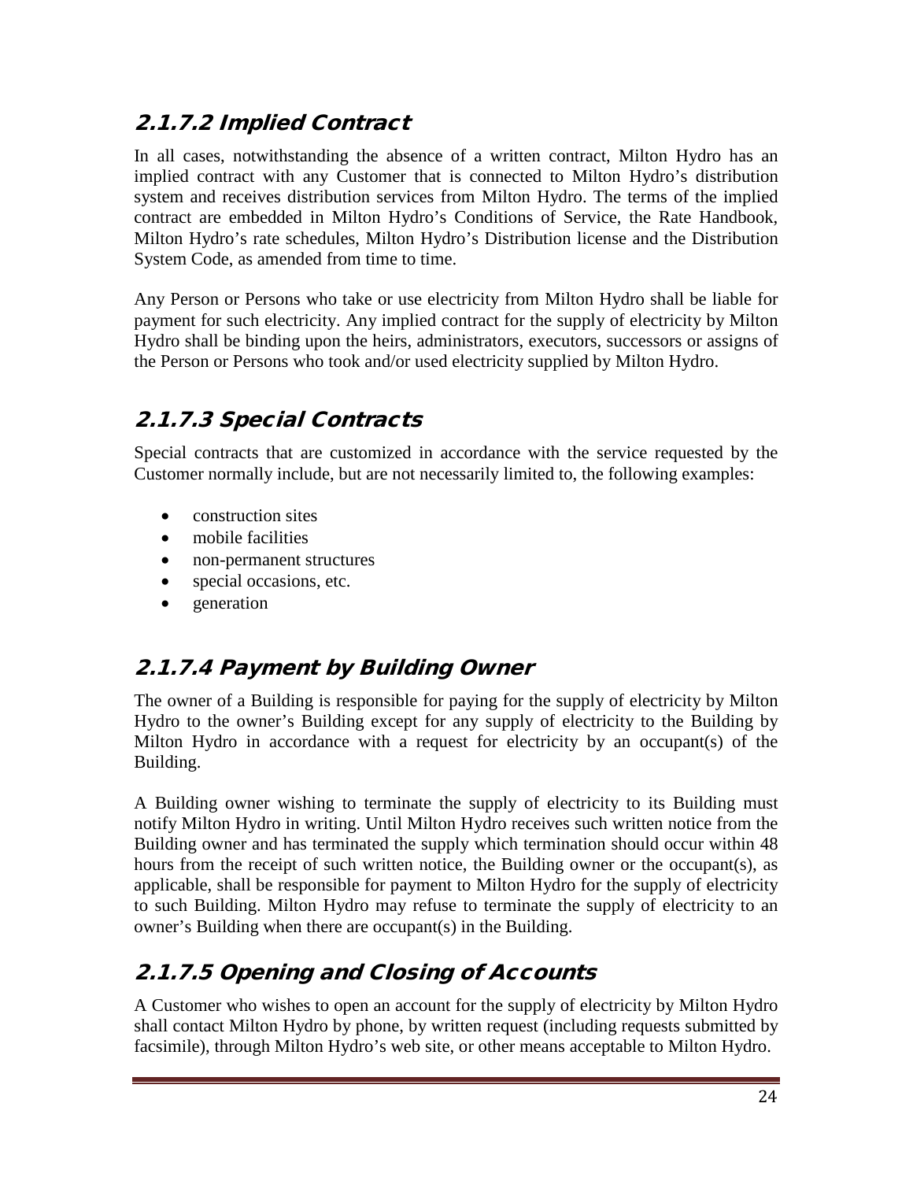## 2.1.7.2 Implied Contract

In all cases, notwithstanding the absence of a written contract, Milton Hydro has an implied contract with any Customer that is connected to Milton Hydro's distribution system and receives distribution services from Milton Hydro. The terms of the implied contract are embedded in Milton Hydro's Conditions of Service, the Rate Handbook, Milton Hydro's rate schedules, Milton Hydro's Distribution license and the Distribution System Code, as amended from time to time.

Any Person or Persons who take or use electricity from Milton Hydro shall be liable for payment for such electricity. Any implied contract for the supply of electricity by Milton Hydro shall be binding upon the heirs, administrators, executors, successors or assigns of the Person or Persons who took and/or used electricity supplied by Milton Hydro.

## 2.1.7.3 Special Contracts

Special contracts that are customized in accordance with the service requested by the Customer normally include, but are not necessarily limited to, the following examples:

- construction sites
- mobile facilities
- non-permanent structures
- special occasions, etc.
- generation

## 2.1.7.4 Payment by Building Owner

The owner of a Building is responsible for paying for the supply of electricity by Milton Hydro to the owner's Building except for any supply of electricity to the Building by Milton Hydro in accordance with a request for electricity by an occupant(s) of the Building.

A Building owner wishing to terminate the supply of electricity to its Building must notify Milton Hydro in writing. Until Milton Hydro receives such written notice from the Building owner and has terminated the supply which termination should occur within 48 hours from the receipt of such written notice, the Building owner or the occupant(s), as applicable, shall be responsible for payment to Milton Hydro for the supply of electricity to such Building. Milton Hydro may refuse to terminate the supply of electricity to an owner's Building when there are occupant(s) in the Building.

## 2.1.7.5 Opening and Closing of Accounts

A Customer who wishes to open an account for the supply of electricity by Milton Hydro shall contact Milton Hydro by phone, by written request (including requests submitted by facsimile), through Milton Hydro's web site, or other means acceptable to Milton Hydro.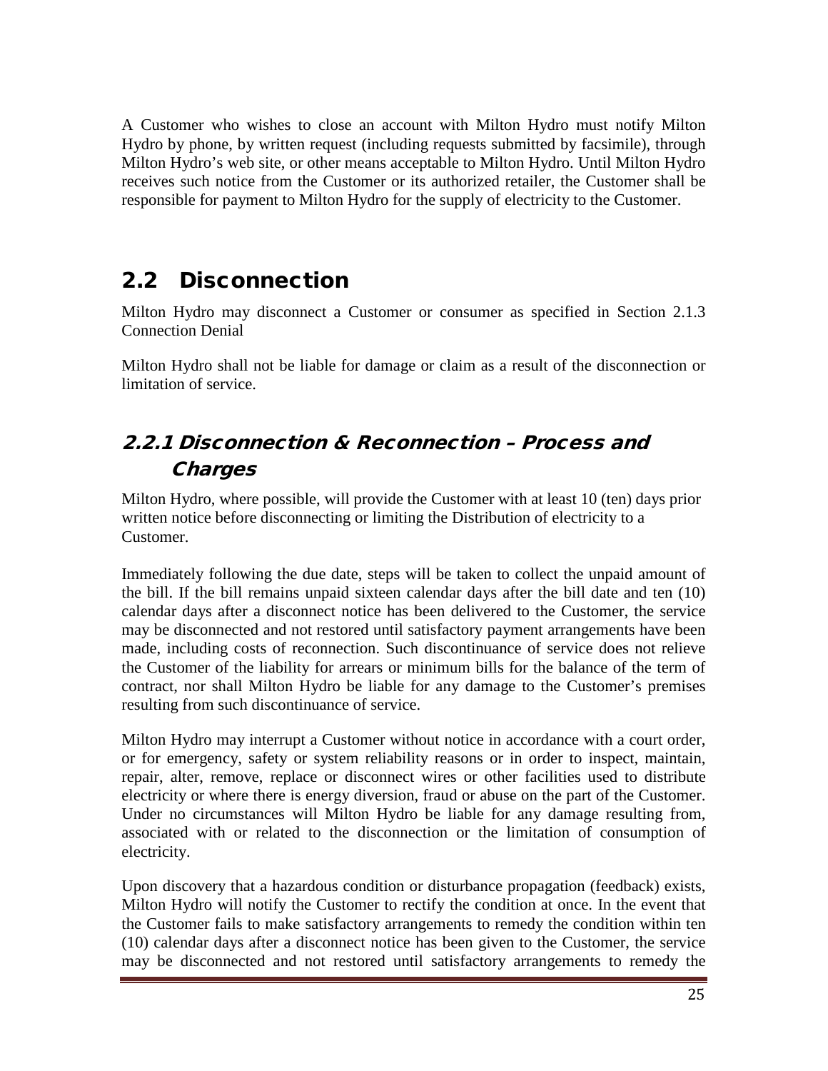A Customer who wishes to close an account with Milton Hydro must notify Milton Hydro by phone, by written request (including requests submitted by facsimile), through Milton Hydro's web site, or other means acceptable to Milton Hydro. Until Milton Hydro receives such notice from the Customer or its authorized retailer, the Customer shall be responsible for payment to Milton Hydro for the supply of electricity to the Customer.

## 2.2 Disconnection

Milton Hydro may disconnect a Customer or consumer as specified in Section 2.1.3 Connection Denial

Milton Hydro shall not be liable for damage or claim as a result of the disconnection or limitation of service.

### *2.2.1 Disconnection & Reconnection – Process and Charges*

Milton Hydro, where possible, will provide the Customer with at least 10 (ten) days prior written notice before disconnecting or limiting the Distribution of electricity to a Customer.

Immediately following the due date, steps will be taken to collect the unpaid amount of the bill. If the bill remains unpaid sixteen calendar days after the bill date and ten (10) calendar days after a disconnect notice has been delivered to the Customer, the service may be disconnected and not restored until satisfactory payment arrangements have been made, including costs of reconnection. Such discontinuance of service does not relieve the Customer of the liability for arrears or minimum bills for the balance of the term of contract, nor shall Milton Hydro be liable for any damage to the Customer's premises resulting from such discontinuance of service.

Milton Hydro may interrupt a Customer without notice in accordance with a court order, or for emergency, safety or system reliability reasons or in order to inspect, maintain, repair, alter, remove, replace or disconnect wires or other facilities used to distribute electricity or where there is energy diversion, fraud or abuse on the part of the Customer. Under no circumstances will Milton Hydro be liable for any damage resulting from, associated with or related to the disconnection or the limitation of consumption of electricity.

Upon discovery that a hazardous condition or disturbance propagation (feedback) exists, Milton Hydro will notify the Customer to rectify the condition at once. In the event that the Customer fails to make satisfactory arrangements to remedy the condition within ten (10) calendar days after a disconnect notice has been given to the Customer, the service may be disconnected and not restored until satisfactory arrangements to remedy the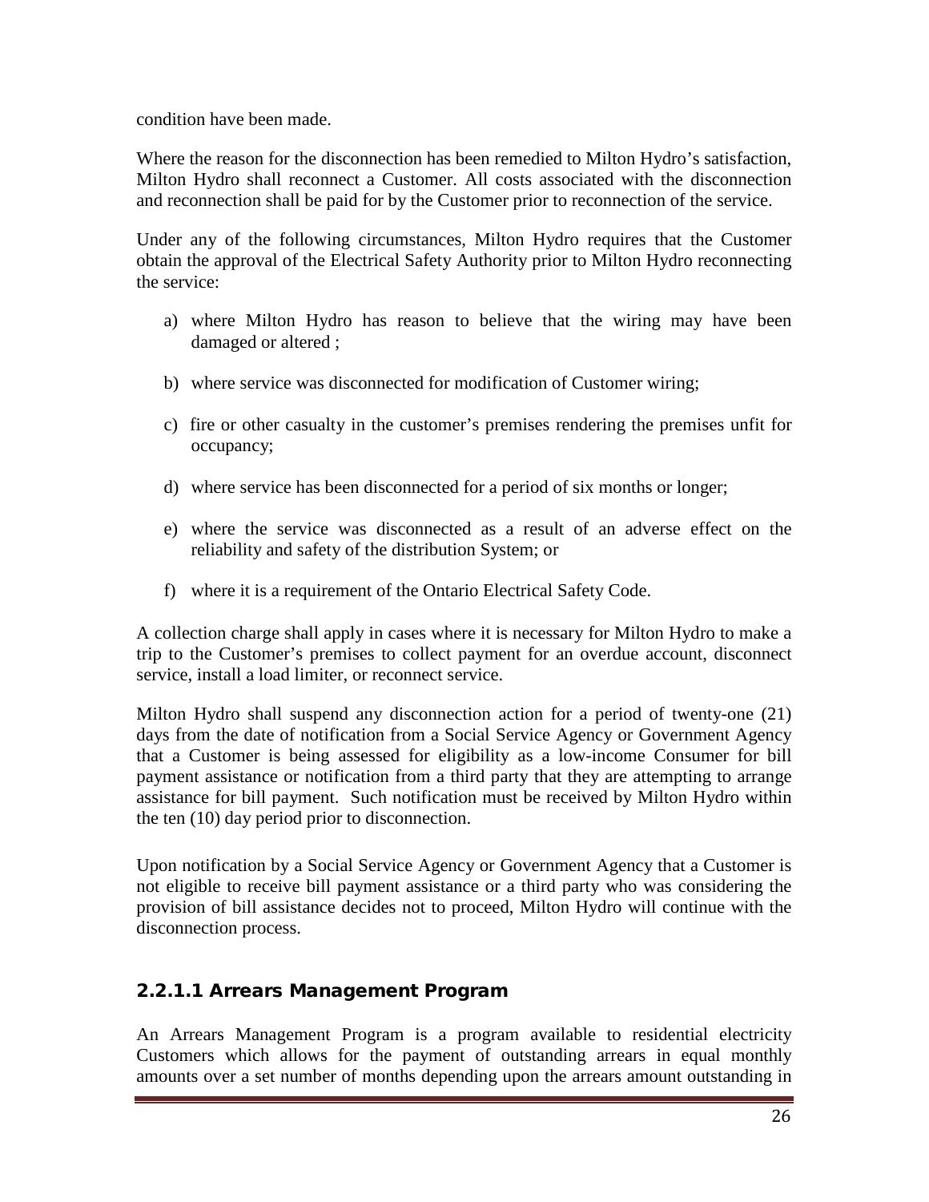condition have been made.

Where the reason for the disconnection has been remedied to Milton Hydro's satisfaction, Milton Hydro shall reconnect a Customer. All costs associated with the disconnection and reconnection shall be paid for by the Customer prior to reconnection of the service.

Under any of the following circumstances, Milton Hydro requires that the Customer obtain the approval of the Electrical Safety Authority prior to Milton Hydro reconnecting the service:

a) where Milton Hydro has reason to believe that the wiring may have been damaged or altered ;

b) where service was disconnected for modification of Customer wiring;

c) fire or other casualty in the customer's premises rendering the premises unfit for occupancy;

d) where service has been disconnected for a period of six months or longer;

e) where the service was disconnected as a result of an adverse effect on the reliability and safety of the distribution System; or

f) where it is a requirement of the Ontario Electrical Safety Code.

A collection charge shall apply in cases where it is necessary for Milton Hydro to make a trip to the Customer's premises to collect payment for an overdue account, disconnect service, install a load limiter, or reconnect service.

Milton Hydro shall suspend any disconnection action for a period of twenty-one (21) days from the date of notification from a Social Service Agency or Government Agency that a Customer is being assessed for eligibility as a low-income Consumer for bill payment assistance or notification from a third party that they are attempting to arrange assistance for bill payment. Such notification must be received by Milton Hydro within the ten (10) day period prior to disconnection.

Upon notification by a Social Service Agency or Government Agency that a Customer is not eligible to receive bill payment assistance or a third party who was considering the provision of bill assistance decides not to proceed, Milton Hydro will continue with the disconnection process.

#### 2.2.1.1 Arrears Management Program

An Arrears Management Program is a program available to residential electricity Customers which allows for the payment of outstanding arrears in equal monthly amounts over a set number of months depending upon the arrears amount outstanding in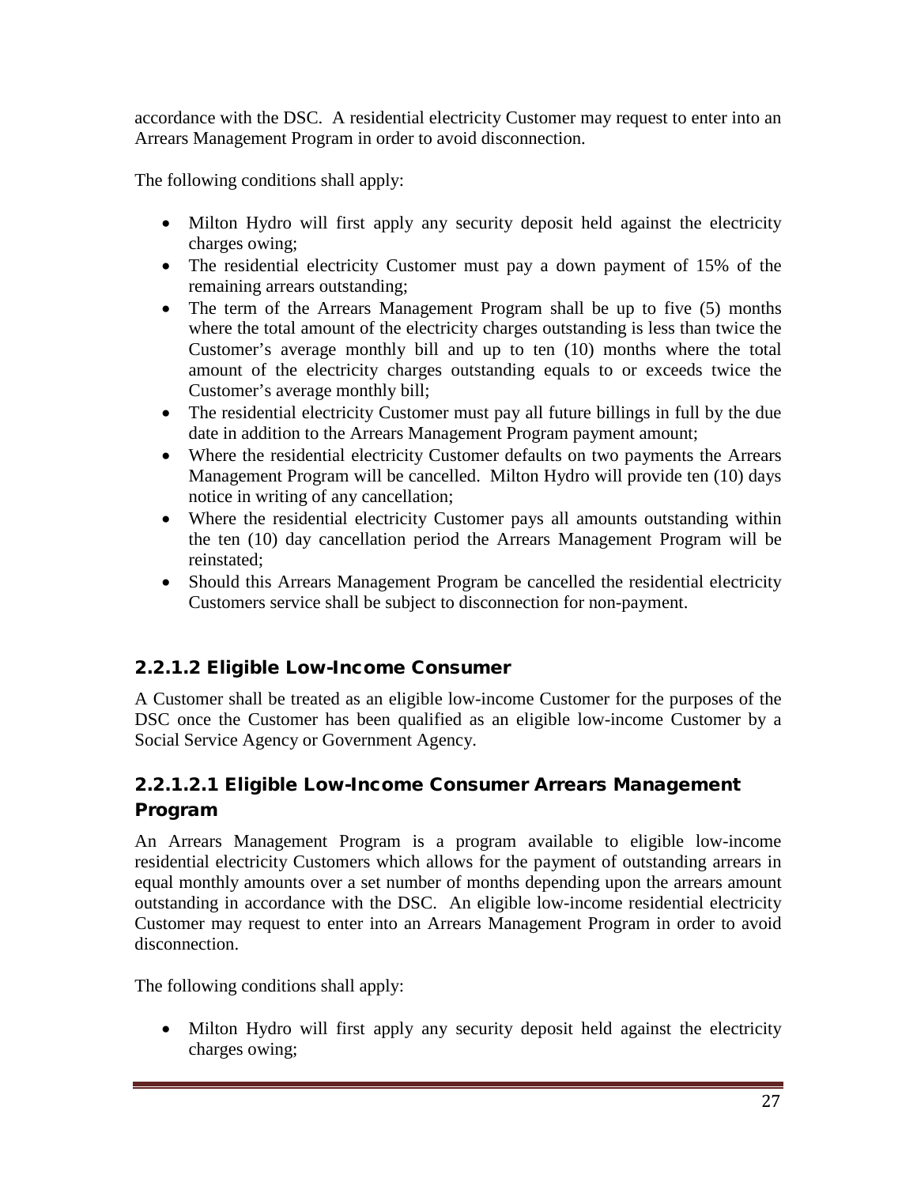accordance with the DSC. A residential electricity Customer may request to enter into an Arrears Management Program in order to avoid disconnection.

The following conditions shall apply:

- Milton Hydro will first apply any security deposit held against the electricity charges owing;
- The residential electricity Customer must pay a down payment of 15% of the remaining arrears outstanding;
- The term of the Arrears Management Program shall be up to five (5) months where the total amount of the electricity charges outstanding is less than twice the Customer's average monthly bill and up to ten (10) months where the total amount of the electricity charges outstanding equals to or exceeds twice the Customer's average monthly bill;
- The residential electricity Customer must pay all future billings in full by the due date in addition to the Arrears Management Program payment amount;
- Where the residential electricity Customer defaults on two payments the Arrears Management Program will be cancelled. Milton Hydro will provide ten (10) days notice in writing of any cancellation;
- Where the residential electricity Customer pays all amounts outstanding within the ten (10) day cancellation period the Arrears Management Program will be reinstated;
- Should this Arrears Management Program be cancelled the residential electricity Customers service shall be subject to disconnection for non-payment.

### 2.2.1.2 Eligible Low-Income Consumer

A Customer shall be treated as an eligible low-income Customer for the purposes of the DSC once the Customer has been qualified as an eligible low-income Customer by a Social Service Agency or Government Agency.

### 2.2.1.2.1 Eligible Low-Income Consumer Arrears Management Program

An Arrears Management Program is a program available to eligible low-income residential electricity Customers which allows for the payment of outstanding arrears in equal monthly amounts over a set number of months depending upon the arrears amount outstanding in accordance with the DSC. An eligible low-income residential electricity Customer may request to enter into an Arrears Management Program in order to avoid disconnection.

The following conditions shall apply:

- Milton Hydro will first apply any security deposit held against the electricity charges owing;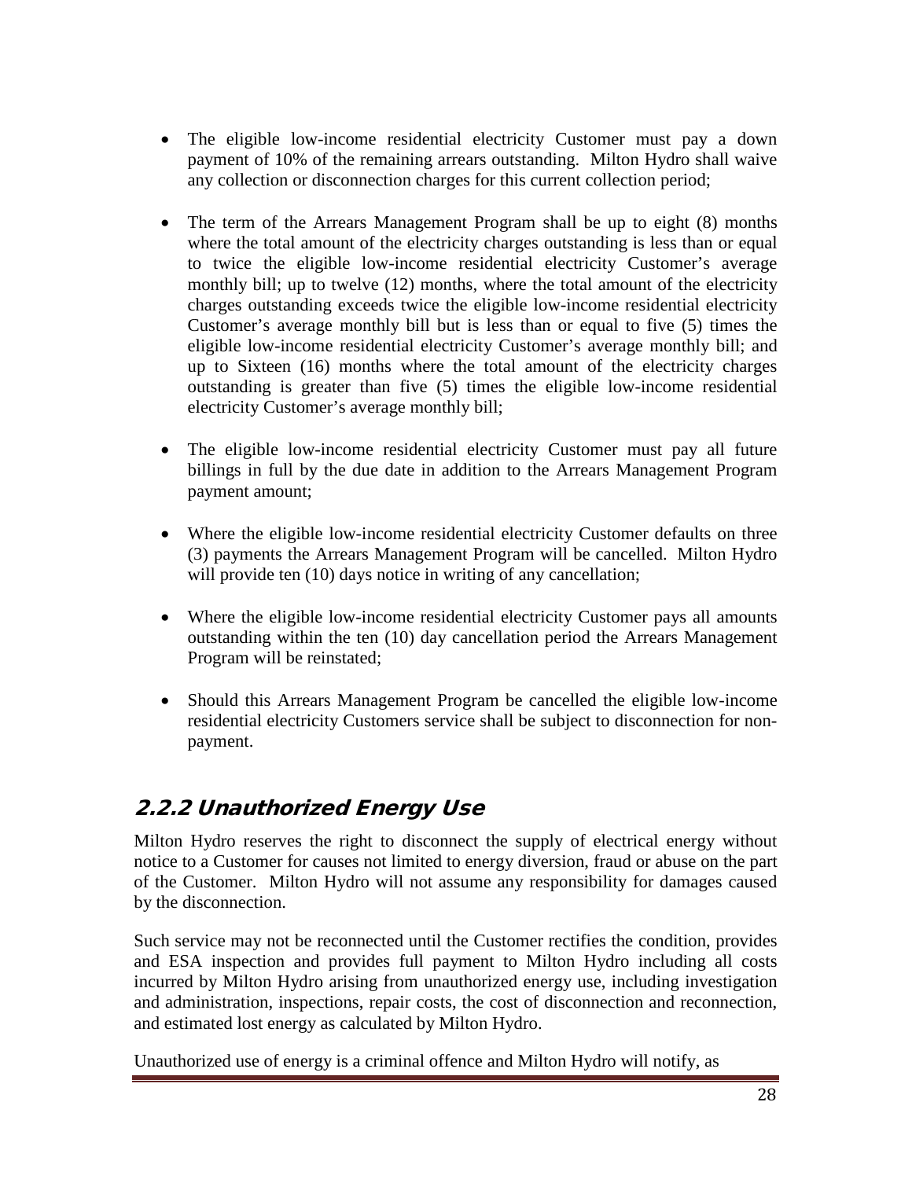- The eligible low-income residential electricity Customer must pay a down payment of 10% of the remaining arrears outstanding. Milton Hydro shall waive any collection or disconnection charges for this current collection period;

- The term of the Arrears Management Program shall be up to eight (8) months where the total amount of the electricity charges outstanding is less than or equal to twice the eligible low-income residential electricity Customer's average monthly bill; up to twelve (12) months, where the total amount of the electricity charges outstanding exceeds twice the eligible low-income residential electricity Customer's average monthly bill but is less than or equal to five (5) times the eligible low-income residential electricity Customer's average monthly bill; and up to Sixteen (16) months where the total amount of the electricity charges outstanding is greater than five (5) times the eligible low-income residential electricity Customer's average monthly bill;

- The eligible low-income residential electricity Customer must pay all future billings in full by the due date in addition to the Arrears Management Program payment amount;

- Where the eligible low-income residential electricity Customer defaults on three (3) payments the Arrears Management Program will be cancelled. Milton Hydro will provide ten (10) days notice in writing of any cancellation;

- Where the eligible low-income residential electricity Customer pays all amounts outstanding within the ten (10) day cancellation period the Arrears Management Program will be reinstated;

- Should this Arrears Management Program be cancelled the eligible low-income residential electricity Customers service shall be subject to disconnection for non-payment.

### 2.2.2 Unauthorized Energy Use

Milton Hydro reserves the right to disconnect the supply of electrical energy without notice to a Customer for causes not limited to energy diversion, fraud or abuse on the part of the Customer. Milton Hydro will not assume any responsibility for damages caused by the disconnection.

Such service may not be reconnected until the Customer rectifies the condition, provides and ESA inspection and provides full payment to Milton Hydro including all costs incurred by Milton Hydro arising from unauthorized energy use, including investigation and administration, inspections, repair costs, the cost of disconnection and reconnection, and estimated lost energy as calculated by Milton Hydro.

Unauthorized use of energy is a criminal offence and Milton Hydro will notify, as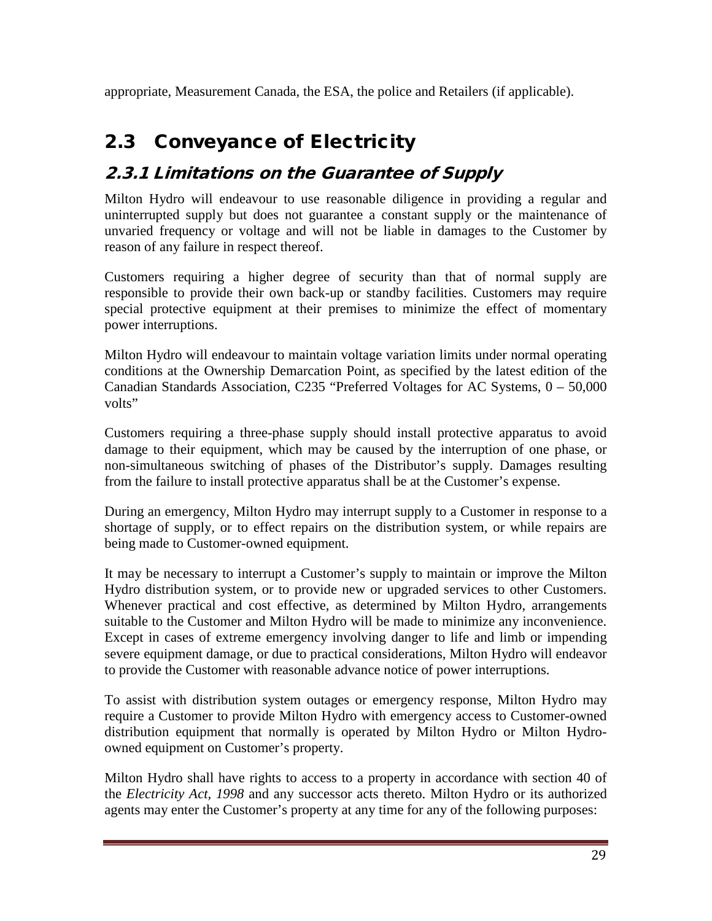appropriate, Measurement Canada, the ESA, the police and Retailers (if applicable).

## 2.3 Conveyance of Electricity

### *2.3.1 Limitations on the Guarantee of Supply*

Milton Hydro will endeavour to use reasonable diligence in providing a regular and uninterrupted supply but does not guarantee a constant supply or the maintenance of unvaried frequency or voltage and will not be liable in damages to the Customer by reason of any failure in respect thereof.

Customers requiring a higher degree of security than that of normal supply are responsible to provide their own back-up or standby facilities. Customers may require special protective equipment at their premises to minimize the effect of momentary power interruptions.

Milton Hydro will endeavour to maintain voltage variation limits under normal operating conditions at the Ownership Demarcation Point, as specified by the latest edition of the Canadian Standards Association, C235 "Preferred Voltages for AC Systems, 0 – 50,000 volts"

Customers requiring a three-phase supply should install protective apparatus to avoid damage to their equipment, which may be caused by the interruption of one phase, or non-simultaneous switching of phases of the Distributor's supply. Damages resulting from the failure to install protective apparatus shall be at the Customer's expense.

During an emergency, Milton Hydro may interrupt supply to a Customer in response to a shortage of supply, or to effect repairs on the distribution system, or while repairs are being made to Customer-owned equipment.

It may be necessary to interrupt a Customer's supply to maintain or improve the Milton Hydro distribution system, or to provide new or upgraded services to other Customers. Whenever practical and cost effective, as determined by Milton Hydro, arrangements suitable to the Customer and Milton Hydro will be made to minimize any inconvenience. Except in cases of extreme emergency involving danger to life and limb or impending severe equipment damage, or due to practical considerations, Milton Hydro will endeavor to provide the Customer with reasonable advance notice of power interruptions.

To assist with distribution system outages or emergency response, Milton Hydro may require a Customer to provide Milton Hydro with emergency access to Customer-owned distribution equipment that normally is operated by Milton Hydro or Milton Hydro-owned equipment on Customer's property.

Milton Hydro shall have rights to access to a property in accordance with section 40 of the *Electricity Act, 1998* and any successor acts thereto. Milton Hydro or its authorized agents may enter the Customer's property at any time for any of the following purposes: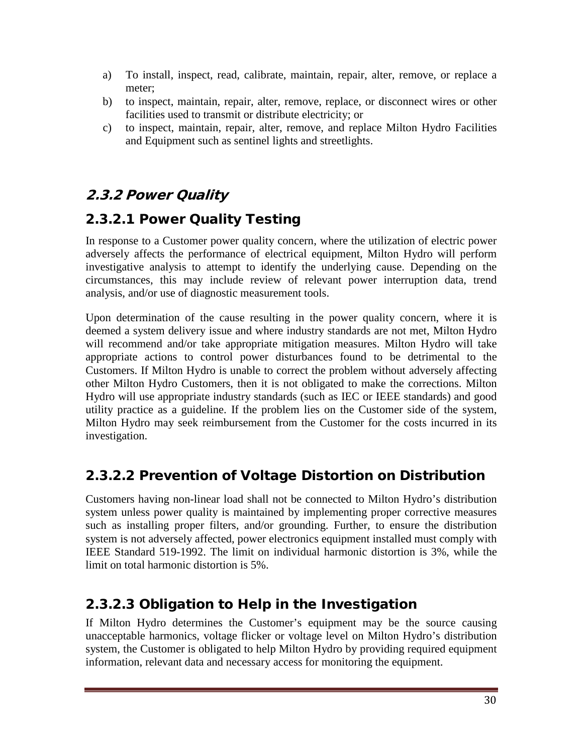a) To install, inspect, read, calibrate, maintain, repair, alter, remove, or replace a meter;
b) to inspect, maintain, repair, alter, remove, replace, or disconnect wires or other facilities used to transmit or distribute electricity; or
c) to inspect, maintain, repair, alter, remove, and replace Milton Hydro Facilities and Equipment such as sentinel lights and streetlights.

## *2.3.2 Power Quality*

### 2.3.2.1 Power Quality Testing

In response to a Customer power quality concern, where the utilization of electric power adversely affects the performance of electrical equipment, Milton Hydro will perform investigative analysis to attempt to identify the underlying cause. Depending on the circumstances, this may include review of relevant power interruption data, trend analysis, and/or use of diagnostic measurement tools.

Upon determination of the cause resulting in the power quality concern, where it is deemed a system delivery issue and where industry standards are not met, Milton Hydro will recommend and/or take appropriate mitigation measures. Milton Hydro will take appropriate actions to control power disturbances found to be detrimental to the Customers. If Milton Hydro is unable to correct the problem without adversely affecting other Milton Hydro Customers, then it is not obligated to make the corrections. Milton Hydro will use appropriate industry standards (such as IEC or IEEE standards) and good utility practice as a guideline. If the problem lies on the Customer side of the system, Milton Hydro may seek reimbursement from the Customer for the costs incurred in its investigation.

### 2.3.2.2 Prevention of Voltage Distortion on Distribution

Customers having non-linear load shall not be connected to Milton Hydro's distribution system unless power quality is maintained by implementing proper corrective measures such as installing proper filters, and/or grounding. Further, to ensure the distribution system is not adversely affected, power electronics equipment installed must comply with IEEE Standard 519-1992. The limit on individual harmonic distortion is 3%, while the limit on total harmonic distortion is 5%.

### 2.3.2.3 Obligation to Help in the Investigation

If Milton Hydro determines the Customer's equipment may be the source causing unacceptable harmonics, voltage flicker or voltage level on Milton Hydro's distribution system, the Customer is obligated to help Milton Hydro by providing required equipment information, relevant data and necessary access for monitoring the equipment.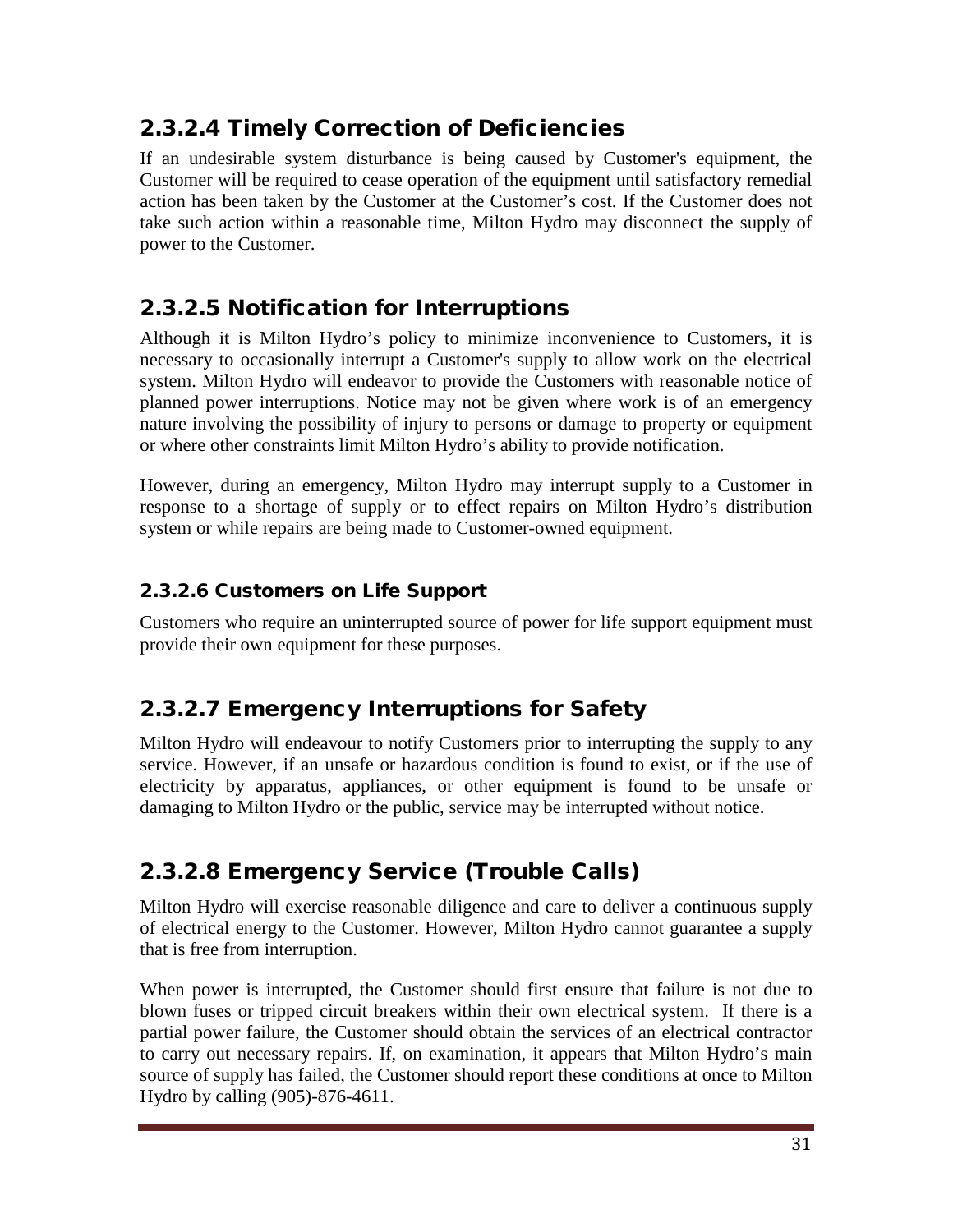## 2.3.2.4 Timely Correction of Deficiencies

If an undesirable system disturbance is being caused by Customer's equipment, the Customer will be required to cease operation of the equipment until satisfactory remedial action has been taken by the Customer at the Customer's cost. If the Customer does not take such action within a reasonable time, Milton Hydro may disconnect the supply of power to the Customer.

## 2.3.2.5 Notification for Interruptions

Although it is Milton Hydro's policy to minimize inconvenience to Customers, it is necessary to occasionally interrupt a Customer's supply to allow work on the electrical system. Milton Hydro will endeavor to provide the Customers with reasonable notice of planned power interruptions. Notice may not be given where work is of an emergency nature involving the possibility of injury to persons or damage to property or equipment or where other constraints limit Milton Hydro's ability to provide notification.

However, during an emergency, Milton Hydro may interrupt supply to a Customer in response to a shortage of supply or to effect repairs on Milton Hydro's distribution system or while repairs are being made to Customer-owned equipment.

### 2.3.2.6 Customers on Life Support

Customers who require an uninterrupted source of power for life support equipment must provide their own equipment for these purposes.

## 2.3.2.7 Emergency Interruptions for Safety

Milton Hydro will endeavour to notify Customers prior to interrupting the supply to any service. However, if an unsafe or hazardous condition is found to exist, or if the use of electricity by apparatus, appliances, or other equipment is found to be unsafe or damaging to Milton Hydro or the public, service may be interrupted without notice.

## 2.3.2.8 Emergency Service (Trouble Calls)

Milton Hydro will exercise reasonable diligence and care to deliver a continuous supply of electrical energy to the Customer. However, Milton Hydro cannot guarantee a supply that is free from interruption.

When power is interrupted, the Customer should first ensure that failure is not due to blown fuses or tripped circuit breakers within their own electrical system. If there is a partial power failure, the Customer should obtain the services of an electrical contractor to carry out necessary repairs. If, on examination, it appears that Milton Hydro's main source of supply has failed, the Customer should report these conditions at once to Milton Hydro by calling (905)-876-4611.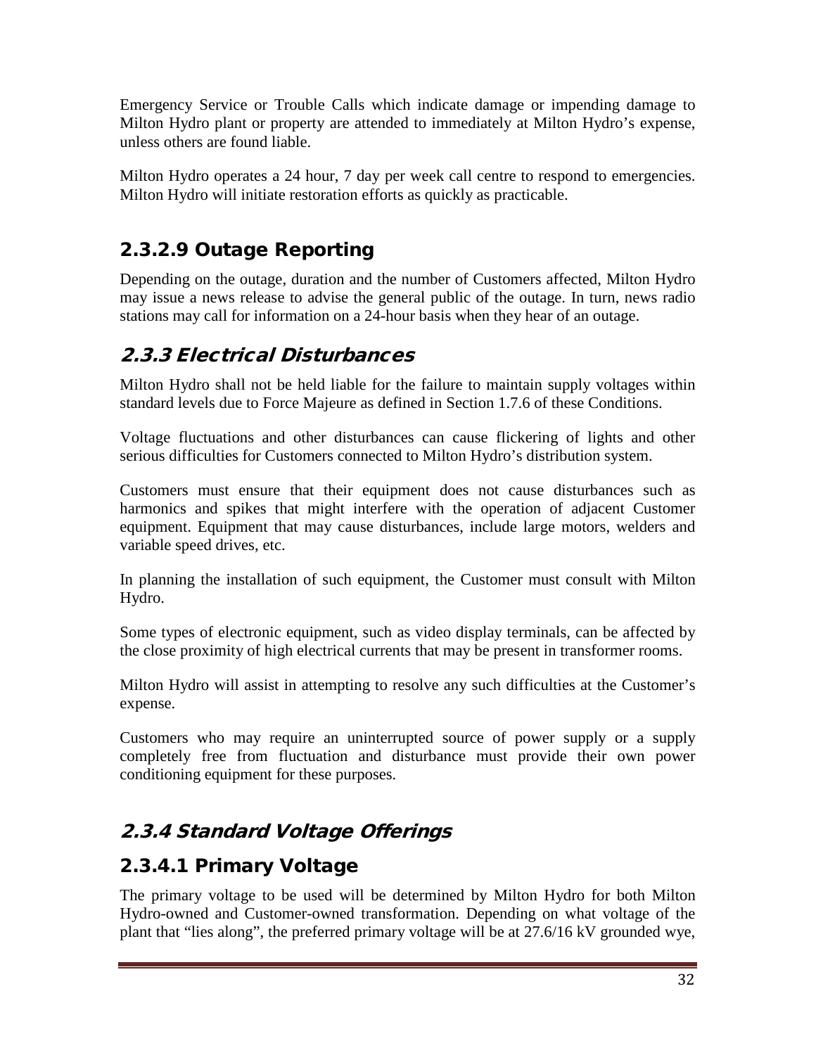Emergency Service or Trouble Calls which indicate damage or impending damage to Milton Hydro plant or property are attended to immediately at Milton Hydro's expense, unless others are found liable.

Milton Hydro operates a 24 hour, 7 day per week call centre to respond to emergencies. Milton Hydro will initiate restoration efforts as quickly as practicable.

### 2.3.2.9 Outage Reporting

Depending on the outage, duration and the number of Customers affected, Milton Hydro may issue a news release to advise the general public of the outage. In turn, news radio stations may call for information on a 24-hour basis when they hear of an outage.

## *2.3.3 Electrical Disturbances*

Milton Hydro shall not be held liable for the failure to maintain supply voltages within standard levels due to Force Majeure as defined in Section 1.7.6 of these Conditions.

Voltage fluctuations and other disturbances can cause flickering of lights and other serious difficulties for Customers connected to Milton Hydro's distribution system.

Customers must ensure that their equipment does not cause disturbances such as harmonics and spikes that might interfere with the operation of adjacent Customer equipment. Equipment that may cause disturbances, include large motors, welders and variable speed drives, etc.

In planning the installation of such equipment, the Customer must consult with Milton Hydro.

Some types of electronic equipment, such as video display terminals, can be affected by the close proximity of high electrical currents that may be present in transformer rooms.

Milton Hydro will assist in attempting to resolve any such difficulties at the Customer's expense.

Customers who may require an uninterrupted source of power supply or a supply completely free from fluctuation and disturbance must provide their own power conditioning equipment for these purposes.

## *2.3.4 Standard Voltage Offerings*

### 2.3.4.1 Primary Voltage

The primary voltage to be used will be determined by Milton Hydro for both Milton Hydro-owned and Customer-owned transformation. Depending on what voltage of the plant that "lies along", the preferred primary voltage will be at 27.6/16 kV grounded wye,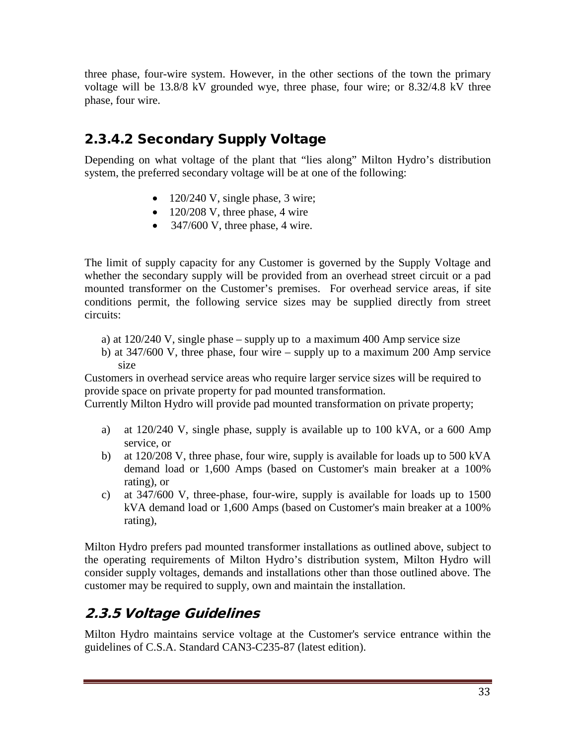three phase, four-wire system. However, in the other sections of the town the primary voltage will be 13.8/8 kV grounded wye, three phase, four wire; or 8.32/4.8 kV three phase, four wire.

### 2.3.4.2 Secondary Supply Voltage

Depending on what voltage of the plant that "lies along" Milton Hydro's distribution system, the preferred secondary voltage will be at one of the following:

- 120/240 V, single phase, 3 wire;
- 120/208 V, three phase, 4 wire
- 347/600 V, three phase, 4 wire.

The limit of supply capacity for any Customer is governed by the Supply Voltage and whether the secondary supply will be provided from an overhead street circuit or a pad mounted transformer on the Customer's premises. For overhead service areas, if site conditions permit, the following service sizes may be supplied directly from street circuits:

a) at 120/240 V, single phase – supply up to a maximum 400 Amp service size
b) at 347/600 V, three phase, four wire – supply up to a maximum 200 Amp service size

Customers in overhead service areas who require larger service sizes will be required to provide space on private property for pad mounted transformation.
Currently Milton Hydro will provide pad mounted transformation on private property;

a) at 120/240 V, single phase, supply is available up to 100 kVA, or a 600 Amp service, or
b) at 120/208 V, three phase, four wire, supply is available for loads up to 500 kVA demand load or 1,600 Amps (based on Customer's main breaker at a 100% rating), or
c) at 347/600 V, three-phase, four-wire, supply is available for loads up to 1500 kVA demand load or 1,600 Amps (based on Customer's main breaker at a 100% rating),

Milton Hydro prefers pad mounted transformer installations as outlined above, subject to the operating requirements of Milton Hydro's distribution system, Milton Hydro will consider supply voltages, demands and installations other than those outlined above. The customer may be required to supply, own and maintain the installation.

### *2.3.5 Voltage Guidelines*

Milton Hydro maintains service voltage at the Customer's service entrance within the guidelines of C.S.A. Standard CAN3-C235-87 (latest edition).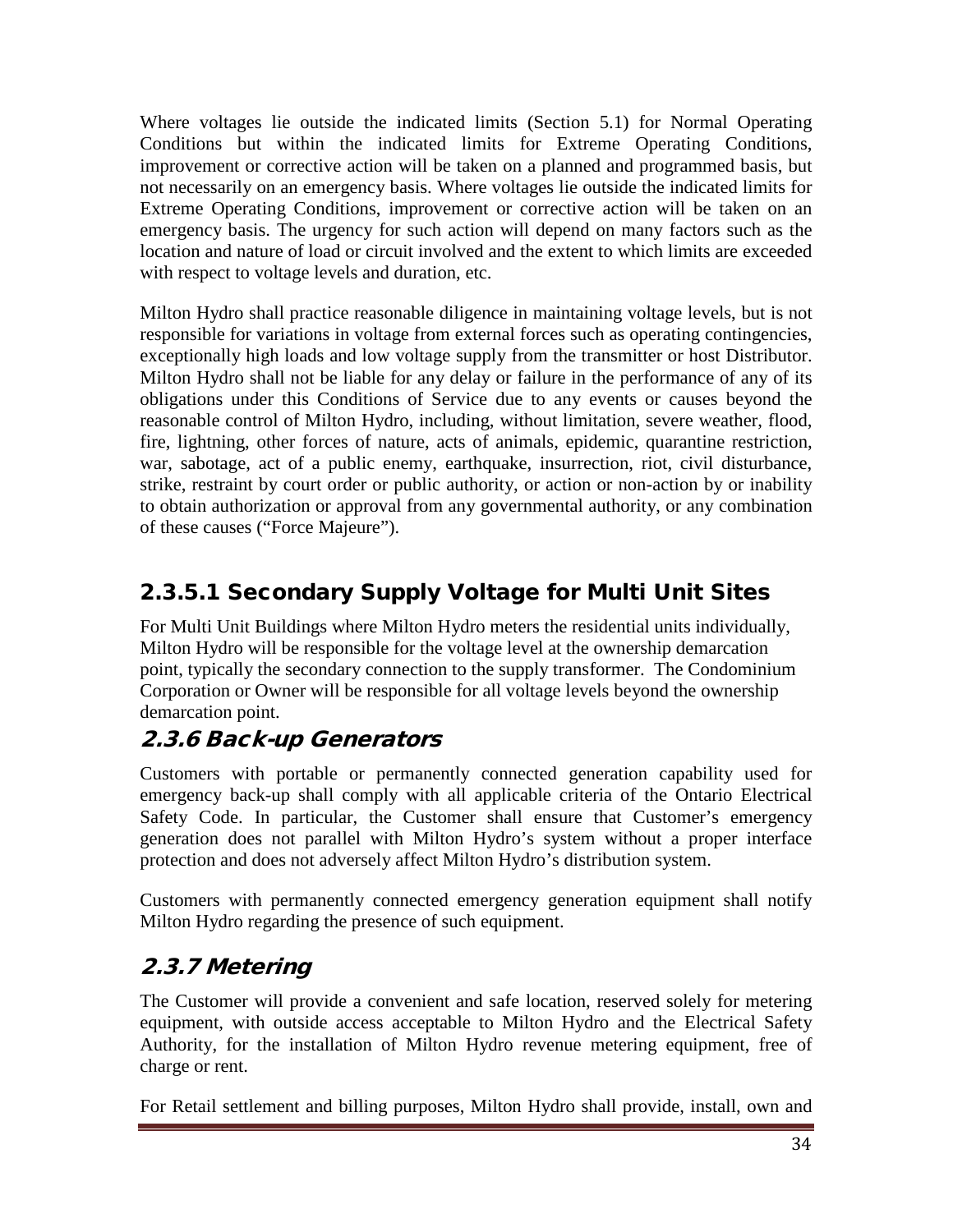Where voltages lie outside the indicated limits (Section 5.1) for Normal Operating Conditions but within the indicated limits for Extreme Operating Conditions, improvement or corrective action will be taken on a planned and programmed basis, but not necessarily on an emergency basis. Where voltages lie outside the indicated limits for Extreme Operating Conditions, improvement or corrective action will be taken on an emergency basis. The urgency for such action will depend on many factors such as the location and nature of load or circuit involved and the extent to which limits are exceeded with respect to voltage levels and duration, etc.

Milton Hydro shall practice reasonable diligence in maintaining voltage levels, but is not responsible for variations in voltage from external forces such as operating contingencies, exceptionally high loads and low voltage supply from the transmitter or host Distributor. Milton Hydro shall not be liable for any delay or failure in the performance of any of its obligations under this Conditions of Service due to any events or causes beyond the reasonable control of Milton Hydro, including, without limitation, severe weather, flood, fire, lightning, other forces of nature, acts of animals, epidemic, quarantine restriction, war, sabotage, act of a public enemy, earthquake, insurrection, riot, civil disturbance, strike, restraint by court order or public authority, or action or non-action by or inability to obtain authorization or approval from any governmental authority, or any combination of these causes ("Force Majeure").

#### 2.3.5.1 Secondary Supply Voltage for Multi Unit Sites

For Multi Unit Buildings where Milton Hydro meters the residential units individually, Milton Hydro will be responsible for the voltage level at the ownership demarcation point, typically the secondary connection to the supply transformer. The Condominium Corporation or Owner will be responsible for all voltage levels beyond the ownership demarcation point.

### *2.3.6 Back-up Generators*

Customers with portable or permanently connected generation capability used for emergency back-up shall comply with all applicable criteria of the Ontario Electrical Safety Code. In particular, the Customer shall ensure that Customer's emergency generation does not parallel with Milton Hydro's system without a proper interface protection and does not adversely affect Milton Hydro's distribution system.

Customers with permanently connected emergency generation equipment shall notify Milton Hydro regarding the presence of such equipment.

### *2.3.7 Metering*

The Customer will provide a convenient and safe location, reserved solely for metering equipment, with outside access acceptable to Milton Hydro and the Electrical Safety Authority, for the installation of Milton Hydro revenue metering equipment, free of charge or rent.

For Retail settlement and billing purposes, Milton Hydro shall provide, install, own and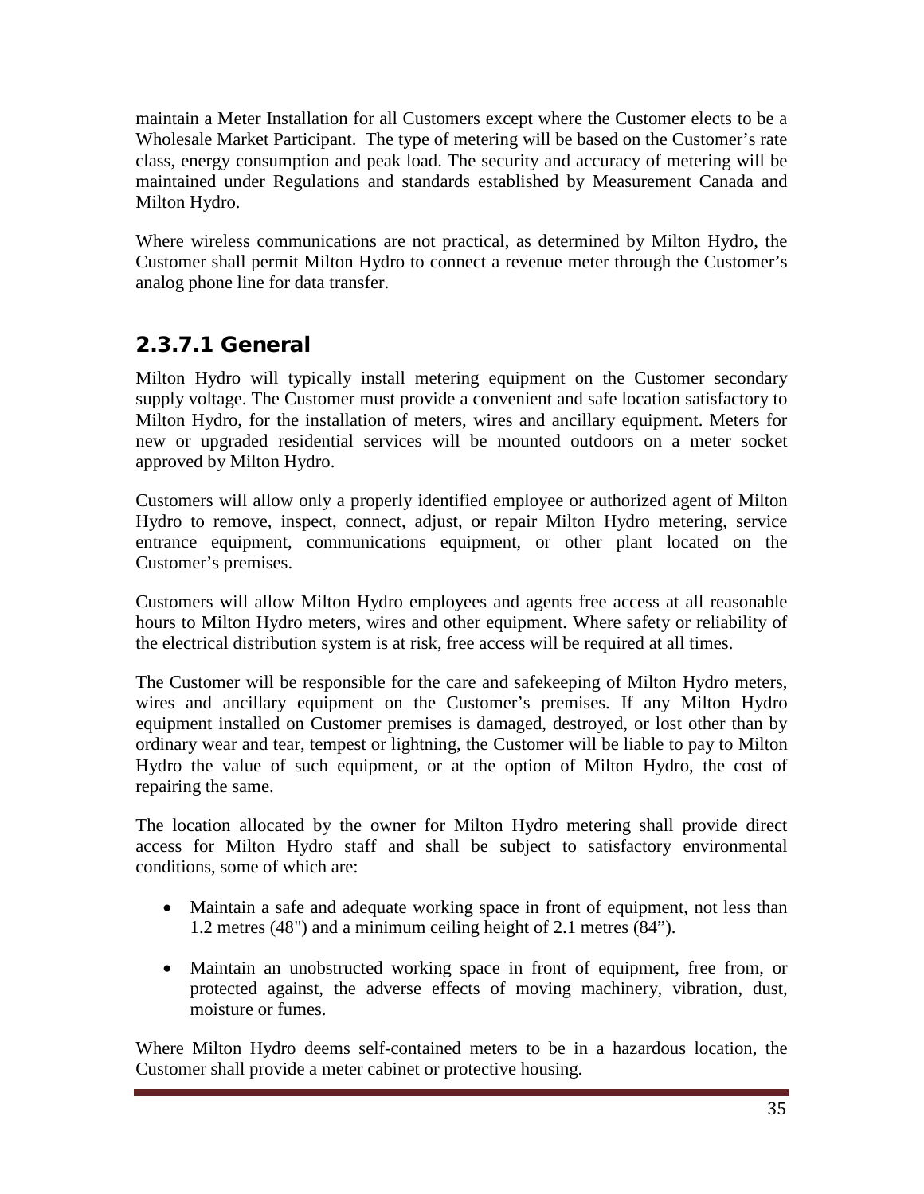maintain a Meter Installation for all Customers except where the Customer elects to be a Wholesale Market Participant. The type of metering will be based on the Customer's rate class, energy consumption and peak load. The security and accuracy of metering will be maintained under Regulations and standards established by Measurement Canada and Milton Hydro.

Where wireless communications are not practical, as determined by Milton Hydro, the Customer shall permit Milton Hydro to connect a revenue meter through the Customer's analog phone line for data transfer.

### 2.3.7.1 General

Milton Hydro will typically install metering equipment on the Customer secondary supply voltage. The Customer must provide a convenient and safe location satisfactory to Milton Hydro, for the installation of meters, wires and ancillary equipment. Meters for new or upgraded residential services will be mounted outdoors on a meter socket approved by Milton Hydro.

Customers will allow only a properly identified employee or authorized agent of Milton Hydro to remove, inspect, connect, adjust, or repair Milton Hydro metering, service entrance equipment, communications equipment, or other plant located on the Customer's premises.

Customers will allow Milton Hydro employees and agents free access at all reasonable hours to Milton Hydro meters, wires and other equipment. Where safety or reliability of the electrical distribution system is at risk, free access will be required at all times.

The Customer will be responsible for the care and safekeeping of Milton Hydro meters, wires and ancillary equipment on the Customer's premises. If any Milton Hydro equipment installed on Customer premises is damaged, destroyed, or lost other than by ordinary wear and tear, tempest or lightning, the Customer will be liable to pay to Milton Hydro the value of such equipment, or at the option of Milton Hydro, the cost of repairing the same.

The location allocated by the owner for Milton Hydro metering shall provide direct access for Milton Hydro staff and shall be subject to satisfactory environmental conditions, some of which are:

- Maintain a safe and adequate working space in front of equipment, not less than 1.2 metres (48") and a minimum ceiling height of 2.1 metres (84").
- Maintain an unobstructed working space in front of equipment, free from, or protected against, the adverse effects of moving machinery, vibration, dust, moisture or fumes.

Where Milton Hydro deems self-contained meters to be in a hazardous location, the Customer shall provide a meter cabinet or protective housing.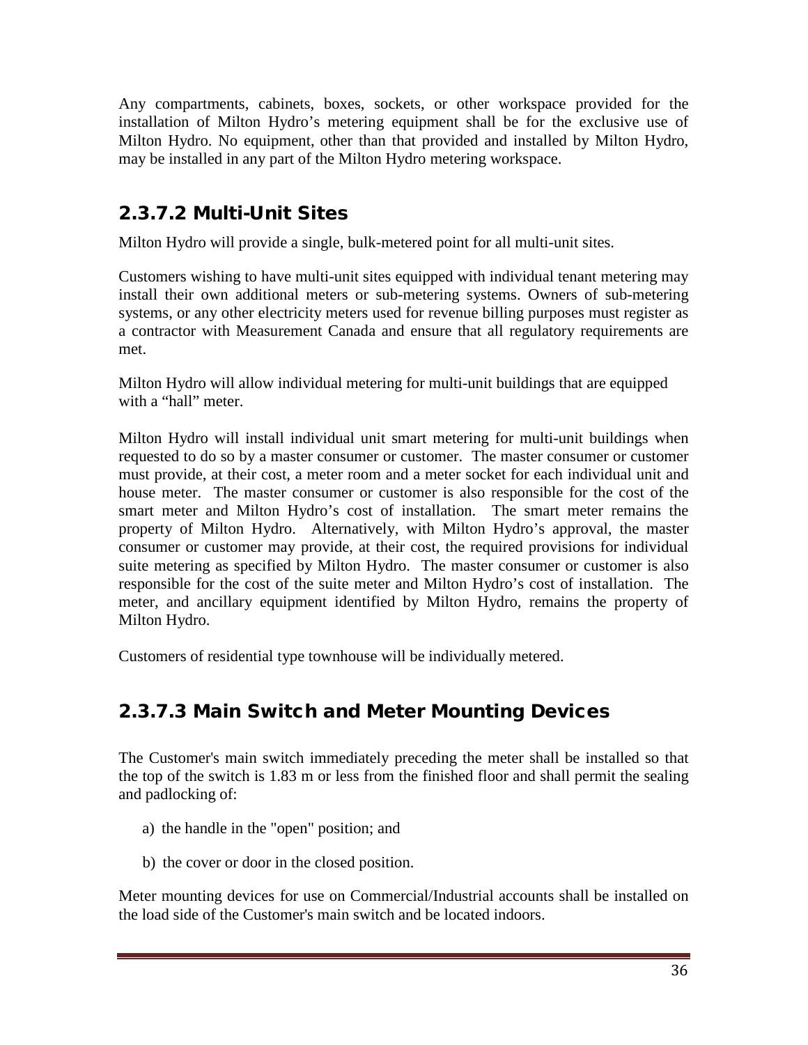Any compartments, cabinets, boxes, sockets, or other workspace provided for the installation of Milton Hydro's metering equipment shall be for the exclusive use of Milton Hydro. No equipment, other than that provided and installed by Milton Hydro, may be installed in any part of the Milton Hydro metering workspace.

## 2.3.7.2 Multi-Unit Sites

Milton Hydro will provide a single, bulk-metered point for all multi-unit sites.

Customers wishing to have multi-unit sites equipped with individual tenant metering may install their own additional meters or sub-metering systems. Owners of sub-metering systems, or any other electricity meters used for revenue billing purposes must register as a contractor with Measurement Canada and ensure that all regulatory requirements are met.

Milton Hydro will allow individual metering for multi-unit buildings that are equipped with a "hall" meter.

Milton Hydro will install individual unit smart metering for multi-unit buildings when requested to do so by a master consumer or customer. The master consumer or customer must provide, at their cost, a meter room and a meter socket for each individual unit and house meter. The master consumer or customer is also responsible for the cost of the smart meter and Milton Hydro's cost of installation. The smart meter remains the property of Milton Hydro. Alternatively, with Milton Hydro's approval, the master consumer or customer may provide, at their cost, the required provisions for individual suite metering as specified by Milton Hydro. The master consumer or customer is also responsible for the cost of the suite meter and Milton Hydro's cost of installation. The meter, and ancillary equipment identified by Milton Hydro, remains the property of Milton Hydro.

Customers of residential type townhouse will be individually metered.

## 2.3.7.3 Main Switch and Meter Mounting Devices

The Customer's main switch immediately preceding the meter shall be installed so that the top of the switch is 1.83 m or less from the finished floor and shall permit the sealing and padlocking of:

a) the handle in the "open" position; and

b) the cover or door in the closed position.

Meter mounting devices for use on Commercial/Industrial accounts shall be installed on the load side of the Customer's main switch and be located indoors.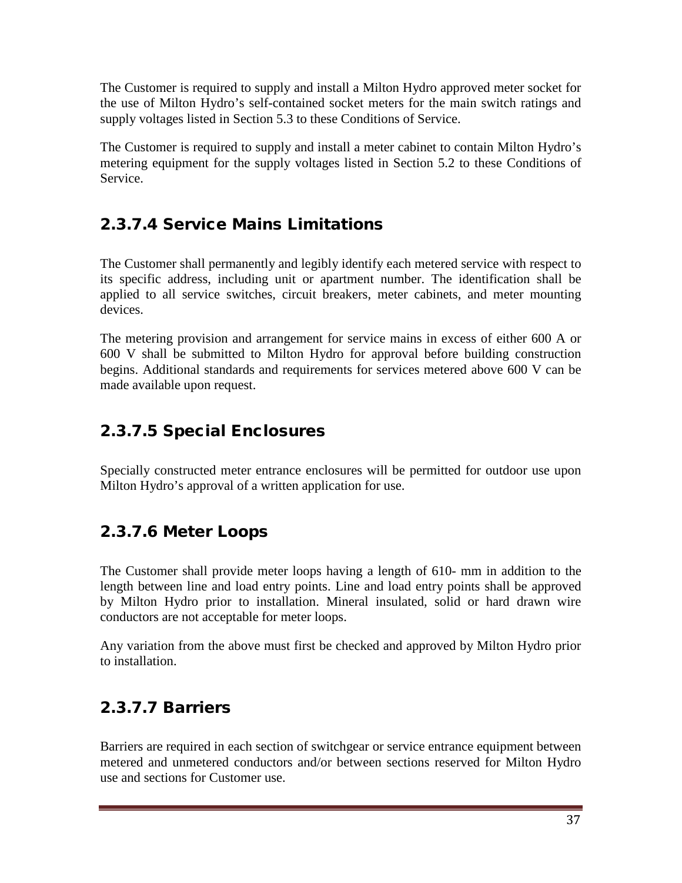The Customer is required to supply and install a Milton Hydro approved meter socket for the use of Milton Hydro's self-contained socket meters for the main switch ratings and supply voltages listed in Section 5.3 to these Conditions of Service.

The Customer is required to supply and install a meter cabinet to contain Milton Hydro's metering equipment for the supply voltages listed in Section 5.2 to these Conditions of Service.

### 2.3.7.4 Service Mains Limitations

The Customer shall permanently and legibly identify each metered service with respect to its specific address, including unit or apartment number. The identification shall be applied to all service switches, circuit breakers, meter cabinets, and meter mounting devices.

The metering provision and arrangement for service mains in excess of either 600 A or 600 V shall be submitted to Milton Hydro for approval before building construction begins. Additional standards and requirements for services metered above 600 V can be made available upon request.

### 2.3.7.5 Special Enclosures

Specially constructed meter entrance enclosures will be permitted for outdoor use upon Milton Hydro's approval of a written application for use.

### 2.3.7.6 Meter Loops

The Customer shall provide meter loops having a length of 610- mm in addition to the length between line and load entry points. Line and load entry points shall be approved by Milton Hydro prior to installation. Mineral insulated, solid or hard drawn wire conductors are not acceptable for meter loops.

Any variation from the above must first be checked and approved by Milton Hydro prior to installation.

### 2.3.7.7 Barriers

Barriers are required in each section of switchgear or service entrance equipment between metered and unmetered conductors and/or between sections reserved for Milton Hydro use and sections for Customer use.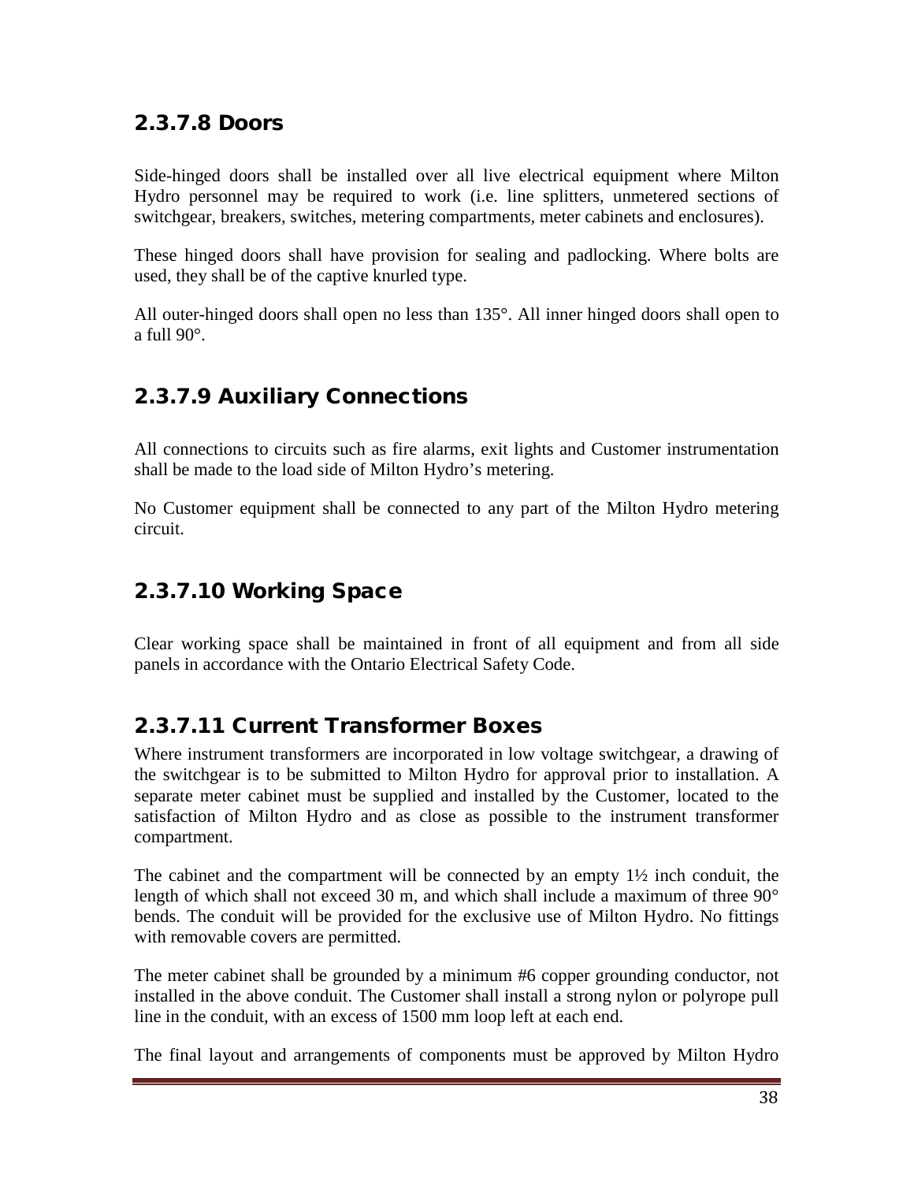## 2.3.7.8 Doors

Side-hinged doors shall be installed over all live electrical equipment where Milton Hydro personnel may be required to work (i.e. line splitters, unmetered sections of switchgear, breakers, switches, metering compartments, meter cabinets and enclosures).

These hinged doors shall have provision for sealing and padlocking. Where bolts are used, they shall be of the captive knurled type.

All outer-hinged doors shall open no less than 135°. All inner hinged doors shall open to a full 90°.

## 2.3.7.9 Auxiliary Connections

All connections to circuits such as fire alarms, exit lights and Customer instrumentation shall be made to the load side of Milton Hydro's metering.

No Customer equipment shall be connected to any part of the Milton Hydro metering circuit.

## 2.3.7.10 Working Space

Clear working space shall be maintained in front of all equipment and from all side panels in accordance with the Ontario Electrical Safety Code.

## 2.3.7.11 Current Transformer Boxes

Where instrument transformers are incorporated in low voltage switchgear, a drawing of the switchgear is to be submitted to Milton Hydro for approval prior to installation. A separate meter cabinet must be supplied and installed by the Customer, located to the satisfaction of Milton Hydro and as close as possible to the instrument transformer compartment.

The cabinet and the compartment will be connected by an empty 1½ inch conduit, the length of which shall not exceed 30 m, and which shall include a maximum of three 90° bends. The conduit will be provided for the exclusive use of Milton Hydro. No fittings with removable covers are permitted.

The meter cabinet shall be grounded by a minimum #6 copper grounding conductor, not installed in the above conduit. The Customer shall install a strong nylon or polyrope pull line in the conduit, with an excess of 1500 mm loop left at each end.

The final layout and arrangements of components must be approved by Milton Hydro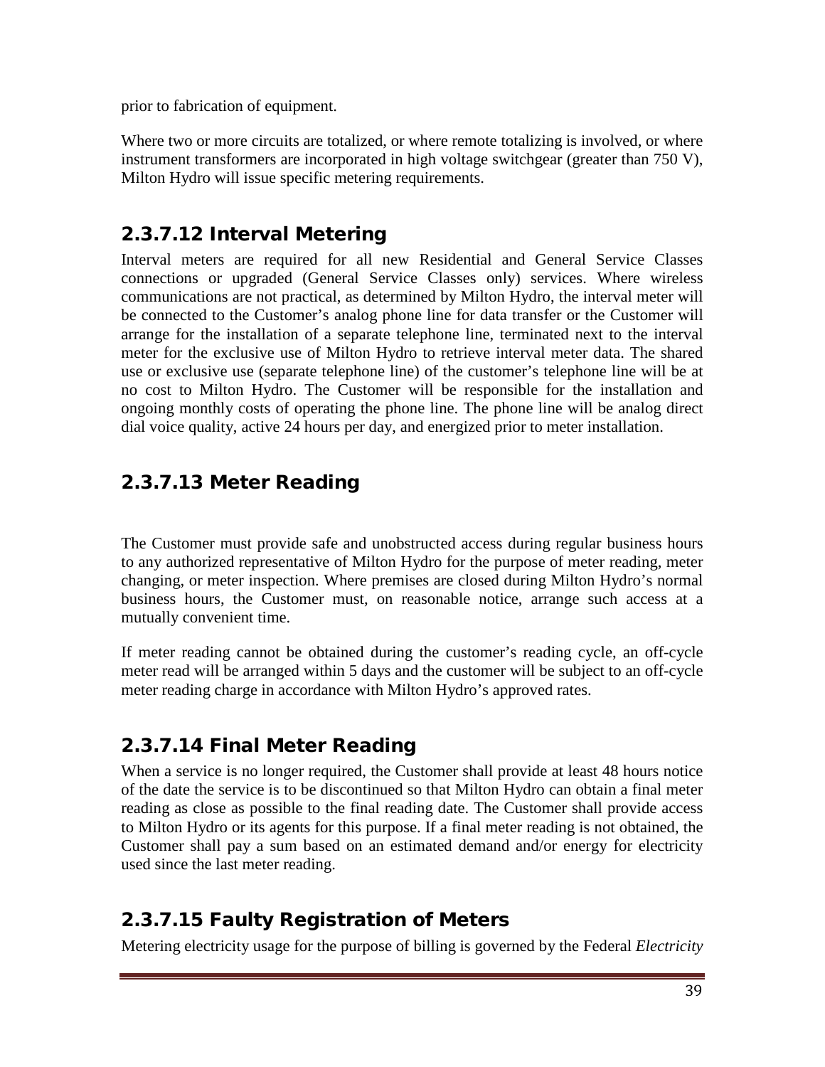prior to fabrication of equipment.

Where two or more circuits are totalized, or where remote totalizing is involved, or where instrument transformers are incorporated in high voltage switchgear (greater than 750 V), Milton Hydro will issue specific metering requirements.

## 2.3.7.12 Interval Metering

Interval meters are required for all new Residential and General Service Classes connections or upgraded (General Service Classes only) services. Where wireless communications are not practical, as determined by Milton Hydro, the interval meter will be connected to the Customer's analog phone line for data transfer or the Customer will arrange for the installation of a separate telephone line, terminated next to the interval meter for the exclusive use of Milton Hydro to retrieve interval meter data. The shared use or exclusive use (separate telephone line) of the customer's telephone line will be at no cost to Milton Hydro. The Customer will be responsible for the installation and ongoing monthly costs of operating the phone line. The phone line will be analog direct dial voice quality, active 24 hours per day, and energized prior to meter installation.

## 2.3.7.13 Meter Reading

The Customer must provide safe and unobstructed access during regular business hours to any authorized representative of Milton Hydro for the purpose of meter reading, meter changing, or meter inspection. Where premises are closed during Milton Hydro's normal business hours, the Customer must, on reasonable notice, arrange such access at a mutually convenient time.

If meter reading cannot be obtained during the customer's reading cycle, an off-cycle meter read will be arranged within 5 days and the customer will be subject to an off-cycle meter reading charge in accordance with Milton Hydro's approved rates.

## 2.3.7.14 Final Meter Reading

When a service is no longer required, the Customer shall provide at least 48 hours notice of the date the service is to be discontinued so that Milton Hydro can obtain a final meter reading as close as possible to the final reading date. The Customer shall provide access to Milton Hydro or its agents for this purpose. If a final meter reading is not obtained, the Customer shall pay a sum based on an estimated demand and/or energy for electricity used since the last meter reading.

## 2.3.7.15 Faulty Registration of Meters

Metering electricity usage for the purpose of billing is governed by the Federal *Electricity*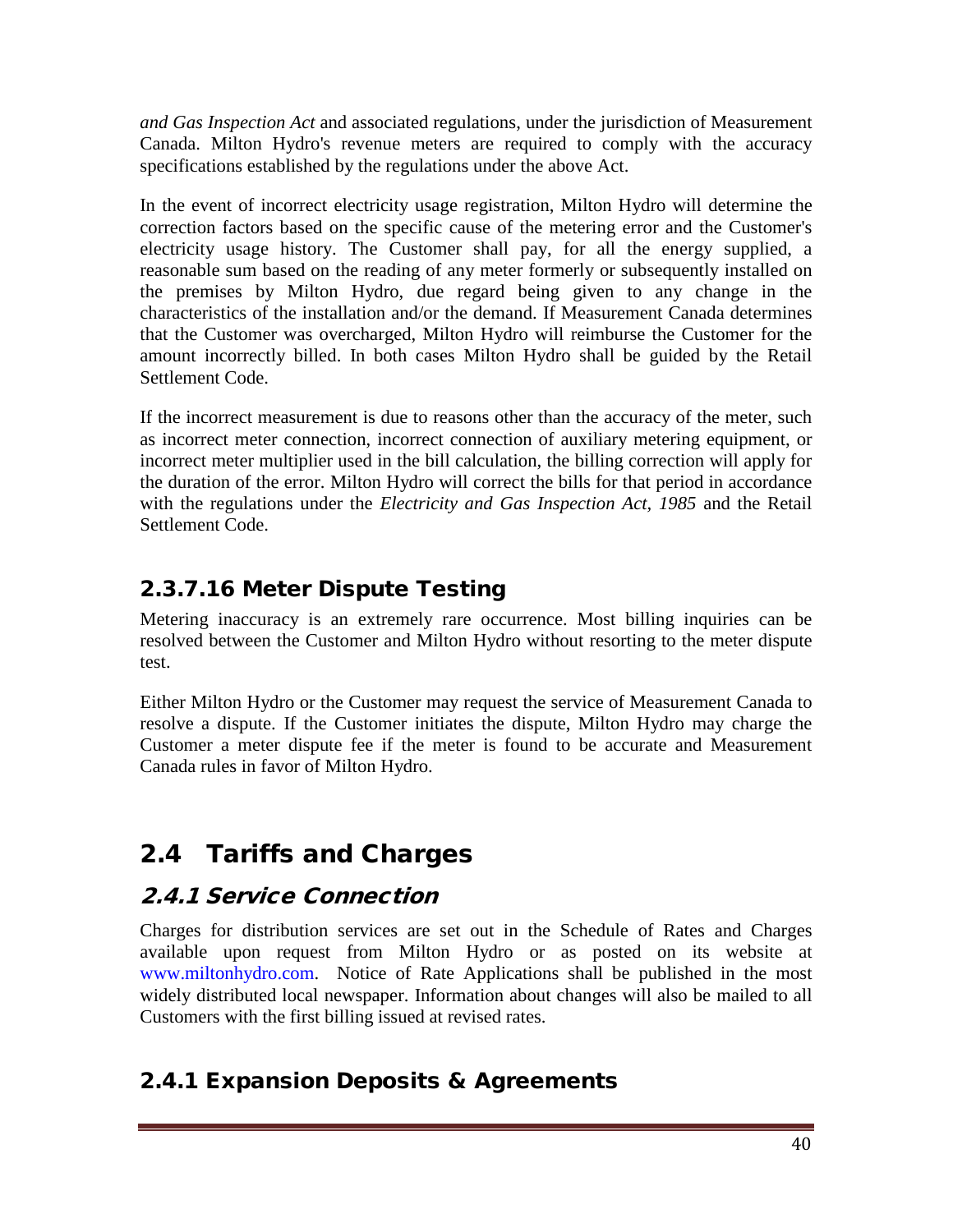*and Gas Inspection Act* and associated regulations, under the jurisdiction of Measurement Canada. Milton Hydro's revenue meters are required to comply with the accuracy specifications established by the regulations under the above Act.

In the event of incorrect electricity usage registration, Milton Hydro will determine the correction factors based on the specific cause of the metering error and the Customer's electricity usage history. The Customer shall pay, for all the energy supplied, a reasonable sum based on the reading of any meter formerly or subsequently installed on the premises by Milton Hydro, due regard being given to any change in the characteristics of the installation and/or the demand. If Measurement Canada determines that the Customer was overcharged, Milton Hydro will reimburse the Customer for the amount incorrectly billed. In both cases Milton Hydro shall be guided by the Retail Settlement Code.

If the incorrect measurement is due to reasons other than the accuracy of the meter, such as incorrect meter connection, incorrect connection of auxiliary metering equipment, or incorrect meter multiplier used in the bill calculation, the billing correction will apply for the duration of the error. Milton Hydro will correct the bills for that period in accordance with the regulations under the *Electricity and Gas Inspection Act, 1985* and the Retail Settlement Code.

### 2.3.7.16 Meter Dispute Testing

Metering inaccuracy is an extremely rare occurrence. Most billing inquiries can be resolved between the Customer and Milton Hydro without resorting to the meter dispute test.

Either Milton Hydro or the Customer may request the service of Measurement Canada to resolve a dispute. If the Customer initiates the dispute, Milton Hydro may charge the Customer a meter dispute fee if the meter is found to be accurate and Measurement Canada rules in favor of Milton Hydro.

## 2.4 Tariffs and Charges

### *2.4.1 Service Connection*

Charges for distribution services are set out in the Schedule of Rates and Charges available upon request from Milton Hydro or as posted on its website at www.miltonhydro.com. Notice of Rate Applications shall be published in the most widely distributed local newspaper. Information about changes will also be mailed to all Customers with the first billing issued at revised rates.

### 2.4.1 Expansion Deposits & Agreements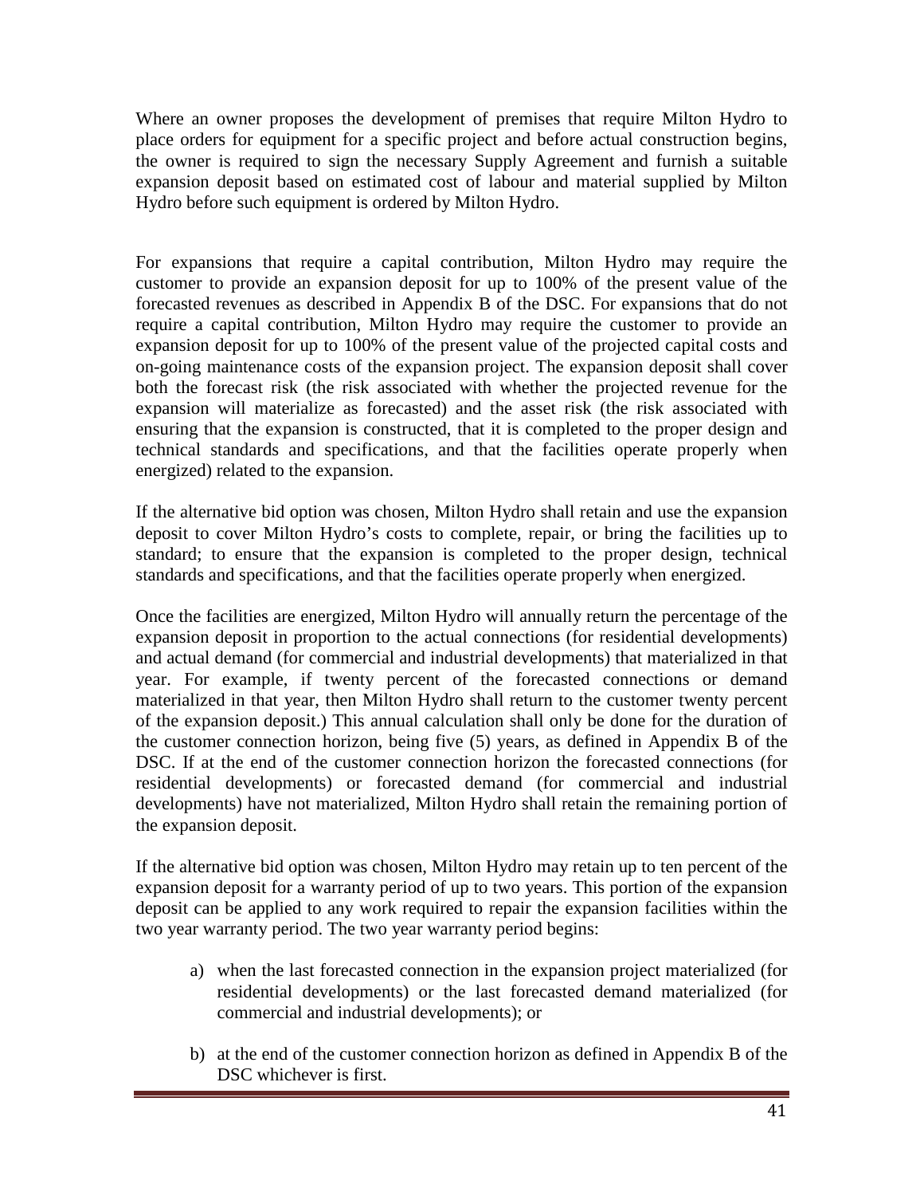Where an owner proposes the development of premises that require Milton Hydro to place orders for equipment for a specific project and before actual construction begins, the owner is required to sign the necessary Supply Agreement and furnish a suitable expansion deposit based on estimated cost of labour and material supplied by Milton Hydro before such equipment is ordered by Milton Hydro.

For expansions that require a capital contribution, Milton Hydro may require the customer to provide an expansion deposit for up to 100% of the present value of the forecasted revenues as described in Appendix B of the DSC. For expansions that do not require a capital contribution, Milton Hydro may require the customer to provide an expansion deposit for up to 100% of the present value of the projected capital costs and on-going maintenance costs of the expansion project. The expansion deposit shall cover both the forecast risk (the risk associated with whether the projected revenue for the expansion will materialize as forecasted) and the asset risk (the risk associated with ensuring that the expansion is constructed, that it is completed to the proper design and technical standards and specifications, and that the facilities operate properly when energized) related to the expansion.

If the alternative bid option was chosen, Milton Hydro shall retain and use the expansion deposit to cover Milton Hydro's costs to complete, repair, or bring the facilities up to standard; to ensure that the expansion is completed to the proper design, technical standards and specifications, and that the facilities operate properly when energized.

Once the facilities are energized, Milton Hydro will annually return the percentage of the expansion deposit in proportion to the actual connections (for residential developments) and actual demand (for commercial and industrial developments) that materialized in that year. For example, if twenty percent of the forecasted connections or demand materialized in that year, then Milton Hydro shall return to the customer twenty percent of the expansion deposit.) This annual calculation shall only be done for the duration of the customer connection horizon, being five (5) years, as defined in Appendix B of the DSC. If at the end of the customer connection horizon the forecasted connections (for residential developments) or forecasted demand (for commercial and industrial developments) have not materialized, Milton Hydro shall retain the remaining portion of the expansion deposit.

If the alternative bid option was chosen, Milton Hydro may retain up to ten percent of the expansion deposit for a warranty period of up to two years. This portion of the expansion deposit can be applied to any work required to repair the expansion facilities within the two year warranty period. The two year warranty period begins:

a) when the last forecasted connection in the expansion project materialized (for residential developments) or the last forecasted demand materialized (for commercial and industrial developments); or

b) at the end of the customer connection horizon as defined in Appendix B of the DSC whichever is first.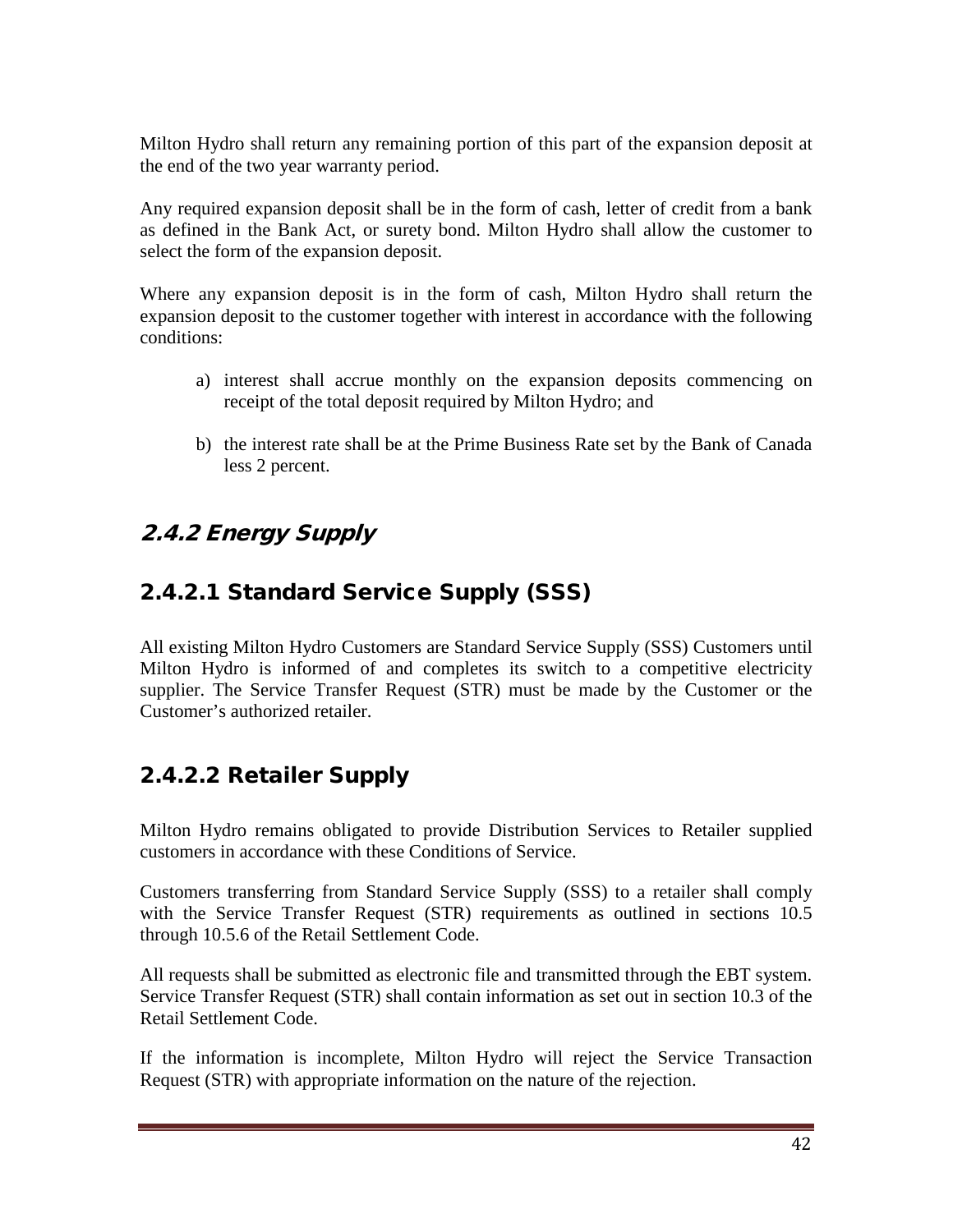Milton Hydro shall return any remaining portion of this part of the expansion deposit at the end of the two year warranty period.

Any required expansion deposit shall be in the form of cash, letter of credit from a bank as defined in the Bank Act, or surety bond. Milton Hydro shall allow the customer to select the form of the expansion deposit.

Where any expansion deposit is in the form of cash, Milton Hydro shall return the expansion deposit to the customer together with interest in accordance with the following conditions:

a) interest shall accrue monthly on the expansion deposits commencing on receipt of the total deposit required by Milton Hydro; and

b) the interest rate shall be at the Prime Business Rate set by the Bank of Canada less 2 percent.

## *2.4.2 Energy Supply*

### 2.4.2.1 Standard Service Supply (SSS)

All existing Milton Hydro Customers are Standard Service Supply (SSS) Customers until Milton Hydro is informed of and completes its switch to a competitive electricity supplier. The Service Transfer Request (STR) must be made by the Customer or the Customer's authorized retailer.

### 2.4.2.2 Retailer Supply

Milton Hydro remains obligated to provide Distribution Services to Retailer supplied customers in accordance with these Conditions of Service.

Customers transferring from Standard Service Supply (SSS) to a retailer shall comply with the Service Transfer Request (STR) requirements as outlined in sections 10.5 through 10.5.6 of the Retail Settlement Code.

All requests shall be submitted as electronic file and transmitted through the EBT system. Service Transfer Request (STR) shall contain information as set out in section 10.3 of the Retail Settlement Code.

If the information is incomplete, Milton Hydro will reject the Service Transaction Request (STR) with appropriate information on the nature of the rejection.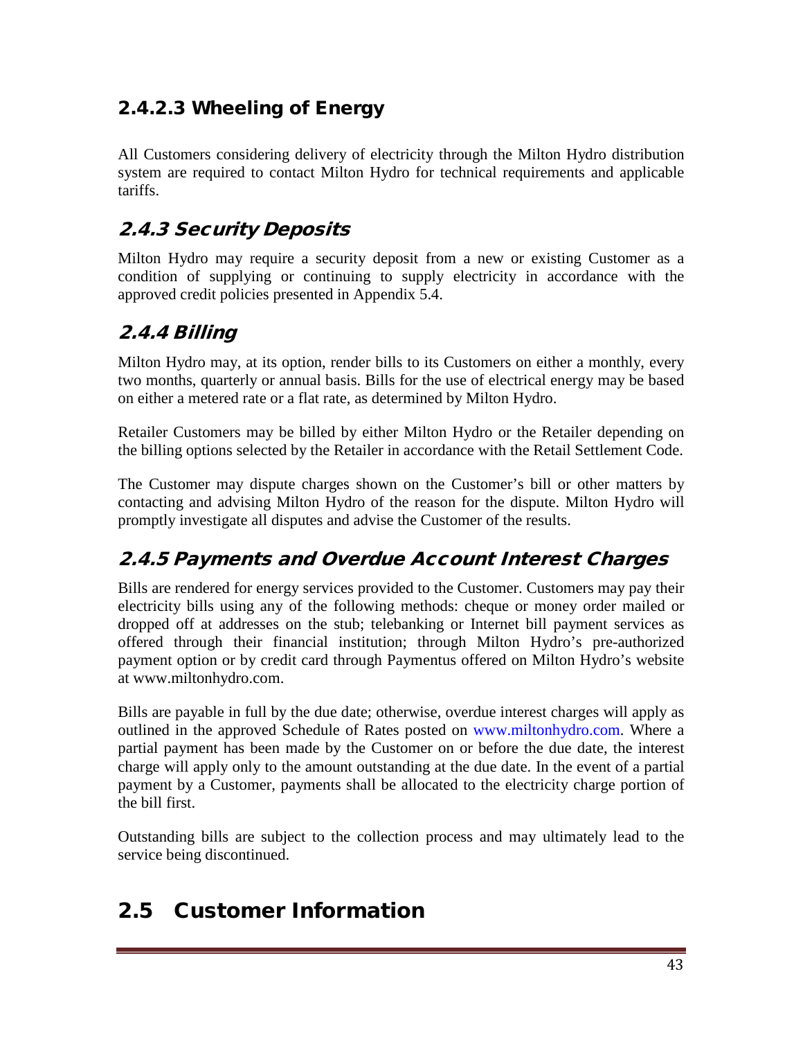#### 2.4.2.3 Wheeling of Energy

All Customers considering delivery of electricity through the Milton Hydro distribution system are required to contact Milton Hydro for technical requirements and applicable tariffs.

### 2.4.3 Security Deposits

Milton Hydro may require a security deposit from a new or existing Customer as a condition of supplying or continuing to supply electricity in accordance with the approved credit policies presented in Appendix 5.4.

### 2.4.4 Billing

Milton Hydro may, at its option, render bills to its Customers on either a monthly, every two months, quarterly or annual basis. Bills for the use of electrical energy may be based on either a metered rate or a flat rate, as determined by Milton Hydro.

Retailer Customers may be billed by either Milton Hydro or the Retailer depending on the billing options selected by the Retailer in accordance with the Retail Settlement Code.

The Customer may dispute charges shown on the Customer's bill or other matters by contacting and advising Milton Hydro of the reason for the dispute. Milton Hydro will promptly investigate all disputes and advise the Customer of the results.

### 2.4.5 Payments and Overdue Account Interest Charges

Bills are rendered for energy services provided to the Customer. Customers may pay their electricity bills using any of the following methods: cheque or money order mailed or dropped off at addresses on the stub; telebanking or Internet bill payment services as offered through their financial institution; through Milton Hydro's pre-authorized payment option or by credit card through Paymentus offered on Milton Hydro's website at www.miltonhydro.com.

Bills are payable in full by the due date; otherwise, overdue interest charges will apply as outlined in the approved Schedule of Rates posted on www.miltonhydro.com. Where a partial payment has been made by the Customer on or before the due date, the interest charge will apply only to the amount outstanding at the due date. In the event of a partial payment by a Customer, payments shall be allocated to the electricity charge portion of the bill first.

Outstanding bills are subject to the collection process and may ultimately lead to the service being discontinued.

## 2.5 Customer Information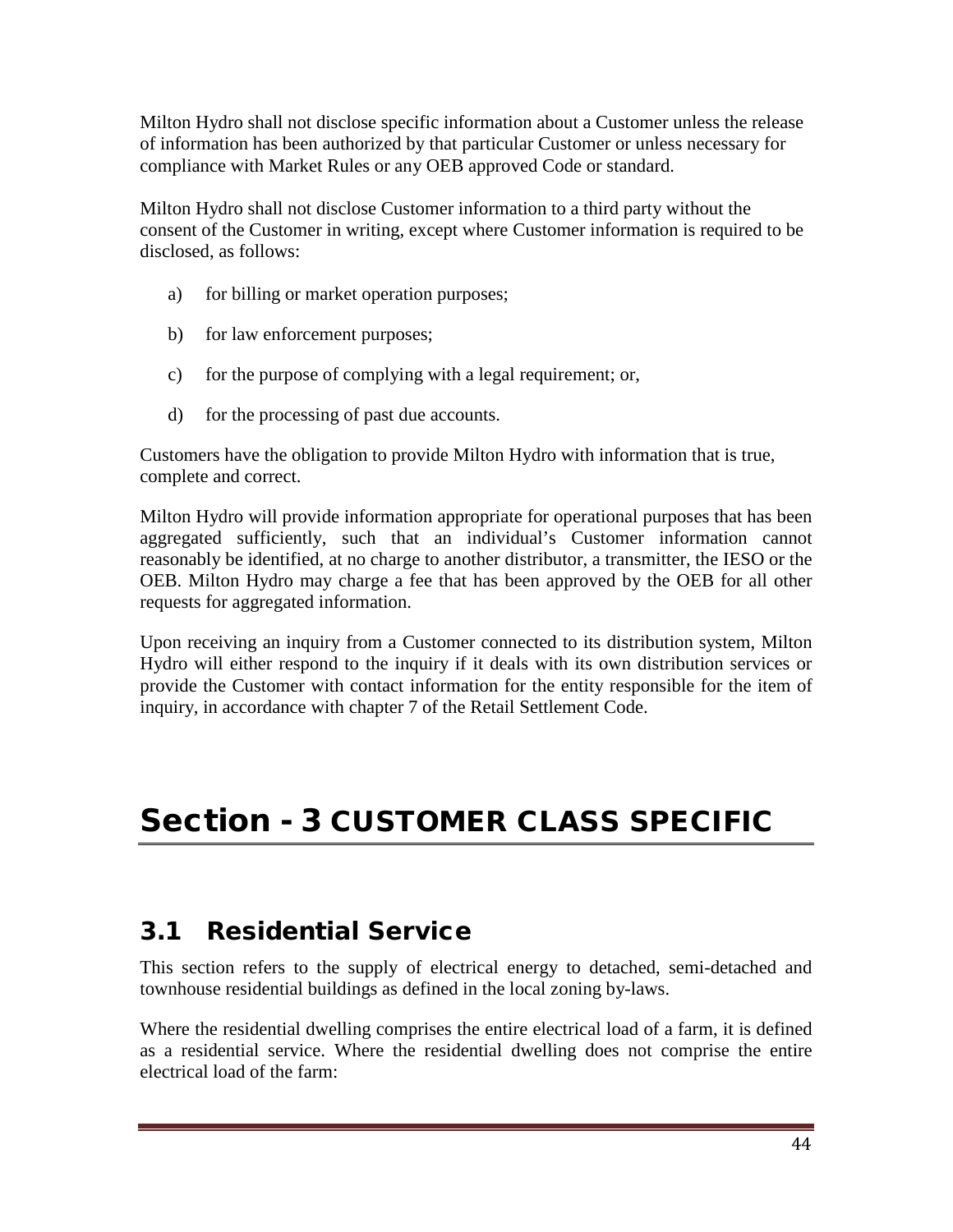Milton Hydro shall not disclose specific information about a Customer unless the release of information has been authorized by that particular Customer or unless necessary for compliance with Market Rules or any OEB approved Code or standard.

Milton Hydro shall not disclose Customer information to a third party without the consent of the Customer in writing, except where Customer information is required to be disclosed, as follows:

a) for billing or market operation purposes;

b) for law enforcement purposes;

c) for the purpose of complying with a legal requirement; or,

d) for the processing of past due accounts.

Customers have the obligation to provide Milton Hydro with information that is true, complete and correct.

Milton Hydro will provide information appropriate for operational purposes that has been aggregated sufficiently, such that an individual's Customer information cannot reasonably be identified, at no charge to another distributor, a transmitter, the IESO or the OEB. Milton Hydro may charge a fee that has been approved by the OEB for all other requests for aggregated information.

Upon receiving an inquiry from a Customer connected to its distribution system, Milton Hydro will either respond to the inquiry if it deals with its own distribution services or provide the Customer with contact information for the entity responsible for the item of inquiry, in accordance with chapter 7 of the Retail Settlement Code.

# Section - 3 CUSTOMER CLASS SPECIFIC

## 3.1 Residential Service

This section refers to the supply of electrical energy to detached, semi-detached and townhouse residential buildings as defined in the local zoning by-laws.

Where the residential dwelling comprises the entire electrical load of a farm, it is defined as a residential service. Where the residential dwelling does not comprise the entire electrical load of the farm: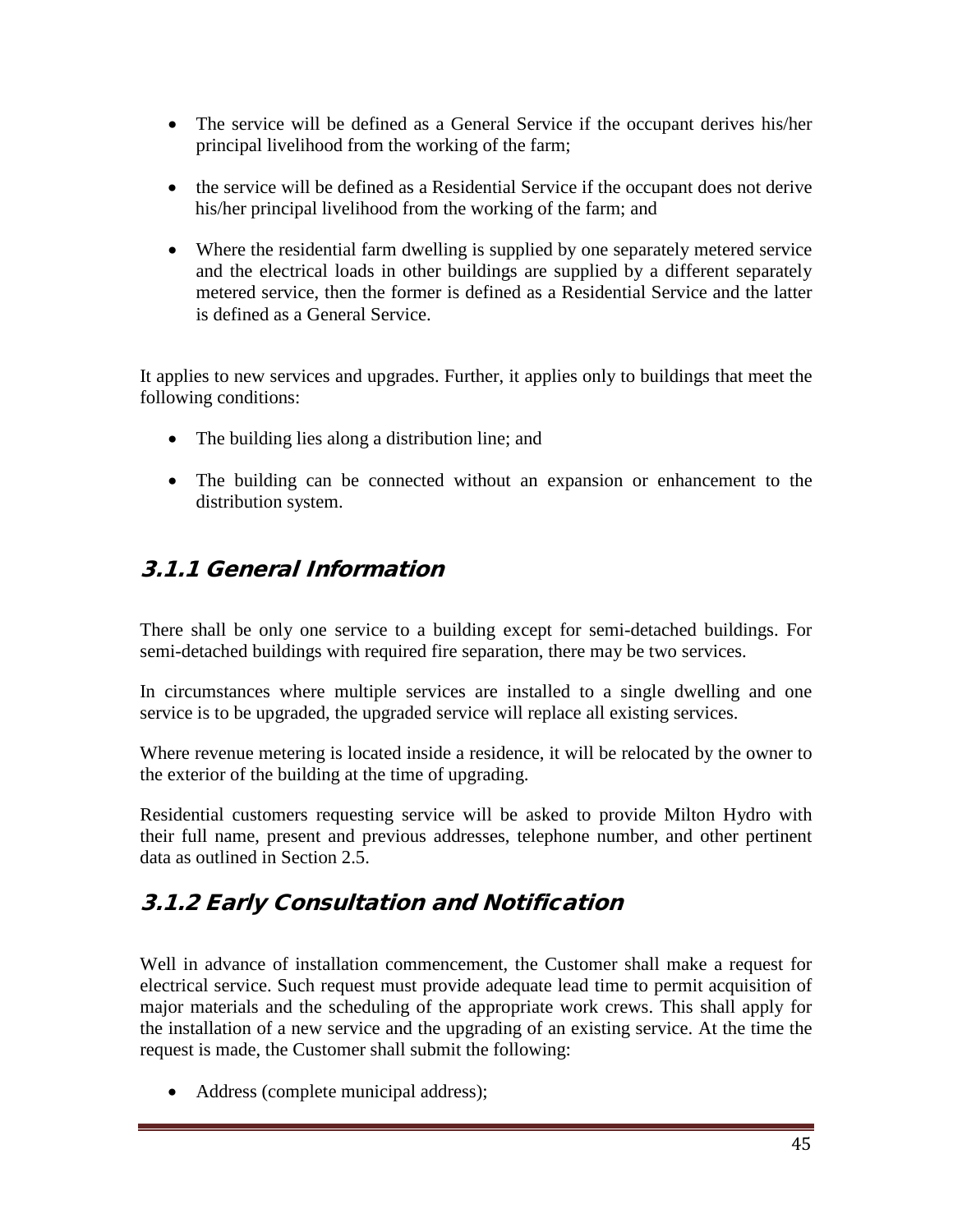- The service will be defined as a General Service if the occupant derives his/her principal livelihood from the working of the farm;
- the service will be defined as a Residential Service if the occupant does not derive his/her principal livelihood from the working of the farm; and
- Where the residential farm dwelling is supplied by one separately metered service and the electrical loads in other buildings are supplied by a different separately metered service, then the former is defined as a Residential Service and the latter is defined as a General Service.

It applies to new services and upgrades. Further, it applies only to buildings that meet the following conditions:

- The building lies along a distribution line; and
- The building can be connected without an expansion or enhancement to the distribution system.

### 3.1.1 General Information

There shall be only one service to a building except for semi-detached buildings. For semi-detached buildings with required fire separation, there may be two services.

In circumstances where multiple services are installed to a single dwelling and one service is to be upgraded, the upgraded service will replace all existing services.

Where revenue metering is located inside a residence, it will be relocated by the owner to the exterior of the building at the time of upgrading.

Residential customers requesting service will be asked to provide Milton Hydro with their full name, present and previous addresses, telephone number, and other pertinent data as outlined in Section 2.5.

### 3.1.2 Early Consultation and Notification

Well in advance of installation commencement, the Customer shall make a request for electrical service. Such request must provide adequate lead time to permit acquisition of major materials and the scheduling of the appropriate work crews. This shall apply for the installation of a new service and the upgrading of an existing service. At the time the request is made, the Customer shall submit the following:

- Address (complete municipal address);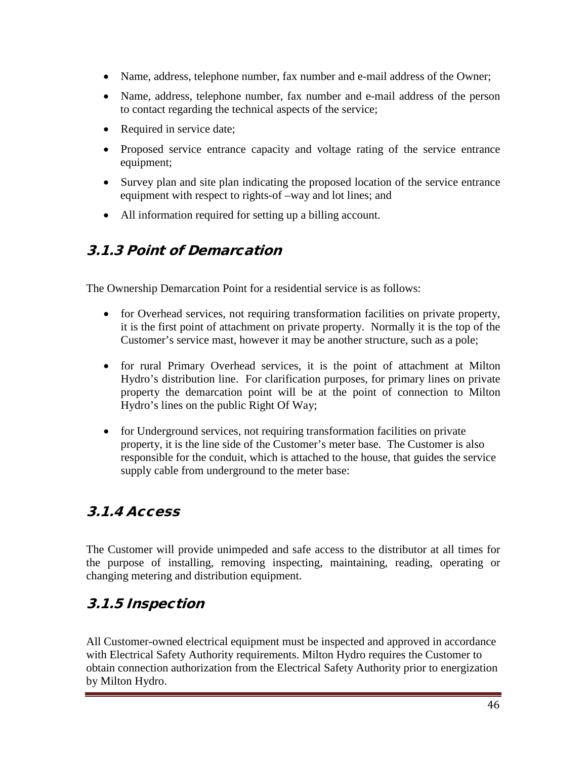- Name, address, telephone number, fax number and e-mail address of the Owner;
- Name, address, telephone number, fax number and e-mail address of the person to contact regarding the technical aspects of the service;
- Required in service date;
- Proposed service entrance capacity and voltage rating of the service entrance equipment;
- Survey plan and site plan indicating the proposed location of the service entrance equipment with respect to rights-of –way and lot lines; and
- All information required for setting up a billing account.

### 3.1.3 Point of Demarcation

The Ownership Demarcation Point for a residential service is as follows:

- for Overhead services, not requiring transformation facilities on private property, it is the first point of attachment on private property. Normally it is the top of the Customer's service mast, however it may be another structure, such as a pole;
- for rural Primary Overhead services, it is the point of attachment at Milton Hydro's distribution line. For clarification purposes, for primary lines on private property the demarcation point will be at the point of connection to Milton Hydro's lines on the public Right Of Way;
- for Underground services, not requiring transformation facilities on private property, it is the line side of the Customer's meter base. The Customer is also responsible for the conduit, which is attached to the house, that guides the service supply cable from underground to the meter base:

### 3.1.4 Access

The Customer will provide unimpeded and safe access to the distributor at all times for the purpose of installing, removing inspecting, maintaining, reading, operating or changing metering and distribution equipment.

### 3.1.5 Inspection

All Customer-owned electrical equipment must be inspected and approved in accordance with Electrical Safety Authority requirements. Milton Hydro requires the Customer to obtain connection authorization from the Electrical Safety Authority prior to energization by Milton Hydro.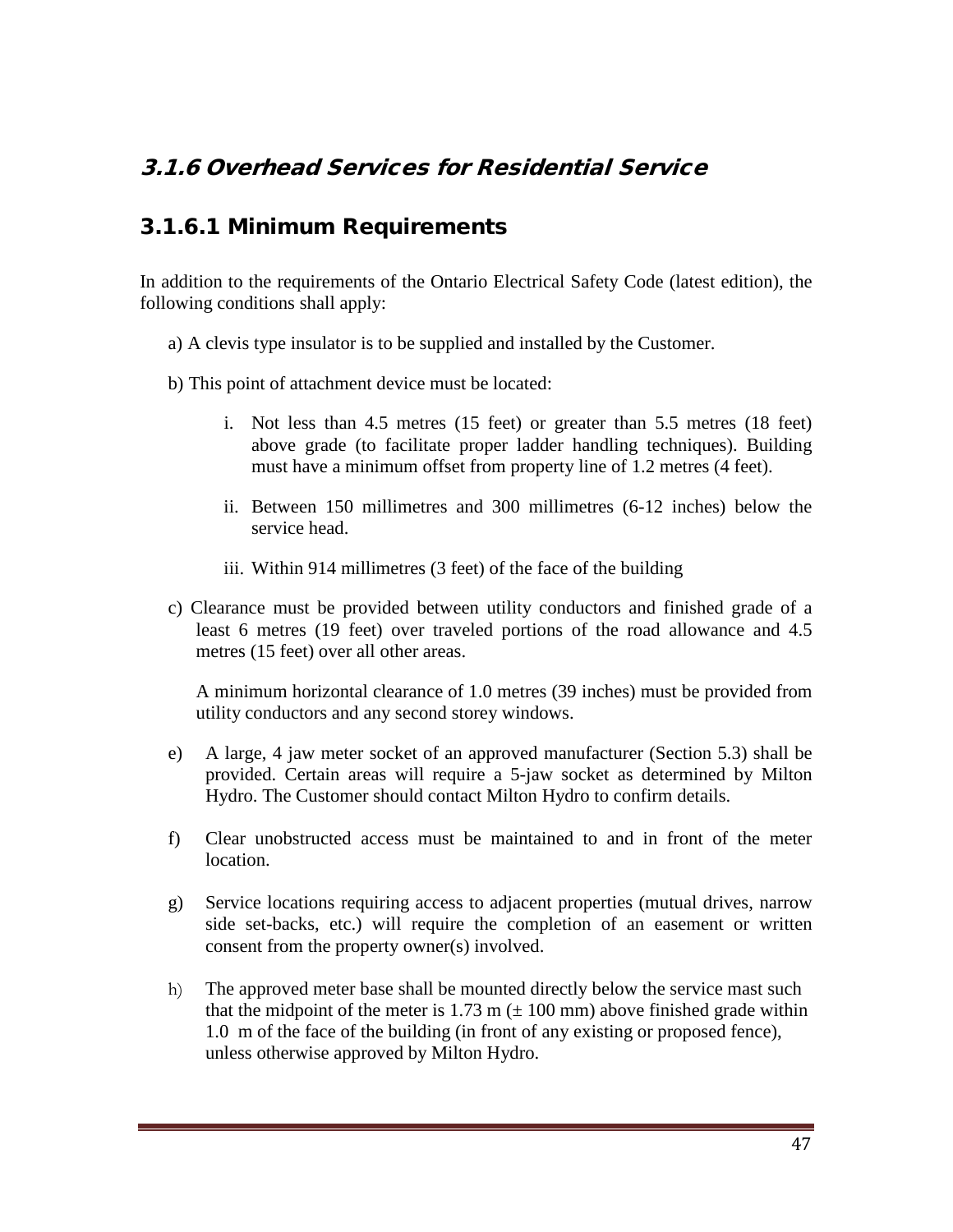## 3.1.6 Overhead Services for Residential Service

### 3.1.6.1 Minimum Requirements

In addition to the requirements of the Ontario Electrical Safety Code (latest edition), the following conditions shall apply:

a) A clevis type insulator is to be supplied and installed by the Customer.

b) This point of attachment device must be located:

   i. Not less than 4.5 metres (15 feet) or greater than 5.5 metres (18 feet) above grade (to facilitate proper ladder handling techniques). Building must have a minimum offset from property line of 1.2 metres (4 feet).

   ii. Between 150 millimetres and 300 millimetres (6-12 inches) below the service head.

   iii. Within 914 millimetres (3 feet) of the face of the building

c) Clearance must be provided between utility conductors and finished grade of a least 6 metres (19 feet) over traveled portions of the road allowance and 4.5 metres (15 feet) over all other areas.

   A minimum horizontal clearance of 1.0 metres (39 inches) must be provided from utility conductors and any second storey windows.

e) A large, 4 jaw meter socket of an approved manufacturer (Section 5.3) shall be provided. Certain areas will require a 5-jaw socket as determined by Milton Hydro. The Customer should contact Milton Hydro to confirm details.

f) Clear unobstructed access must be maintained to and in front of the meter location.

g) Service locations requiring access to adjacent properties (mutual drives, narrow side set-backs, etc.) will require the completion of an easement or written consent from the property owner(s) involved.

h) The approved meter base shall be mounted directly below the service mast such that the midpoint of the meter is 1.73 m (± 100 mm) above finished grade within 1.0 m of the face of the building (in front of any existing or proposed fence), unless otherwise approved by Milton Hydro.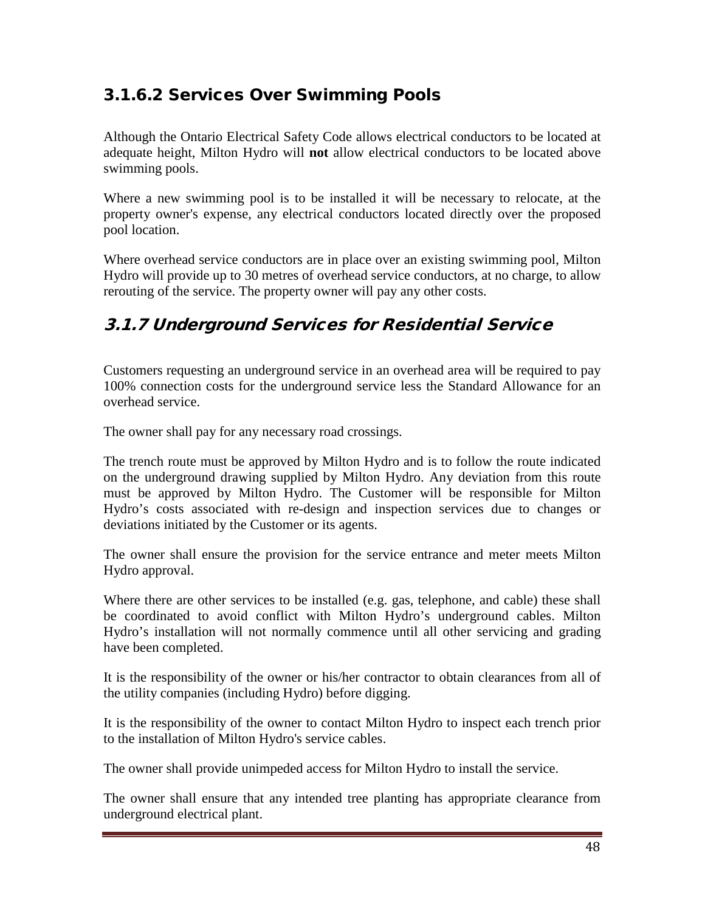### 3.1.6.2 Services Over Swimming Pools

Although the Ontario Electrical Safety Code allows electrical conductors to be located at adequate height, Milton Hydro will **not** allow electrical conductors to be located above swimming pools.

Where a new swimming pool is to be installed it will be necessary to relocate, at the property owner's expense, any electrical conductors located directly over the proposed pool location.

Where overhead service conductors are in place over an existing swimming pool, Milton Hydro will provide up to 30 metres of overhead service conductors, at no charge, to allow rerouting of the service. The property owner will pay any other costs.

## *3.1.7 Underground Services for Residential Service*

Customers requesting an underground service in an overhead area will be required to pay 100% connection costs for the underground service less the Standard Allowance for an overhead service.

The owner shall pay for any necessary road crossings.

The trench route must be approved by Milton Hydro and is to follow the route indicated on the underground drawing supplied by Milton Hydro. Any deviation from this route must be approved by Milton Hydro. The Customer will be responsible for Milton Hydro's costs associated with re-design and inspection services due to changes or deviations initiated by the Customer or its agents.

The owner shall ensure the provision for the service entrance and meter meets Milton Hydro approval.

Where there are other services to be installed (e.g. gas, telephone, and cable) these shall be coordinated to avoid conflict with Milton Hydro's underground cables. Milton Hydro's installation will not normally commence until all other servicing and grading have been completed.

It is the responsibility of the owner or his/her contractor to obtain clearances from all of the utility companies (including Hydro) before digging.

It is the responsibility of the owner to contact Milton Hydro to inspect each trench prior to the installation of Milton Hydro's service cables.

The owner shall provide unimpeded access for Milton Hydro to install the service.

The owner shall ensure that any intended tree planting has appropriate clearance from underground electrical plant.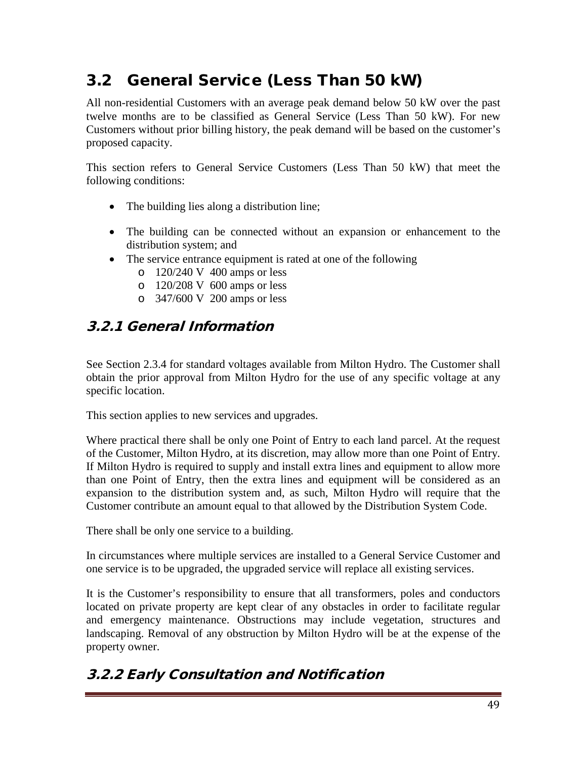## 3.2 General Service (Less Than 50 kW)

All non-residential Customers with an average peak demand below 50 kW over the past twelve months are to be classified as General Service (Less Than 50 kW). For new Customers without prior billing history, the peak demand will be based on the customer's proposed capacity.

This section refers to General Service Customers (Less Than 50 kW) that meet the following conditions:

- The building lies along a distribution line;
- The building can be connected without an expansion or enhancement to the distribution system; and
- The service entrance equipment is rated at one of the following
  - 120/240 V 400 amps or less
  - 120/208 V 600 amps or less
  - 347/600 V 200 amps or less

### 3.2.1 General Information

See Section 2.3.4 for standard voltages available from Milton Hydro. The Customer shall obtain the prior approval from Milton Hydro for the use of any specific voltage at any specific location.

This section applies to new services and upgrades.

Where practical there shall be only one Point of Entry to each land parcel. At the request of the Customer, Milton Hydro, at its discretion, may allow more than one Point of Entry. If Milton Hydro is required to supply and install extra lines and equipment to allow more than one Point of Entry, then the extra lines and equipment will be considered as an expansion to the distribution system and, as such, Milton Hydro will require that the Customer contribute an amount equal to that allowed by the Distribution System Code.

There shall be only one service to a building.

In circumstances where multiple services are installed to a General Service Customer and one service is to be upgraded, the upgraded service will replace all existing services.

It is the Customer's responsibility to ensure that all transformers, poles and conductors located on private property are kept clear of any obstacles in order to facilitate regular and emergency maintenance. Obstructions may include vegetation, structures and landscaping. Removal of any obstruction by Milton Hydro will be at the expense of the property owner.

### 3.2.2 Early Consultation and Notification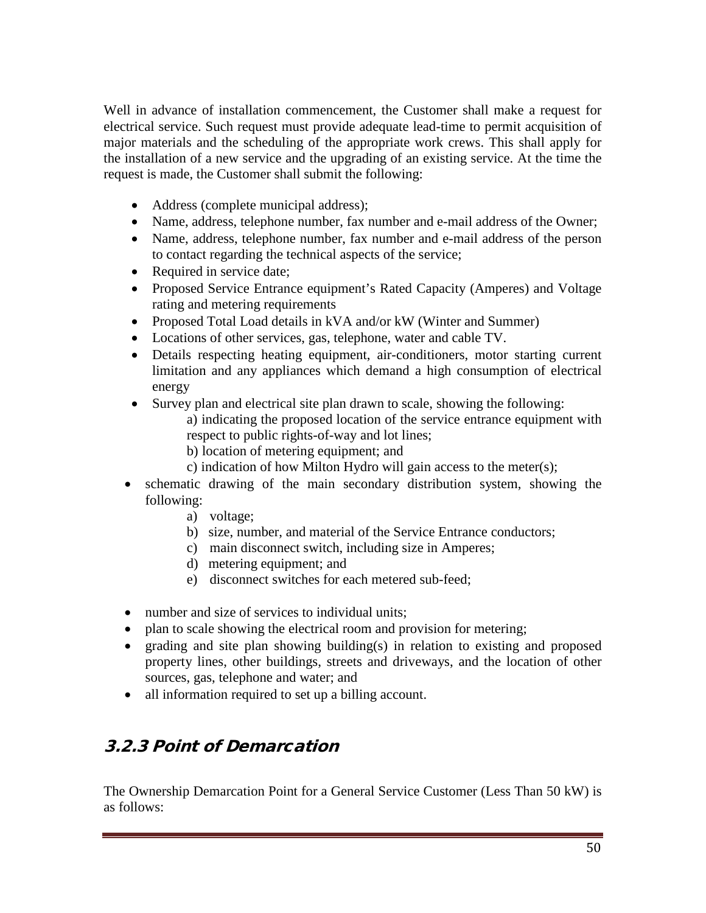Well in advance of installation commencement, the Customer shall make a request for electrical service. Such request must provide adequate lead-time to permit acquisition of major materials and the scheduling of the appropriate work crews. This shall apply for the installation of a new service and the upgrading of an existing service. At the time the request is made, the Customer shall submit the following:

- Address (complete municipal address);
- Name, address, telephone number, fax number and e-mail address of the Owner;
- Name, address, telephone number, fax number and e-mail address of the person to contact regarding the technical aspects of the service;
- Required in service date;
- Proposed Service Entrance equipment's Rated Capacity (Amperes) and Voltage rating and metering requirements
- Proposed Total Load details in kVA and/or kW (Winter and Summer)
- Locations of other services, gas, telephone, water and cable TV.
- Details respecting heating equipment, air-conditioners, motor starting current limitation and any appliances which demand a high consumption of electrical energy
- Survey plan and electrical site plan drawn to scale, showing the following:
  a) indicating the proposed location of the service entrance equipment with respect to public rights-of-way and lot lines;
  b) location of metering equipment; and
  c) indication of how Milton Hydro will gain access to the meter(s);
- schematic drawing of the main secondary distribution system, showing the following:
  a) voltage;
  b) size, number, and material of the Service Entrance conductors;
  c) main disconnect switch, including size in Amperes;
  d) metering equipment; and
  e) disconnect switches for each metered sub-feed;
- number and size of services to individual units;
- plan to scale showing the electrical room and provision for metering;
- grading and site plan showing building(s) in relation to existing and proposed property lines, other buildings, streets and driveways, and the location of other sources, gas, telephone and water; and
- all information required to set up a billing account.

### 3.2.3 Point of Demarcation

The Ownership Demarcation Point for a General Service Customer (Less Than 50 kW) is as follows: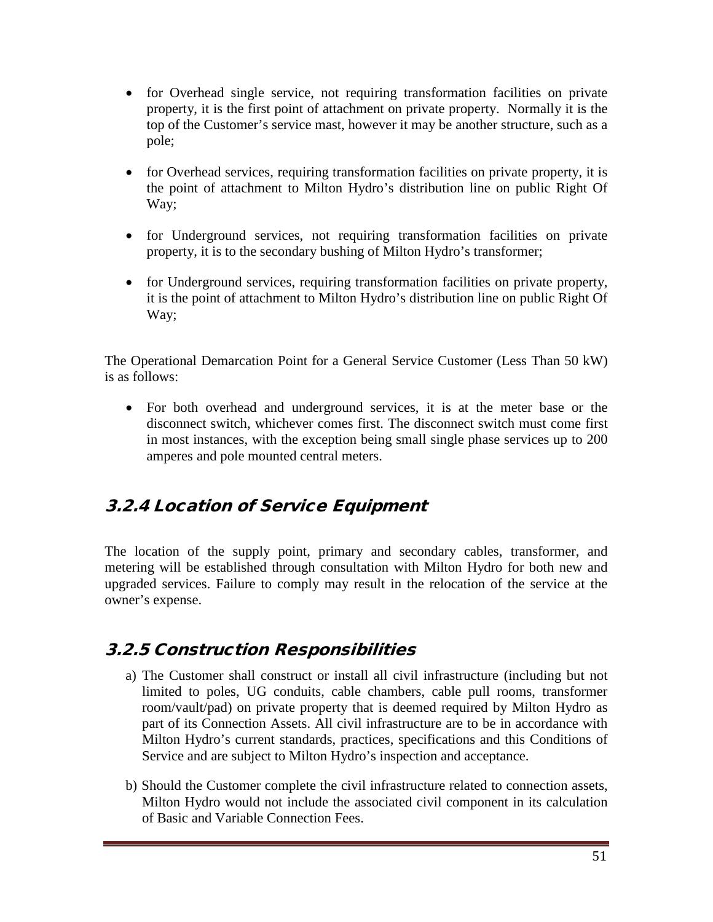- for Overhead single service, not requiring transformation facilities on private property, it is the first point of attachment on private property. Normally it is the top of the Customer's service mast, however it may be another structure, such as a pole;

- for Overhead services, requiring transformation facilities on private property, it is the point of attachment to Milton Hydro's distribution line on public Right Of Way;

- for Underground services, not requiring transformation facilities on private property, it is to the secondary bushing of Milton Hydro's transformer;

- for Underground services, requiring transformation facilities on private property, it is the point of attachment to Milton Hydro's distribution line on public Right Of Way;

The Operational Demarcation Point for a General Service Customer (Less Than 50 kW) is as follows:

- For both overhead and underground services, it is at the meter base or the disconnect switch, whichever comes first. The disconnect switch must come first in most instances, with the exception being small single phase services up to 200 amperes and pole mounted central meters.

### 3.2.4 Location of Service Equipment

The location of the supply point, primary and secondary cables, transformer, and metering will be established through consultation with Milton Hydro for both new and upgraded services. Failure to comply may result in the relocation of the service at the owner's expense.

### 3.2.5 Construction Responsibilities

a) The Customer shall construct or install all civil infrastructure (including but not limited to poles, UG conduits, cable chambers, cable pull rooms, transformer room/vault/pad) on private property that is deemed required by Milton Hydro as part of its Connection Assets. All civil infrastructure are to be in accordance with Milton Hydro's current standards, practices, specifications and this Conditions of Service and are subject to Milton Hydro's inspection and acceptance.

b) Should the Customer complete the civil infrastructure related to connection assets, Milton Hydro would not include the associated civil component in its calculation of Basic and Variable Connection Fees.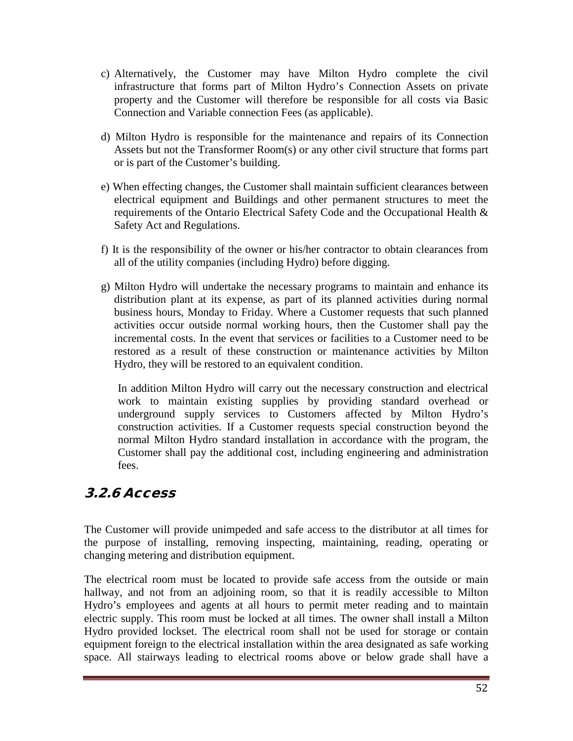c) Alternatively, the Customer may have Milton Hydro complete the civil infrastructure that forms part of Milton Hydro's Connection Assets on private property and the Customer will therefore be responsible for all costs via Basic Connection and Variable connection Fees (as applicable).

d) Milton Hydro is responsible for the maintenance and repairs of its Connection Assets but not the Transformer Room(s) or any other civil structure that forms part or is part of the Customer's building.

e) When effecting changes, the Customer shall maintain sufficient clearances between electrical equipment and Buildings and other permanent structures to meet the requirements of the Ontario Electrical Safety Code and the Occupational Health & Safety Act and Regulations.

f) It is the responsibility of the owner or his/her contractor to obtain clearances from all of the utility companies (including Hydro) before digging.

g) Milton Hydro will undertake the necessary programs to maintain and enhance its distribution plant at its expense, as part of its planned activities during normal business hours, Monday to Friday. Where a Customer requests that such planned activities occur outside normal working hours, then the Customer shall pay the incremental costs. In the event that services or facilities to a Customer need to be restored as a result of these construction or maintenance activities by Milton Hydro, they will be restored to an equivalent condition.

   In addition Milton Hydro will carry out the necessary construction and electrical work to maintain existing supplies by providing standard overhead or underground supply services to Customers affected by Milton Hydro's construction activities. If a Customer requests special construction beyond the normal Milton Hydro standard installation in accordance with the program, the Customer shall pay the additional cost, including engineering and administration fees.

### 3.2.6 Access

The Customer will provide unimpeded and safe access to the distributor at all times for the purpose of installing, removing inspecting, maintaining, reading, operating or changing metering and distribution equipment.

The electrical room must be located to provide safe access from the outside or main hallway, and not from an adjoining room, so that it is readily accessible to Milton Hydro's employees and agents at all hours to permit meter reading and to maintain electric supply. This room must be locked at all times. The owner shall install a Milton Hydro provided lockset. The electrical room shall not be used for storage or contain equipment foreign to the electrical installation within the area designated as safe working space. All stairways leading to electrical rooms above or below grade shall have a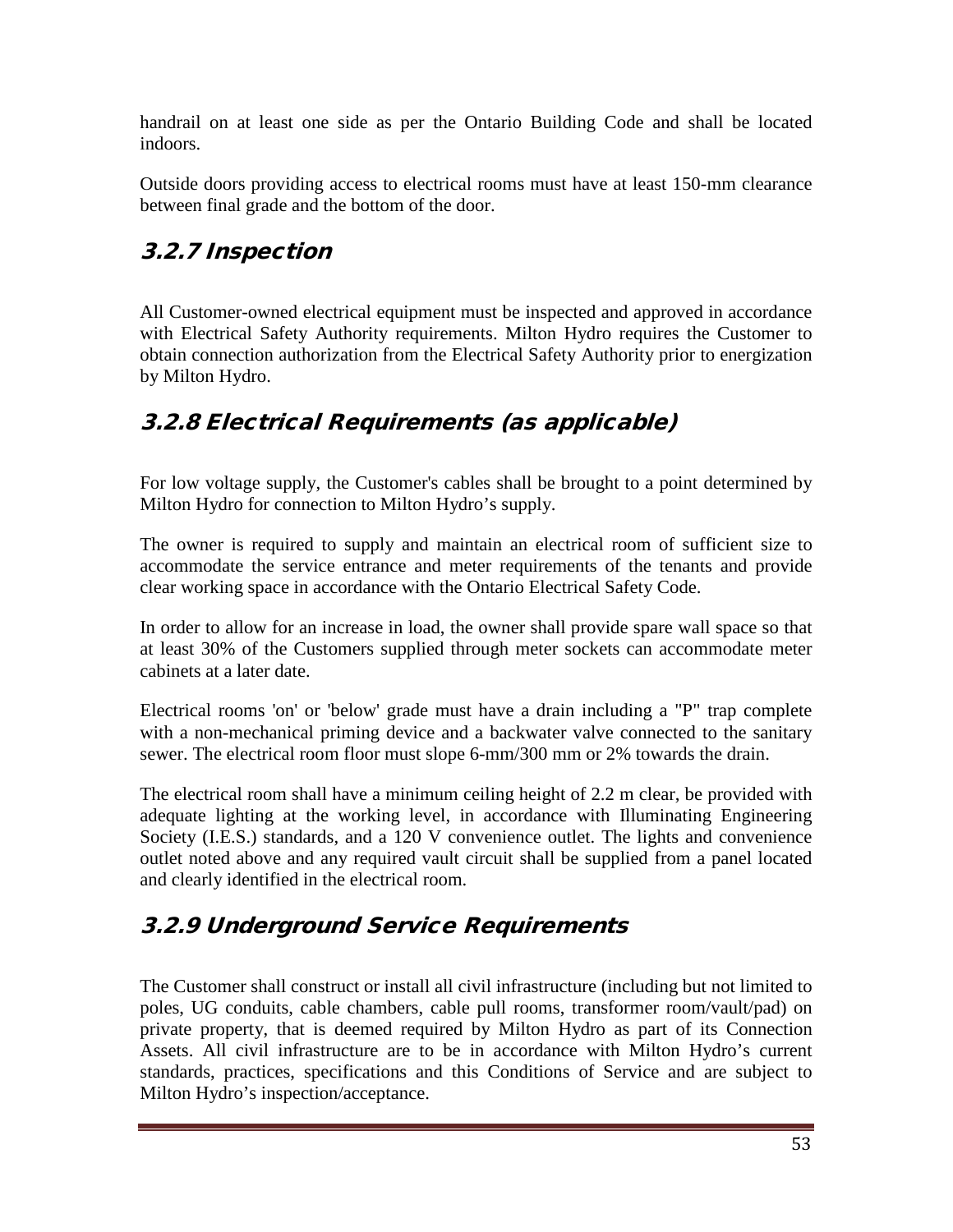handrail on at least one side as per the Ontario Building Code and shall be located indoors.

Outside doors providing access to electrical rooms must have at least 150-mm clearance between final grade and the bottom of the door.

## 3.2.7 Inspection

All Customer-owned electrical equipment must be inspected and approved in accordance with Electrical Safety Authority requirements. Milton Hydro requires the Customer to obtain connection authorization from the Electrical Safety Authority prior to energization by Milton Hydro.

## 3.2.8 Electrical Requirements (as applicable)

For low voltage supply, the Customer's cables shall be brought to a point determined by Milton Hydro for connection to Milton Hydro's supply.

The owner is required to supply and maintain an electrical room of sufficient size to accommodate the service entrance and meter requirements of the tenants and provide clear working space in accordance with the Ontario Electrical Safety Code.

In order to allow for an increase in load, the owner shall provide spare wall space so that at least 30% of the Customers supplied through meter sockets can accommodate meter cabinets at a later date.

Electrical rooms 'on' or 'below' grade must have a drain including a "P" trap complete with a non-mechanical priming device and a backwater valve connected to the sanitary sewer. The electrical room floor must slope 6-mm/300 mm or 2% towards the drain.

The electrical room shall have a minimum ceiling height of 2.2 m clear, be provided with adequate lighting at the working level, in accordance with Illuminating Engineering Society (I.E.S.) standards, and a 120 V convenience outlet. The lights and convenience outlet noted above and any required vault circuit shall be supplied from a panel located and clearly identified in the electrical room.

## 3.2.9 Underground Service Requirements

The Customer shall construct or install all civil infrastructure (including but not limited to poles, UG conduits, cable chambers, cable pull rooms, transformer room/vault/pad) on private property, that is deemed required by Milton Hydro as part of its Connection Assets. All civil infrastructure are to be in accordance with Milton Hydro's current standards, practices, specifications and this Conditions of Service and are subject to Milton Hydro's inspection/acceptance.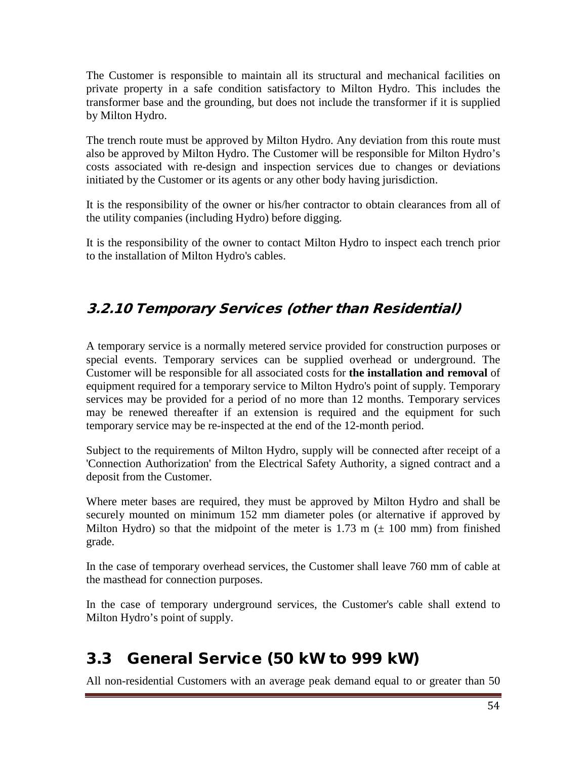The Customer is responsible to maintain all its structural and mechanical facilities on private property in a safe condition satisfactory to Milton Hydro. This includes the transformer base and the grounding, but does not include the transformer if it is supplied by Milton Hydro.

The trench route must be approved by Milton Hydro. Any deviation from this route must also be approved by Milton Hydro. The Customer will be responsible for Milton Hydro's costs associated with re-design and inspection services due to changes or deviations initiated by the Customer or its agents or any other body having jurisdiction.

It is the responsibility of the owner or his/her contractor to obtain clearances from all of the utility companies (including Hydro) before digging.

It is the responsibility of the owner to contact Milton Hydro to inspect each trench prior to the installation of Milton Hydro's cables.

### 3.2.10 Temporary Services (other than Residential)

A temporary service is a normally metered service provided for construction purposes or special events. Temporary services can be supplied overhead or underground. The Customer will be responsible for all associated costs for **the installation and removal** of equipment required for a temporary service to Milton Hydro's point of supply. Temporary services may be provided for a period of no more than 12 months. Temporary services may be renewed thereafter if an extension is required and the equipment for such temporary service may be re-inspected at the end of the 12-month period.

Subject to the requirements of Milton Hydro, supply will be connected after receipt of a 'Connection Authorization' from the Electrical Safety Authority, a signed contract and a deposit from the Customer.

Where meter bases are required, they must be approved by Milton Hydro and shall be securely mounted on minimum 152 mm diameter poles (or alternative if approved by Milton Hydro) so that the midpoint of the meter is 1.73 m (± 100 mm) from finished grade.

In the case of temporary overhead services, the Customer shall leave 760 mm of cable at the masthead for connection purposes.

In the case of temporary underground services, the Customer's cable shall extend to Milton Hydro's point of supply.

## 3.3 General Service (50 kW to 999 kW)

All non-residential Customers with an average peak demand equal to or greater than 50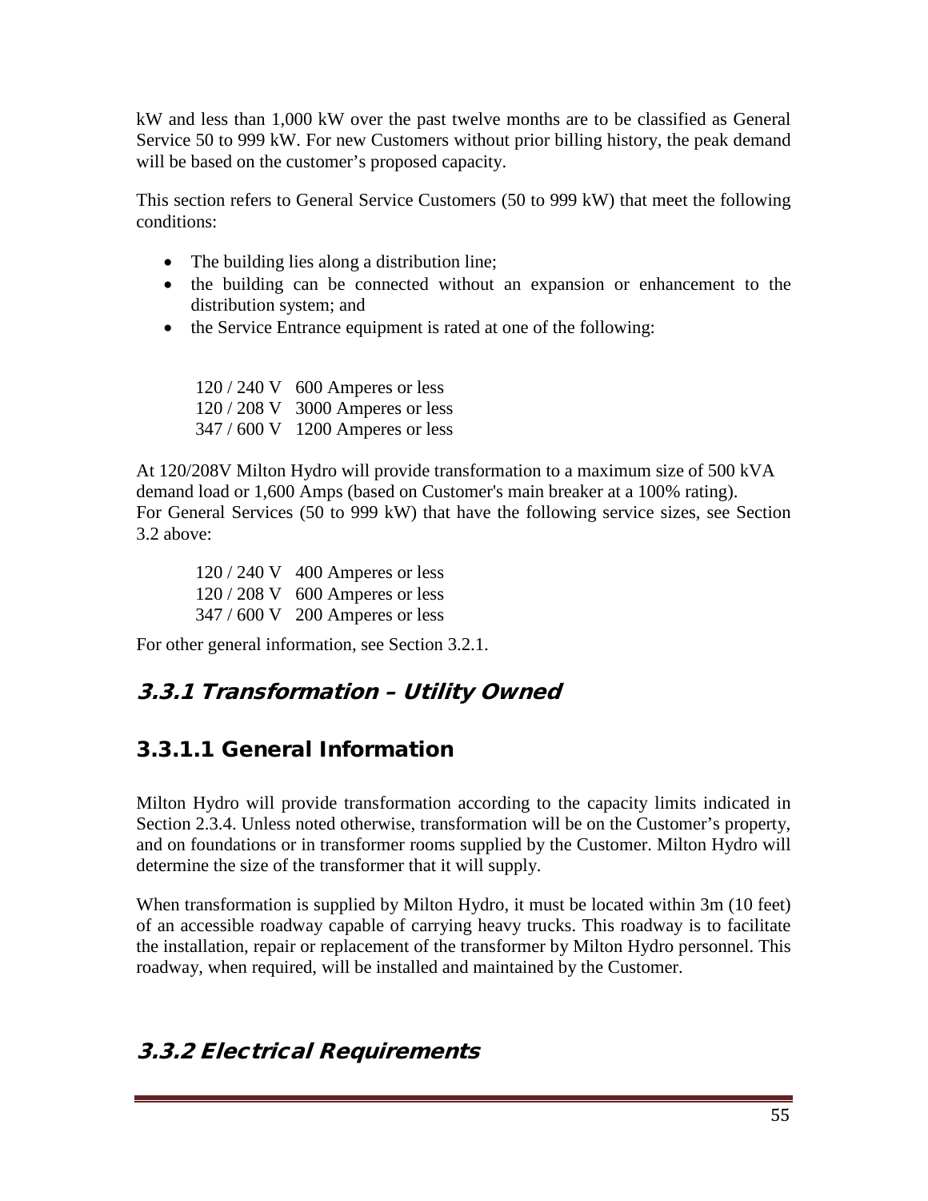kW and less than 1,000 kW over the past twelve months are to be classified as General Service 50 to 999 kW. For new Customers without prior billing history, the peak demand will be based on the customer's proposed capacity.

This section refers to General Service Customers (50 to 999 kW) that meet the following conditions:

- The building lies along a distribution line;
- the building can be connected without an expansion or enhancement to the distribution system; and
- the Service Entrance equipment is rated at one of the following:

| | |
|---|---|
| 120 / 240 V | 600 Amperes or less |
| 120 / 208 V | 3000 Amperes or less |
| 347 / 600 V | 1200 Amperes or less |

At 120/208V Milton Hydro will provide transformation to a maximum size of 500 kVA demand load or 1,600 Amps (based on Customer's main breaker at a 100% rating).
For General Services (50 to 999 kW) that have the following service sizes, see Section 3.2 above:

| | |
|---|---|
| 120 / 240 V | 400 Amperes or less |
| 120 / 208 V | 600 Amperes or less |
| 347 / 600 V | 200 Amperes or less |

For other general information, see Section 3.2.1.

## *3.3.1 Transformation – Utility Owned*

### 3.3.1.1 General Information

Milton Hydro will provide transformation according to the capacity limits indicated in Section 2.3.4. Unless noted otherwise, transformation will be on the Customer's property, and on foundations or in transformer rooms supplied by the Customer. Milton Hydro will determine the size of the transformer that it will supply.

When transformation is supplied by Milton Hydro, it must be located within 3m (10 feet) of an accessible roadway capable of carrying heavy trucks. This roadway is to facilitate the installation, repair or replacement of the transformer by Milton Hydro personnel. This roadway, when required, will be installed and maintained by the Customer.

## *3.3.2 Electrical Requirements*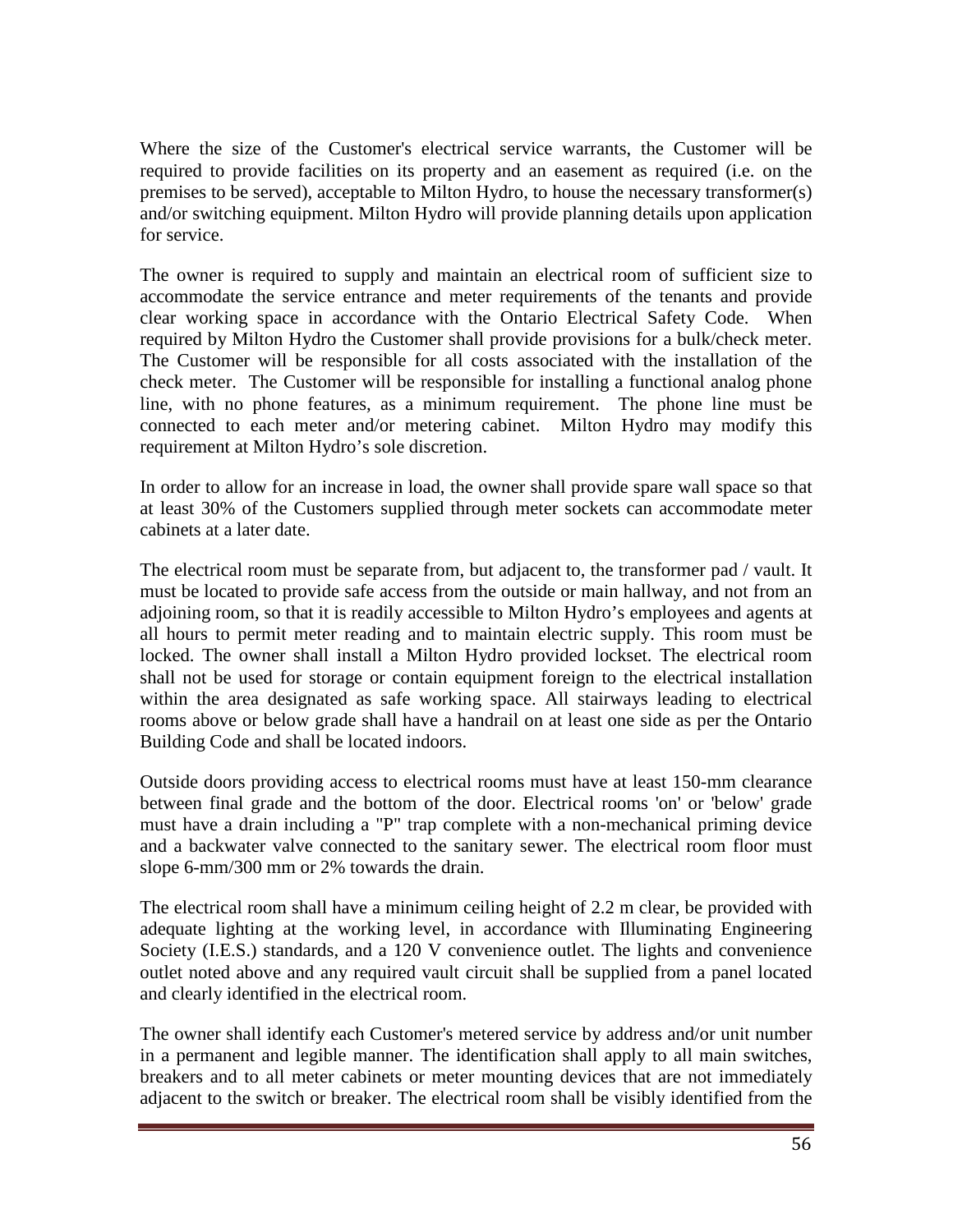Where the size of the Customer's electrical service warrants, the Customer will be required to provide facilities on its property and an easement as required (i.e. on the premises to be served), acceptable to Milton Hydro, to house the necessary transformer(s) and/or switching equipment. Milton Hydro will provide planning details upon application for service.

The owner is required to supply and maintain an electrical room of sufficient size to accommodate the service entrance and meter requirements of the tenants and provide clear working space in accordance with the Ontario Electrical Safety Code. When required by Milton Hydro the Customer shall provide provisions for a bulk/check meter. The Customer will be responsible for all costs associated with the installation of the check meter. The Customer will be responsible for installing a functional analog phone line, with no phone features, as a minimum requirement. The phone line must be connected to each meter and/or metering cabinet. Milton Hydro may modify this requirement at Milton Hydro's sole discretion.

In order to allow for an increase in load, the owner shall provide spare wall space so that at least 30% of the Customers supplied through meter sockets can accommodate meter cabinets at a later date.

The electrical room must be separate from, but adjacent to, the transformer pad / vault. It must be located to provide safe access from the outside or main hallway, and not from an adjoining room, so that it is readily accessible to Milton Hydro's employees and agents at all hours to permit meter reading and to maintain electric supply. This room must be locked. The owner shall install a Milton Hydro provided lockset. The electrical room shall not be used for storage or contain equipment foreign to the electrical installation within the area designated as safe working space. All stairways leading to electrical rooms above or below grade shall have a handrail on at least one side as per the Ontario Building Code and shall be located indoors.

Outside doors providing access to electrical rooms must have at least 150-mm clearance between final grade and the bottom of the door. Electrical rooms 'on' or 'below' grade must have a drain including a "P" trap complete with a non-mechanical priming device and a backwater valve connected to the sanitary sewer. The electrical room floor must slope 6-mm/300 mm or 2% towards the drain.

The electrical room shall have a minimum ceiling height of 2.2 m clear, be provided with adequate lighting at the working level, in accordance with Illuminating Engineering Society (I.E.S.) standards, and a 120 V convenience outlet. The lights and convenience outlet noted above and any required vault circuit shall be supplied from a panel located and clearly identified in the electrical room.

The owner shall identify each Customer's metered service by address and/or unit number in a permanent and legible manner. The identification shall apply to all main switches, breakers and to all meter cabinets or meter mounting devices that are not immediately adjacent to the switch or breaker. The electrical room shall be visibly identified from the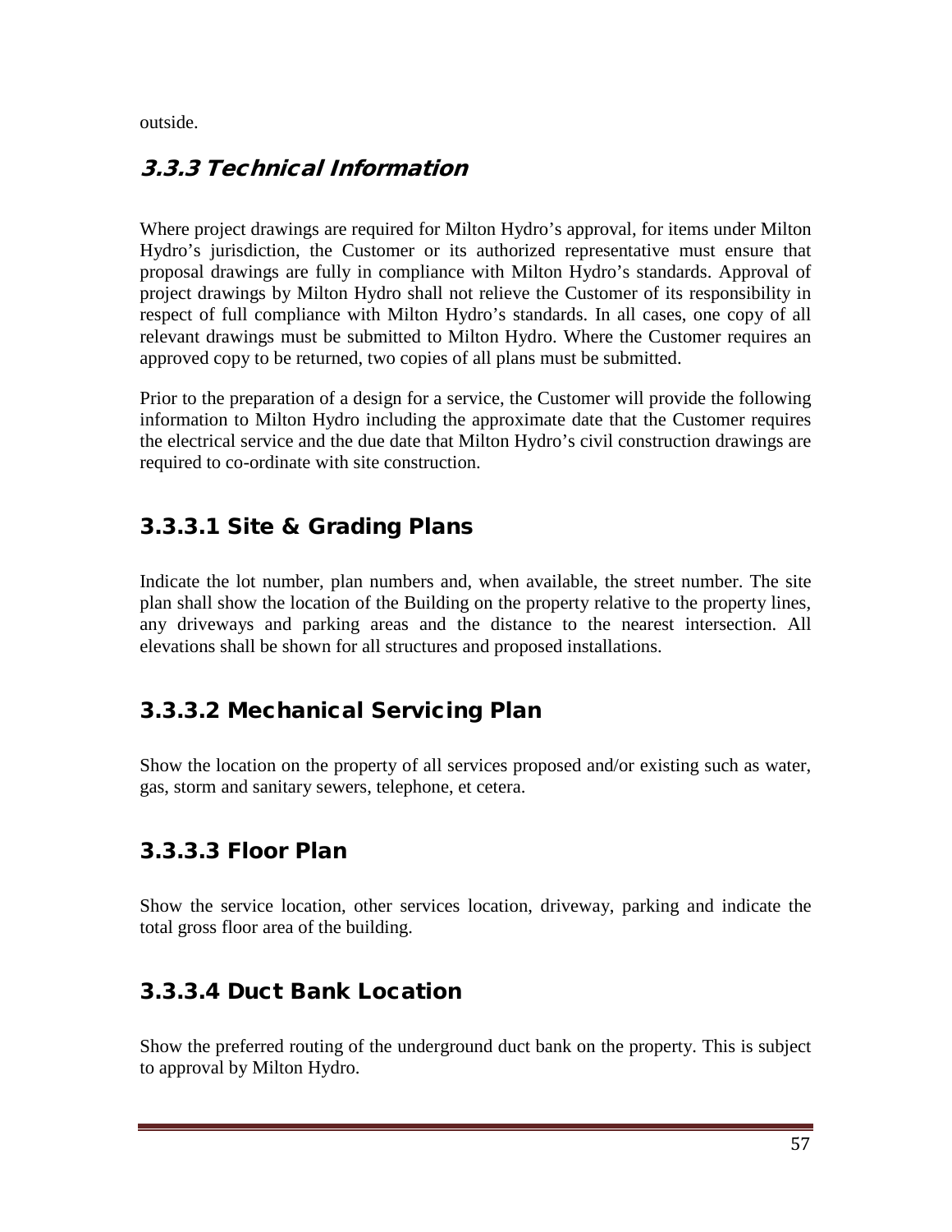outside.

### 3.3.3 Technical Information

Where project drawings are required for Milton Hydro's approval, for items under Milton Hydro's jurisdiction, the Customer or its authorized representative must ensure that proposal drawings are fully in compliance with Milton Hydro's standards. Approval of project drawings by Milton Hydro shall not relieve the Customer of its responsibility in respect of full compliance with Milton Hydro's standards. In all cases, one copy of all relevant drawings must be submitted to Milton Hydro. Where the Customer requires an approved copy to be returned, two copies of all plans must be submitted.

Prior to the preparation of a design for a service, the Customer will provide the following information to Milton Hydro including the approximate date that the Customer requires the electrical service and the due date that Milton Hydro's civil construction drawings are required to co-ordinate with site construction.

#### 3.3.3.1 Site & Grading Plans

Indicate the lot number, plan numbers and, when available, the street number. The site plan shall show the location of the Building on the property relative to the property lines, any driveways and parking areas and the distance to the nearest intersection. All elevations shall be shown for all structures and proposed installations.

#### 3.3.3.2 Mechanical Servicing Plan

Show the location on the property of all services proposed and/or existing such as water, gas, storm and sanitary sewers, telephone, et cetera.

#### 3.3.3.3 Floor Plan

Show the service location, other services location, driveway, parking and indicate the total gross floor area of the building.

#### 3.3.3.4 Duct Bank Location

Show the preferred routing of the underground duct bank on the property. This is subject to approval by Milton Hydro.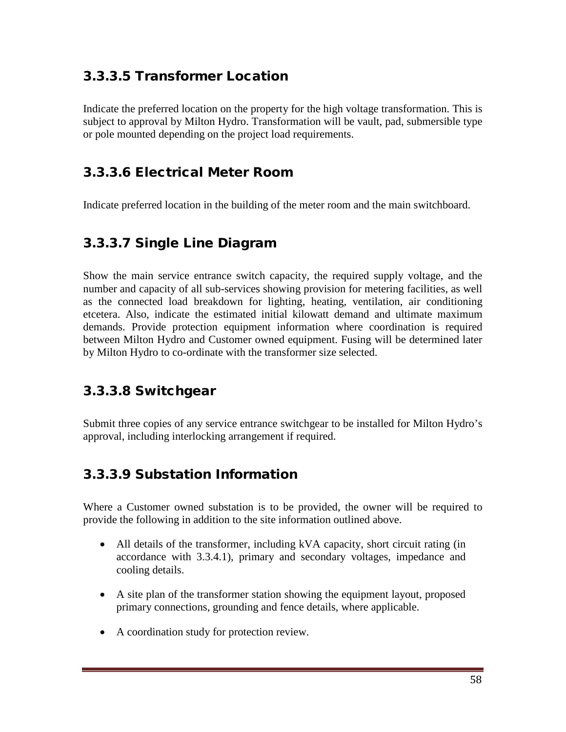### 3.3.3.5 Transformer Location

Indicate the preferred location on the property for the high voltage transformation. This is subject to approval by Milton Hydro. Transformation will be vault, pad, submersible type or pole mounted depending on the project load requirements.

### 3.3.3.6 Electrical Meter Room

Indicate preferred location in the building of the meter room and the main switchboard.

### 3.3.3.7 Single Line Diagram

Show the main service entrance switch capacity, the required supply voltage, and the number and capacity of all sub-services showing provision for metering facilities, as well as the connected load breakdown for lighting, heating, ventilation, air conditioning etcetera. Also, indicate the estimated initial kilowatt demand and ultimate maximum demands. Provide protection equipment information where coordination is required between Milton Hydro and Customer owned equipment. Fusing will be determined later by Milton Hydro to co-ordinate with the transformer size selected.

### 3.3.3.8 Switchgear

Submit three copies of any service entrance switchgear to be installed for Milton Hydro's approval, including interlocking arrangement if required.

### 3.3.3.9 Substation Information

Where a Customer owned substation is to be provided, the owner will be required to provide the following in addition to the site information outlined above.

- All details of the transformer, including kVA capacity, short circuit rating (in accordance with 3.3.4.1), primary and secondary voltages, impedance and cooling details.
- A site plan of the transformer station showing the equipment layout, proposed primary connections, grounding and fence details, where applicable.
- A coordination study for protection review.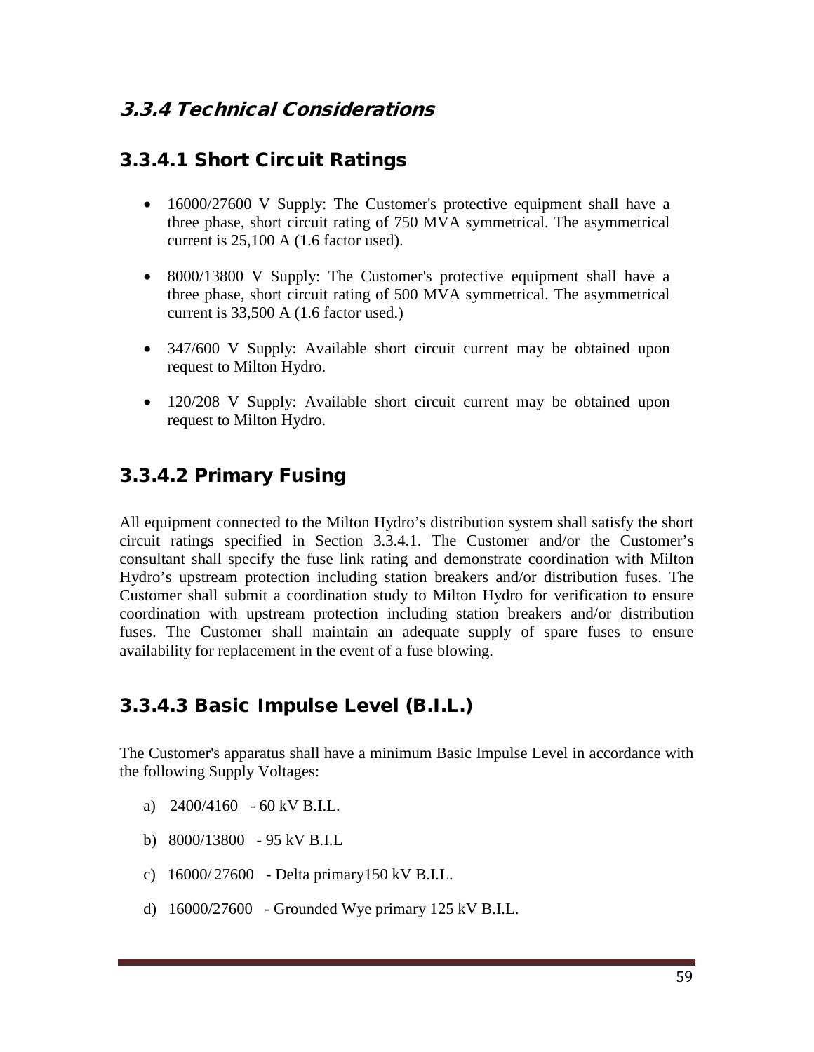## 3.3.4 Technical Considerations

### 3.3.4.1 Short Circuit Ratings

- 16000/27600 V Supply: The Customer's protective equipment shall have a three phase, short circuit rating of 750 MVA symmetrical. The asymmetrical current is 25,100 A (1.6 factor used).
- 8000/13800 V Supply: The Customer's protective equipment shall have a three phase, short circuit rating of 500 MVA symmetrical. The asymmetrical current is 33,500 A (1.6 factor used.)
- 347/600 V Supply: Available short circuit current may be obtained upon request to Milton Hydro.
- 120/208 V Supply: Available short circuit current may be obtained upon request to Milton Hydro.

### 3.3.4.2 Primary Fusing

All equipment connected to the Milton Hydro's distribution system shall satisfy the short circuit ratings specified in Section 3.3.4.1. The Customer and/or the Customer's consultant shall specify the fuse link rating and demonstrate coordination with Milton Hydro's upstream protection including station breakers and/or distribution fuses. The Customer shall submit a coordination study to Milton Hydro for verification to ensure coordination with upstream protection including station breakers and/or distribution fuses. The Customer shall maintain an adequate supply of spare fuses to ensure availability for replacement in the event of a fuse blowing.

### 3.3.4.3 Basic Impulse Level (B.I.L.)

The Customer's apparatus shall have a minimum Basic Impulse Level in accordance with the following Supply Voltages:

a) 2400/4160 - 60 kV B.I.L.

b) 8000/13800 - 95 kV B.I.L

c) 16000/ 27600 - Delta primary150 kV B.I.L.

d) 16000/27600 - Grounded Wye primary 125 kV B.I.L.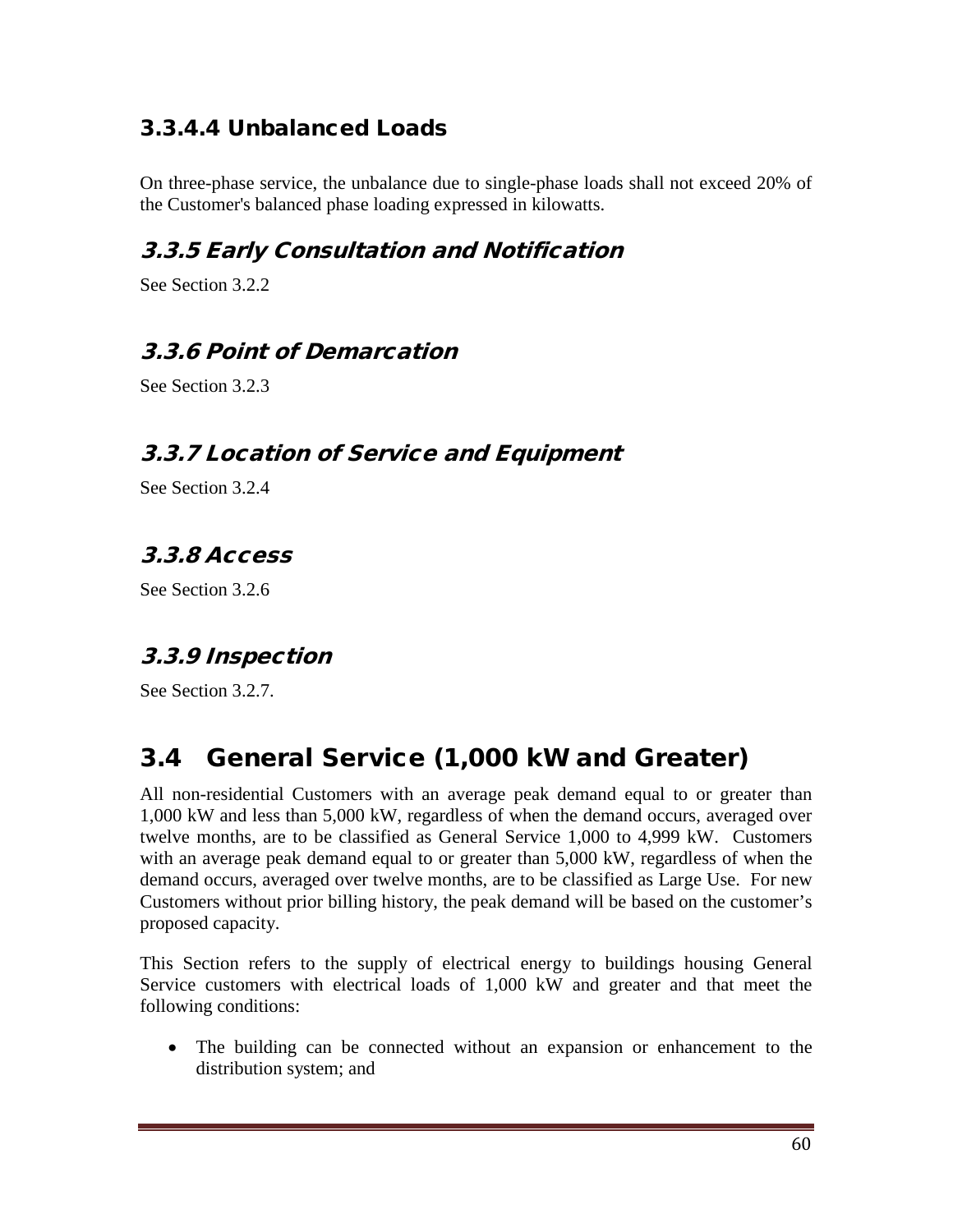#### 3.3.4.4 Unbalanced Loads

On three-phase service, the unbalance due to single-phase loads shall not exceed 20% of the Customer's balanced phase loading expressed in kilowatts.

### *3.3.5 Early Consultation and Notification*

See Section 3.2.2

### *3.3.6 Point of Demarcation*

See Section 3.2.3

### *3.3.7 Location of Service and Equipment*

See Section 3.2.4

### *3.3.8 Access*

See Section 3.2.6

### *3.3.9 Inspection*

See Section 3.2.7.

## 3.4 General Service (1,000 kW and Greater)

All non-residential Customers with an average peak demand equal to or greater than 1,000 kW and less than 5,000 kW, regardless of when the demand occurs, averaged over twelve months, are to be classified as General Service 1,000 to 4,999 kW. Customers with an average peak demand equal to or greater than 5,000 kW, regardless of when the demand occurs, averaged over twelve months, are to be classified as Large Use. For new Customers without prior billing history, the peak demand will be based on the customer's proposed capacity.

This Section refers to the supply of electrical energy to buildings housing General Service customers with electrical loads of 1,000 kW and greater and that meet the following conditions:

- The building can be connected without an expansion or enhancement to the distribution system; and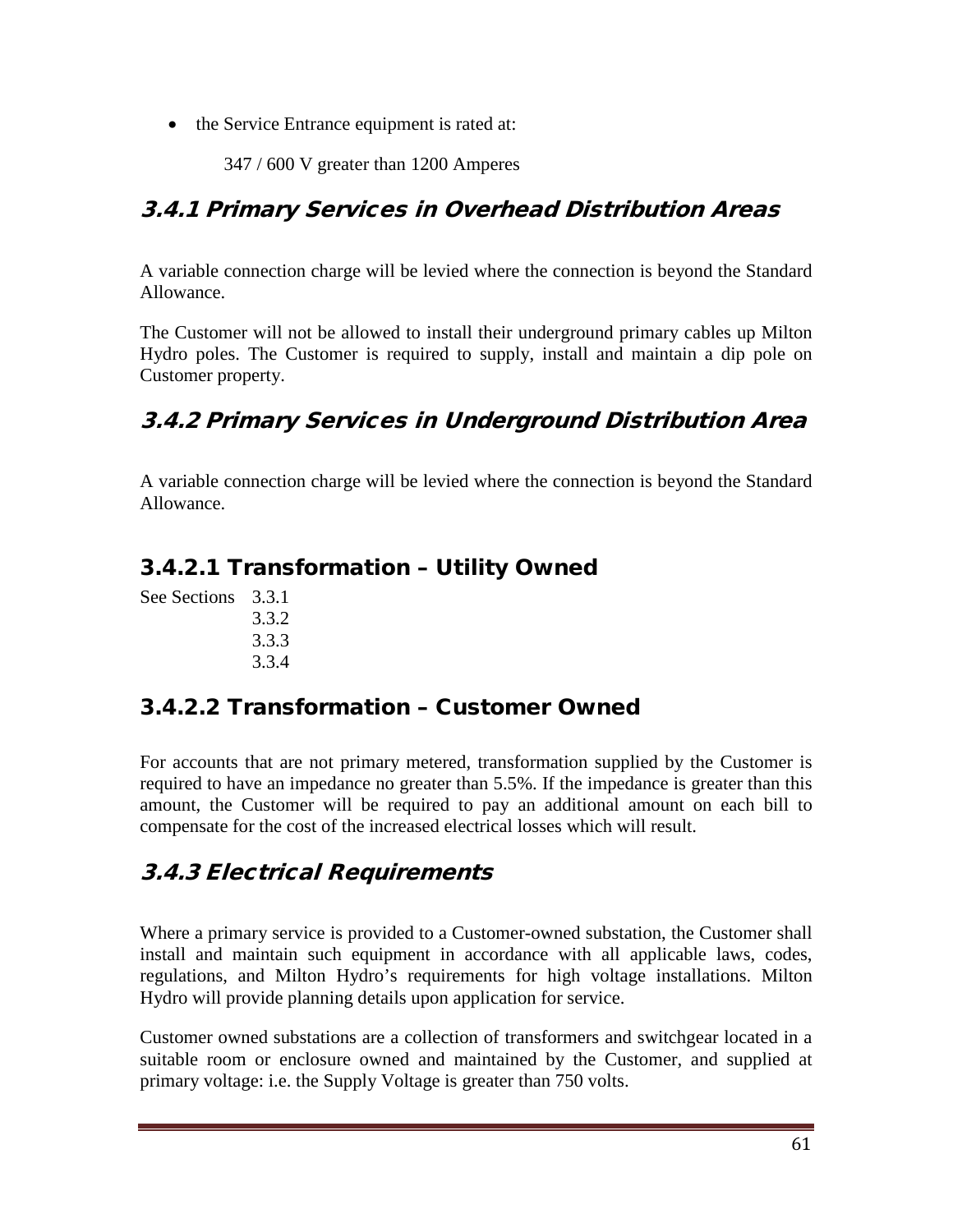- the Service Entrance equipment is rated at:

  347 / 600 V greater than 1200 Amperes

## *3.4.1 Primary Services in Overhead Distribution Areas*

A variable connection charge will be levied where the connection is beyond the Standard Allowance.

The Customer will not be allowed to install their underground primary cables up Milton Hydro poles. The Customer is required to supply, install and maintain a dip pole on Customer property.

## *3.4.2 Primary Services in Underground Distribution Area*

A variable connection charge will be levied where the connection is beyond the Standard Allowance.

### 3.4.2.1 Transformation – Utility Owned

See Sections 3.3.1
3.3.2
3.3.3
3.3.4

### 3.4.2.2 Transformation – Customer Owned

For accounts that are not primary metered, transformation supplied by the Customer is required to have an impedance no greater than 5.5%. If the impedance is greater than this amount, the Customer will be required to pay an additional amount on each bill to compensate for the cost of the increased electrical losses which will result.

## *3.4.3 Electrical Requirements*

Where a primary service is provided to a Customer-owned substation, the Customer shall install and maintain such equipment in accordance with all applicable laws, codes, regulations, and Milton Hydro's requirements for high voltage installations. Milton Hydro will provide planning details upon application for service.

Customer owned substations are a collection of transformers and switchgear located in a suitable room or enclosure owned and maintained by the Customer, and supplied at primary voltage: i.e. the Supply Voltage is greater than 750 volts.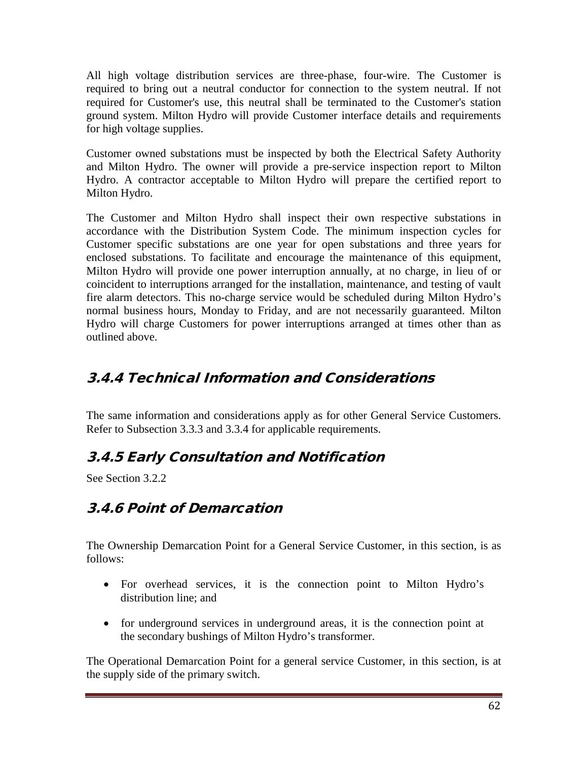All high voltage distribution services are three-phase, four-wire. The Customer is required to bring out a neutral conductor for connection to the system neutral. If not required for Customer's use, this neutral shall be terminated to the Customer's station ground system. Milton Hydro will provide Customer interface details and requirements for high voltage supplies.

Customer owned substations must be inspected by both the Electrical Safety Authority and Milton Hydro. The owner will provide a pre-service inspection report to Milton Hydro. A contractor acceptable to Milton Hydro will prepare the certified report to Milton Hydro.

The Customer and Milton Hydro shall inspect their own respective substations in accordance with the Distribution System Code. The minimum inspection cycles for Customer specific substations are one year for open substations and three years for enclosed substations. To facilitate and encourage the maintenance of this equipment, Milton Hydro will provide one power interruption annually, at no charge, in lieu of or coincident to interruptions arranged for the installation, maintenance, and testing of vault fire alarm detectors. This no-charge service would be scheduled during Milton Hydro's normal business hours, Monday to Friday, and are not necessarily guaranteed. Milton Hydro will charge Customers for power interruptions arranged at times other than as outlined above.

### 3.4.4 Technical Information and Considerations

The same information and considerations apply as for other General Service Customers. Refer to Subsection 3.3.3 and 3.3.4 for applicable requirements.

### 3.4.5 Early Consultation and Notification

See Section 3.2.2

### 3.4.6 Point of Demarcation

The Ownership Demarcation Point for a General Service Customer, in this section, is as follows:

- For overhead services, it is the connection point to Milton Hydro's distribution line; and
- for underground services in underground areas, it is the connection point at the secondary bushings of Milton Hydro's transformer.

The Operational Demarcation Point for a general service Customer, in this section, is at the supply side of the primary switch.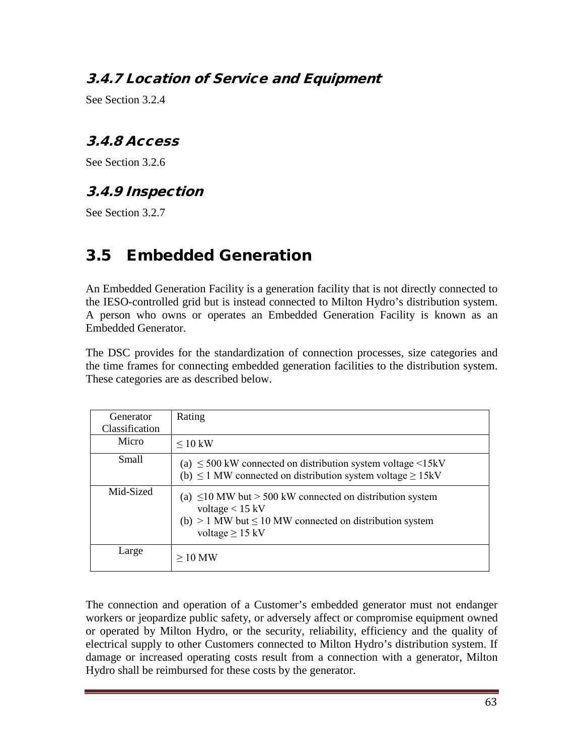### 3.4.7 Location of Service and Equipment

See Section 3.2.4

### 3.4.8 Access

See Section 3.2.6

### 3.4.9 Inspection

See Section 3.2.7

## 3.5 Embedded Generation

An Embedded Generation Facility is a generation facility that is not directly connected to the IESO-controlled grid but is instead connected to Milton Hydro's distribution system. A person who owns or operates an Embedded Generation Facility is known as an Embedded Generator.

The DSC provides for the standardization of connection processes, size categories and the time frames for connecting embedded generation facilities to the distribution system. These categories are as described below.

| Generator Classification | Rating |
|---|---|
| Micro | ≤ 10 kW |
| Small | (a) ≤ 500 kW connected on distribution system voltage <15kV<br>(b) ≤ 1 MW connected on distribution system voltage ≥ 15kV |
| Mid-Sized | (a) ≤10 MW but > 500 kW connected on distribution system voltage < 15 kV<br>(b) > 1 MW but ≤ 10 MW connected on distribution system voltage ≥ 15 kV |
| Large | ≥ 10 MW |

The connection and operation of a Customer's embedded generator must not endanger workers or jeopardize public safety, or adversely affect or compromise equipment owned or operated by Milton Hydro, or the security, reliability, efficiency and the quality of electrical supply to other Customers connected to Milton Hydro's distribution system. If damage or increased operating costs result from a connection with a generator, Milton Hydro shall be reimbursed for these costs by the generator.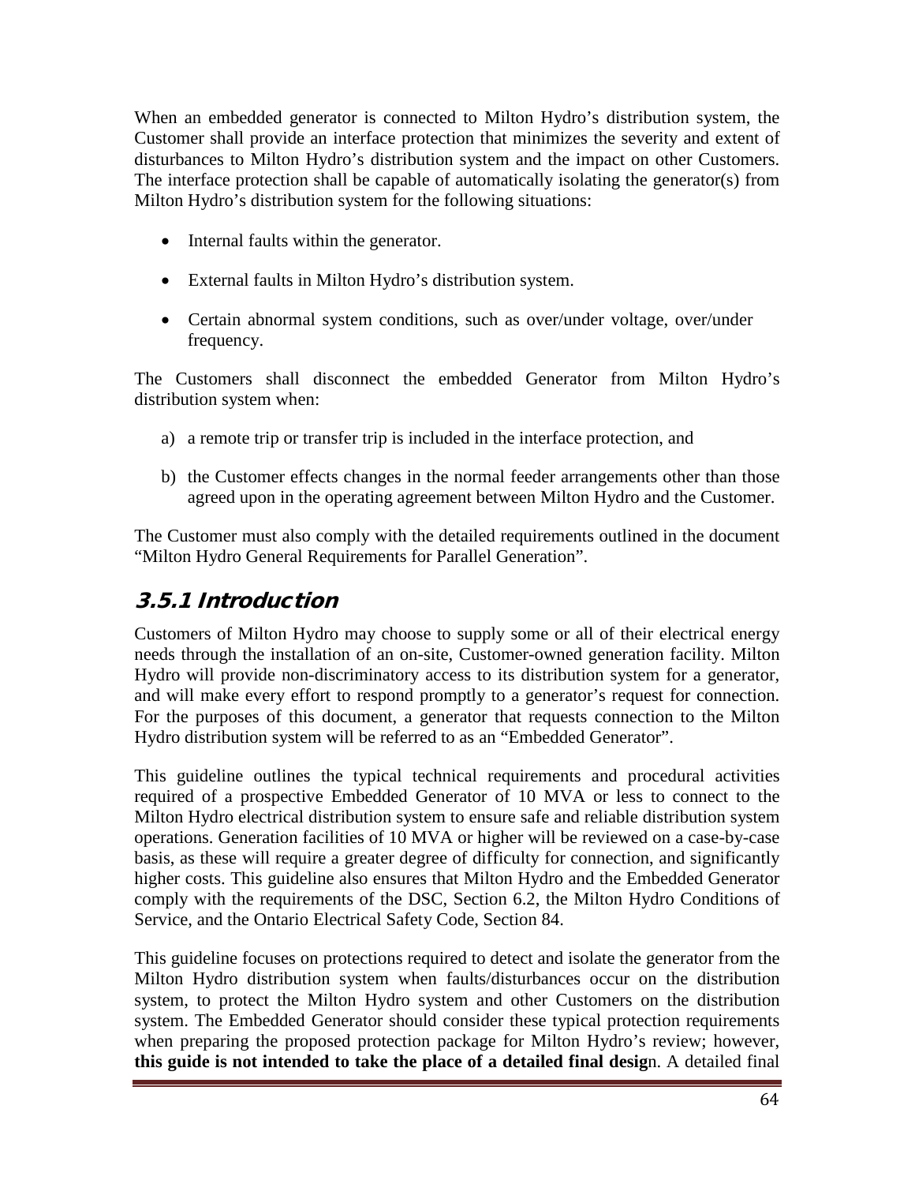When an embedded generator is connected to Milton Hydro's distribution system, the Customer shall provide an interface protection that minimizes the severity and extent of disturbances to Milton Hydro's distribution system and the impact on other Customers. The interface protection shall be capable of automatically isolating the generator(s) from Milton Hydro's distribution system for the following situations:

- Internal faults within the generator.
- External faults in Milton Hydro's distribution system.
- Certain abnormal system conditions, such as over/under voltage, over/under frequency.

The Customers shall disconnect the embedded Generator from Milton Hydro's distribution system when:

a) a remote trip or transfer trip is included in the interface protection, and

b) the Customer effects changes in the normal feeder arrangements other than those agreed upon in the operating agreement between Milton Hydro and the Customer.

The Customer must also comply with the detailed requirements outlined in the document "Milton Hydro General Requirements for Parallel Generation".

## 3.5.1 Introduction

Customers of Milton Hydro may choose to supply some or all of their electrical energy needs through the installation of an on-site, Customer-owned generation facility. Milton Hydro will provide non-discriminatory access to its distribution system for a generator, and will make every effort to respond promptly to a generator's request for connection. For the purposes of this document, a generator that requests connection to the Milton Hydro distribution system will be referred to as an "Embedded Generator".

This guideline outlines the typical technical requirements and procedural activities required of a prospective Embedded Generator of 10 MVA or less to connect to the Milton Hydro electrical distribution system to ensure safe and reliable distribution system operations. Generation facilities of 10 MVA or higher will be reviewed on a case-by-case basis, as these will require a greater degree of difficulty for connection, and significantly higher costs. This guideline also ensures that Milton Hydro and the Embedded Generator comply with the requirements of the DSC, Section 6.2, the Milton Hydro Conditions of Service, and the Ontario Electrical Safety Code, Section 84.

This guideline focuses on protections required to detect and isolate the generator from the Milton Hydro distribution system when faults/disturbances occur on the distribution system, to protect the Milton Hydro system and other Customers on the distribution system. The Embedded Generator should consider these typical protection requirements when preparing the proposed protection package for Milton Hydro's review; however, **this guide is not intended to take the place of a detailed final design**. A detailed final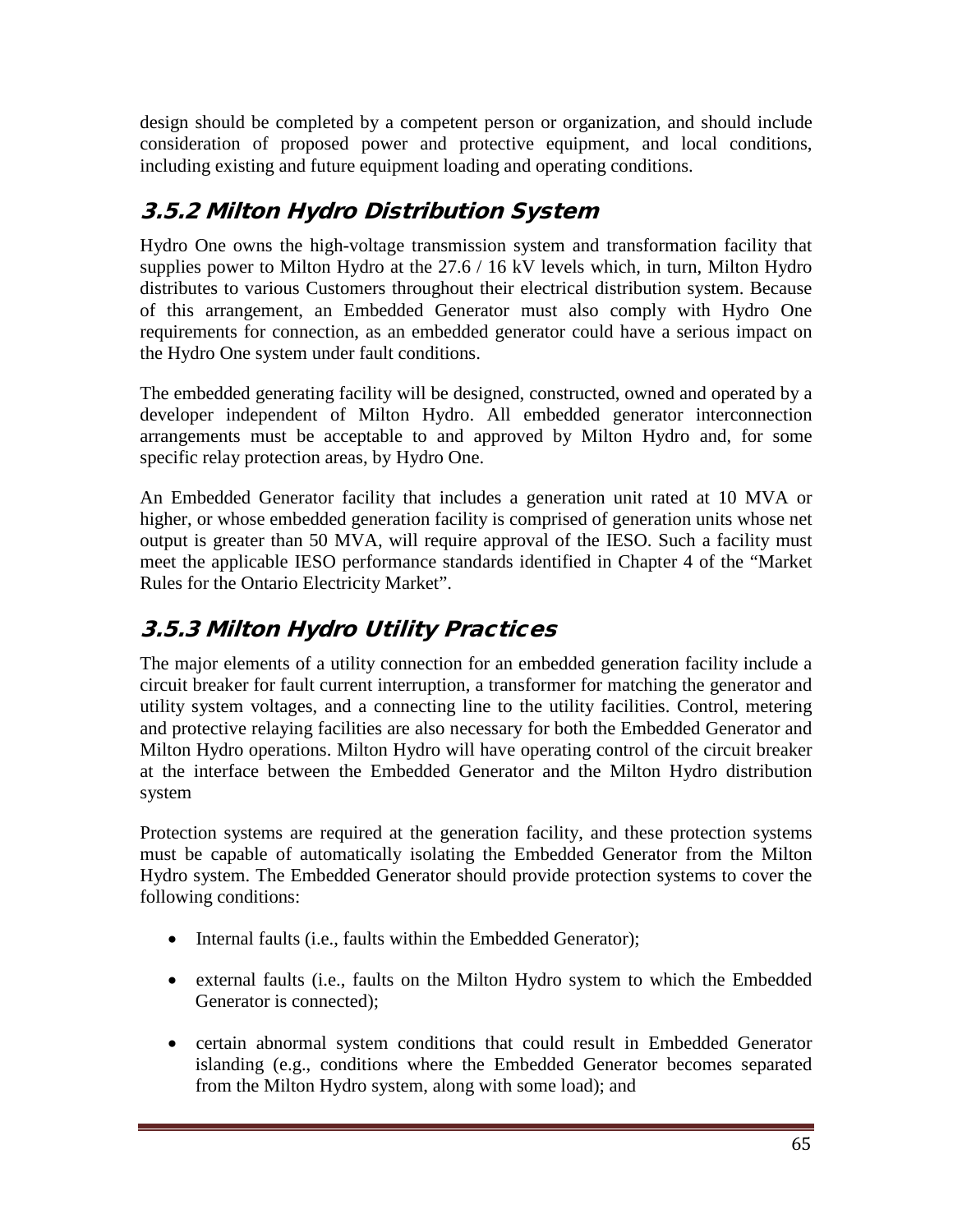design should be completed by a competent person or organization, and should include consideration of proposed power and protective equipment, and local conditions, including existing and future equipment loading and operating conditions.

## 3.5.2 Milton Hydro Distribution System

Hydro One owns the high-voltage transmission system and transformation facility that supplies power to Milton Hydro at the 27.6 / 16 kV levels which, in turn, Milton Hydro distributes to various Customers throughout their electrical distribution system. Because of this arrangement, an Embedded Generator must also comply with Hydro One requirements for connection, as an embedded generator could have a serious impact on the Hydro One system under fault conditions.

The embedded generating facility will be designed, constructed, owned and operated by a developer independent of Milton Hydro. All embedded generator interconnection arrangements must be acceptable to and approved by Milton Hydro and, for some specific relay protection areas, by Hydro One.

An Embedded Generator facility that includes a generation unit rated at 10 MVA or higher, or whose embedded generation facility is comprised of generation units whose net output is greater than 50 MVA, will require approval of the IESO. Such a facility must meet the applicable IESO performance standards identified in Chapter 4 of the "Market Rules for the Ontario Electricity Market".

## 3.5.3 Milton Hydro Utility Practices

The major elements of a utility connection for an embedded generation facility include a circuit breaker for fault current interruption, a transformer for matching the generator and utility system voltages, and a connecting line to the utility facilities. Control, metering and protective relaying facilities are also necessary for both the Embedded Generator and Milton Hydro operations. Milton Hydro will have operating control of the circuit breaker at the interface between the Embedded Generator and the Milton Hydro distribution system

Protection systems are required at the generation facility, and these protection systems must be capable of automatically isolating the Embedded Generator from the Milton Hydro system. The Embedded Generator should provide protection systems to cover the following conditions:

- Internal faults (i.e., faults within the Embedded Generator);
- external faults (i.e., faults on the Milton Hydro system to which the Embedded Generator is connected);
- certain abnormal system conditions that could result in Embedded Generator islanding (e.g., conditions where the Embedded Generator becomes separated from the Milton Hydro system, along with some load); and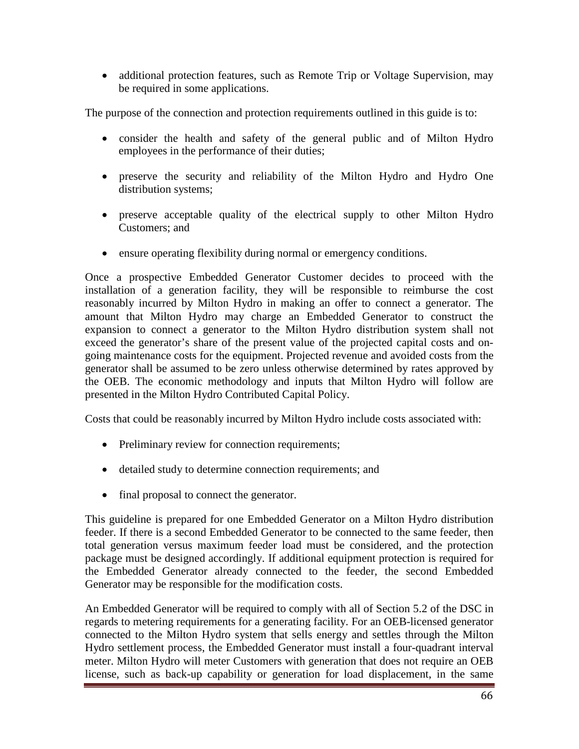- additional protection features, such as Remote Trip or Voltage Supervision, may be required in some applications.

The purpose of the connection and protection requirements outlined in this guide is to:

- consider the health and safety of the general public and of Milton Hydro employees in the performance of their duties;
- preserve the security and reliability of the Milton Hydro and Hydro One distribution systems;
- preserve acceptable quality of the electrical supply to other Milton Hydro Customers; and
- ensure operating flexibility during normal or emergency conditions.

Once a prospective Embedded Generator Customer decides to proceed with the installation of a generation facility, they will be responsible to reimburse the cost reasonably incurred by Milton Hydro in making an offer to connect a generator. The amount that Milton Hydro may charge an Embedded Generator to construct the expansion to connect a generator to the Milton Hydro distribution system shall not exceed the generator's share of the present value of the projected capital costs and on-going maintenance costs for the equipment. Projected revenue and avoided costs from the generator shall be assumed to be zero unless otherwise determined by rates approved by the OEB. The economic methodology and inputs that Milton Hydro will follow are presented in the Milton Hydro Contributed Capital Policy.

Costs that could be reasonably incurred by Milton Hydro include costs associated with:

- Preliminary review for connection requirements;
- detailed study to determine connection requirements; and
- final proposal to connect the generator.

This guideline is prepared for one Embedded Generator on a Milton Hydro distribution feeder. If there is a second Embedded Generator to be connected to the same feeder, then total generation versus maximum feeder load must be considered, and the protection package must be designed accordingly. If additional equipment protection is required for the Embedded Generator already connected to the feeder, the second Embedded Generator may be responsible for the modification costs.

An Embedded Generator will be required to comply with all of Section 5.2 of the DSC in regards to metering requirements for a generating facility. For an OEB-licensed generator connected to the Milton Hydro system that sells energy and settles through the Milton Hydro settlement process, the Embedded Generator must install a four-quadrant interval meter. Milton Hydro will meter Customers with generation that does not require an OEB license, such as back-up capability or generation for load displacement, in the same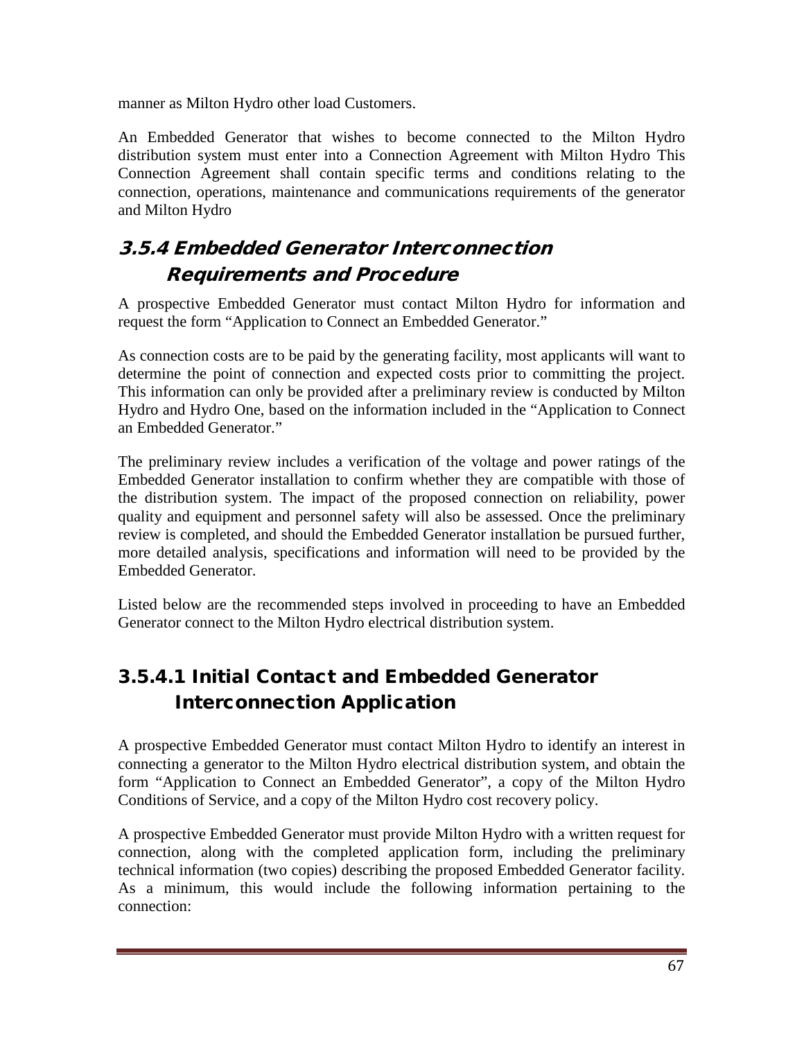manner as Milton Hydro other load Customers.

An Embedded Generator that wishes to become connected to the Milton Hydro distribution system must enter into a Connection Agreement with Milton Hydro This Connection Agreement shall contain specific terms and conditions relating to the connection, operations, maintenance and communications requirements of the generator and Milton Hydro

### 3.5.4 Embedded Generator Interconnection Requirements and Procedure

A prospective Embedded Generator must contact Milton Hydro for information and request the form "Application to Connect an Embedded Generator."

As connection costs are to be paid by the generating facility, most applicants will want to determine the point of connection and expected costs prior to committing the project. This information can only be provided after a preliminary review is conducted by Milton Hydro and Hydro One, based on the information included in the "Application to Connect an Embedded Generator."

The preliminary review includes a verification of the voltage and power ratings of the Embedded Generator installation to confirm whether they are compatible with those of the distribution system. The impact of the proposed connection on reliability, power quality and equipment and personnel safety will also be assessed. Once the preliminary review is completed, and should the Embedded Generator installation be pursued further, more detailed analysis, specifications and information will need to be provided by the Embedded Generator.

Listed below are the recommended steps involved in proceeding to have an Embedded Generator connect to the Milton Hydro electrical distribution system.

#### 3.5.4.1 Initial Contact and Embedded Generator Interconnection Application

A prospective Embedded Generator must contact Milton Hydro to identify an interest in connecting a generator to the Milton Hydro electrical distribution system, and obtain the form "Application to Connect an Embedded Generator", a copy of the Milton Hydro Conditions of Service, and a copy of the Milton Hydro cost recovery policy.

A prospective Embedded Generator must provide Milton Hydro with a written request for connection, along with the completed application form, including the preliminary technical information (two copies) describing the proposed Embedded Generator facility. As a minimum, this would include the following information pertaining to the connection: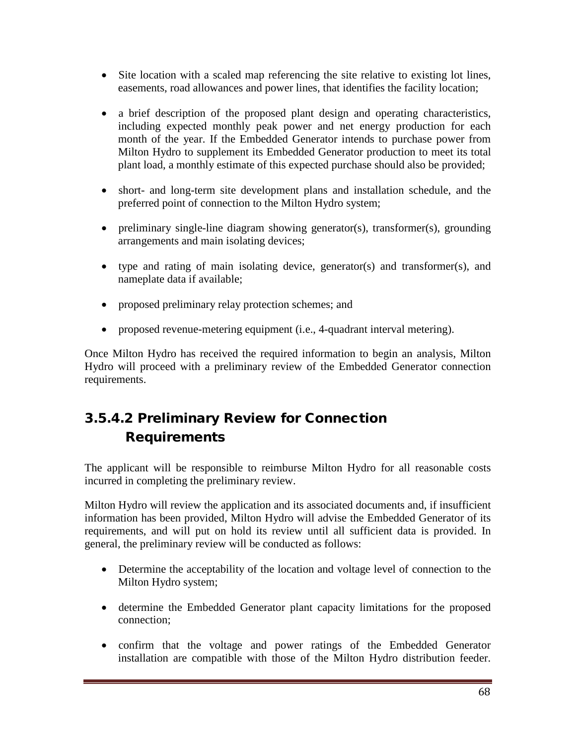- Site location with a scaled map referencing the site relative to existing lot lines, easements, road allowances and power lines, that identifies the facility location;

- a brief description of the proposed plant design and operating characteristics, including expected monthly peak power and net energy production for each month of the year. If the Embedded Generator intends to purchase power from Milton Hydro to supplement its Embedded Generator production to meet its total plant load, a monthly estimate of this expected purchase should also be provided;

- short- and long-term site development plans and installation schedule, and the preferred point of connection to the Milton Hydro system;

- preliminary single-line diagram showing generator(s), transformer(s), grounding arrangements and main isolating devices;

- type and rating of main isolating device, generator(s) and transformer(s), and nameplate data if available;

- proposed preliminary relay protection schemes; and

- proposed revenue-metering equipment (i.e., 4-quadrant interval metering).

Once Milton Hydro has received the required information to begin an analysis, Milton Hydro will proceed with a preliminary review of the Embedded Generator connection requirements.

## 3.5.4.2 Preliminary Review for Connection Requirements

The applicant will be responsible to reimburse Milton Hydro for all reasonable costs incurred in completing the preliminary review.

Milton Hydro will review the application and its associated documents and, if insufficient information has been provided, Milton Hydro will advise the Embedded Generator of its requirements, and will put on hold its review until all sufficient data is provided. In general, the preliminary review will be conducted as follows:

- Determine the acceptability of the location and voltage level of connection to the Milton Hydro system;

- determine the Embedded Generator plant capacity limitations for the proposed connection;

- confirm that the voltage and power ratings of the Embedded Generator installation are compatible with those of the Milton Hydro distribution feeder.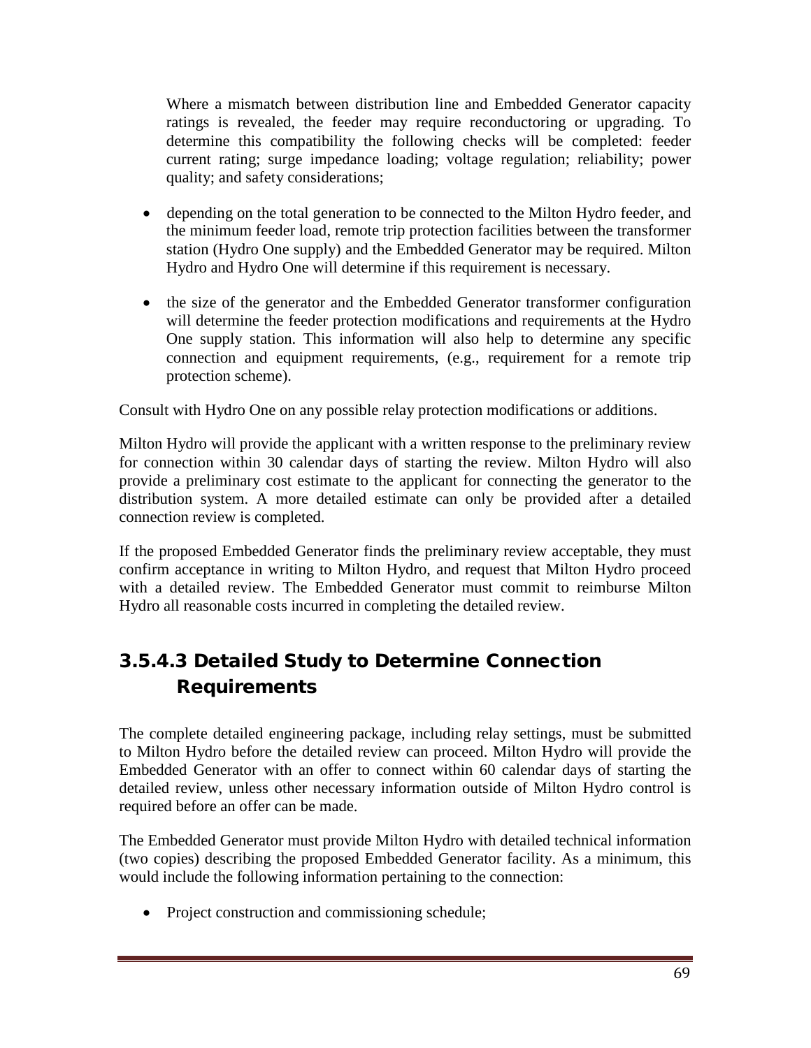Where a mismatch between distribution line and Embedded Generator capacity ratings is revealed, the feeder may require reconductoring or upgrading. To determine this compatibility the following checks will be completed: feeder current rating; surge impedance loading; voltage regulation; reliability; power quality; and safety considerations;

- depending on the total generation to be connected to the Milton Hydro feeder, and the minimum feeder load, remote trip protection facilities between the transformer station (Hydro One supply) and the Embedded Generator may be required. Milton Hydro and Hydro One will determine if this requirement is necessary.
- the size of the generator and the Embedded Generator transformer configuration will determine the feeder protection modifications and requirements at the Hydro One supply station. This information will also help to determine any specific connection and equipment requirements, (e.g., requirement for a remote trip protection scheme).

Consult with Hydro One on any possible relay protection modifications or additions.

Milton Hydro will provide the applicant with a written response to the preliminary review for connection within 30 calendar days of starting the review. Milton Hydro will also provide a preliminary cost estimate to the applicant for connecting the generator to the distribution system. A more detailed estimate can only be provided after a detailed connection review is completed.

If the proposed Embedded Generator finds the preliminary review acceptable, they must confirm acceptance in writing to Milton Hydro, and request that Milton Hydro proceed with a detailed review. The Embedded Generator must commit to reimburse Milton Hydro all reasonable costs incurred in completing the detailed review.

### 3.5.4.3 Detailed Study to Determine Connection Requirements

The complete detailed engineering package, including relay settings, must be submitted to Milton Hydro before the detailed review can proceed. Milton Hydro will provide the Embedded Generator with an offer to connect within 60 calendar days of starting the detailed review, unless other necessary information outside of Milton Hydro control is required before an offer can be made.

The Embedded Generator must provide Milton Hydro with detailed technical information (two copies) describing the proposed Embedded Generator facility. As a minimum, this would include the following information pertaining to the connection:

- Project construction and commissioning schedule;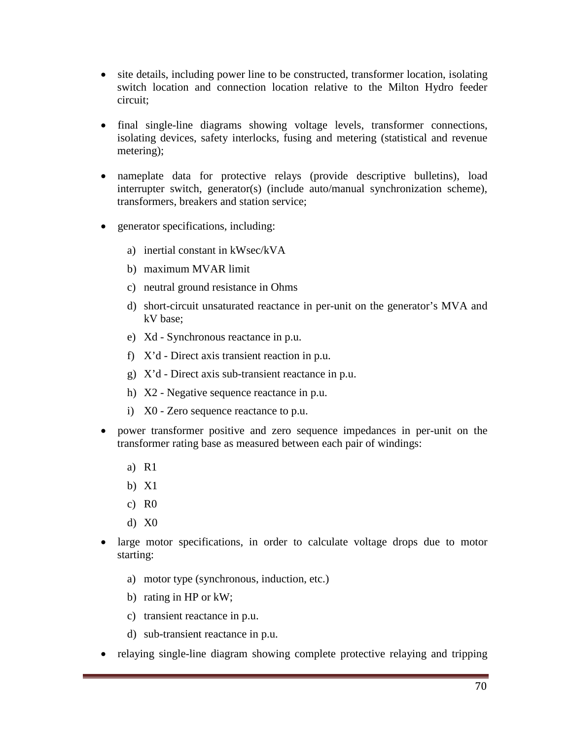- site details, including power line to be constructed, transformer location, isolating switch location and connection location relative to the Milton Hydro feeder circuit;

- final single-line diagrams showing voltage levels, transformer connections, isolating devices, safety interlocks, fusing and metering (statistical and revenue metering);

- nameplate data for protective relays (provide descriptive bulletins), load interrupter switch, generator(s) (include auto/manual synchronization scheme), transformers, breakers and station service;

- generator specifications, including:

  a) inertial constant in kWsec/kVA
  b) maximum MVAR limit
  c) neutral ground resistance in Ohms
  d) short-circuit unsaturated reactance in per-unit on the generator's MVA and kV base;
  e) Xd - Synchronous reactance in p.u.
  f) X'd - Direct axis transient reaction in p.u.
  g) X'd - Direct axis sub-transient reactance in p.u.
  h) X2 - Negative sequence reactance in p.u.
  i) X0 - Zero sequence reactance to p.u.

- power transformer positive and zero sequence impedances in per-unit on the transformer rating base as measured between each pair of windings:

  a) R1
  b) X1
  c) R0
  d) X0

- large motor specifications, in order to calculate voltage drops due to motor starting:

  a) motor type (synchronous, induction, etc.)
  b) rating in HP or kW;
  c) transient reactance in p.u.
  d) sub-transient reactance in p.u.

- relaying single-line diagram showing complete protective relaying and tripping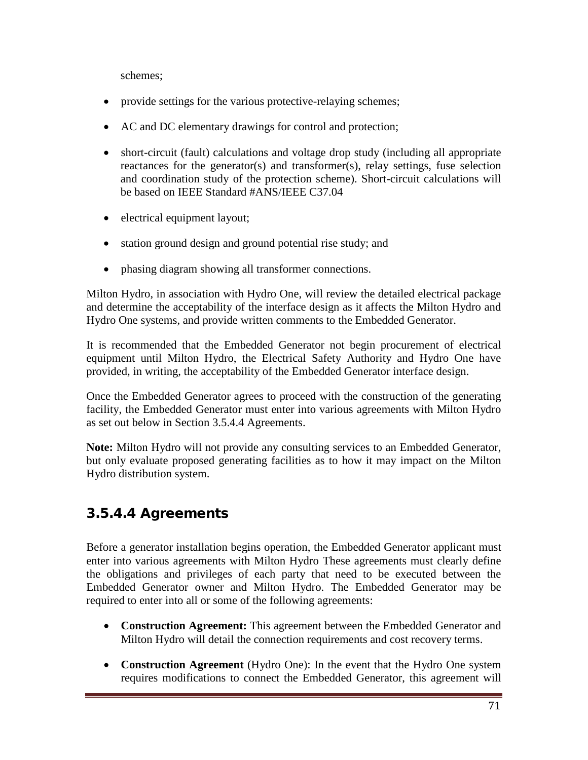schemes;

- provide settings for the various protective-relaying schemes;
- AC and DC elementary drawings for control and protection;
- short-circuit (fault) calculations and voltage drop study (including all appropriate reactances for the generator(s) and transformer(s), relay settings, fuse selection and coordination study of the protection scheme). Short-circuit calculations will be based on IEEE Standard #ANS/IEEE C37.04
- electrical equipment layout;
- station ground design and ground potential rise study; and
- phasing diagram showing all transformer connections.

Milton Hydro, in association with Hydro One, will review the detailed electrical package and determine the acceptability of the interface design as it affects the Milton Hydro and Hydro One systems, and provide written comments to the Embedded Generator.

It is recommended that the Embedded Generator not begin procurement of electrical equipment until Milton Hydro, the Electrical Safety Authority and Hydro One have provided, in writing, the acceptability of the Embedded Generator interface design.

Once the Embedded Generator agrees to proceed with the construction of the generating facility, the Embedded Generator must enter into various agreements with Milton Hydro as set out below in Section 3.5.4.4 Agreements.

**Note:** Milton Hydro will not provide any consulting services to an Embedded Generator, but only evaluate proposed generating facilities as to how it may impact on the Milton Hydro distribution system.

### 3.5.4.4 Agreements

Before a generator installation begins operation, the Embedded Generator applicant must enter into various agreements with Milton Hydro These agreements must clearly define the obligations and privileges of each party that need to be executed between the Embedded Generator owner and Milton Hydro. The Embedded Generator may be required to enter into all or some of the following agreements:

- **Construction Agreement:** This agreement between the Embedded Generator and Milton Hydro will detail the connection requirements and cost recovery terms.
- **Construction Agreement** (Hydro One): In the event that the Hydro One system requires modifications to connect the Embedded Generator, this agreement will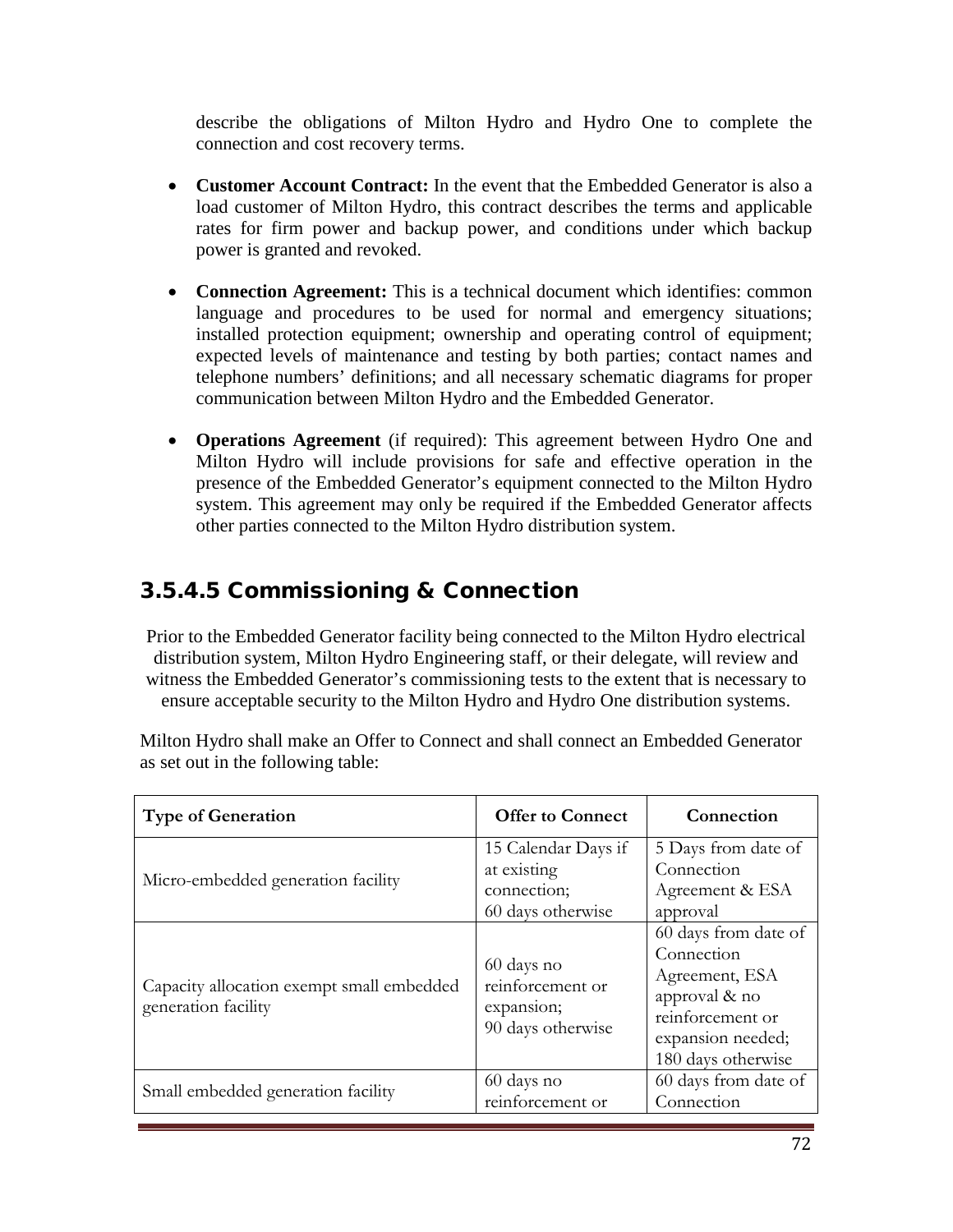describe the obligations of Milton Hydro and Hydro One to complete the connection and cost recovery terms.

- **Customer Account Contract:** In the event that the Embedded Generator is also a load customer of Milton Hydro, this contract describes the terms and applicable rates for firm power and backup power, and conditions under which backup power is granted and revoked.

- **Connection Agreement:** This is a technical document which identifies: common language and procedures to be used for normal and emergency situations; installed protection equipment; ownership and operating control of equipment; expected levels of maintenance and testing by both parties; contact names and telephone numbers' definitions; and all necessary schematic diagrams for proper communication between Milton Hydro and the Embedded Generator.

- **Operations Agreement** (if required): This agreement between Hydro One and Milton Hydro will include provisions for safe and effective operation in the presence of the Embedded Generator's equipment connected to the Milton Hydro system. This agreement may only be required if the Embedded Generator affects other parties connected to the Milton Hydro distribution system.

## 3.5.4.5 Commissioning & Connection

Prior to the Embedded Generator facility being connected to the Milton Hydro electrical distribution system, Milton Hydro Engineering staff, or their delegate, will review and witness the Embedded Generator's commissioning tests to the extent that is necessary to ensure acceptable security to the Milton Hydro and Hydro One distribution systems.

Milton Hydro shall make an Offer to Connect and shall connect an Embedded Generator as set out in the following table:

| Type of Generation | Offer to Connect | Connection |
|---|---|---|
| Micro-embedded generation facility | 15 Calendar Days if at existing connection; 60 days otherwise | 5 Days from date of Connection Agreement & ESA approval |
| Capacity allocation exempt small embedded generation facility | 60 days no reinforcement or expansion; 90 days otherwise | 60 days from date of Connection Agreement, ESA approval & no reinforcement or expansion needed; 180 days otherwise |
| Small embedded generation facility | 60 days no reinforcement or | 60 days from date of Connection |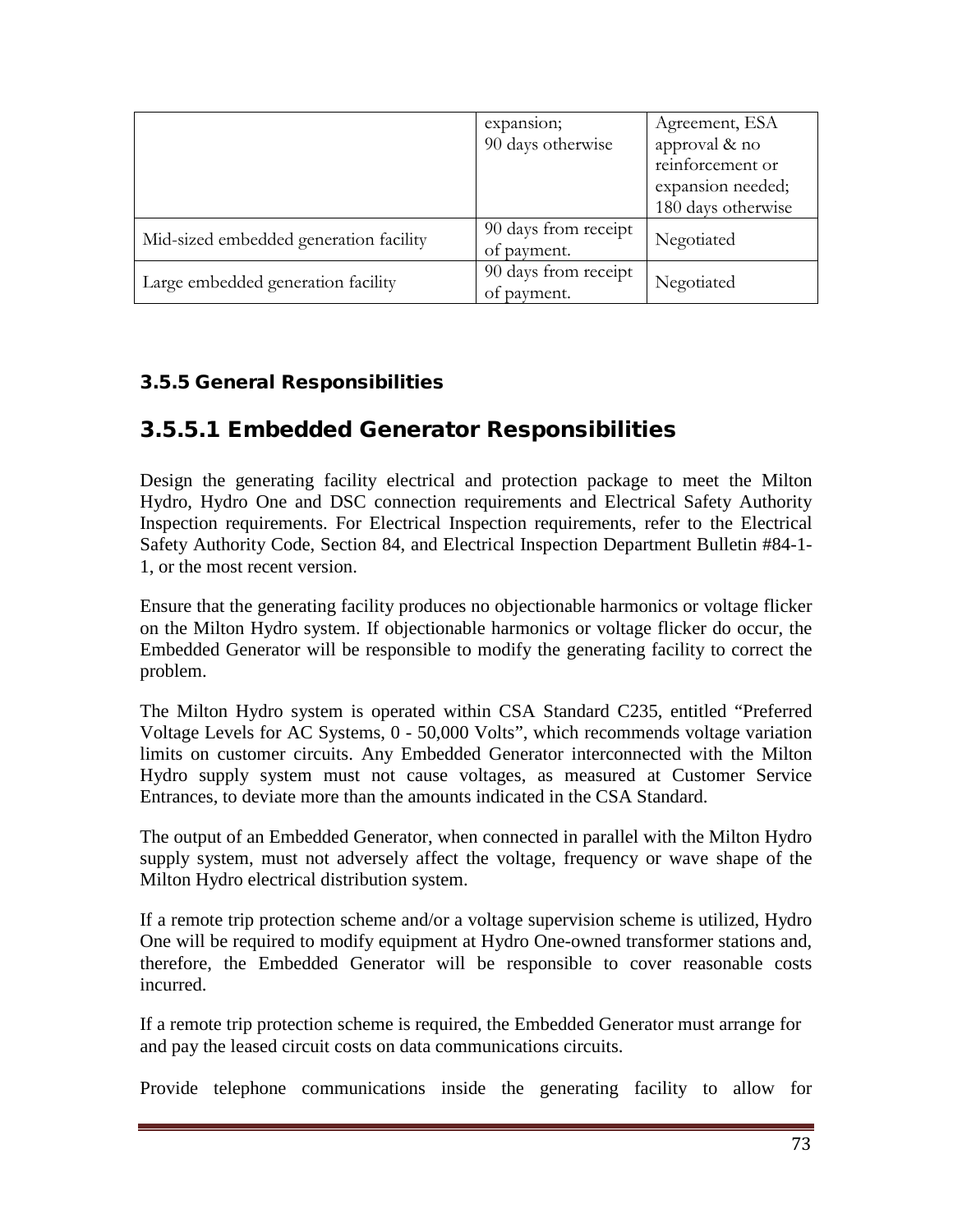|  |  |  |
| --- | --- | --- |
|  | expansion;<br>90 days otherwise | Agreement, ESA approval & no reinforcement or expansion needed;<br>180 days otherwise |
| Mid-sized embedded generation facility | 90 days from receipt of payment. | Negotiated |
| Large embedded generation facility | 90 days from receipt of payment. | Negotiated |

### 3.5.5 General Responsibilities

## 3.5.5.1 Embedded Generator Responsibilities

Design the generating facility electrical and protection package to meet the Milton Hydro, Hydro One and DSC connection requirements and Electrical Safety Authority Inspection requirements. For Electrical Inspection requirements, refer to the Electrical Safety Authority Code, Section 84, and Electrical Inspection Department Bulletin #84-1-1, or the most recent version.

Ensure that the generating facility produces no objectionable harmonics or voltage flicker on the Milton Hydro system. If objectionable harmonics or voltage flicker do occur, the Embedded Generator will be responsible to modify the generating facility to correct the problem.

The Milton Hydro system is operated within CSA Standard C235, entitled "Preferred Voltage Levels for AC Systems, 0 - 50,000 Volts", which recommends voltage variation limits on customer circuits. Any Embedded Generator interconnected with the Milton Hydro supply system must not cause voltages, as measured at Customer Service Entrances, to deviate more than the amounts indicated in the CSA Standard.

The output of an Embedded Generator, when connected in parallel with the Milton Hydro supply system, must not adversely affect the voltage, frequency or wave shape of the Milton Hydro electrical distribution system.

If a remote trip protection scheme and/or a voltage supervision scheme is utilized, Hydro One will be required to modify equipment at Hydro One-owned transformer stations and, therefore, the Embedded Generator will be responsible to cover reasonable costs incurred.

If a remote trip protection scheme is required, the Embedded Generator must arrange for and pay the leased circuit costs on data communications circuits.

Provide telephone communications inside the generating facility to allow for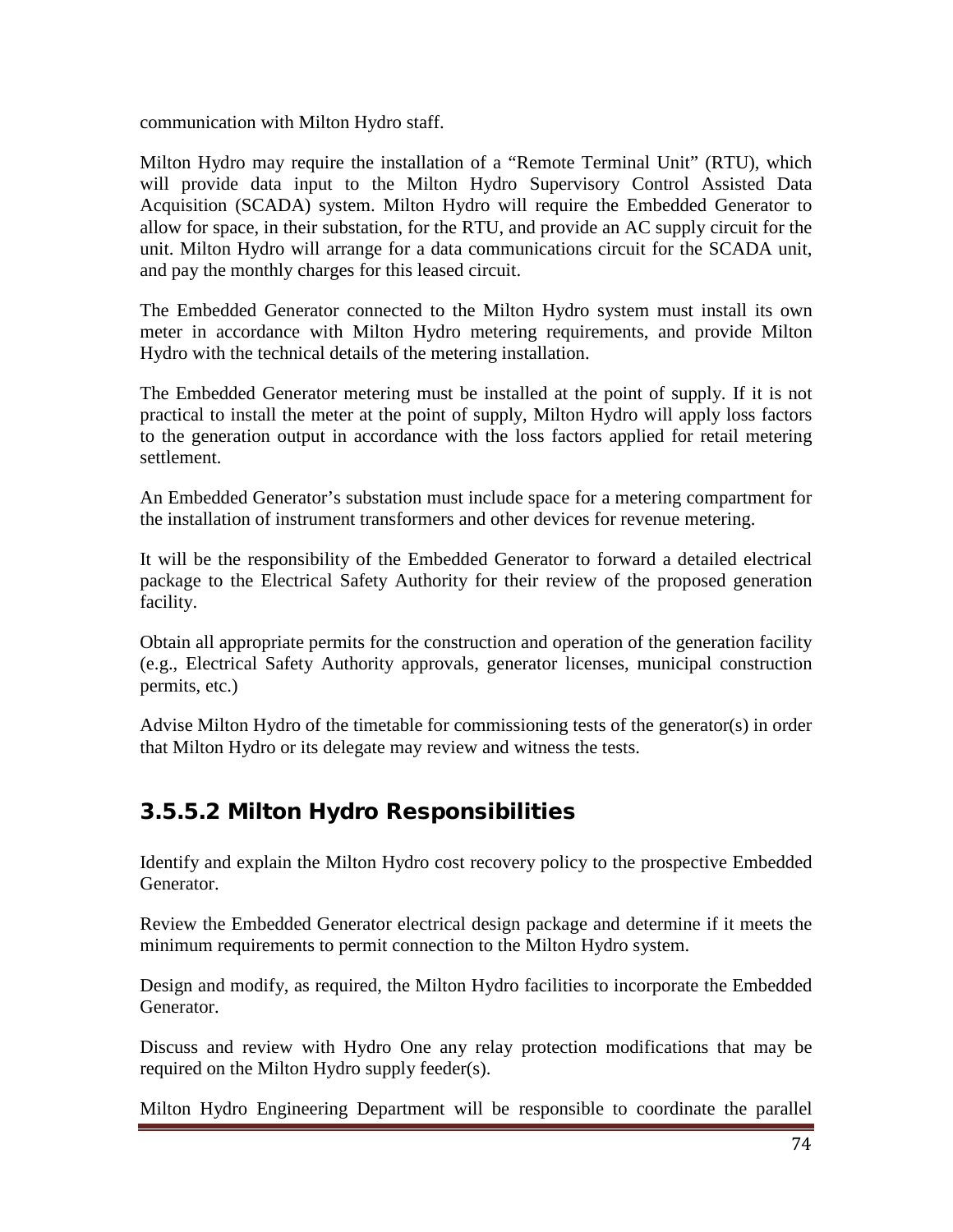communication with Milton Hydro staff.

Milton Hydro may require the installation of a "Remote Terminal Unit" (RTU), which will provide data input to the Milton Hydro Supervisory Control Assisted Data Acquisition (SCADA) system. Milton Hydro will require the Embedded Generator to allow for space, in their substation, for the RTU, and provide an AC supply circuit for the unit. Milton Hydro will arrange for a data communications circuit for the SCADA unit, and pay the monthly charges for this leased circuit.

The Embedded Generator connected to the Milton Hydro system must install its own meter in accordance with Milton Hydro metering requirements, and provide Milton Hydro with the technical details of the metering installation.

The Embedded Generator metering must be installed at the point of supply. If it is not practical to install the meter at the point of supply, Milton Hydro will apply loss factors to the generation output in accordance with the loss factors applied for retail metering settlement.

An Embedded Generator's substation must include space for a metering compartment for the installation of instrument transformers and other devices for revenue metering.

It will be the responsibility of the Embedded Generator to forward a detailed electrical package to the Electrical Safety Authority for their review of the proposed generation facility.

Obtain all appropriate permits for the construction and operation of the generation facility (e.g., Electrical Safety Authority approvals, generator licenses, municipal construction permits, etc.)

Advise Milton Hydro of the timetable for commissioning tests of the generator(s) in order that Milton Hydro or its delegate may review and witness the tests.

## 3.5.5.2 Milton Hydro Responsibilities

Identify and explain the Milton Hydro cost recovery policy to the prospective Embedded Generator.

Review the Embedded Generator electrical design package and determine if it meets the minimum requirements to permit connection to the Milton Hydro system.

Design and modify, as required, the Milton Hydro facilities to incorporate the Embedded Generator.

Discuss and review with Hydro One any relay protection modifications that may be required on the Milton Hydro supply feeder(s).

Milton Hydro Engineering Department will be responsible to coordinate the parallel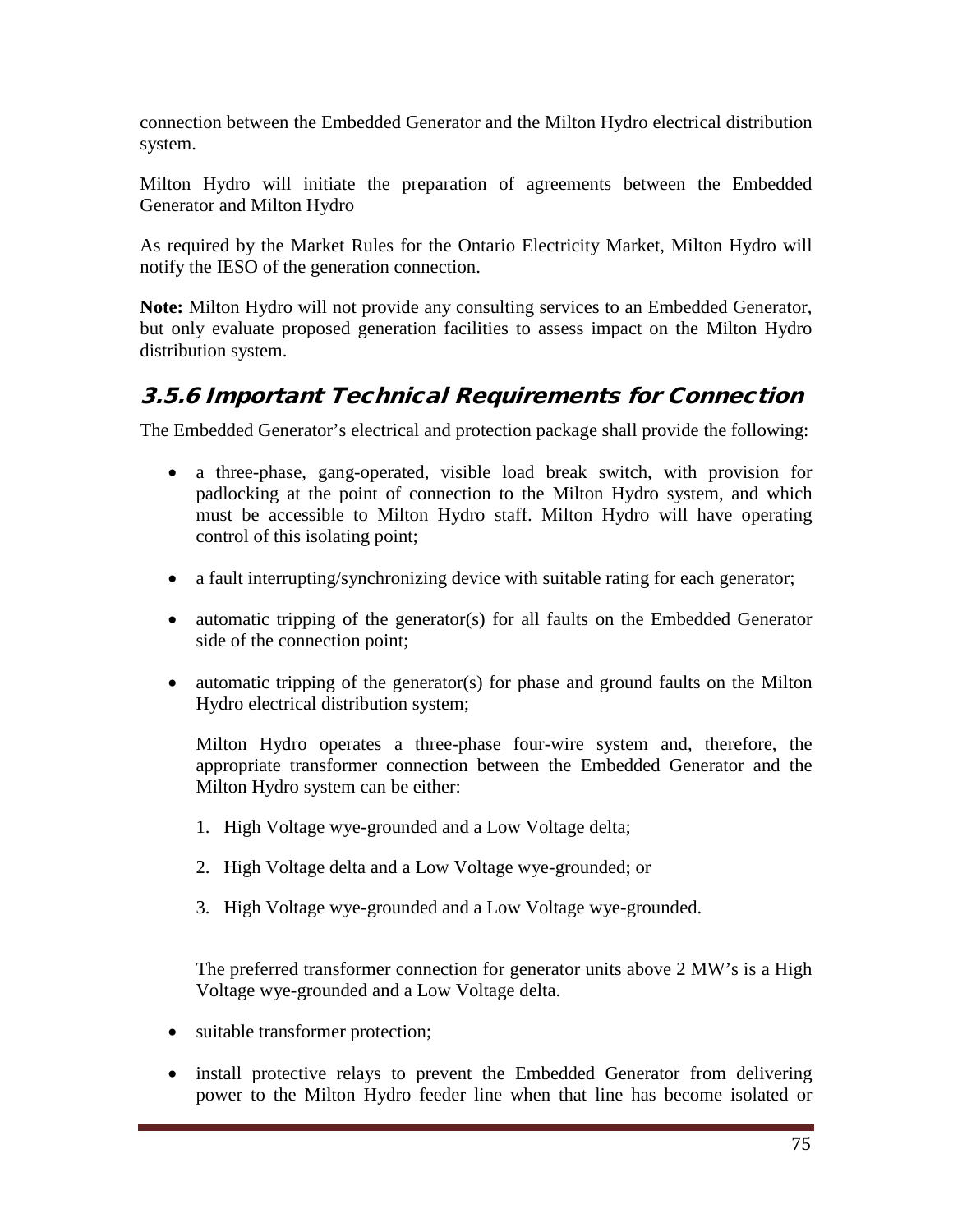connection between the Embedded Generator and the Milton Hydro electrical distribution system.

Milton Hydro will initiate the preparation of agreements between the Embedded Generator and Milton Hydro

As required by the Market Rules for the Ontario Electricity Market, Milton Hydro will notify the IESO of the generation connection.

**Note:** Milton Hydro will not provide any consulting services to an Embedded Generator, but only evaluate proposed generation facilities to assess impact on the Milton Hydro distribution system.

### 3.5.6 Important Technical Requirements for Connection

The Embedded Generator's electrical and protection package shall provide the following:

- a three-phase, gang-operated, visible load break switch, with provision for padlocking at the point of connection to the Milton Hydro system, and which must be accessible to Milton Hydro staff. Milton Hydro will have operating control of this isolating point;

- a fault interrupting/synchronizing device with suitable rating for each generator;

- automatic tripping of the generator(s) for all faults on the Embedded Generator side of the connection point;

- automatic tripping of the generator(s) for phase and ground faults on the Milton Hydro electrical distribution system;

  Milton Hydro operates a three-phase four-wire system and, therefore, the appropriate transformer connection between the Embedded Generator and the Milton Hydro system can be either:

  1. High Voltage wye-grounded and a Low Voltage delta;

  2. High Voltage delta and a Low Voltage wye-grounded; or

  3. High Voltage wye-grounded and a Low Voltage wye-grounded.

  The preferred transformer connection for generator units above 2 MW's is a High Voltage wye-grounded and a Low Voltage delta.

- suitable transformer protection;

- install protective relays to prevent the Embedded Generator from delivering power to the Milton Hydro feeder line when that line has become isolated or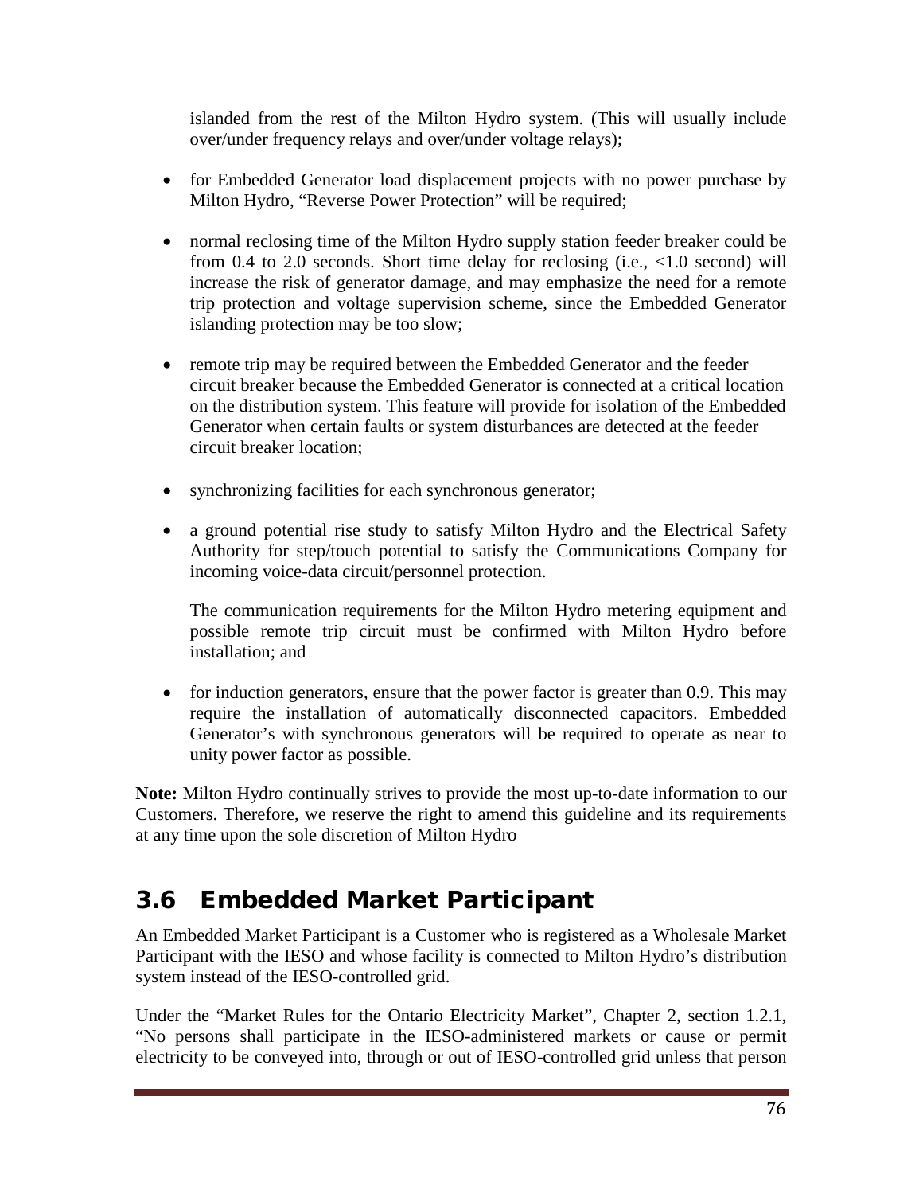islanded from the rest of the Milton Hydro system. (This will usually include over/under frequency relays and over/under voltage relays);

- for Embedded Generator load displacement projects with no power purchase by Milton Hydro, "Reverse Power Protection" will be required;

- normal reclosing time of the Milton Hydro supply station feeder breaker could be from 0.4 to 2.0 seconds. Short time delay for reclosing (i.e., <1.0 second) will increase the risk of generator damage, and may emphasize the need for a remote trip protection and voltage supervision scheme, since the Embedded Generator islanding protection may be too slow;

- remote trip may be required between the Embedded Generator and the feeder circuit breaker because the Embedded Generator is connected at a critical location on the distribution system. This feature will provide for isolation of the Embedded Generator when certain faults or system disturbances are detected at the feeder circuit breaker location;

- synchronizing facilities for each synchronous generator;

- a ground potential rise study to satisfy Milton Hydro and the Electrical Safety Authority for step/touch potential to satisfy the Communications Company for incoming voice-data circuit/personnel protection.

  The communication requirements for the Milton Hydro metering equipment and possible remote trip circuit must be confirmed with Milton Hydro before installation; and

- for induction generators, ensure that the power factor is greater than 0.9. This may require the installation of automatically disconnected capacitors. Embedded Generator's with synchronous generators will be required to operate as near to unity power factor as possible.

**Note:** Milton Hydro continually strives to provide the most up-to-date information to our Customers. Therefore, we reserve the right to amend this guideline and its requirements at any time upon the sole discretion of Milton Hydro

## 3.6 Embedded Market Participant

An Embedded Market Participant is a Customer who is registered as a Wholesale Market Participant with the IESO and whose facility is connected to Milton Hydro's distribution system instead of the IESO-controlled grid.

Under the "Market Rules for the Ontario Electricity Market", Chapter 2, section 1.2.1, "No persons shall participate in the IESO-administered markets or cause or permit electricity to be conveyed into, through or out of IESO-controlled grid unless that person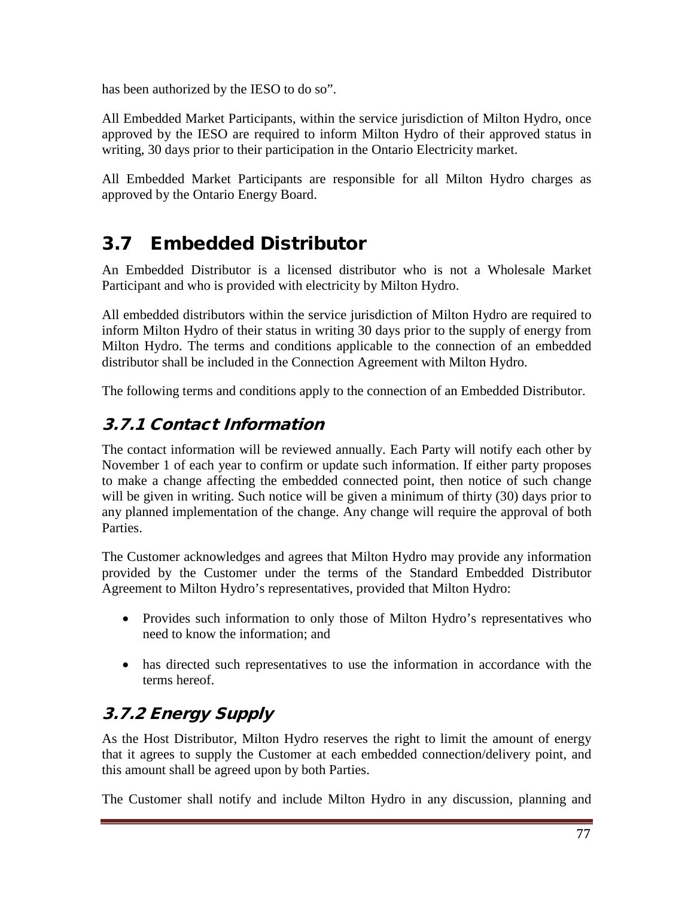has been authorized by the IESO to do so".

All Embedded Market Participants, within the service jurisdiction of Milton Hydro, once approved by the IESO are required to inform Milton Hydro of their approved status in writing, 30 days prior to their participation in the Ontario Electricity market.

All Embedded Market Participants are responsible for all Milton Hydro charges as approved by the Ontario Energy Board.

## 3.7 Embedded Distributor

An Embedded Distributor is a licensed distributor who is not a Wholesale Market Participant and who is provided with electricity by Milton Hydro.

All embedded distributors within the service jurisdiction of Milton Hydro are required to inform Milton Hydro of their status in writing 30 days prior to the supply of energy from Milton Hydro. The terms and conditions applicable to the connection of an embedded distributor shall be included in the Connection Agreement with Milton Hydro.

The following terms and conditions apply to the connection of an Embedded Distributor.

### *3.7.1 Contact Information*

The contact information will be reviewed annually. Each Party will notify each other by November 1 of each year to confirm or update such information. If either party proposes to make a change affecting the embedded connected point, then notice of such change will be given in writing. Such notice will be given a minimum of thirty (30) days prior to any planned implementation of the change. Any change will require the approval of both Parties.

The Customer acknowledges and agrees that Milton Hydro may provide any information provided by the Customer under the terms of the Standard Embedded Distributor Agreement to Milton Hydro's representatives, provided that Milton Hydro:

- Provides such information to only those of Milton Hydro's representatives who need to know the information; and
- has directed such representatives to use the information in accordance with the terms hereof.

### *3.7.2 Energy Supply*

As the Host Distributor, Milton Hydro reserves the right to limit the amount of energy that it agrees to supply the Customer at each embedded connection/delivery point, and this amount shall be agreed upon by both Parties.

The Customer shall notify and include Milton Hydro in any discussion, planning and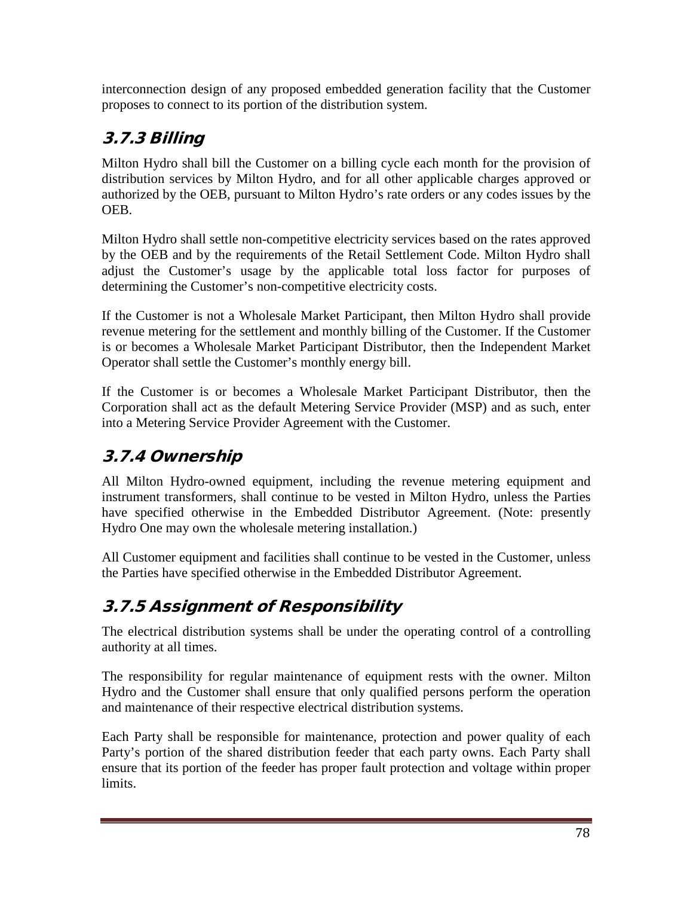interconnection design of any proposed embedded generation facility that the Customer proposes to connect to its portion of the distribution system.

### 3.7.3 Billing

Milton Hydro shall bill the Customer on a billing cycle each month for the provision of distribution services by Milton Hydro, and for all other applicable charges approved or authorized by the OEB, pursuant to Milton Hydro's rate orders or any codes issues by the OEB.

Milton Hydro shall settle non-competitive electricity services based on the rates approved by the OEB and by the requirements of the Retail Settlement Code. Milton Hydro shall adjust the Customer's usage by the applicable total loss factor for purposes of determining the Customer's non-competitive electricity costs.

If the Customer is not a Wholesale Market Participant, then Milton Hydro shall provide revenue metering for the settlement and monthly billing of the Customer. If the Customer is or becomes a Wholesale Market Participant Distributor, then the Independent Market Operator shall settle the Customer's monthly energy bill.

If the Customer is or becomes a Wholesale Market Participant Distributor, then the Corporation shall act as the default Metering Service Provider (MSP) and as such, enter into a Metering Service Provider Agreement with the Customer.

### 3.7.4 Ownership

All Milton Hydro-owned equipment, including the revenue metering equipment and instrument transformers, shall continue to be vested in Milton Hydro, unless the Parties have specified otherwise in the Embedded Distributor Agreement. (Note: presently Hydro One may own the wholesale metering installation.)

All Customer equipment and facilities shall continue to be vested in the Customer, unless the Parties have specified otherwise in the Embedded Distributor Agreement.

### 3.7.5 Assignment of Responsibility

The electrical distribution systems shall be under the operating control of a controlling authority at all times.

The responsibility for regular maintenance of equipment rests with the owner. Milton Hydro and the Customer shall ensure that only qualified persons perform the operation and maintenance of their respective electrical distribution systems.

Each Party shall be responsible for maintenance, protection and power quality of each Party's portion of the shared distribution feeder that each party owns. Each Party shall ensure that its portion of the feeder has proper fault protection and voltage within proper limits.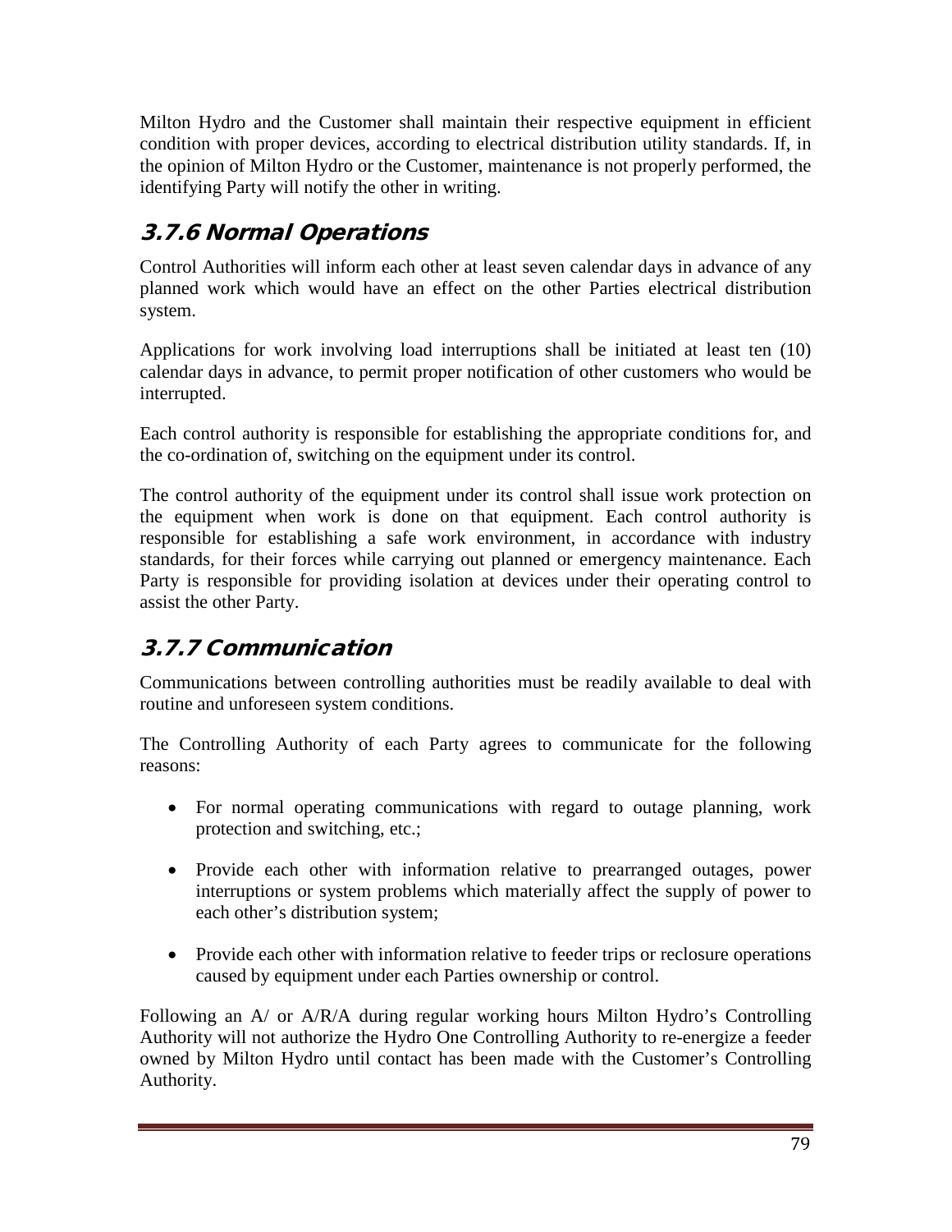Milton Hydro and the Customer shall maintain their respective equipment in efficient condition with proper devices, according to electrical distribution utility standards. If, in the opinion of Milton Hydro or the Customer, maintenance is not properly performed, the identifying Party will notify the other in writing.

### 3.7.6 Normal Operations

Control Authorities will inform each other at least seven calendar days in advance of any planned work which would have an effect on the other Parties electrical distribution system.

Applications for work involving load interruptions shall be initiated at least ten (10) calendar days in advance, to permit proper notification of other customers who would be interrupted.

Each control authority is responsible for establishing the appropriate conditions for, and the co-ordination of, switching on the equipment under its control.

The control authority of the equipment under its control shall issue work protection on the equipment when work is done on that equipment. Each control authority is responsible for establishing a safe work environment, in accordance with industry standards, for their forces while carrying out planned or emergency maintenance. Each Party is responsible for providing isolation at devices under their operating control to assist the other Party.

### 3.7.7 Communication

Communications between controlling authorities must be readily available to deal with routine and unforeseen system conditions.

The Controlling Authority of each Party agrees to communicate for the following reasons:

- For normal operating communications with regard to outage planning, work protection and switching, etc.;
- Provide each other with information relative to prearranged outages, power interruptions or system problems which materially affect the supply of power to each other's distribution system;
- Provide each other with information relative to feeder trips or reclosure operations caused by equipment under each Parties ownership or control.

Following an A/ or A/R/A during regular working hours Milton Hydro's Controlling Authority will not authorize the Hydro One Controlling Authority to re-energize a feeder owned by Milton Hydro until contact has been made with the Customer's Controlling Authority.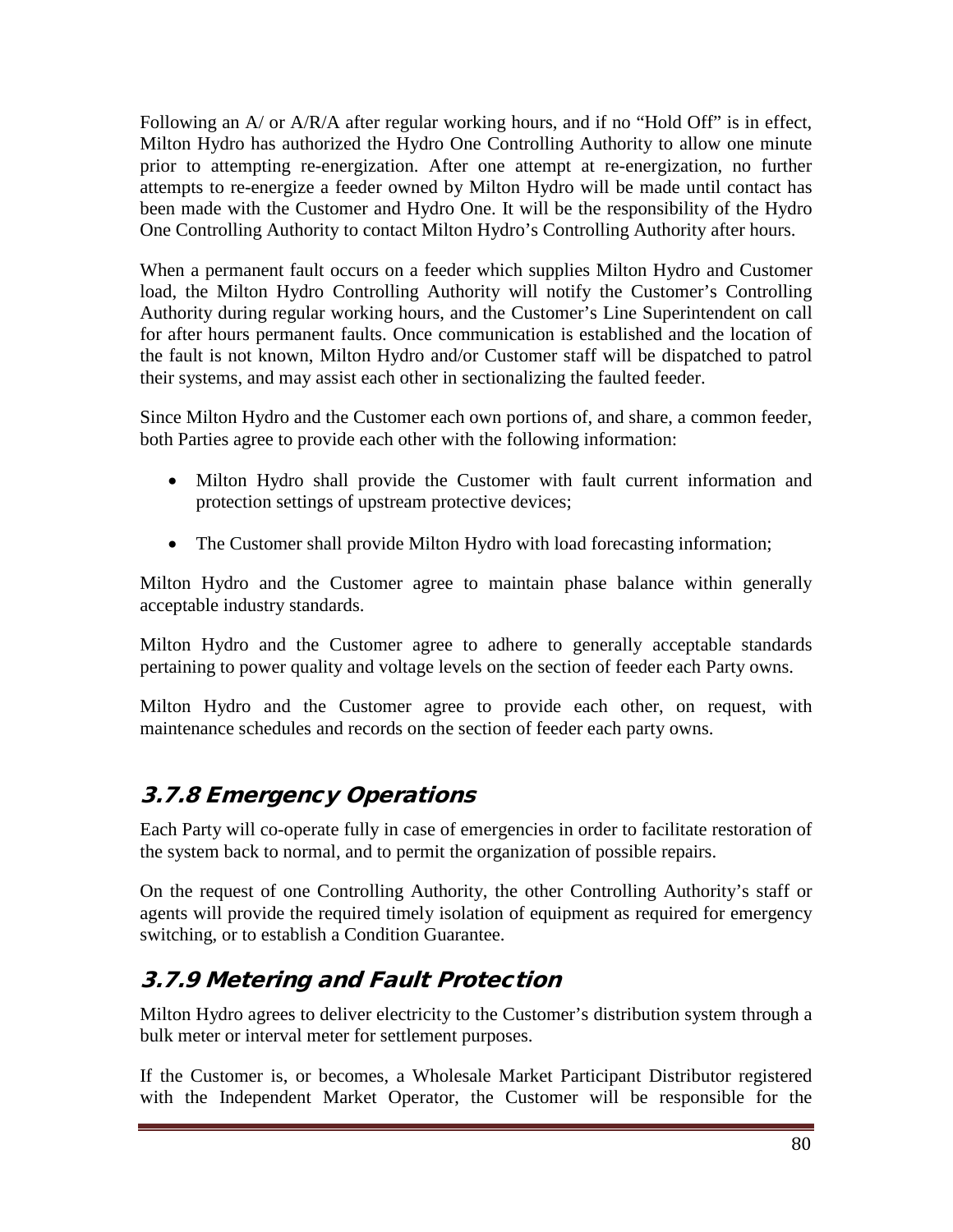Following an A/ or A/R/A after regular working hours, and if no "Hold Off" is in effect, Milton Hydro has authorized the Hydro One Controlling Authority to allow one minute prior to attempting re-energization. After one attempt at re-energization, no further attempts to re-energize a feeder owned by Milton Hydro will be made until contact has been made with the Customer and Hydro One. It will be the responsibility of the Hydro One Controlling Authority to contact Milton Hydro's Controlling Authority after hours.

When a permanent fault occurs on a feeder which supplies Milton Hydro and Customer load, the Milton Hydro Controlling Authority will notify the Customer's Controlling Authority during regular working hours, and the Customer's Line Superintendent on call for after hours permanent faults. Once communication is established and the location of the fault is not known, Milton Hydro and/or Customer staff will be dispatched to patrol their systems, and may assist each other in sectionalizing the faulted feeder.

Since Milton Hydro and the Customer each own portions of, and share, a common feeder, both Parties agree to provide each other with the following information:

- Milton Hydro shall provide the Customer with fault current information and protection settings of upstream protective devices;
- The Customer shall provide Milton Hydro with load forecasting information;

Milton Hydro and the Customer agree to maintain phase balance within generally acceptable industry standards.

Milton Hydro and the Customer agree to adhere to generally acceptable standards pertaining to power quality and voltage levels on the section of feeder each Party owns.

Milton Hydro and the Customer agree to provide each other, on request, with maintenance schedules and records on the section of feeder each party owns.

## 3.7.8 Emergency Operations

Each Party will co-operate fully in case of emergencies in order to facilitate restoration of the system back to normal, and to permit the organization of possible repairs.

On the request of one Controlling Authority, the other Controlling Authority's staff or agents will provide the required timely isolation of equipment as required for emergency switching, or to establish a Condition Guarantee.

## 3.7.9 Metering and Fault Protection

Milton Hydro agrees to deliver electricity to the Customer's distribution system through a bulk meter or interval meter for settlement purposes.

If the Customer is, or becomes, a Wholesale Market Participant Distributor registered with the Independent Market Operator, the Customer will be responsible for the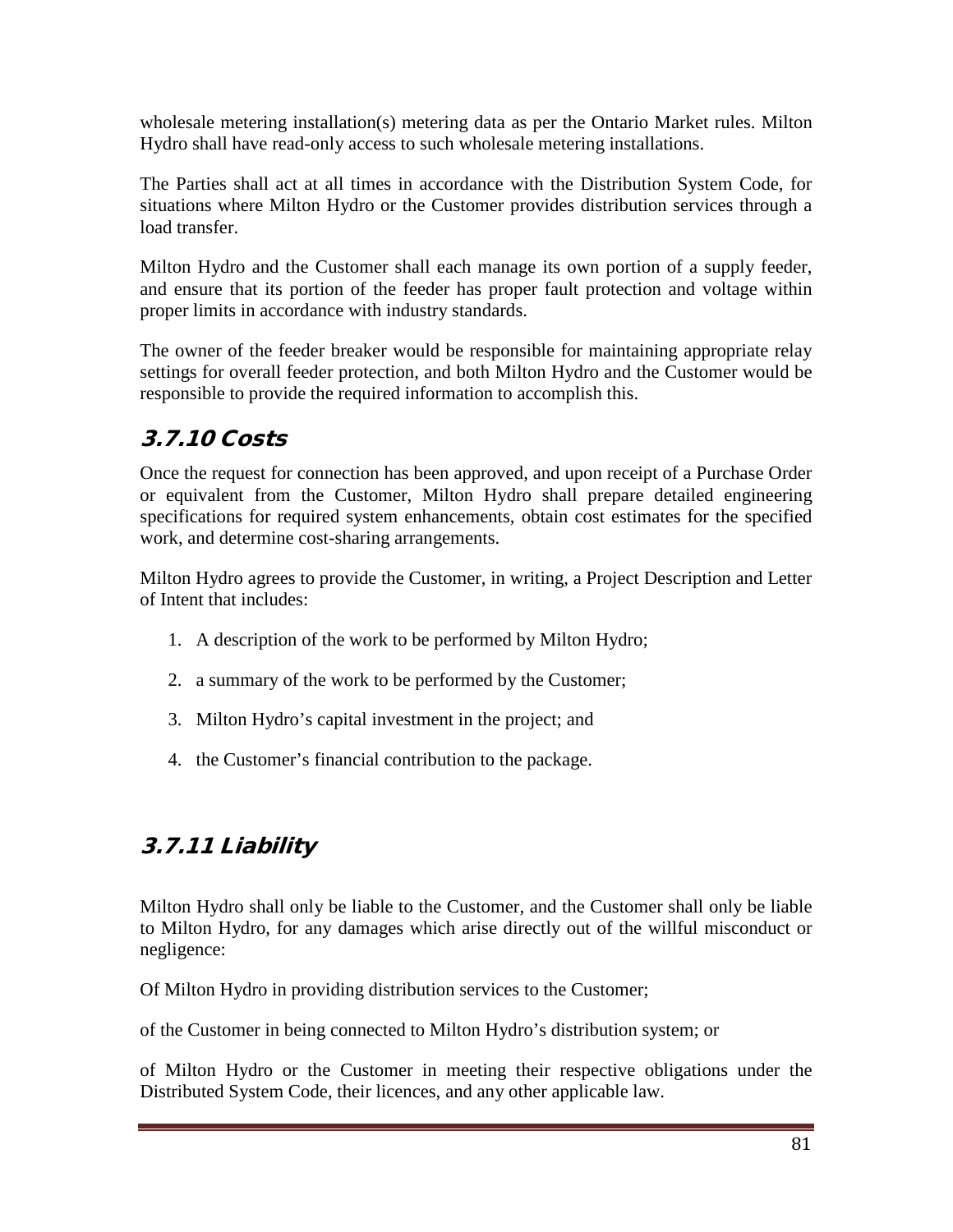wholesale metering installation(s) metering data as per the Ontario Market rules. Milton Hydro shall have read-only access to such wholesale metering installations.

The Parties shall act at all times in accordance with the Distribution System Code, for situations where Milton Hydro or the Customer provides distribution services through a load transfer.

Milton Hydro and the Customer shall each manage its own portion of a supply feeder, and ensure that its portion of the feeder has proper fault protection and voltage within proper limits in accordance with industry standards.

The owner of the feeder breaker would be responsible for maintaining appropriate relay settings for overall feeder protection, and both Milton Hydro and the Customer would be responsible to provide the required information to accomplish this.

### 3.7.10 Costs

Once the request for connection has been approved, and upon receipt of a Purchase Order or equivalent from the Customer, Milton Hydro shall prepare detailed engineering specifications for required system enhancements, obtain cost estimates for the specified work, and determine cost-sharing arrangements.

Milton Hydro agrees to provide the Customer, in writing, a Project Description and Letter of Intent that includes:

1. A description of the work to be performed by Milton Hydro;
2. a summary of the work to be performed by the Customer;
3. Milton Hydro's capital investment in the project; and
4. the Customer's financial contribution to the package.

### 3.7.11 Liability

Milton Hydro shall only be liable to the Customer, and the Customer shall only be liable to Milton Hydro, for any damages which arise directly out of the willful misconduct or negligence:

Of Milton Hydro in providing distribution services to the Customer;

of the Customer in being connected to Milton Hydro's distribution system; or

of Milton Hydro or the Customer in meeting their respective obligations under the Distributed System Code, their licences, and any other applicable law.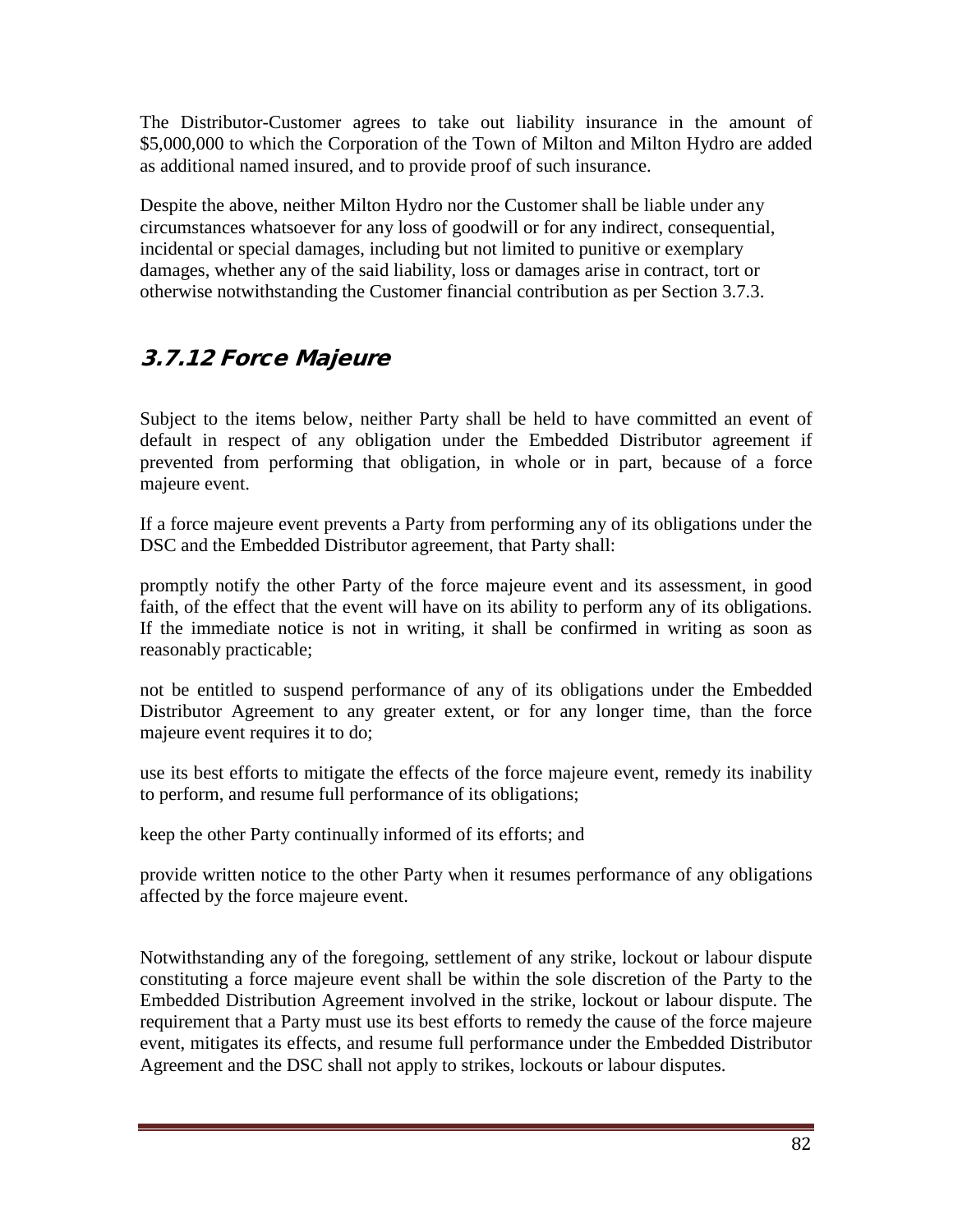The Distributor-Customer agrees to take out liability insurance in the amount of $5,000,000 to which the Corporation of the Town of Milton and Milton Hydro are added as additional named insured, and to provide proof of such insurance.

Despite the above, neither Milton Hydro nor the Customer shall be liable under any circumstances whatsoever for any loss of goodwill or for any indirect, consequential, incidental or special damages, including but not limited to punitive or exemplary damages, whether any of the said liability, loss or damages arise in contract, tort or otherwise notwithstanding the Customer financial contribution as per Section 3.7.3.

### 3.7.12 Force Majeure

Subject to the items below, neither Party shall be held to have committed an event of default in respect of any obligation under the Embedded Distributor agreement if prevented from performing that obligation, in whole or in part, because of a force majeure event.

If a force majeure event prevents a Party from performing any of its obligations under the DSC and the Embedded Distributor agreement, that Party shall:

promptly notify the other Party of the force majeure event and its assessment, in good faith, of the effect that the event will have on its ability to perform any of its obligations. If the immediate notice is not in writing, it shall be confirmed in writing as soon as reasonably practicable;

not be entitled to suspend performance of any of its obligations under the Embedded Distributor Agreement to any greater extent, or for any longer time, than the force majeure event requires it to do;

use its best efforts to mitigate the effects of the force majeure event, remedy its inability to perform, and resume full performance of its obligations;

keep the other Party continually informed of its efforts; and

provide written notice to the other Party when it resumes performance of any obligations affected by the force majeure event.

Notwithstanding any of the foregoing, settlement of any strike, lockout or labour dispute constituting a force majeure event shall be within the sole discretion of the Party to the Embedded Distribution Agreement involved in the strike, lockout or labour dispute. The requirement that a Party must use its best efforts to remedy the cause of the force majeure event, mitigates its effects, and resume full performance under the Embedded Distributor Agreement and the DSC shall not apply to strikes, lockouts or labour disputes.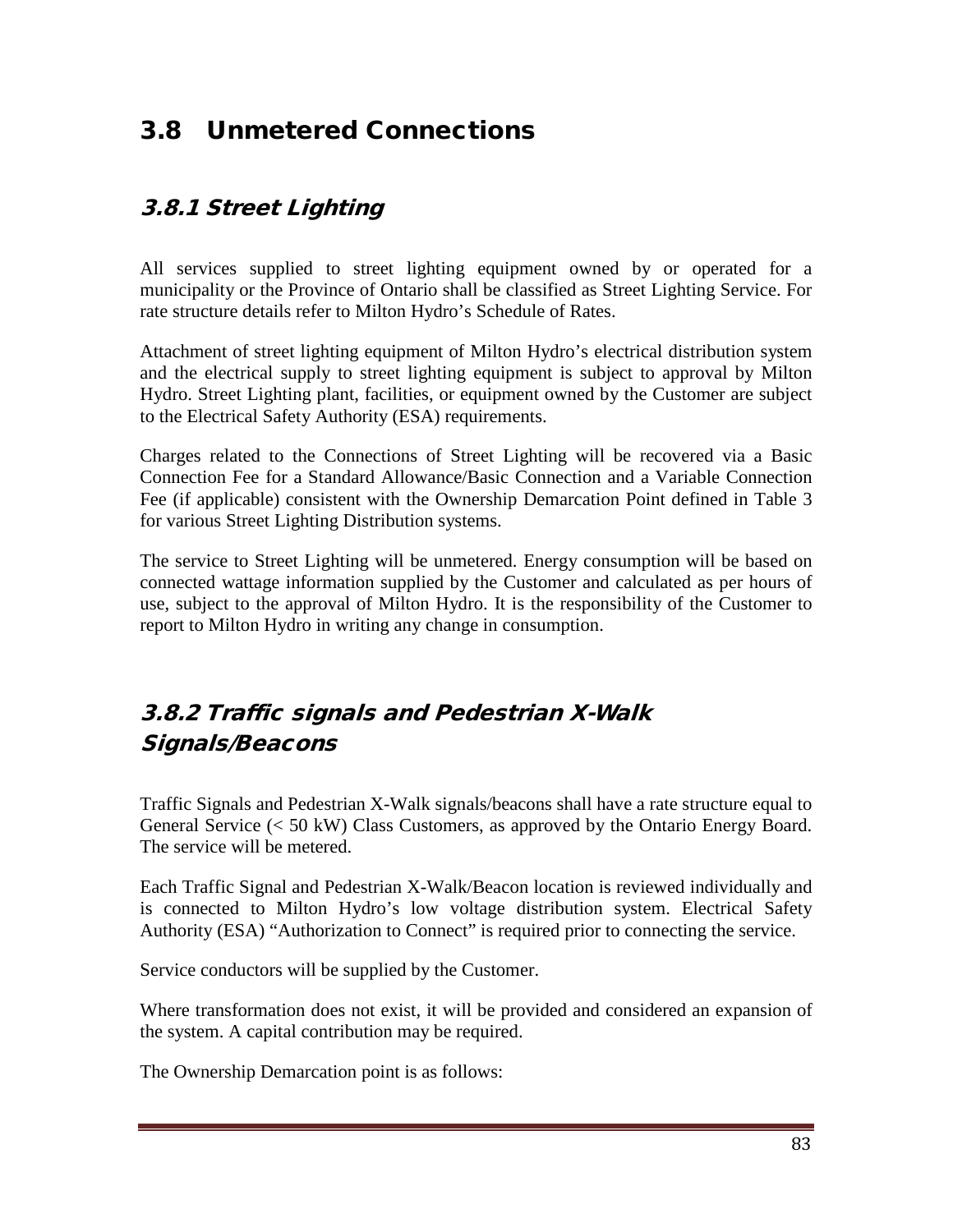## 3.8 Unmetered Connections

### *3.8.1 Street Lighting*

All services supplied to street lighting equipment owned by or operated for a municipality or the Province of Ontario shall be classified as Street Lighting Service. For rate structure details refer to Milton Hydro's Schedule of Rates.

Attachment of street lighting equipment of Milton Hydro's electrical distribution system and the electrical supply to street lighting equipment is subject to approval by Milton Hydro. Street Lighting plant, facilities, or equipment owned by the Customer are subject to the Electrical Safety Authority (ESA) requirements.

Charges related to the Connections of Street Lighting will be recovered via a Basic Connection Fee for a Standard Allowance/Basic Connection and a Variable Connection Fee (if applicable) consistent with the Ownership Demarcation Point defined in Table 3 for various Street Lighting Distribution systems.

The service to Street Lighting will be unmetered. Energy consumption will be based on connected wattage information supplied by the Customer and calculated as per hours of use, subject to the approval of Milton Hydro. It is the responsibility of the Customer to report to Milton Hydro in writing any change in consumption.

### *3.8.2 Traffic signals and Pedestrian X-Walk Signals/Beacons*

Traffic Signals and Pedestrian X-Walk signals/beacons shall have a rate structure equal to General Service (< 50 kW) Class Customers, as approved by the Ontario Energy Board. The service will be metered.

Each Traffic Signal and Pedestrian X-Walk/Beacon location is reviewed individually and is connected to Milton Hydro's low voltage distribution system. Electrical Safety Authority (ESA) "Authorization to Connect" is required prior to connecting the service.

Service conductors will be supplied by the Customer.

Where transformation does not exist, it will be provided and considered an expansion of the system. A capital contribution may be required.

The Ownership Demarcation point is as follows: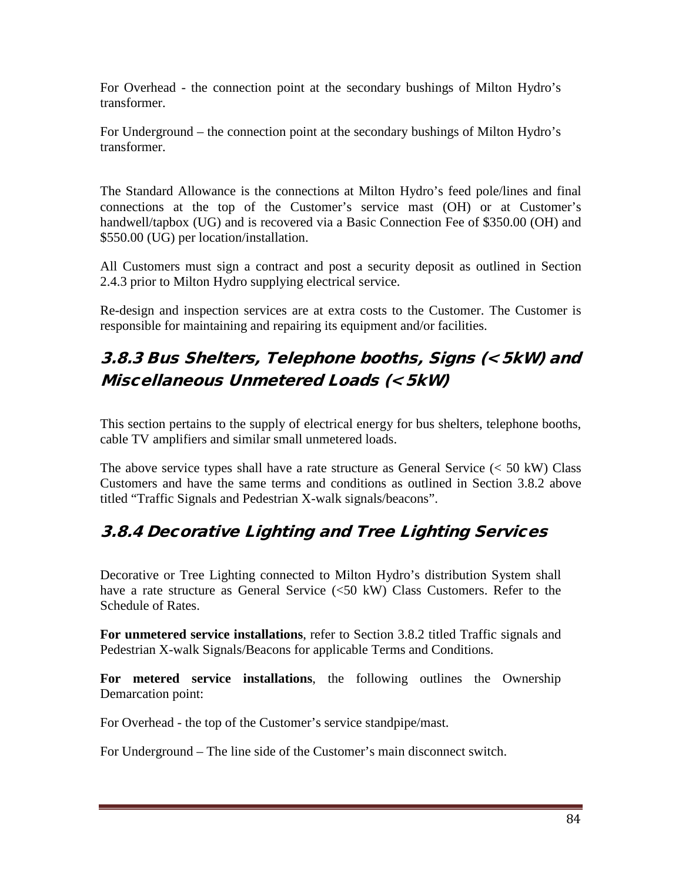For Overhead - the connection point at the secondary bushings of Milton Hydro's transformer.

For Underground – the connection point at the secondary bushings of Milton Hydro's transformer.

The Standard Allowance is the connections at Milton Hydro's feed pole/lines and final connections at the top of the Customer's service mast (OH) or at Customer's handwell/tapbox (UG) and is recovered via a Basic Connection Fee of $350.00 (OH) and $550.00 (UG) per location/installation.

All Customers must sign a contract and post a security deposit as outlined in Section 2.4.3 prior to Milton Hydro supplying electrical service.

Re-design and inspection services are at extra costs to the Customer. The Customer is responsible for maintaining and repairing its equipment and/or facilities.

### 3.8.3 Bus Shelters, Telephone booths, Signs (< 5kW) and Miscellaneous Unmetered Loads (< 5kW)

This section pertains to the supply of electrical energy for bus shelters, telephone booths, cable TV amplifiers and similar small unmetered loads.

The above service types shall have a rate structure as General Service (< 50 kW) Class Customers and have the same terms and conditions as outlined in Section 3.8.2 above titled "Traffic Signals and Pedestrian X-walk signals/beacons".

### 3.8.4 Decorative Lighting and Tree Lighting Services

Decorative or Tree Lighting connected to Milton Hydro's distribution System shall have a rate structure as General Service (<50 kW) Class Customers. Refer to the Schedule of Rates.

**For unmetered service installations**, refer to Section 3.8.2 titled Traffic signals and Pedestrian X-walk Signals/Beacons for applicable Terms and Conditions.

**For metered service installations**, the following outlines the Ownership Demarcation point:

For Overhead - the top of the Customer's service standpipe/mast.

For Underground – The line side of the Customer's main disconnect switch.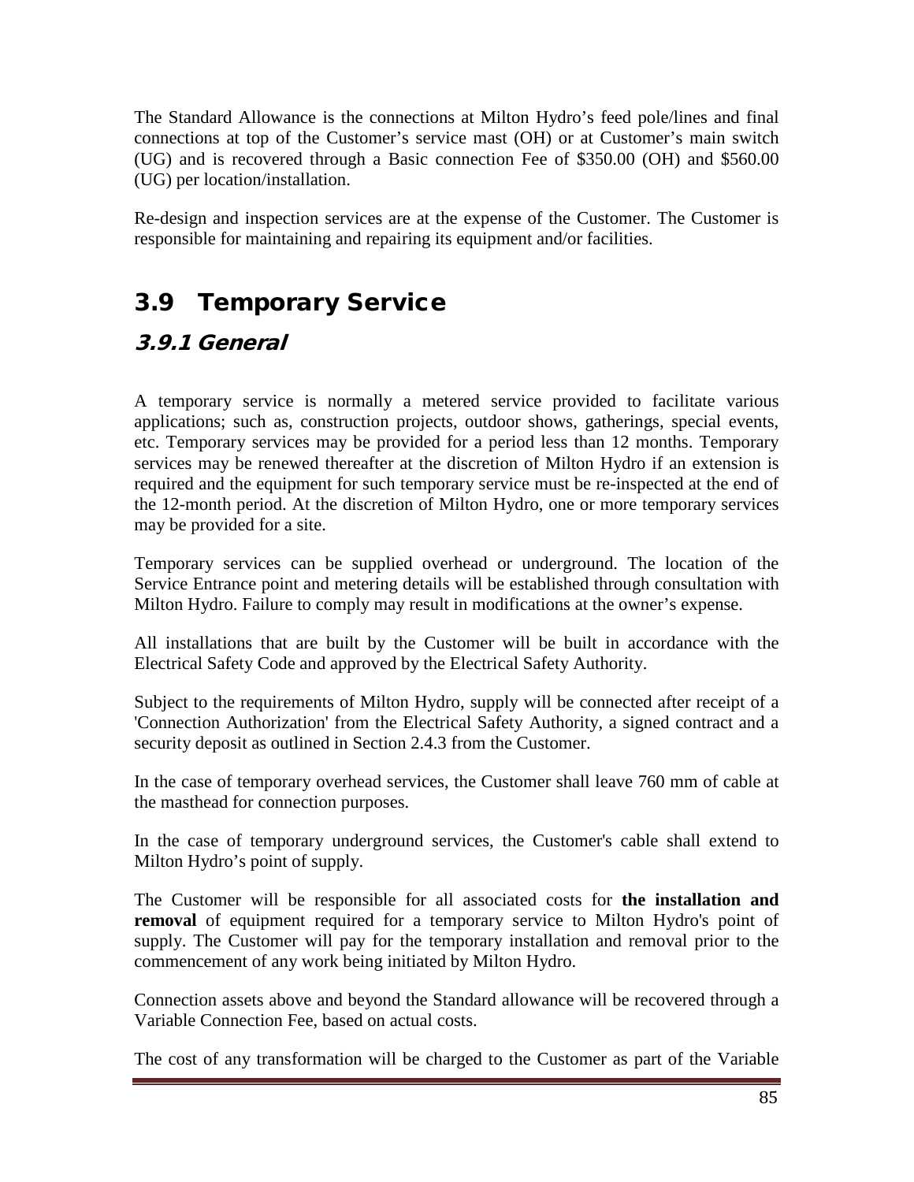The Standard Allowance is the connections at Milton Hydro's feed pole/lines and final connections at top of the Customer's service mast (OH) or at Customer's main switch (UG) and is recovered through a Basic connection Fee of $350.00 (OH) and $560.00 (UG) per location/installation.

Re-design and inspection services are at the expense of the Customer. The Customer is responsible for maintaining and repairing its equipment and/or facilities.

## 3.9 Temporary Service

### *3.9.1 General*

A temporary service is normally a metered service provided to facilitate various applications; such as, construction projects, outdoor shows, gatherings, special events, etc. Temporary services may be provided for a period less than 12 months. Temporary services may be renewed thereafter at the discretion of Milton Hydro if an extension is required and the equipment for such temporary service must be re-inspected at the end of the 12-month period. At the discretion of Milton Hydro, one or more temporary services may be provided for a site.

Temporary services can be supplied overhead or underground. The location of the Service Entrance point and metering details will be established through consultation with Milton Hydro. Failure to comply may result in modifications at the owner's expense.

All installations that are built by the Customer will be built in accordance with the Electrical Safety Code and approved by the Electrical Safety Authority.

Subject to the requirements of Milton Hydro, supply will be connected after receipt of a 'Connection Authorization' from the Electrical Safety Authority, a signed contract and a security deposit as outlined in Section 2.4.3 from the Customer.

In the case of temporary overhead services, the Customer shall leave 760 mm of cable at the masthead for connection purposes.

In the case of temporary underground services, the Customer's cable shall extend to Milton Hydro's point of supply.

The Customer will be responsible for all associated costs for **the installation and removal** of equipment required for a temporary service to Milton Hydro's point of supply. The Customer will pay for the temporary installation and removal prior to the commencement of any work being initiated by Milton Hydro.

Connection assets above and beyond the Standard allowance will be recovered through a Variable Connection Fee, based on actual costs.

The cost of any transformation will be charged to the Customer as part of the Variable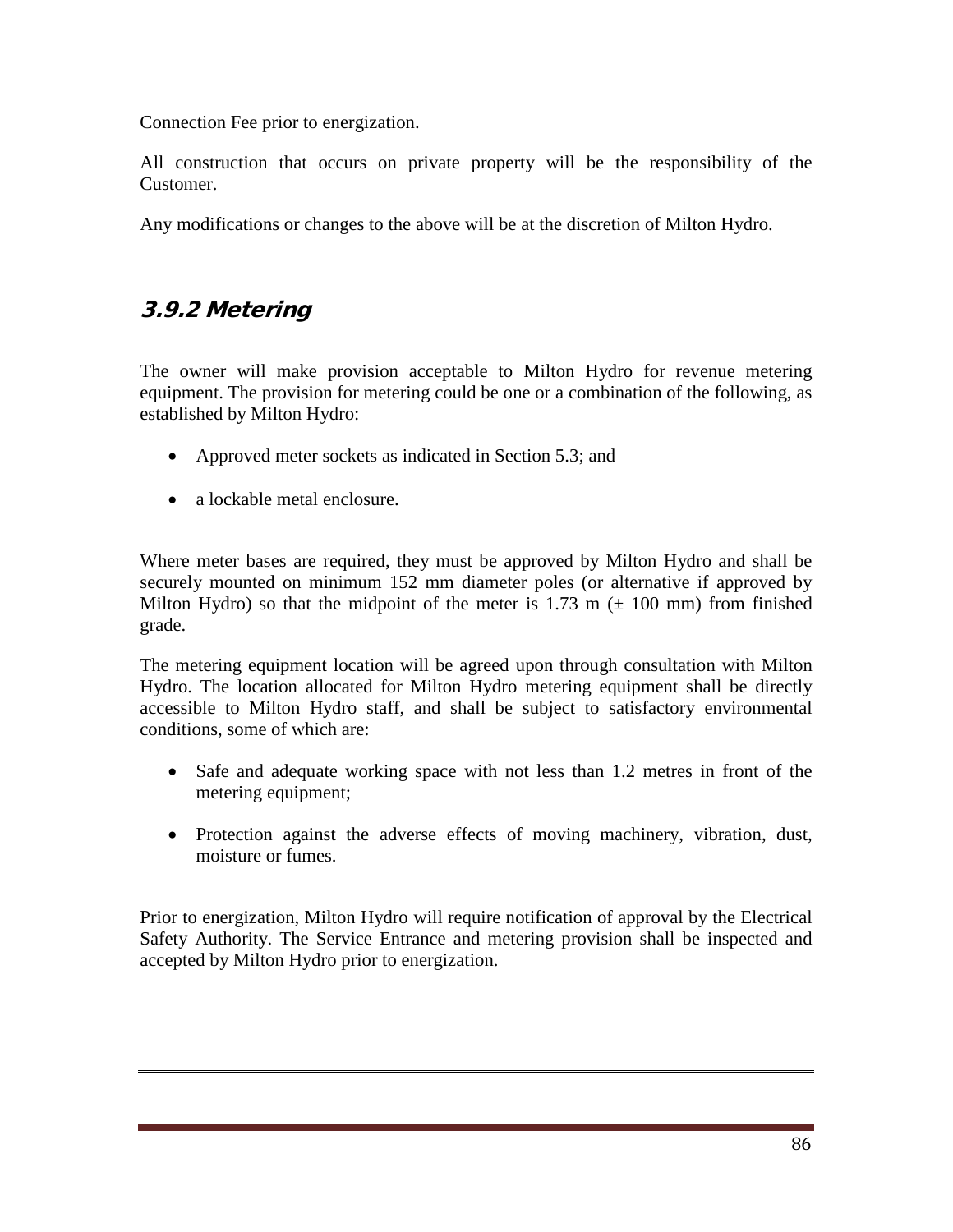Connection Fee prior to energization.

All construction that occurs on private property will be the responsibility of the Customer.

Any modifications or changes to the above will be at the discretion of Milton Hydro.

### *3.9.2 Metering*

The owner will make provision acceptable to Milton Hydro for revenue metering equipment. The provision for metering could be one or a combination of the following, as established by Milton Hydro:

- Approved meter sockets as indicated in Section 5.3; and
- a lockable metal enclosure.

Where meter bases are required, they must be approved by Milton Hydro and shall be securely mounted on minimum 152 mm diameter poles (or alternative if approved by Milton Hydro) so that the midpoint of the meter is 1.73 m (± 100 mm) from finished grade.

The metering equipment location will be agreed upon through consultation with Milton Hydro. The location allocated for Milton Hydro metering equipment shall be directly accessible to Milton Hydro staff, and shall be subject to satisfactory environmental conditions, some of which are:

- Safe and adequate working space with not less than 1.2 metres in front of the metering equipment;
- Protection against the adverse effects of moving machinery, vibration, dust, moisture or fumes.

Prior to energization, Milton Hydro will require notification of approval by the Electrical Safety Authority. The Service Entrance and metering provision shall be inspected and accepted by Milton Hydro prior to energization.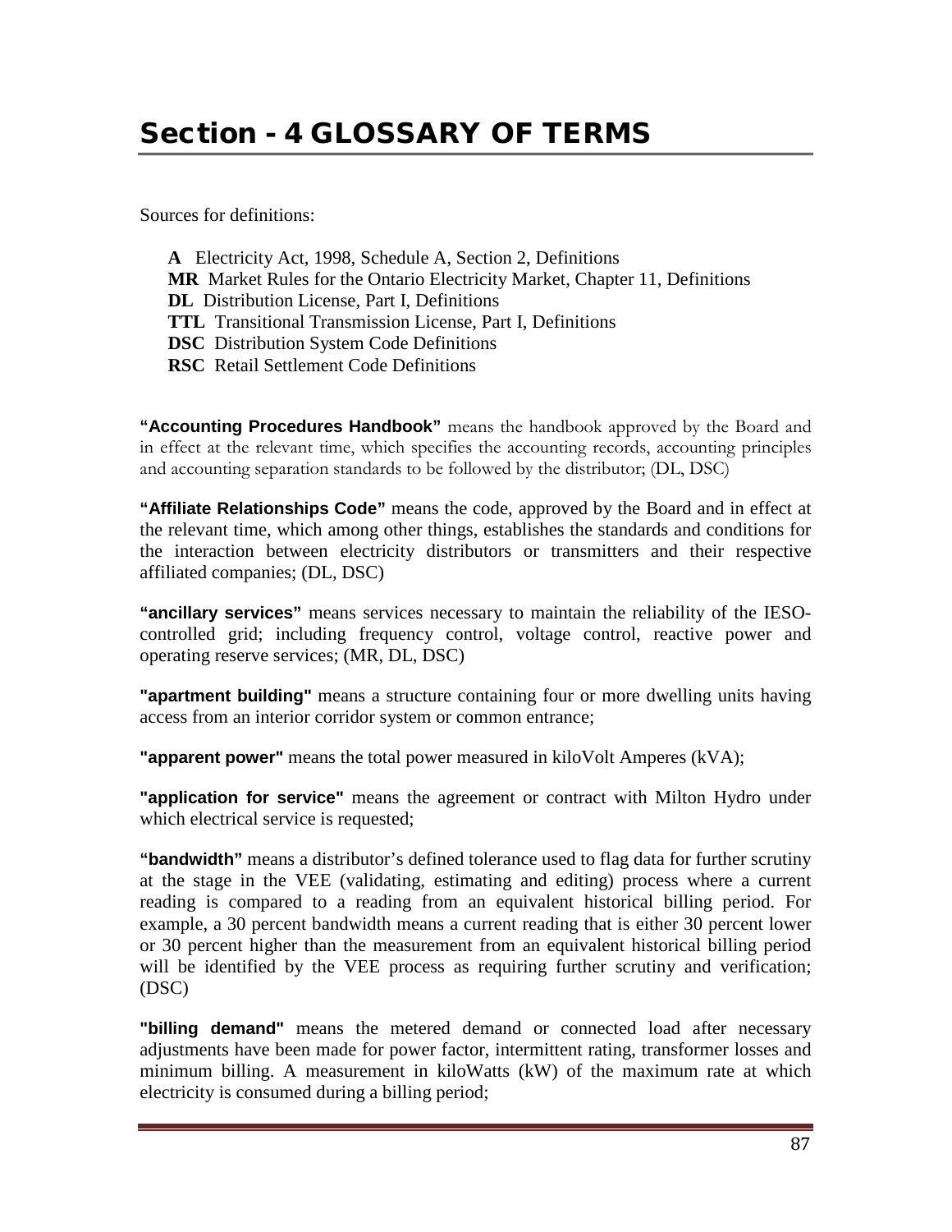# Section - 4 GLOSSARY OF TERMS

Sources for definitions:

**A** Electricity Act, 1998, Schedule A, Section 2, Definitions
**MR** Market Rules for the Ontario Electricity Market, Chapter 11, Definitions
**DL** Distribution License, Part I, Definitions
**TTL** Transitional Transmission License, Part I, Definitions
**DSC** Distribution System Code Definitions
**RSC** Retail Settlement Code Definitions

**"Accounting Procedures Handbook"** means the handbook approved by the Board and in effect at the relevant time, which specifies the accounting records, accounting principles and accounting separation standards to be followed by the distributor; (DL, DSC)

**"Affiliate Relationships Code"** means the code, approved by the Board and in effect at the relevant time, which among other things, establishes the standards and conditions for the interaction between electricity distributors or transmitters and their respective affiliated companies; (DL, DSC)

**"ancillary services"** means services necessary to maintain the reliability of the IESO-controlled grid; including frequency control, voltage control, reactive power and operating reserve services; (MR, DL, DSC)

**"apartment building"** means a structure containing four or more dwelling units having access from an interior corridor system or common entrance;

**"apparent power"** means the total power measured in kiloVolt Amperes (kVA);

**"application for service"** means the agreement or contract with Milton Hydro under which electrical service is requested;

**"bandwidth"** means a distributor's defined tolerance used to flag data for further scrutiny at the stage in the VEE (validating, estimating and editing) process where a current reading is compared to a reading from an equivalent historical billing period. For example, a 30 percent bandwidth means a current reading that is either 30 percent lower or 30 percent higher than the measurement from an equivalent historical billing period will be identified by the VEE process as requiring further scrutiny and verification; (DSC)

**"billing demand"** means the metered demand or connected load after necessary adjustments have been made for power factor, intermittent rating, transformer losses and minimum billing. A measurement in kiloWatts (kW) of the maximum rate at which electricity is consumed during a billing period;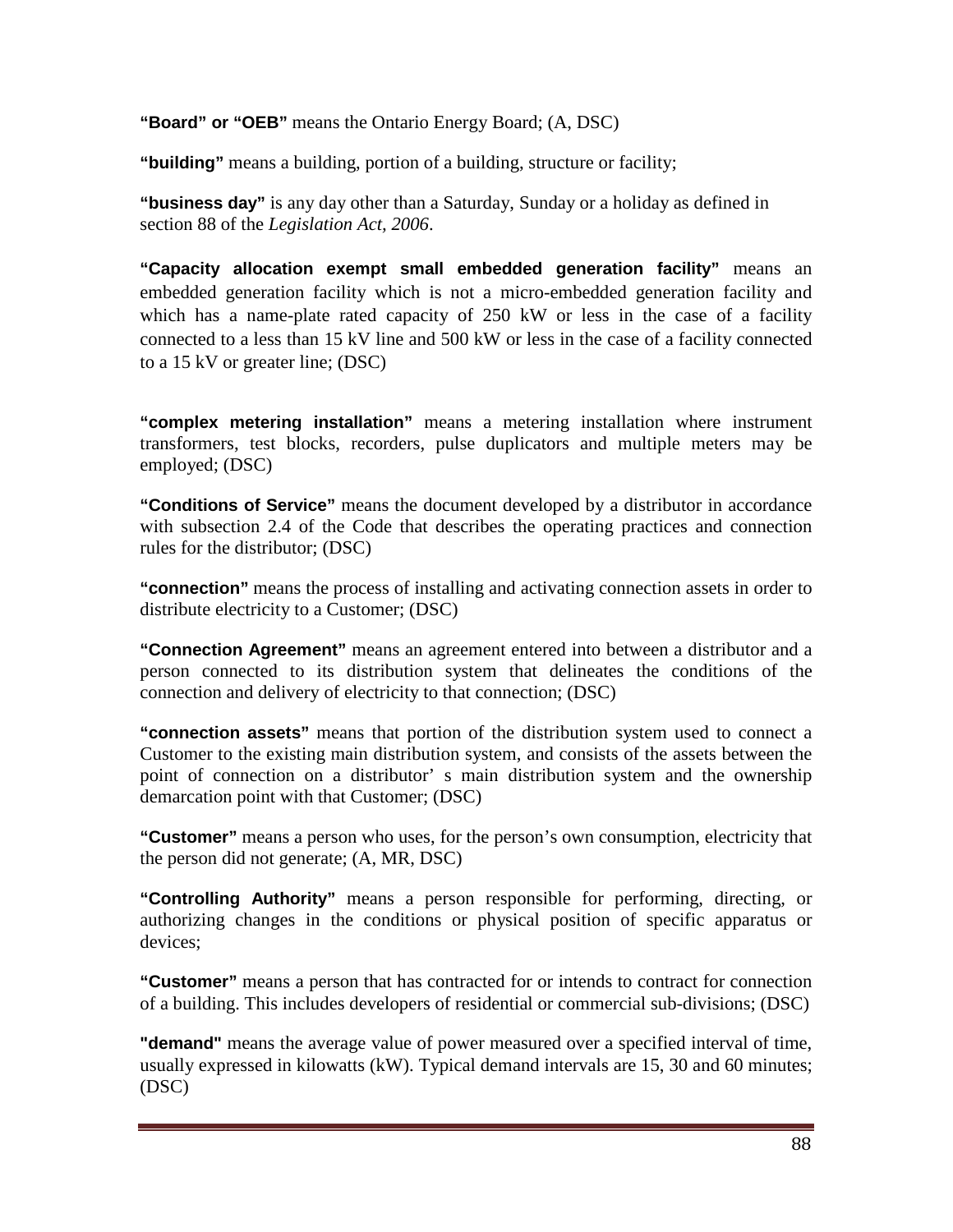**“Board” or “OEB”** means the Ontario Energy Board; (A, DSC)

**“building”** means a building, portion of a building, structure or facility;

**“business day”** is any day other than a Saturday, Sunday or a holiday as defined in section 88 of the *Legislation Act, 2006*.

**“Capacity allocation exempt small embedded generation facility”** means an embedded generation facility which is not a micro-embedded generation facility and which has a name-plate rated capacity of 250 kW or less in the case of a facility connected to a less than 15 kV line and 500 kW or less in the case of a facility connected to a 15 kV or greater line; (DSC)

**“complex metering installation”** means a metering installation where instrument transformers, test blocks, recorders, pulse duplicators and multiple meters may be employed; (DSC)

**“Conditions of Service”** means the document developed by a distributor in accordance with subsection 2.4 of the Code that describes the operating practices and connection rules for the distributor; (DSC)

**“connection”** means the process of installing and activating connection assets in order to distribute electricity to a Customer; (DSC)

**“Connection Agreement”** means an agreement entered into between a distributor and a person connected to its distribution system that delineates the conditions of the connection and delivery of electricity to that connection; (DSC)

**“connection assets”** means that portion of the distribution system used to connect a Customer to the existing main distribution system, and consists of the assets between the point of connection on a distributor’ s main distribution system and the ownership demarcation point with that Customer; (DSC)

**“Customer”** means a person who uses, for the person’s own consumption, electricity that the person did not generate; (A, MR, DSC)

**“Controlling Authority”** means a person responsible for performing, directing, or authorizing changes in the conditions or physical position of specific apparatus or devices;

**“Customer”** means a person that has contracted for or intends to contract for connection of a building. This includes developers of residential or commercial sub-divisions; (DSC)

**"demand"** means the average value of power measured over a specified interval of time, usually expressed in kilowatts (kW). Typical demand intervals are 15, 30 and 60 minutes; (DSC)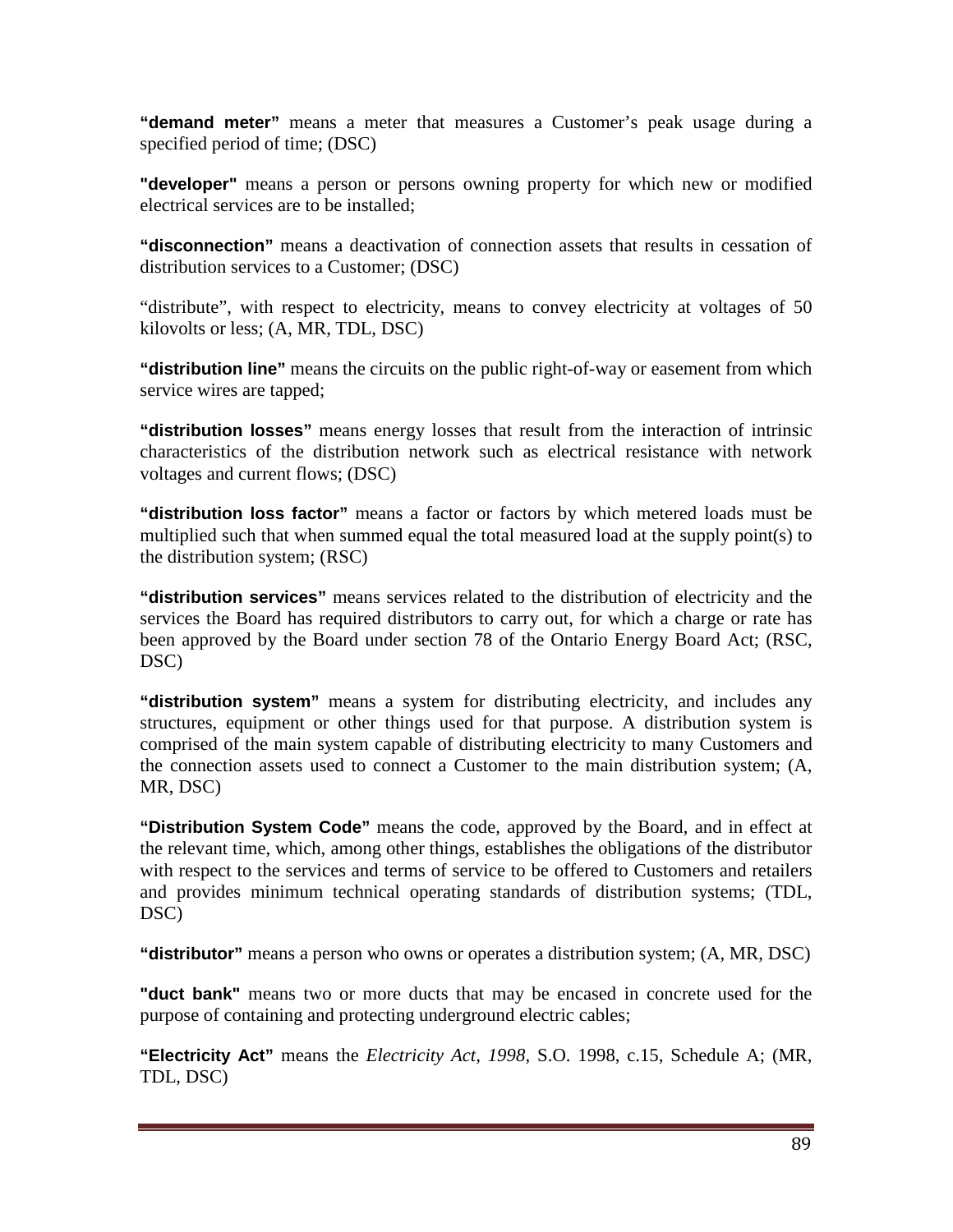**“demand meter”** means a meter that measures a Customer’s peak usage during a specified period of time; (DSC)

**"developer"** means a person or persons owning property for which new or modified electrical services are to be installed;

**“disconnection”** means a deactivation of connection assets that results in cessation of distribution services to a Customer; (DSC)

“distribute”, with respect to electricity, means to convey electricity at voltages of 50 kilovolts or less; (A, MR, TDL, DSC)

**“distribution line”** means the circuits on the public right-of-way or easement from which service wires are tapped;

**“distribution losses”** means energy losses that result from the interaction of intrinsic characteristics of the distribution network such as electrical resistance with network voltages and current flows; (DSC)

**“distribution loss factor”** means a factor or factors by which metered loads must be multiplied such that when summed equal the total measured load at the supply point(s) to the distribution system; (RSC)

**“distribution services”** means services related to the distribution of electricity and the services the Board has required distributors to carry out, for which a charge or rate has been approved by the Board under section 78 of the Ontario Energy Board Act; (RSC, DSC)

**“distribution system”** means a system for distributing electricity, and includes any structures, equipment or other things used for that purpose. A distribution system is comprised of the main system capable of distributing electricity to many Customers and the connection assets used to connect a Customer to the main distribution system; (A, MR, DSC)

**“Distribution System Code”** means the code, approved by the Board, and in effect at the relevant time, which, among other things, establishes the obligations of the distributor with respect to the services and terms of service to be offered to Customers and retailers and provides minimum technical operating standards of distribution systems; (TDL, DSC)

**“distributor”** means a person who owns or operates a distribution system; (A, MR, DSC)

**"duct bank"** means two or more ducts that may be encased in concrete used for the purpose of containing and protecting underground electric cables;

**“Electricity Act”** means the *Electricity Act, 1998*, S.O. 1998, c.15, Schedule A; (MR, TDL, DSC)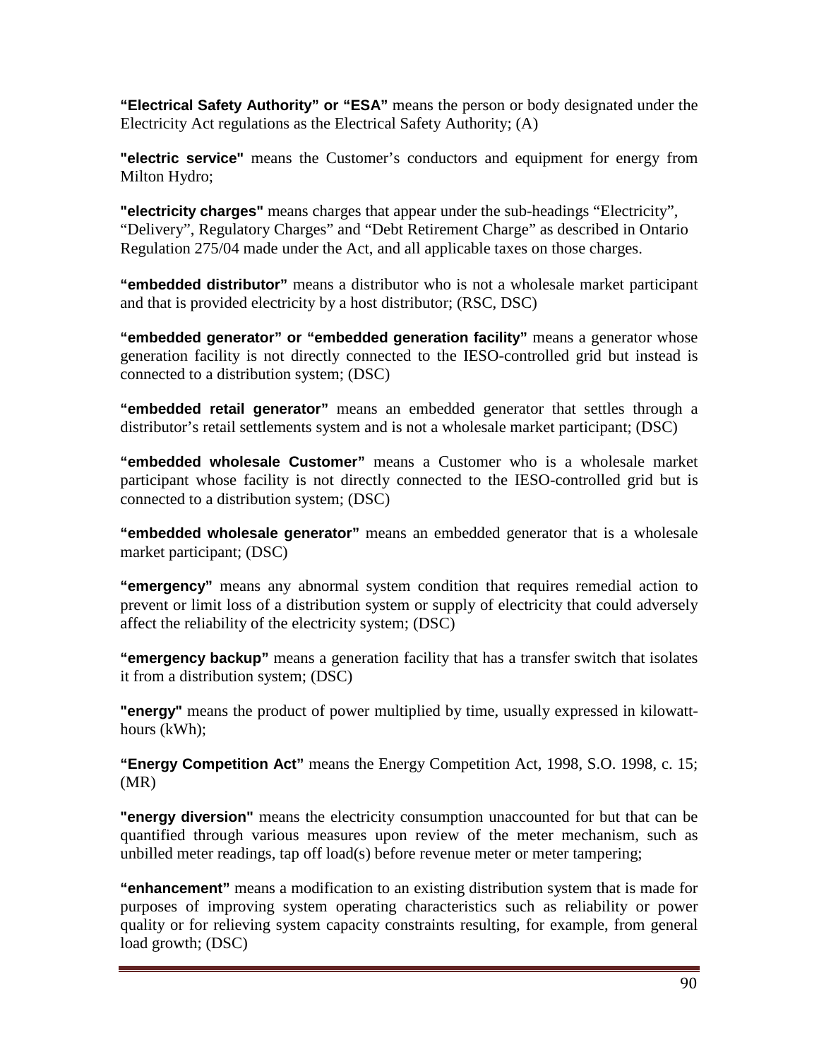**"Electrical Safety Authority" or "ESA"** means the person or body designated under the Electricity Act regulations as the Electrical Safety Authority; (A)

**"electric service"** means the Customer's conductors and equipment for energy from Milton Hydro;

**"electricity charges"** means charges that appear under the sub-headings "Electricity", "Delivery", Regulatory Charges" and "Debt Retirement Charge" as described in Ontario Regulation 275/04 made under the Act, and all applicable taxes on those charges.

**"embedded distributor"** means a distributor who is not a wholesale market participant and that is provided electricity by a host distributor; (RSC, DSC)

**"embedded generator" or "embedded generation facility"** means a generator whose generation facility is not directly connected to the IESO-controlled grid but instead is connected to a distribution system; (DSC)

**"embedded retail generator"** means an embedded generator that settles through a distributor's retail settlements system and is not a wholesale market participant; (DSC)

**"embedded wholesale Customer"** means a Customer who is a wholesale market participant whose facility is not directly connected to the IESO-controlled grid but is connected to a distribution system; (DSC)

**"embedded wholesale generator"** means an embedded generator that is a wholesale market participant; (DSC)

**"emergency"** means any abnormal system condition that requires remedial action to prevent or limit loss of a distribution system or supply of electricity that could adversely affect the reliability of the electricity system; (DSC)

**"emergency backup"** means a generation facility that has a transfer switch that isolates it from a distribution system; (DSC)

**"energy"** means the product of power multiplied by time, usually expressed in kilowatt-hours (kWh);

**"Energy Competition Act"** means the Energy Competition Act, 1998, S.O. 1998, c. 15; (MR)

**"energy diversion"** means the electricity consumption unaccounted for but that can be quantified through various measures upon review of the meter mechanism, such as unbilled meter readings, tap off load(s) before revenue meter or meter tampering;

**"enhancement"** means a modification to an existing distribution system that is made for purposes of improving system operating characteristics such as reliability or power quality or for relieving system capacity constraints resulting, for example, from general load growth; (DSC)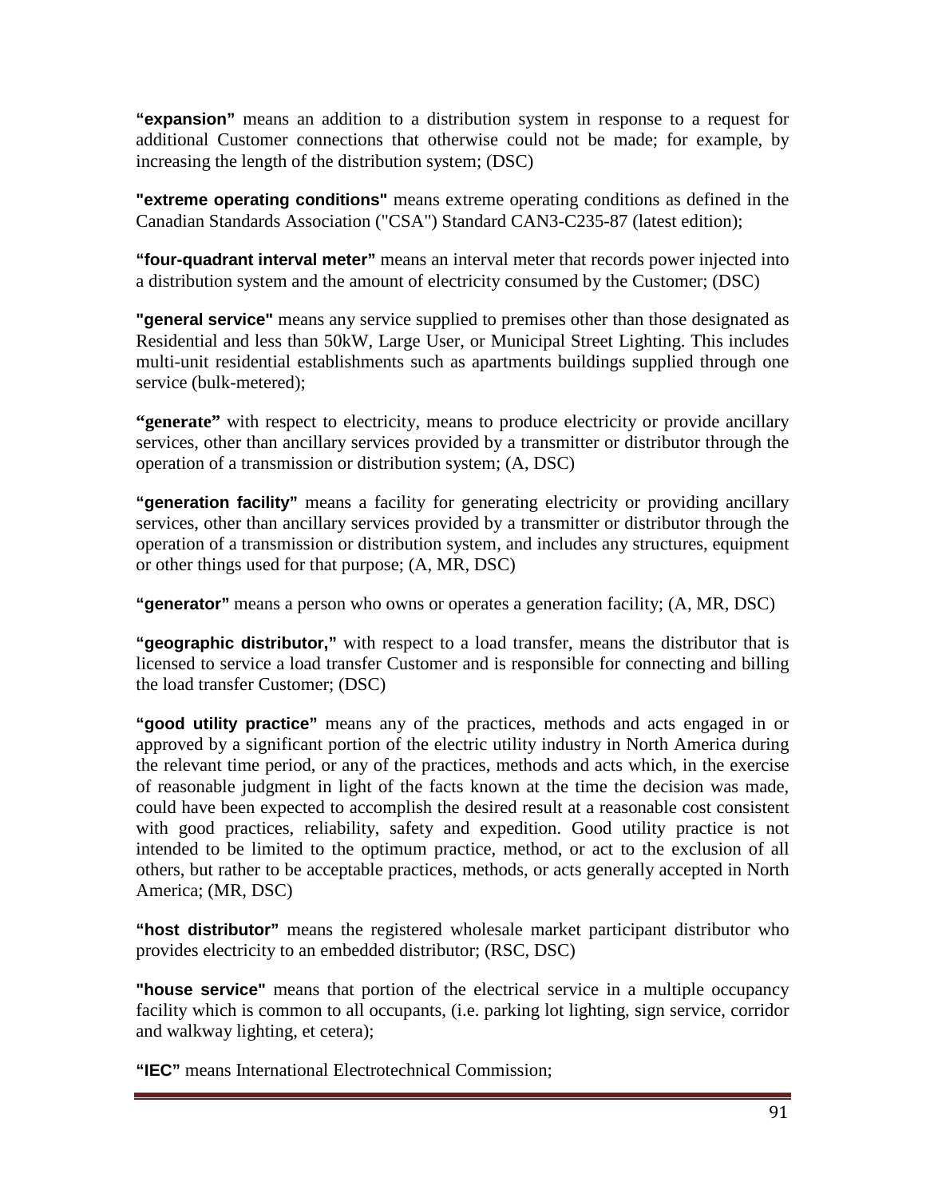**"expansion"** means an addition to a distribution system in response to a request for additional Customer connections that otherwise could not be made; for example, by increasing the length of the distribution system; (DSC)

**"extreme operating conditions"** means extreme operating conditions as defined in the Canadian Standards Association ("CSA") Standard CAN3-C235-87 (latest edition);

**"four-quadrant interval meter"** means an interval meter that records power injected into a distribution system and the amount of electricity consumed by the Customer; (DSC)

**"general service"** means any service supplied to premises other than those designated as Residential and less than 50kW, Large User, or Municipal Street Lighting. This includes multi-unit residential establishments such as apartments buildings supplied through one service (bulk-metered);

**"generate"** with respect to electricity, means to produce electricity or provide ancillary services, other than ancillary services provided by a transmitter or distributor through the operation of a transmission or distribution system; (A, DSC)

**"generation facility"** means a facility for generating electricity or providing ancillary services, other than ancillary services provided by a transmitter or distributor through the operation of a transmission or distribution system, and includes any structures, equipment or other things used for that purpose; (A, MR, DSC)

**"generator"** means a person who owns or operates a generation facility; (A, MR, DSC)

**"geographic distributor,"** with respect to a load transfer, means the distributor that is licensed to service a load transfer Customer and is responsible for connecting and billing the load transfer Customer; (DSC)

**"good utility practice"** means any of the practices, methods and acts engaged in or approved by a significant portion of the electric utility industry in North America during the relevant time period, or any of the practices, methods and acts which, in the exercise of reasonable judgment in light of the facts known at the time the decision was made, could have been expected to accomplish the desired result at a reasonable cost consistent with good practices, reliability, safety and expedition. Good utility practice is not intended to be limited to the optimum practice, method, or act to the exclusion of all others, but rather to be acceptable practices, methods, or acts generally accepted in North America; (MR, DSC)

**"host distributor"** means the registered wholesale market participant distributor who provides electricity to an embedded distributor; (RSC, DSC)

**"house service"** means that portion of the electrical service in a multiple occupancy facility which is common to all occupants, (i.e. parking lot lighting, sign service, corridor and walkway lighting, et cetera);

**"IEC"** means International Electrotechnical Commission;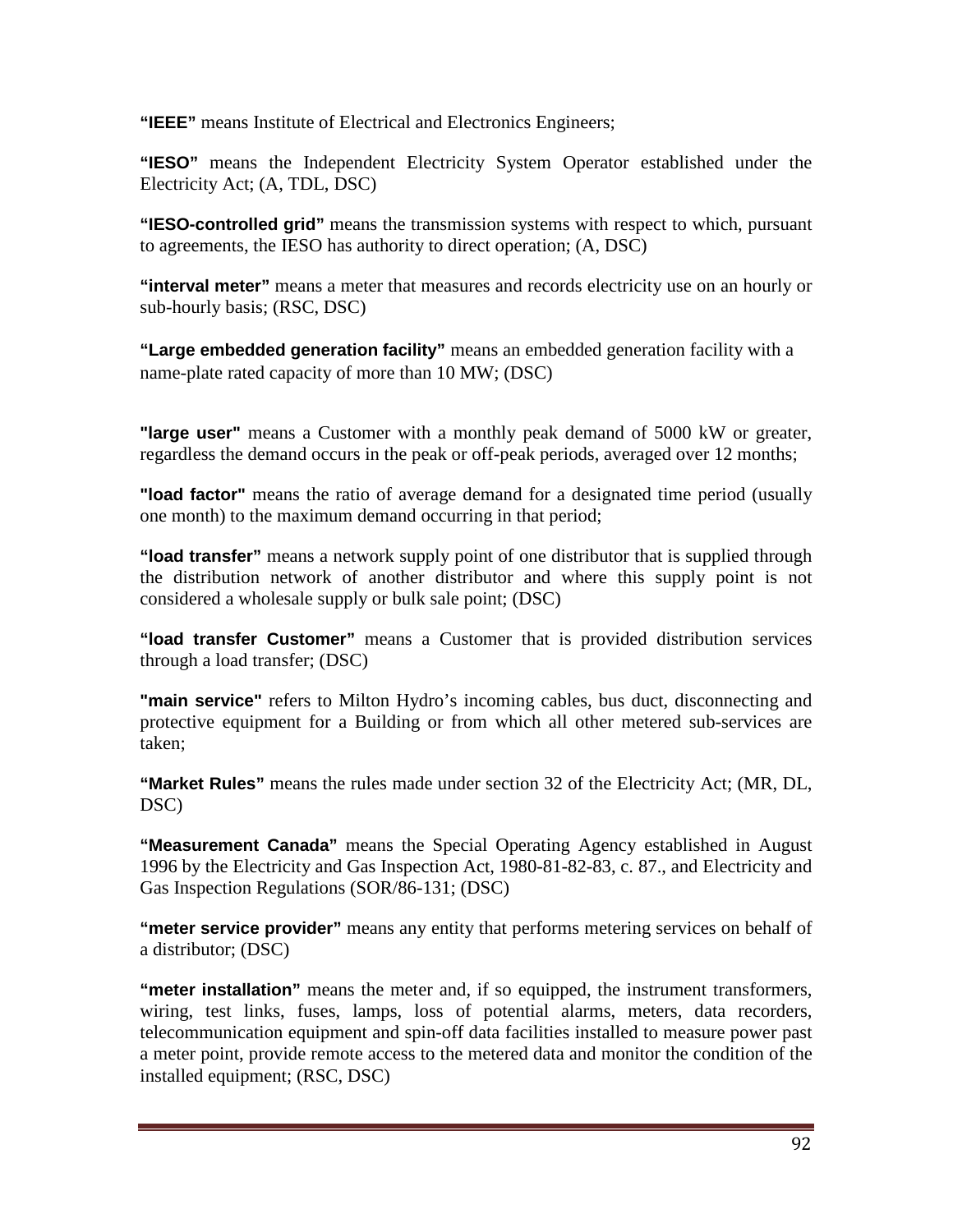**“IEEE”** means Institute of Electrical and Electronics Engineers;

**“IESO”** means the Independent Electricity System Operator established under the Electricity Act; (A, TDL, DSC)

**“IESO-controlled grid”** means the transmission systems with respect to which, pursuant to agreements, the IESO has authority to direct operation; (A, DSC)

**“interval meter”** means a meter that measures and records electricity use on an hourly or sub-hourly basis; (RSC, DSC)

**“Large embedded generation facility”** means an embedded generation facility with a name-plate rated capacity of more than 10 MW; (DSC)

**"large user"** means a Customer with a monthly peak demand of 5000 kW or greater, regardless the demand occurs in the peak or off-peak periods, averaged over 12 months;

**"load factor"** means the ratio of average demand for a designated time period (usually one month) to the maximum demand occurring in that period;

**“load transfer”** means a network supply point of one distributor that is supplied through the distribution network of another distributor and where this supply point is not considered a wholesale supply or bulk sale point; (DSC)

**“load transfer Customer”** means a Customer that is provided distribution services through a load transfer; (DSC)

**"main service"** refers to Milton Hydro’s incoming cables, bus duct, disconnecting and protective equipment for a Building or from which all other metered sub-services are taken;

**“Market Rules”** means the rules made under section 32 of the Electricity Act; (MR, DL, DSC)

**“Measurement Canada”** means the Special Operating Agency established in August 1996 by the Electricity and Gas Inspection Act, 1980-81-82-83, c. 87., and Electricity and Gas Inspection Regulations (SOR/86-131; (DSC)

**“meter service provider”** means any entity that performs metering services on behalf of a distributor; (DSC)

**“meter installation”** means the meter and, if so equipped, the instrument transformers, wiring, test links, fuses, lamps, loss of potential alarms, meters, data recorders, telecommunication equipment and spin-off data facilities installed to measure power past a meter point, provide remote access to the metered data and monitor the condition of the installed equipment; (RSC, DSC)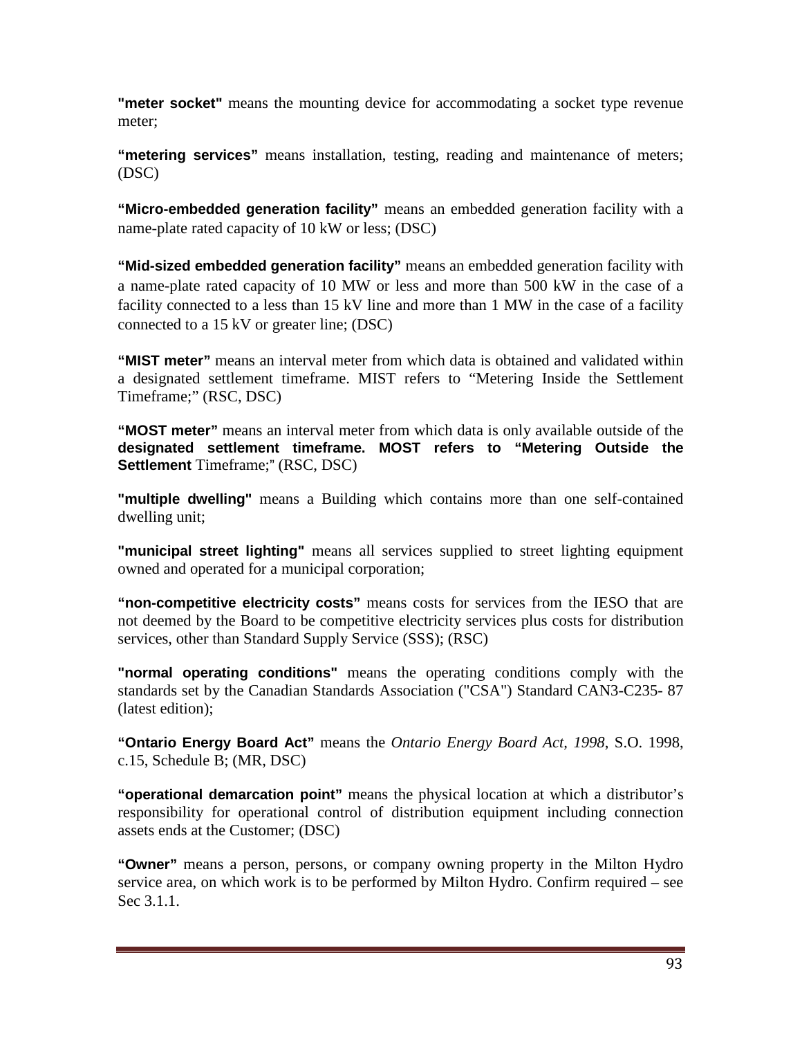**"meter socket"** means the mounting device for accommodating a socket type revenue meter;

**“metering services”** means installation, testing, reading and maintenance of meters; (DSC)

**“Micro-embedded generation facility”** means an embedded generation facility with a name-plate rated capacity of 10 kW or less; (DSC)

**“Mid-sized embedded generation facility”** means an embedded generation facility with a name-plate rated capacity of 10 MW or less and more than 500 kW in the case of a facility connected to a less than 15 kV line and more than 1 MW in the case of a facility connected to a 15 kV or greater line; (DSC)

**“MIST meter”** means an interval meter from which data is obtained and validated within a designated settlement timeframe. MIST refers to “Metering Inside the Settlement Timeframe;” (RSC, DSC)

**“MOST meter”** means an interval meter from which data is only available outside of the **designated settlement timeframe. MOST refers to “Metering Outside the Settlement** Timeframe;" (RSC, DSC)

**"multiple dwelling"** means a Building which contains more than one self-contained dwelling unit;

**"municipal street lighting"** means all services supplied to street lighting equipment owned and operated for a municipal corporation;

**“non-competitive electricity costs”** means costs for services from the IESO that are not deemed by the Board to be competitive electricity services plus costs for distribution services, other than Standard Supply Service (SSS); (RSC)

**"normal operating conditions"** means the operating conditions comply with the standards set by the Canadian Standards Association ("CSA") Standard CAN3-C235- 87 (latest edition);

**“Ontario Energy Board Act”** means the *Ontario Energy Board Act, 1998*, S.O. 1998, c.15, Schedule B; (MR, DSC)

**“operational demarcation point”** means the physical location at which a distributor’s responsibility for operational control of distribution equipment including connection assets ends at the Customer; (DSC)

**“Owner”** means a person, persons, or company owning property in the Milton Hydro service area, on which work is to be performed by Milton Hydro. Confirm required – see Sec 3.1.1.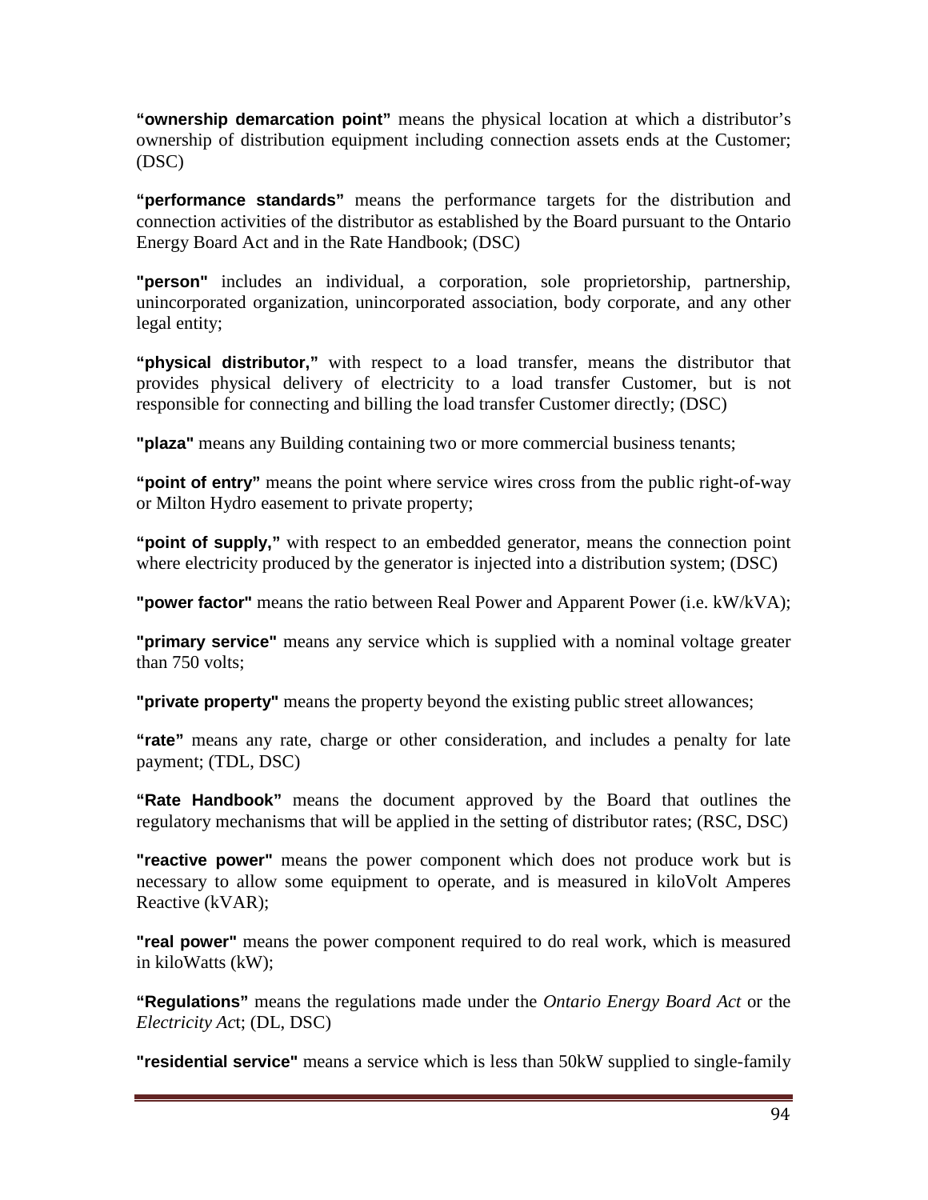**“ownership demarcation point”** means the physical location at which a distributor’s ownership of distribution equipment including connection assets ends at the Customer; (DSC)

**“performance standards”** means the performance targets for the distribution and connection activities of the distributor as established by the Board pursuant to the Ontario Energy Board Act and in the Rate Handbook; (DSC)

**"person"** includes an individual, a corporation, sole proprietorship, partnership, unincorporated organization, unincorporated association, body corporate, and any other legal entity;

**“physical distributor,”** with respect to a load transfer, means the distributor that provides physical delivery of electricity to a load transfer Customer, but is not responsible for connecting and billing the load transfer Customer directly; (DSC)

**"plaza"** means any Building containing two or more commercial business tenants;

**“point of entry”** means the point where service wires cross from the public right-of-way or Milton Hydro easement to private property;

**“point of supply,”** with respect to an embedded generator, means the connection point where electricity produced by the generator is injected into a distribution system; (DSC)

**"power factor"** means the ratio between Real Power and Apparent Power (i.e. kW/kVA);

**"primary service"** means any service which is supplied with a nominal voltage greater than 750 volts;

**"private property"** means the property beyond the existing public street allowances;

**“rate”** means any rate, charge or other consideration, and includes a penalty for late payment; (TDL, DSC)

**“Rate Handbook”** means the document approved by the Board that outlines the regulatory mechanisms that will be applied in the setting of distributor rates; (RSC, DSC)

**"reactive power"** means the power component which does not produce work but is necessary to allow some equipment to operate, and is measured in kiloVolt Amperes Reactive (kVAR);

**"real power"** means the power component required to do real work, which is measured in kiloWatts (kW);

**“Regulations”** means the regulations made under the *Ontario Energy Board Act* or the *Electricity Act*; (DL, DSC)

**"residential service"** means a service which is less than 50kW supplied to single-family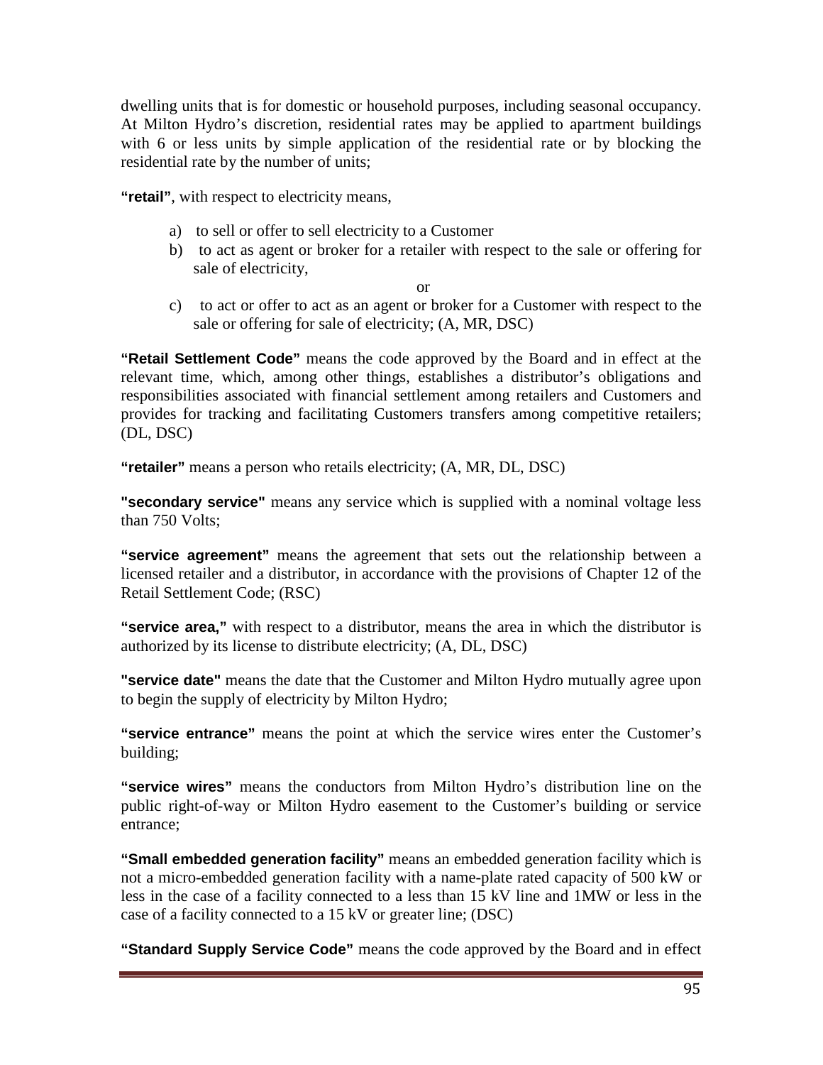dwelling units that is for domestic or household purposes, including seasonal occupancy. At Milton Hydro's discretion, residential rates may be applied to apartment buildings with 6 or less units by simple application of the residential rate or by blocking the residential rate by the number of units;

**"retail"**, with respect to electricity means,

a) to sell or offer to sell electricity to a Customer
b) to act as agent or broker for a retailer with respect to the sale or offering for sale of electricity,

or

c) to act or offer to act as an agent or broker for a Customer with respect to the sale or offering for sale of electricity; (A, MR, DSC)

**"Retail Settlement Code"** means the code approved by the Board and in effect at the relevant time, which, among other things, establishes a distributor's obligations and responsibilities associated with financial settlement among retailers and Customers and provides for tracking and facilitating Customers transfers among competitive retailers; (DL, DSC)

**"retailer"** means a person who retails electricity; (A, MR, DL, DSC)

**"secondary service"** means any service which is supplied with a nominal voltage less than 750 Volts;

**"service agreement"** means the agreement that sets out the relationship between a licensed retailer and a distributor, in accordance with the provisions of Chapter 12 of the Retail Settlement Code; (RSC)

**"service area,"** with respect to a distributor, means the area in which the distributor is authorized by its license to distribute electricity; (A, DL, DSC)

**"service date"** means the date that the Customer and Milton Hydro mutually agree upon to begin the supply of electricity by Milton Hydro;

**"service entrance"** means the point at which the service wires enter the Customer's building;

**"service wires"** means the conductors from Milton Hydro's distribution line on the public right-of-way or Milton Hydro easement to the Customer's building or service entrance;

**"Small embedded generation facility"** means an embedded generation facility which is not a micro-embedded generation facility with a name-plate rated capacity of 500 kW or less in the case of a facility connected to a less than 15 kV line and 1MW or less in the case of a facility connected to a 15 kV or greater line; (DSC)

**"Standard Supply Service Code"** means the code approved by the Board and in effect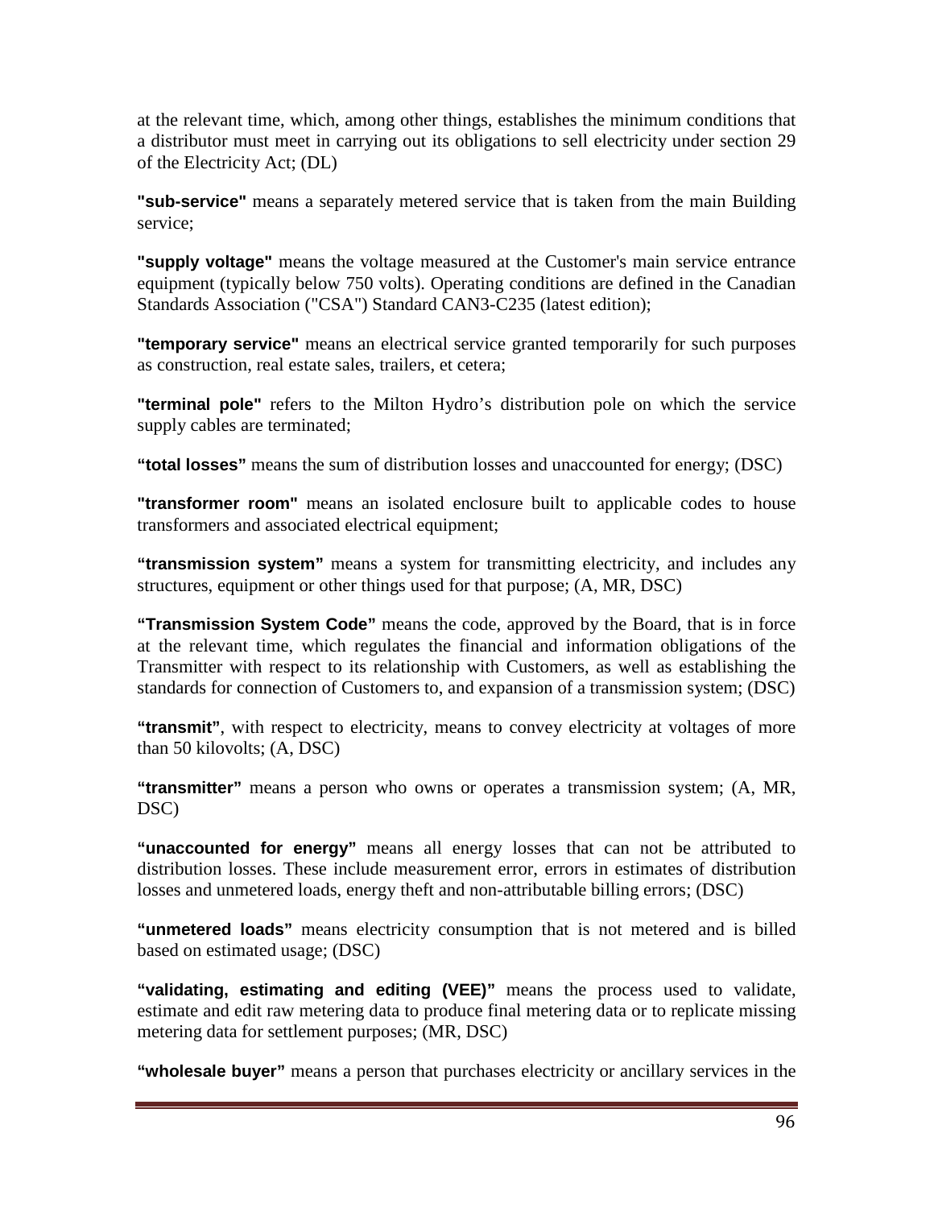at the relevant time, which, among other things, establishes the minimum conditions that a distributor must meet in carrying out its obligations to sell electricity under section 29 of the Electricity Act; (DL)

**"sub-service"** means a separately metered service that is taken from the main Building service;

**"supply voltage"** means the voltage measured at the Customer's main service entrance equipment (typically below 750 volts). Operating conditions are defined in the Canadian Standards Association ("CSA") Standard CAN3-C235 (latest edition);

**"temporary service"** means an electrical service granted temporarily for such purposes as construction, real estate sales, trailers, et cetera;

**"terminal pole"** refers to the Milton Hydro's distribution pole on which the service supply cables are terminated;

**"total losses"** means the sum of distribution losses and unaccounted for energy; (DSC)

**"transformer room"** means an isolated enclosure built to applicable codes to house transformers and associated electrical equipment;

**"transmission system"** means a system for transmitting electricity, and includes any structures, equipment or other things used for that purpose; (A, MR, DSC)

**"Transmission System Code"** means the code, approved by the Board, that is in force at the relevant time, which regulates the financial and information obligations of the Transmitter with respect to its relationship with Customers, as well as establishing the standards for connection of Customers to, and expansion of a transmission system; (DSC)

**"transmit"**, with respect to electricity, means to convey electricity at voltages of more than 50 kilovolts; (A, DSC)

**"transmitter"** means a person who owns or operates a transmission system; (A, MR, DSC)

**"unaccounted for energy"** means all energy losses that can not be attributed to distribution losses. These include measurement error, errors in estimates of distribution losses and unmetered loads, energy theft and non-attributable billing errors; (DSC)

**"unmetered loads"** means electricity consumption that is not metered and is billed based on estimated usage; (DSC)

**"validating, estimating and editing (VEE)"** means the process used to validate, estimate and edit raw metering data to produce final metering data or to replicate missing metering data for settlement purposes; (MR, DSC)

**"wholesale buyer"** means a person that purchases electricity or ancillary services in the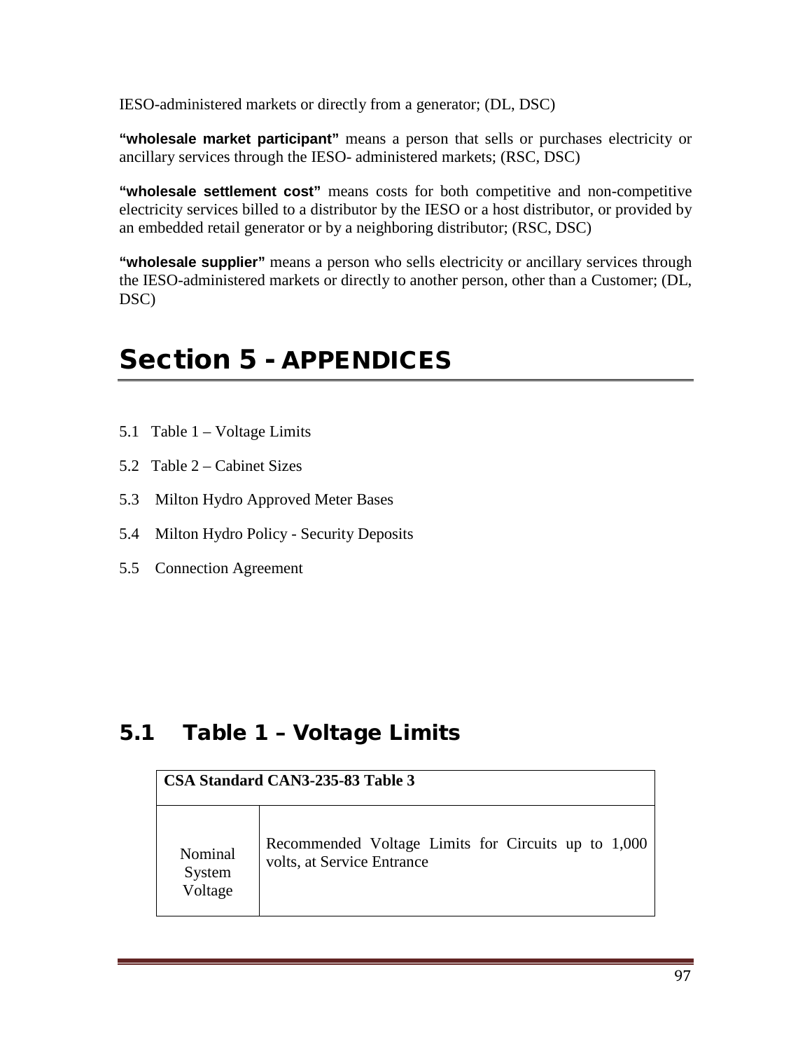IESO-administered markets or directly from a generator; (DL, DSC)

**"wholesale market participant"** means a person that sells or purchases electricity or ancillary services through the IESO- administered markets; (RSC, DSC)

**"wholesale settlement cost"** means costs for both competitive and non-competitive electricity services billed to a distributor by the IESO or a host distributor, or provided by an embedded retail generator or by a neighboring distributor; (RSC, DSC)

**"wholesale supplier"** means a person who sells electricity or ancillary services through the IESO-administered markets or directly to another person, other than a Customer; (DL, DSC)

# Section 5 - APPENDICES

5.1 Table 1 – Voltage Limits

5.2 Table 2 – Cabinet Sizes

5.3 Milton Hydro Approved Meter Bases

5.4 Milton Hydro Policy - Security Deposits

5.5 Connection Agreement

## 5.1 Table 1 – Voltage Limits

| **CSA Standard CAN3-235-83 Table 3** | |
|---|---|
| Nominal System Voltage | Recommended Voltage Limits for Circuits up to 1,000 volts, at Service Entrance |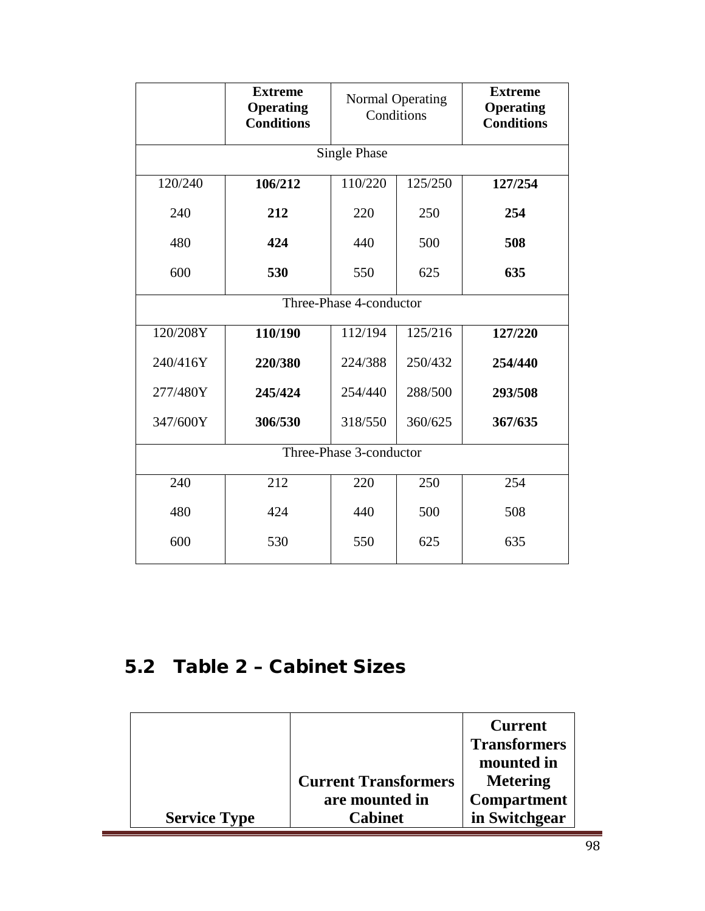| | **Extreme Operating Conditions** | Normal Operating Conditions | | **Extreme Operating Conditions** |
|---|---|---|---|---|
| Single Phase | | | | |
| 120/240 | **106/212** | 110/220 | 125/250 | **127/254** |
| 240 | **212** | 220 | 250 | **254** |
| 480 | **424** | 440 | 500 | **508** |
| 600 | **530** | 550 | 625 | **635** |
| Three-Phase 4-conductor | | | | |
| 120/208Y | **110/190** | 112/194 | 125/216 | **127/220** |
| 240/416Y | **220/380** | 224/388 | 250/432 | **254/440** |
| 277/480Y | **245/424** | 254/440 | 288/500 | **293/508** |
| 347/600Y | **306/530** | 318/550 | 360/625 | **367/635** |
| Three-Phase 3-conductor | | | | |
| 240 | 212 | 220 | 250 | 254 |
| 480 | 424 | 440 | 500 | 508 |
| 600 | 530 | 550 | 625 | 635 |

## 5.2 Table 2 – Cabinet Sizes

| **Service Type** | **Current Transformers are mounted in Cabinet** | **Current Transformers mounted in Metering Compartment in Switchgear** |
|---|---|---|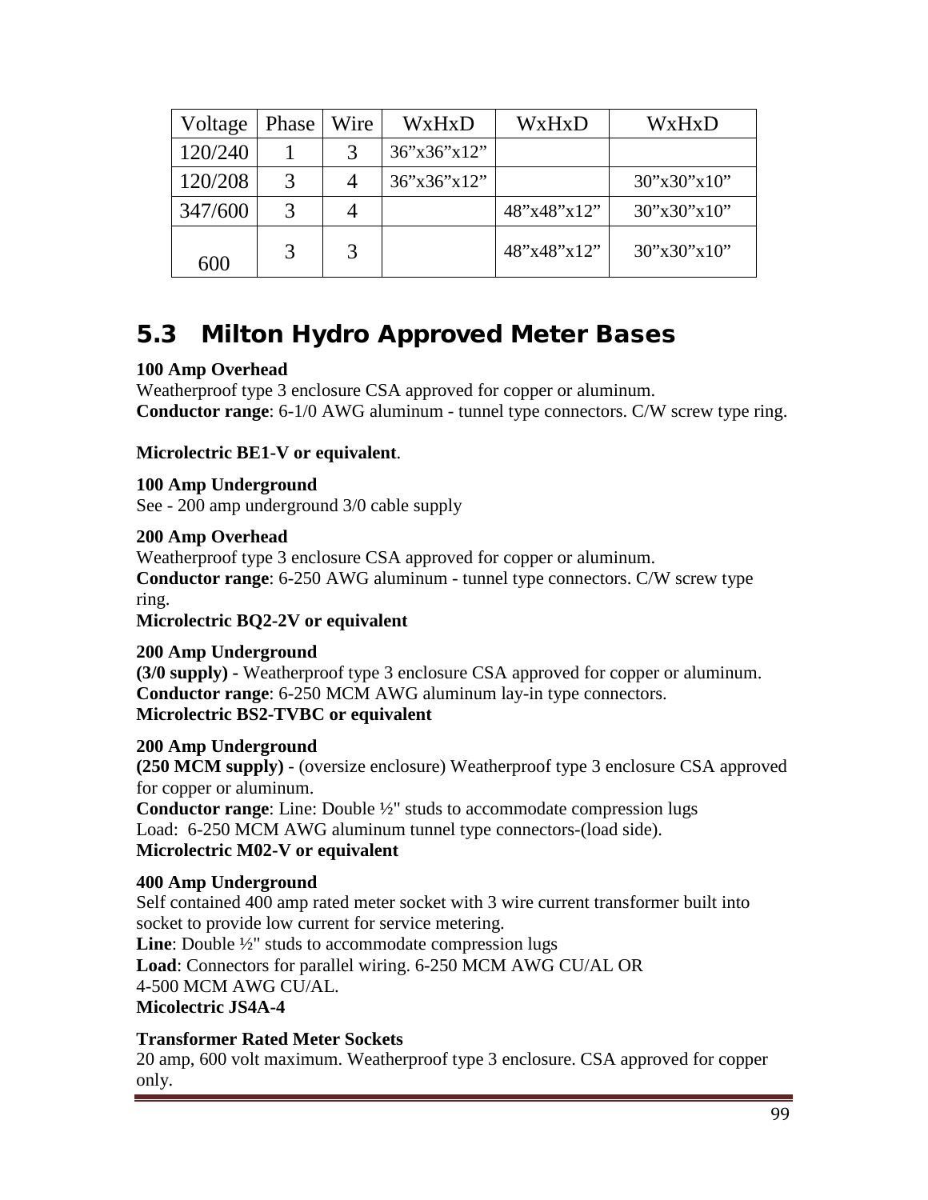| Voltage | Phase | Wire | WxHxD | WxHxD | WxHxD |
|---|---|---|---|---|---|
| 120/240 | 1 | 3 | 36”x36”x12” | | |
| 120/208 | 3 | 4 | 36”x36”x12” | | 30”x30”x10” |
| 347/600 | 3 | 4 | | 48”x48”x12” | 30”x30”x10” |
| 600 | 3 | 3 | | 48”x48”x12” | 30”x30”x10” |

## 5.3 Milton Hydro Approved Meter Bases

**100 Amp Overhead**
Weatherproof type 3 enclosure CSA approved for copper or aluminum.
**Conductor range**: 6-1/0 AWG aluminum - tunnel type connectors. C/W screw type ring.

**Microlectric BE1-V or equivalent**.

**100 Amp Underground**
See - 200 amp underground 3/0 cable supply

**200 Amp Overhead**
Weatherproof type 3 enclosure CSA approved for copper or aluminum.
**Conductor range**: 6-250 AWG aluminum - tunnel type connectors. C/W screw type ring.
**Microlectric BQ2-2V or equivalent**

**200 Amp Underground**
**(3/0 supply) -** Weatherproof type 3 enclosure CSA approved for copper or aluminum.
**Conductor range**: 6-250 MCM AWG aluminum lay-in type connectors.
**Microlectric BS2-TVBC or equivalent**

**200 Amp Underground**
**(250 MCM supply)** - (oversize enclosure) Weatherproof type 3 enclosure CSA approved for copper or aluminum.
**Conductor range**: Line: Double ½" studs to accommodate compression lugs
Load: 6-250 MCM AWG aluminum tunnel type connectors-(load side).
**Microlectric M02-V or equivalent**

**400 Amp Underground**
Self contained 400 amp rated meter socket with 3 wire current transformer built into socket to provide low current for service metering.
**Line**: Double ½" studs to accommodate compression lugs
**Load**: Connectors for parallel wiring. 6-250 MCM AWG CU/AL OR
4-500 MCM AWG CU/AL.
**Micolectric JS4A-4**

**Transformer Rated Meter Sockets**
20 amp, 600 volt maximum. Weatherproof type 3 enclosure. CSA approved for copper only.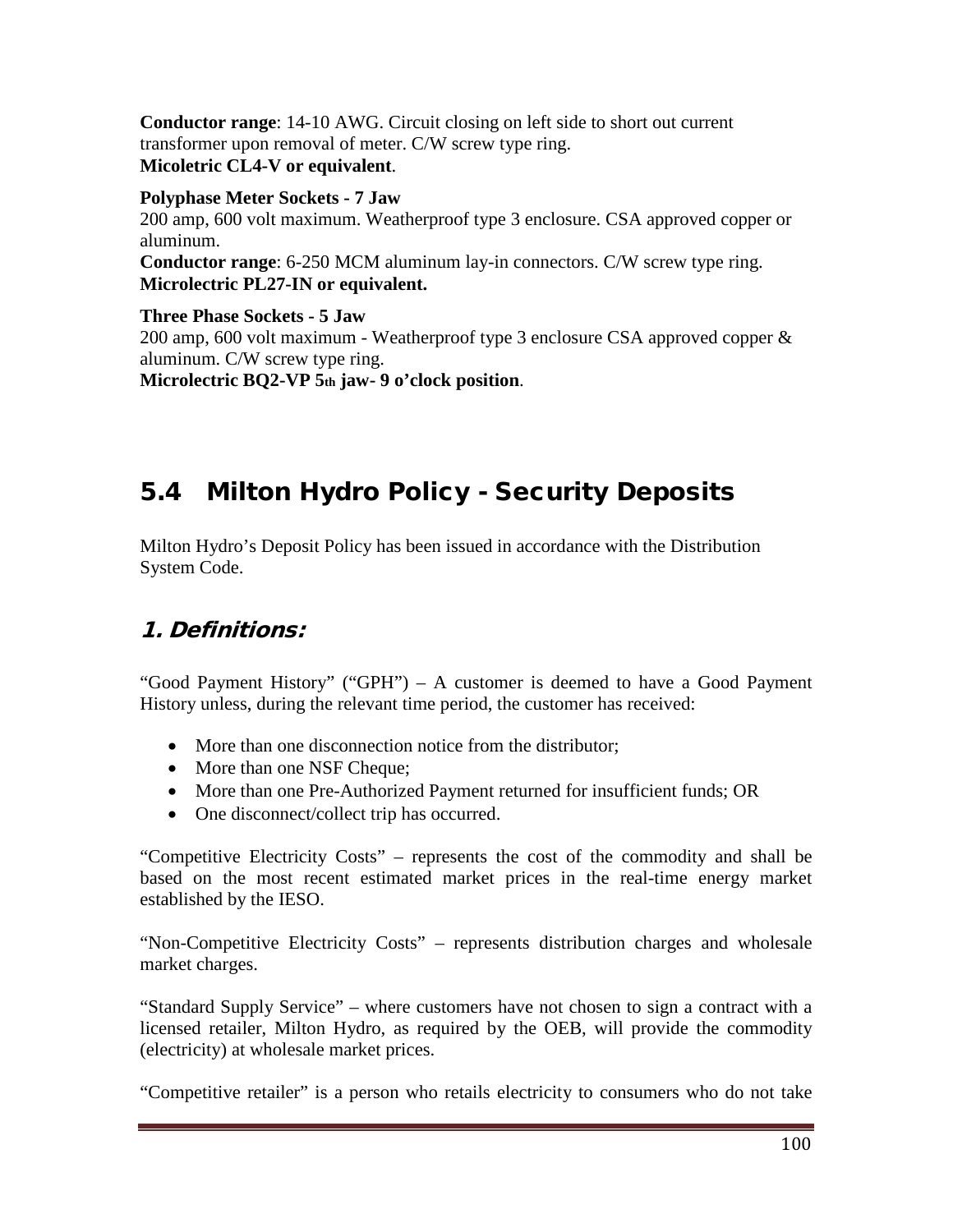**Conductor range**: 14-10 AWG. Circuit closing on left side to short out current transformer upon removal of meter. C/W screw type ring.
**Micoletric CL4-V or equivalent**.

**Polyphase Meter Sockets - 7 Jaw**
200 amp, 600 volt maximum. Weatherproof type 3 enclosure. CSA approved copper or aluminum.
**Conductor range**: 6-250 MCM aluminum lay-in connectors. C/W screw type ring.
**Microlectric PL27-IN or equivalent.**

**Three Phase Sockets - 5 Jaw**
200 amp, 600 volt maximum - Weatherproof type 3 enclosure CSA approved copper & aluminum. C/W screw type ring.
**Microlectric BQ2-VP 5th jaw- 9 o'clock position**.

## 5.4 Milton Hydro Policy - Security Deposits

Milton Hydro's Deposit Policy has been issued in accordance with the Distribution System Code.

### *1. Definitions:*

"Good Payment History" ("GPH") – A customer is deemed to have a Good Payment History unless, during the relevant time period, the customer has received:

- More than one disconnection notice from the distributor;
- More than one NSF Cheque;
- More than one Pre-Authorized Payment returned for insufficient funds; OR
- One disconnect/collect trip has occurred.

"Competitive Electricity Costs" – represents the cost of the commodity and shall be based on the most recent estimated market prices in the real-time energy market established by the IESO.

"Non-Competitive Electricity Costs" – represents distribution charges and wholesale market charges.

"Standard Supply Service" – where customers have not chosen to sign a contract with a licensed retailer, Milton Hydro, as required by the OEB, will provide the commodity (electricity) at wholesale market prices.

"Competitive retailer" is a person who retails electricity to consumers who do not take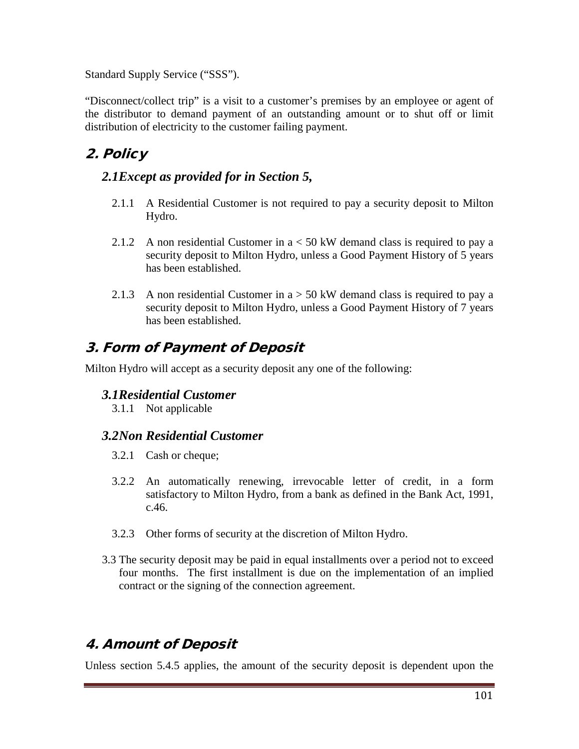Standard Supply Service ("SSS").

"Disconnect/collect trip" is a visit to a customer's premises by an employee or agent of the distributor to demand payment of an outstanding amount or to shut off or limit distribution of electricity to the customer failing payment.

## 2. Policy

### *2.1 Except as provided for in Section 5,*

2.1.1 A Residential Customer is not required to pay a security deposit to Milton Hydro.

2.1.2 A non residential Customer in a < 50 kW demand class is required to pay a security deposit to Milton Hydro, unless a Good Payment History of 5 years has been established.

2.1.3 A non residential Customer in a > 50 kW demand class is required to pay a security deposit to Milton Hydro, unless a Good Payment History of 7 years has been established.

## 3. Form of Payment of Deposit

Milton Hydro will accept as a security deposit any one of the following:

### *3.1 Residential Customer*

3.1.1 Not applicable

### *3.2 Non Residential Customer*

3.2.1 Cash or cheque;

3.2.2 An automatically renewing, irrevocable letter of credit, in a form satisfactory to Milton Hydro, from a bank as defined in the Bank Act, 1991, c.46.

3.2.3 Other forms of security at the discretion of Milton Hydro.

3.3 The security deposit may be paid in equal installments over a period not to exceed four months. The first installment is due on the implementation of an implied contract or the signing of the connection agreement.

## 4. Amount of Deposit

Unless section 5.4.5 applies, the amount of the security deposit is dependent upon the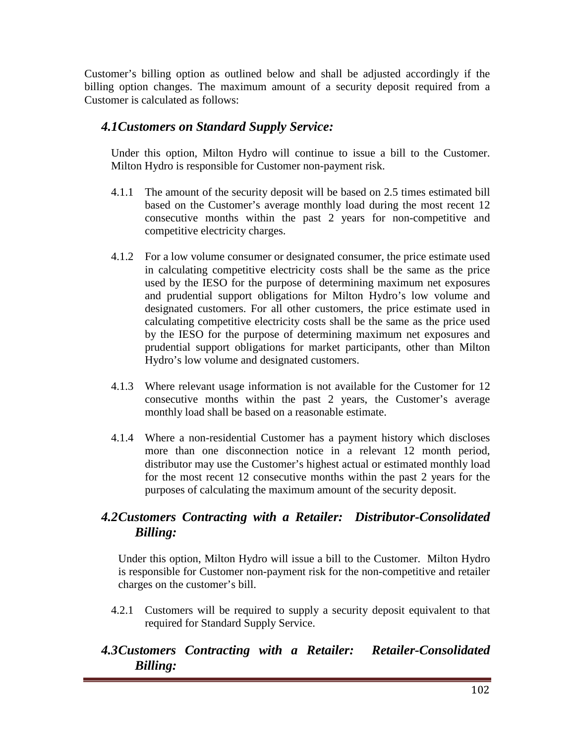Customer's billing option as outlined below and shall be adjusted accordingly if the billing option changes. The maximum amount of a security deposit required from a Customer is calculated as follows:

### *4.1Customers on Standard Supply Service:*

Under this option, Milton Hydro will continue to issue a bill to the Customer. Milton Hydro is responsible for Customer non-payment risk.

4.1.1 The amount of the security deposit will be based on 2.5 times estimated bill based on the Customer's average monthly load during the most recent 12 consecutive months within the past 2 years for non-competitive and competitive electricity charges.

4.1.2 For a low volume consumer or designated consumer, the price estimate used in calculating competitive electricity costs shall be the same as the price used by the IESO for the purpose of determining maximum net exposures and prudential support obligations for Milton Hydro's low volume and designated customers. For all other customers, the price estimate used in calculating competitive electricity costs shall be the same as the price used by the IESO for the purpose of determining maximum net exposures and prudential support obligations for market participants, other than Milton Hydro's low volume and designated customers.

4.1.3 Where relevant usage information is not available for the Customer for 12 consecutive months within the past 2 years, the Customer's average monthly load shall be based on a reasonable estimate.

4.1.4 Where a non-residential Customer has a payment history which discloses more than one disconnection notice in a relevant 12 month period, distributor may use the Customer's highest actual or estimated monthly load for the most recent 12 consecutive months within the past 2 years for the purposes of calculating the maximum amount of the security deposit.

### *4.2Customers Contracting with a Retailer: Distributor-Consolidated Billing:*

Under this option, Milton Hydro will issue a bill to the Customer. Milton Hydro is responsible for Customer non-payment risk for the non-competitive and retailer charges on the customer's bill.

4.2.1 Customers will be required to supply a security deposit equivalent to that required for Standard Supply Service.

### *4.3Customers Contracting with a Retailer: Retailer-Consolidated Billing:*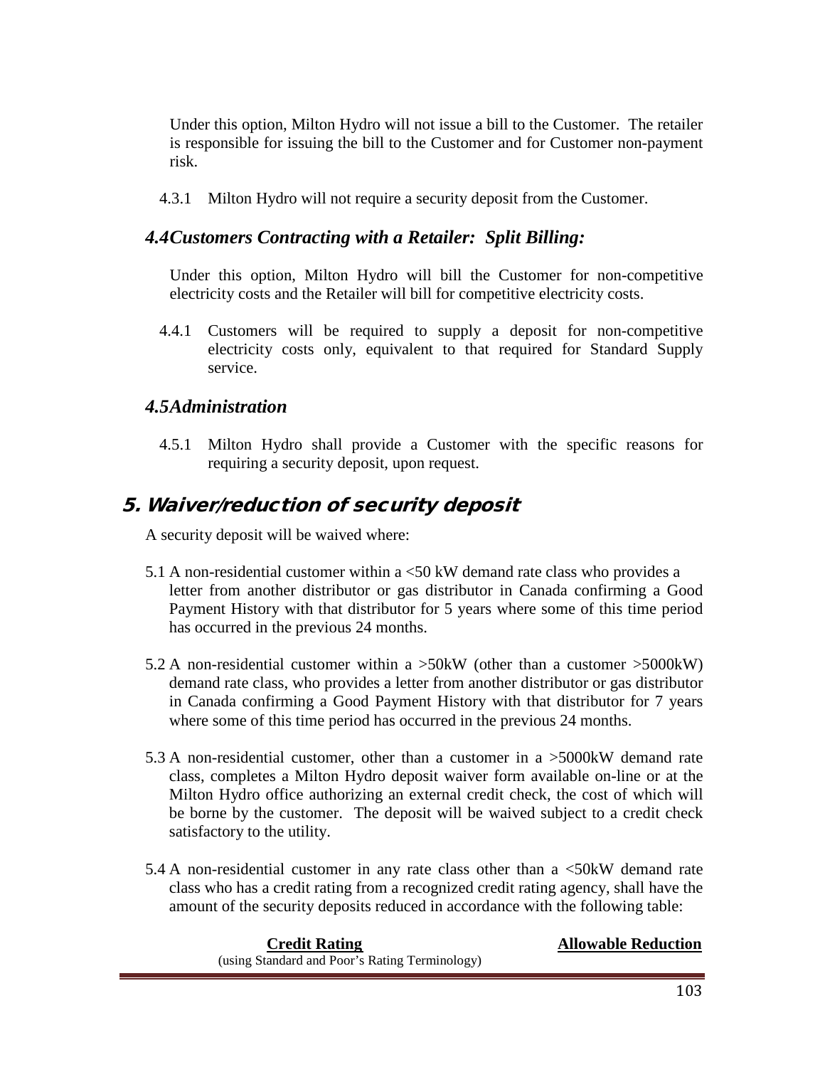Under this option, Milton Hydro will not issue a bill to the Customer. The retailer is responsible for issuing the bill to the Customer and for Customer non-payment risk.

4.3.1 Milton Hydro will not require a security deposit from the Customer.

### *4.4 Customers Contracting with a Retailer: Split Billing:*

Under this option, Milton Hydro will bill the Customer for non-competitive electricity costs and the Retailer will bill for competitive electricity costs.

4.4.1 Customers will be required to supply a deposit for non-competitive electricity costs only, equivalent to that required for Standard Supply service.

### *4.5 Administration*

4.5.1 Milton Hydro shall provide a Customer with the specific reasons for requiring a security deposit, upon request.

## 5. Waiver/reduction of security deposit

A security deposit will be waived where:

5.1 A non-residential customer within a <50 kW demand rate class who provides a letter from another distributor or gas distributor in Canada confirming a Good Payment History with that distributor for 5 years where some of this time period has occurred in the previous 24 months.

5.2 A non-residential customer within a >50kW (other than a customer >5000kW) demand rate class, who provides a letter from another distributor or gas distributor in Canada confirming a Good Payment History with that distributor for 7 years where some of this time period has occurred in the previous 24 months.

5.3 A non-residential customer, other than a customer in a >5000kW demand rate class, completes a Milton Hydro deposit waiver form available on-line or at the Milton Hydro office authorizing an external credit check, the cost of which will be borne by the customer. The deposit will be waived subject to a credit check satisfactory to the utility.

5.4 A non-residential customer in any rate class other than a <50kW demand rate class who has a credit rating from a recognized credit rating agency, shall have the amount of the security deposits reduced in accordance with the following table:

| **Credit Rating** (using Standard and Poor's Rating Terminology) | **Allowable Reduction** |
|---|---|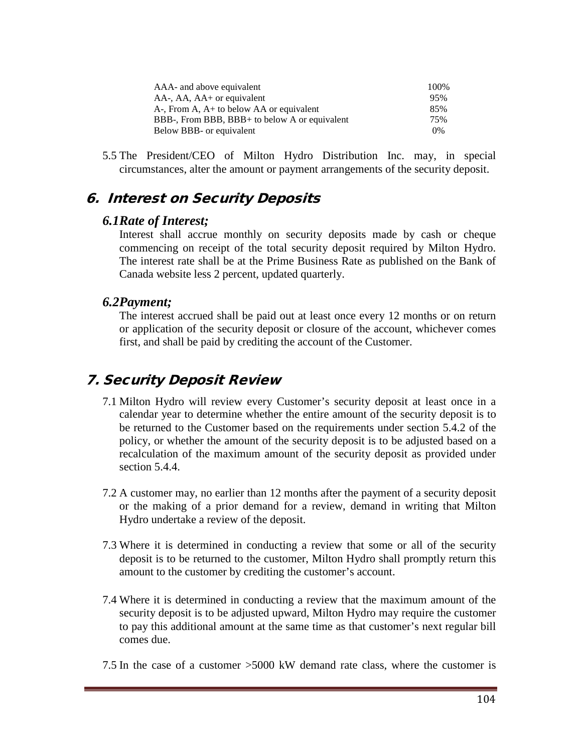| | |
|---|---|
| AAA- and above equivalent | 100% |
| AA-, AA, AA+ or equivalent | 95% |
| A-, From A, A+ to below AA or equivalent | 85% |
| BBB-, From BBB, BBB+ to below A or equivalent | 75% |
| Below BBB- or equivalent | 0% |

5.5 The President/CEO of Milton Hydro Distribution Inc. may, in special circumstances, alter the amount or payment arrangements of the security deposit.

## 6. Interest on Security Deposits

### *6.1Rate of Interest;*

Interest shall accrue monthly on security deposits made by cash or cheque commencing on receipt of the total security deposit required by Milton Hydro. The interest rate shall be at the Prime Business Rate as published on the Bank of Canada website less 2 percent, updated quarterly.

### *6.2Payment;*

The interest accrued shall be paid out at least once every 12 months or on return or application of the security deposit or closure of the account, whichever comes first, and shall be paid by crediting the account of the Customer.

## 7. Security Deposit Review

7.1 Milton Hydro will review every Customer's security deposit at least once in a calendar year to determine whether the entire amount of the security deposit is to be returned to the Customer based on the requirements under section 5.4.2 of the policy, or whether the amount of the security deposit is to be adjusted based on a recalculation of the maximum amount of the security deposit as provided under section 5.4.4.

7.2 A customer may, no earlier than 12 months after the payment of a security deposit or the making of a prior demand for a review, demand in writing that Milton Hydro undertake a review of the deposit.

7.3 Where it is determined in conducting a review that some or all of the security deposit is to be returned to the customer, Milton Hydro shall promptly return this amount to the customer by crediting the customer's account.

7.4 Where it is determined in conducting a review that the maximum amount of the security deposit is to be adjusted upward, Milton Hydro may require the customer to pay this additional amount at the same time as that customer's next regular bill comes due.

7.5 In the case of a customer >5000 kW demand rate class, where the customer is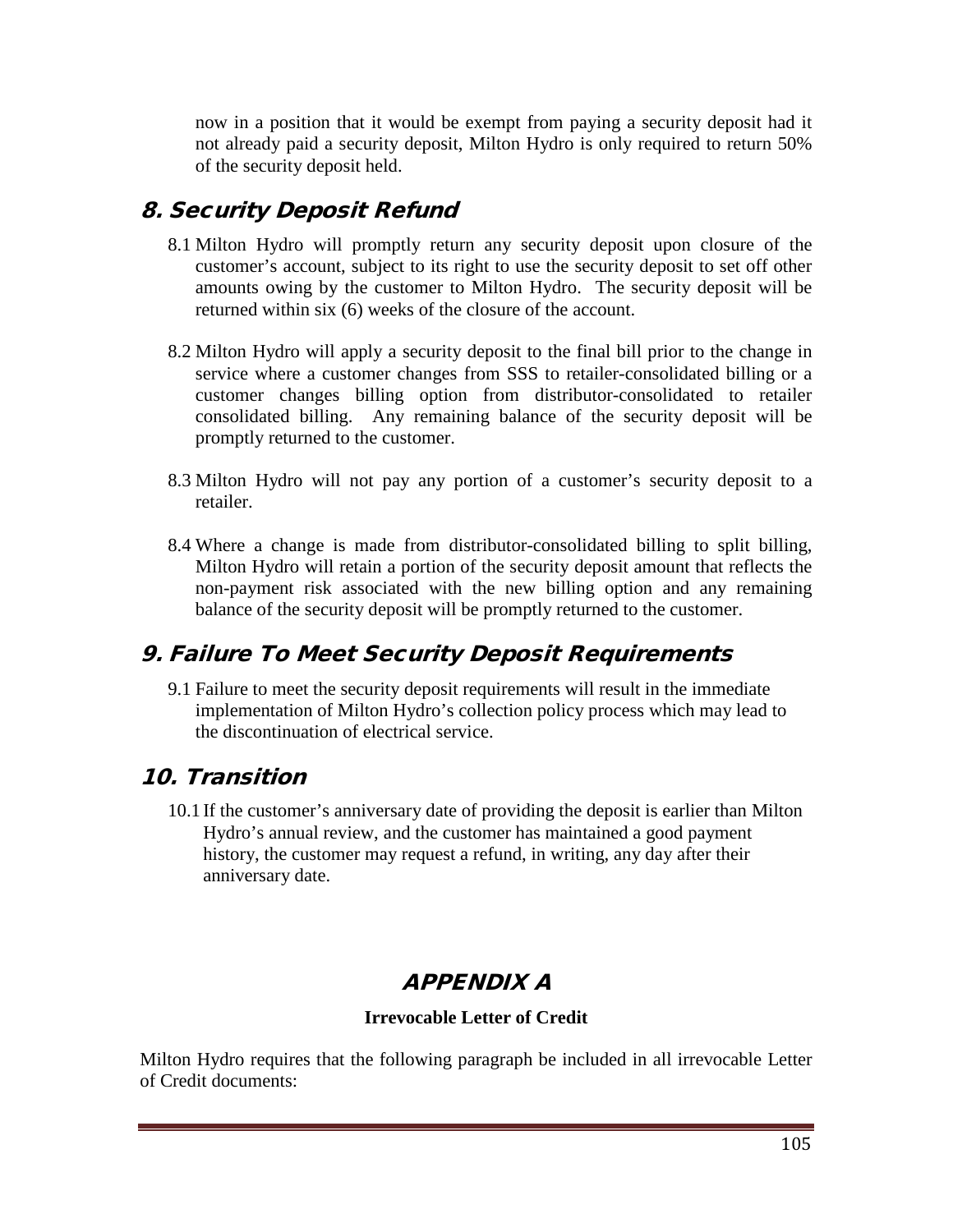now in a position that it would be exempt from paying a security deposit had it not already paid a security deposit, Milton Hydro is only required to return 50% of the security deposit held.

## 8. Security Deposit Refund

8.1 Milton Hydro will promptly return any security deposit upon closure of the customer's account, subject to its right to use the security deposit to set off other amounts owing by the customer to Milton Hydro. The security deposit will be returned within six (6) weeks of the closure of the account.

8.2 Milton Hydro will apply a security deposit to the final bill prior to the change in service where a customer changes from SSS to retailer-consolidated billing or a customer changes billing option from distributor-consolidated to retailer consolidated billing. Any remaining balance of the security deposit will be promptly returned to the customer.

8.3 Milton Hydro will not pay any portion of a customer's security deposit to a retailer.

8.4 Where a change is made from distributor-consolidated billing to split billing, Milton Hydro will retain a portion of the security deposit amount that reflects the non-payment risk associated with the new billing option and any remaining balance of the security deposit will be promptly returned to the customer.

## 9. Failure To Meet Security Deposit Requirements

9.1 Failure to meet the security deposit requirements will result in the immediate implementation of Milton Hydro's collection policy process which may lead to the discontinuation of electrical service.

## 10. Transition

10.1 If the customer's anniversary date of providing the deposit is earlier than Milton Hydro's annual review, and the customer has maintained a good payment history, the customer may request a refund, in writing, any day after their anniversary date.

# APPENDIX A

**Irrevocable Letter of Credit**

Milton Hydro requires that the following paragraph be included in all irrevocable Letter of Credit documents: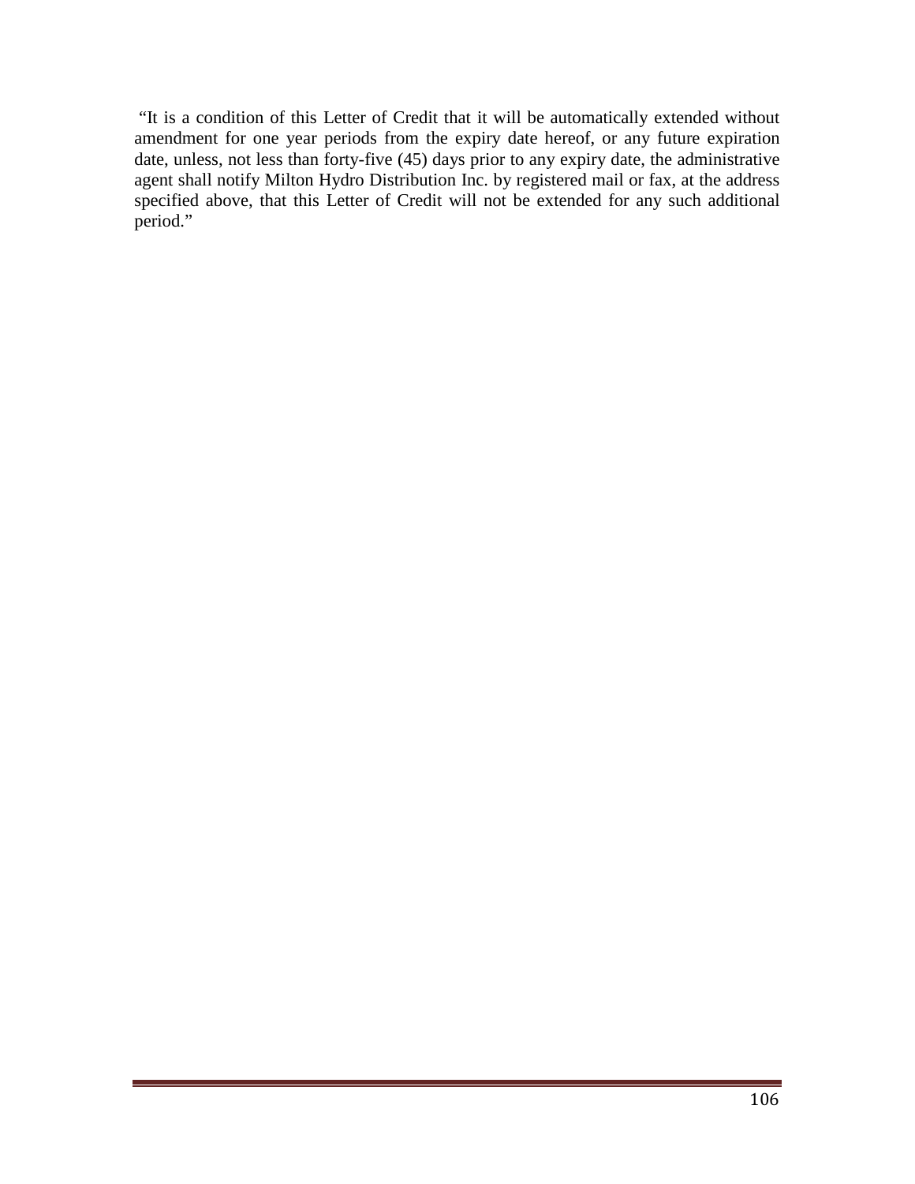"It is a condition of this Letter of Credit that it will be automatically extended without amendment for one year periods from the expiry date hereof, or any future expiration date, unless, not less than forty-five (45) days prior to any expiry date, the administrative agent shall notify Milton Hydro Distribution Inc. by registered mail or fax, at the address specified above, that this Letter of Credit will not be extended for any such additional period."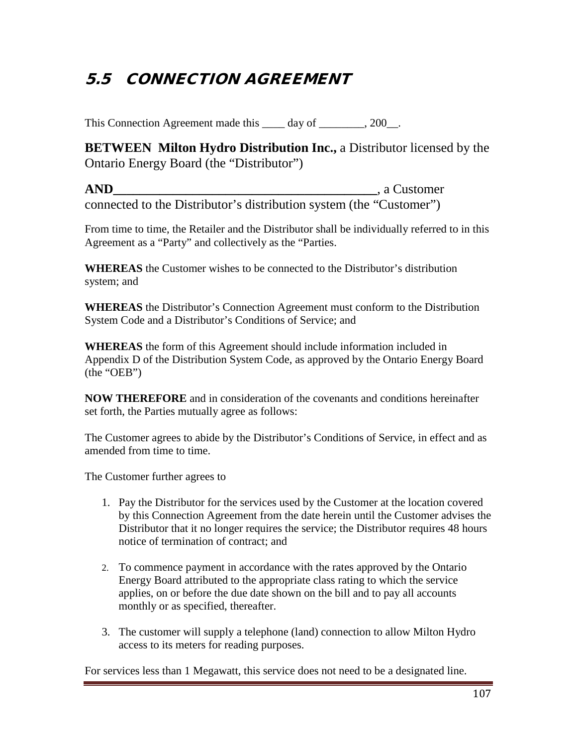# 5.5 CONNECTION AGREEMENT

This Connection Agreement made this ____ day of ________, 200__.

**BETWEEN Milton Hydro Distribution Inc.,** a Distributor licensed by the Ontario Energy Board (the "Distributor")

**AND________________________________________**, a Customer connected to the Distributor's distribution system (the "Customer")

From time to time, the Retailer and the Distributor shall be individually referred to in this Agreement as a "Party" and collectively as the "Parties.

**WHEREAS** the Customer wishes to be connected to the Distributor's distribution system; and

**WHEREAS** the Distributor's Connection Agreement must conform to the Distribution System Code and a Distributor's Conditions of Service; and

**WHEREAS** the form of this Agreement should include information included in Appendix D of the Distribution System Code, as approved by the Ontario Energy Board (the "OEB")

**NOW THEREFORE** and in consideration of the covenants and conditions hereinafter set forth, the Parties mutually agree as follows:

The Customer agrees to abide by the Distributor's Conditions of Service, in effect and as amended from time to time.

The Customer further agrees to

1. Pay the Distributor for the services used by the Customer at the location covered by this Connection Agreement from the date herein until the Customer advises the Distributor that it no longer requires the service; the Distributor requires 48 hours notice of termination of contract; and

2. To commence payment in accordance with the rates approved by the Ontario Energy Board attributed to the appropriate class rating to which the service applies, on or before the due date shown on the bill and to pay all accounts monthly or as specified, thereafter.

3. The customer will supply a telephone (land) connection to allow Milton Hydro access to its meters for reading purposes.

For services less than 1 Megawatt, this service does not need to be a designated line.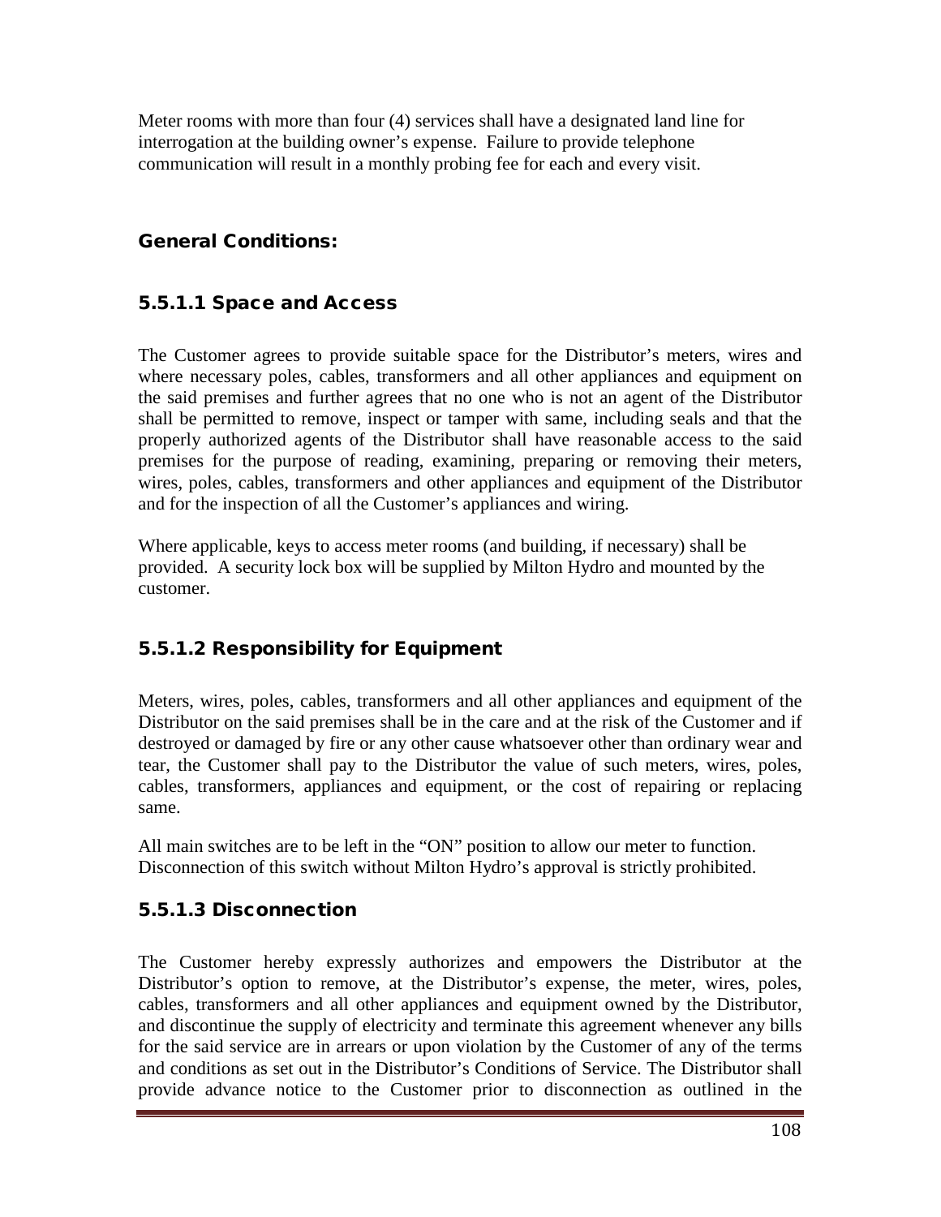Meter rooms with more than four (4) services shall have a designated land line for interrogation at the building owner's expense. Failure to provide telephone communication will result in a monthly probing fee for each and every visit.

## General Conditions:

### 5.5.1.1 Space and Access

The Customer agrees to provide suitable space for the Distributor's meters, wires and where necessary poles, cables, transformers and all other appliances and equipment on the said premises and further agrees that no one who is not an agent of the Distributor shall be permitted to remove, inspect or tamper with same, including seals and that the properly authorized agents of the Distributor shall have reasonable access to the said premises for the purpose of reading, examining, preparing or removing their meters, wires, poles, cables, transformers and other appliances and equipment of the Distributor and for the inspection of all the Customer's appliances and wiring.

Where applicable, keys to access meter rooms (and building, if necessary) shall be provided. A security lock box will be supplied by Milton Hydro and mounted by the customer.

### 5.5.1.2 Responsibility for Equipment

Meters, wires, poles, cables, transformers and all other appliances and equipment of the Distributor on the said premises shall be in the care and at the risk of the Customer and if destroyed or damaged by fire or any other cause whatsoever other than ordinary wear and tear, the Customer shall pay to the Distributor the value of such meters, wires, poles, cables, transformers, appliances and equipment, or the cost of repairing or replacing same.

All main switches are to be left in the "ON" position to allow our meter to function. Disconnection of this switch without Milton Hydro's approval is strictly prohibited.

### 5.5.1.3 Disconnection

The Customer hereby expressly authorizes and empowers the Distributor at the Distributor's option to remove, at the Distributor's expense, the meter, wires, poles, cables, transformers and all other appliances and equipment owned by the Distributor, and discontinue the supply of electricity and terminate this agreement whenever any bills for the said service are in arrears or upon violation by the Customer of any of the terms and conditions as set out in the Distributor's Conditions of Service. The Distributor shall provide advance notice to the Customer prior to disconnection as outlined in the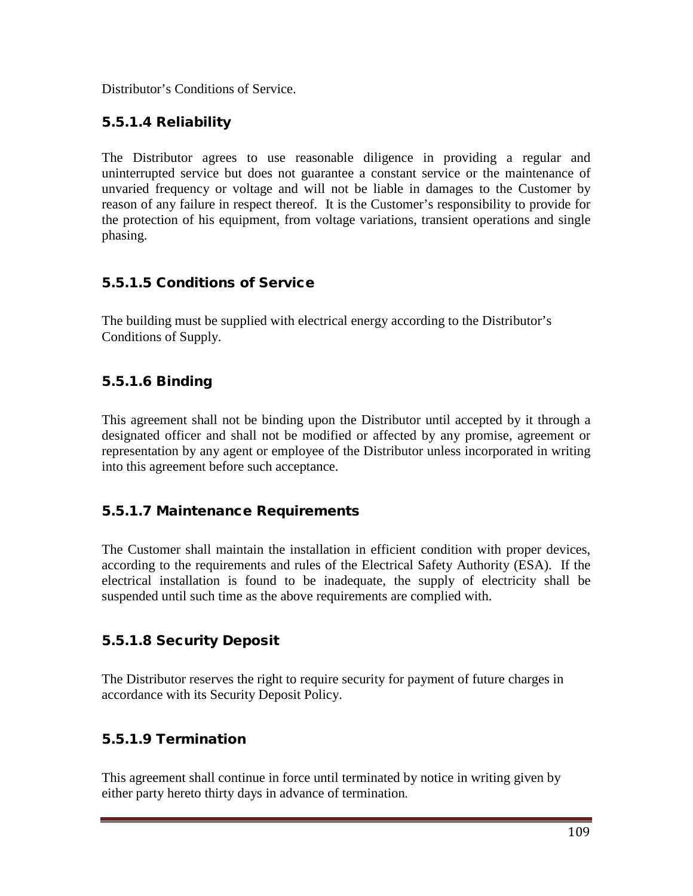Distributor's Conditions of Service.

#### 5.5.1.4 Reliability

The Distributor agrees to use reasonable diligence in providing a regular and uninterrupted service but does not guarantee a constant service or the maintenance of unvaried frequency or voltage and will not be liable in damages to the Customer by reason of any failure in respect thereof. It is the Customer's responsibility to provide for the protection of his equipment, from voltage variations, transient operations and single phasing.

#### 5.5.1.5 Conditions of Service

The building must be supplied with electrical energy according to the Distributor's Conditions of Supply.

#### 5.5.1.6 Binding

This agreement shall not be binding upon the Distributor until accepted by it through a designated officer and shall not be modified or affected by any promise, agreement or representation by any agent or employee of the Distributor unless incorporated in writing into this agreement before such acceptance.

#### 5.5.1.7 Maintenance Requirements

The Customer shall maintain the installation in efficient condition with proper devices, according to the requirements and rules of the Electrical Safety Authority (ESA). If the electrical installation is found to be inadequate, the supply of electricity shall be suspended until such time as the above requirements are complied with.

#### 5.5.1.8 Security Deposit

The Distributor reserves the right to require security for payment of future charges in accordance with its Security Deposit Policy.

#### 5.5.1.9 Termination

This agreement shall continue in force until terminated by notice in writing given by either party hereto thirty days in advance of termination.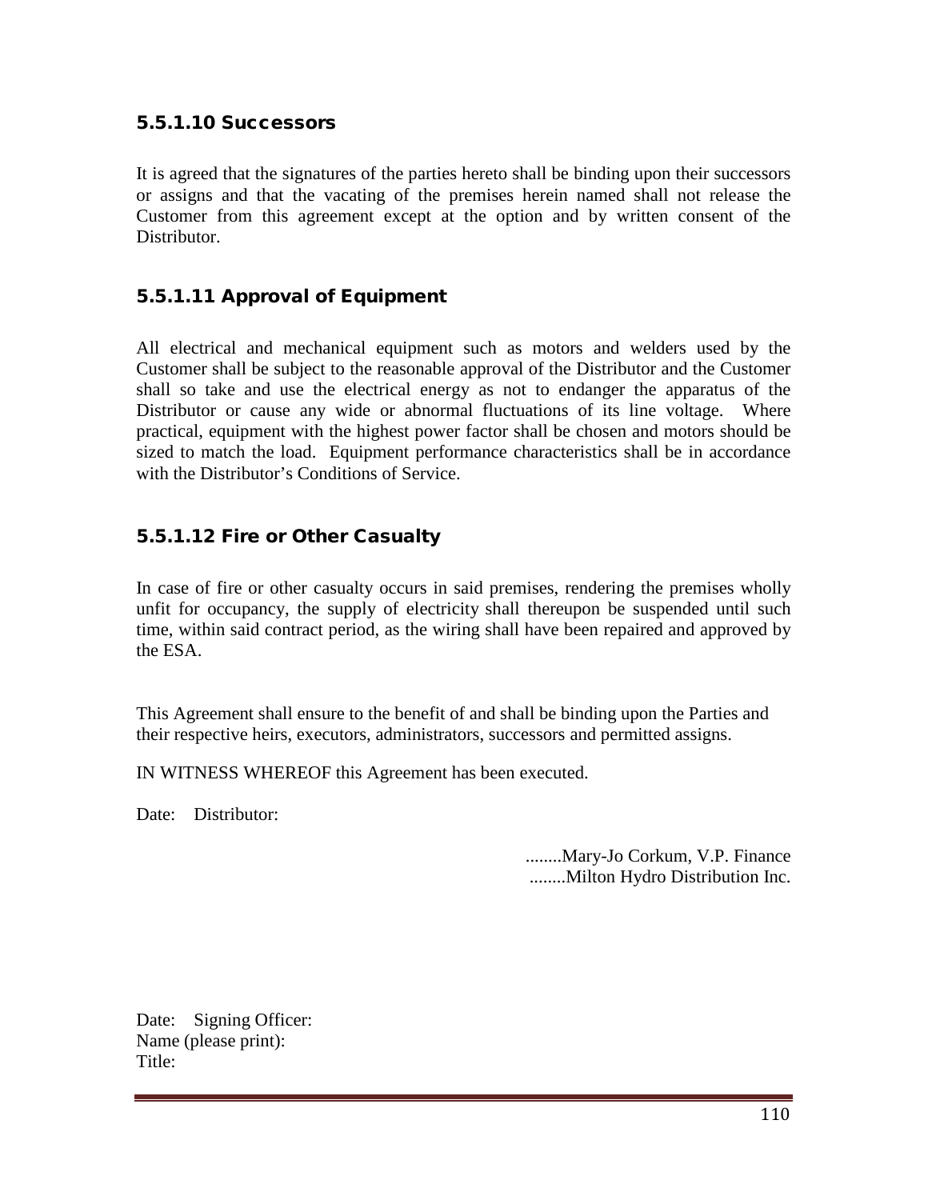#### 5.5.1.10 Successors

It is agreed that the signatures of the parties hereto shall be binding upon their successors or assigns and that the vacating of the premises herein named shall not release the Customer from this agreement except at the option and by written consent of the Distributor.

#### 5.5.1.11 Approval of Equipment

All electrical and mechanical equipment such as motors and welders used by the Customer shall be subject to the reasonable approval of the Distributor and the Customer shall so take and use the electrical energy as not to endanger the apparatus of the Distributor or cause any wide or abnormal fluctuations of its line voltage. Where practical, equipment with the highest power factor shall be chosen and motors should be sized to match the load. Equipment performance characteristics shall be in accordance with the Distributor's Conditions of Service.

#### 5.5.1.12 Fire or Other Casualty

In case of fire or other casualty occurs in said premises, rendering the premises wholly unfit for occupancy, the supply of electricity shall thereupon be suspended until such time, within said contract period, as the wiring shall have been repaired and approved by the ESA.

This Agreement shall ensure to the benefit of and shall be binding upon the Parties and their respective heirs, executors, administrators, successors and permitted assigns.

IN WITNESS WHEREOF this Agreement has been executed.

Date: Distributor:

........Mary-Jo Corkum, V.P. Finance
........Milton Hydro Distribution Inc.

Date: Signing Officer:
Name (please print):
Title: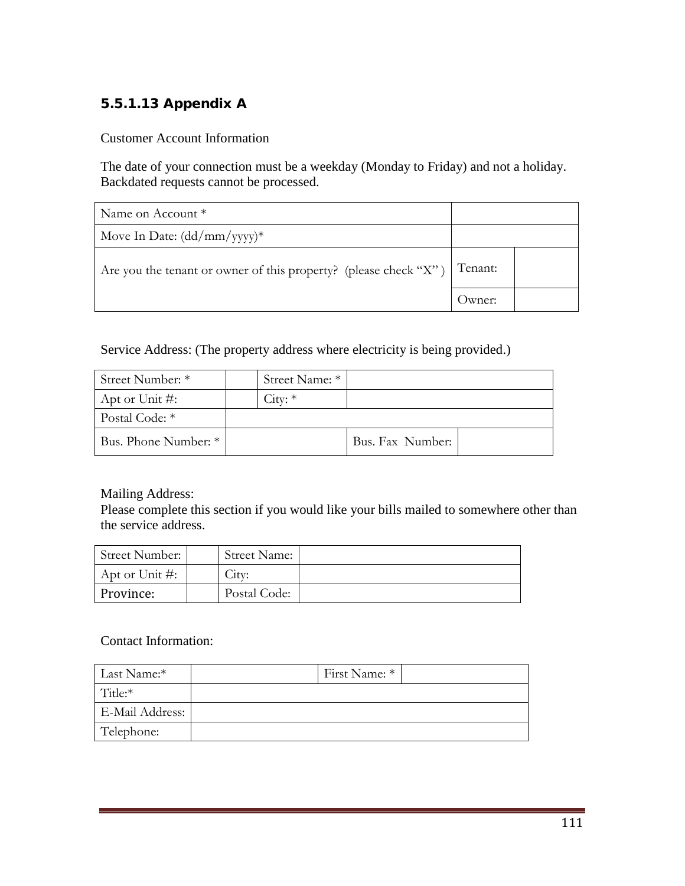### 5.5.1.13 Appendix A

Customer Account Information

The date of your connection must be a weekday (Monday to Friday) and not a holiday. Backdated requests cannot be processed.

| Name on Account * | | |
|---|---|---|
| Move In Date: (dd/mm/yyyy)* | | |
| Are you the tenant or owner of this property? (please check "X") | Tenant: | |
| | Owner: | |

Service Address: (The property address where electricity is being provided.)

| Street Number: * | | Street Name: * | | |
|---|---|---|---|---|
| Apt or Unit #: | | City: * | | |
| Postal Code: * | | | | |
| Bus. Phone Number: * | | | Bus. Fax Number: | |

Mailing Address:
Please complete this section if you would like your bills mailed to somewhere other than the service address.

| Street Number: | | Street Name: | |
|---|---|---|---|
| Apt or Unit #: | | City: | |
| Province: | | Postal Code: | |

Contact Information:

| Last Name:* | | First Name: * | |
|---|---|---|---|
| Title:* | | | |
| E-Mail Address: | | | |
| Telephone: | | | |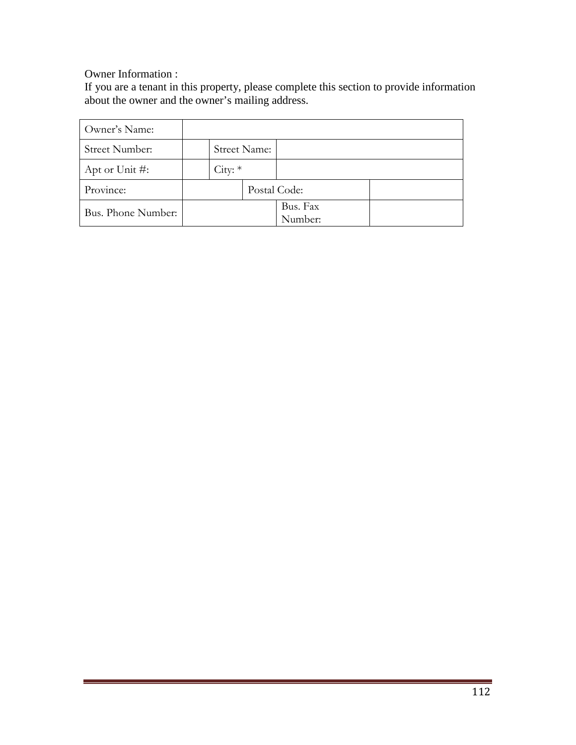Owner Information :

If you are a tenant in this property, please complete this section to provide information about the owner and the owner's mailing address.

| | | | | |
|---|---|---|---|---|
| Owner's Name: | | | | |
| Street Number: | | Street Name: | | |
| Apt or Unit #: | | City: * | | |
| Province: | | Postal Code: | | |
| Bus. Phone Number: | | Bus. Fax Number: | | |